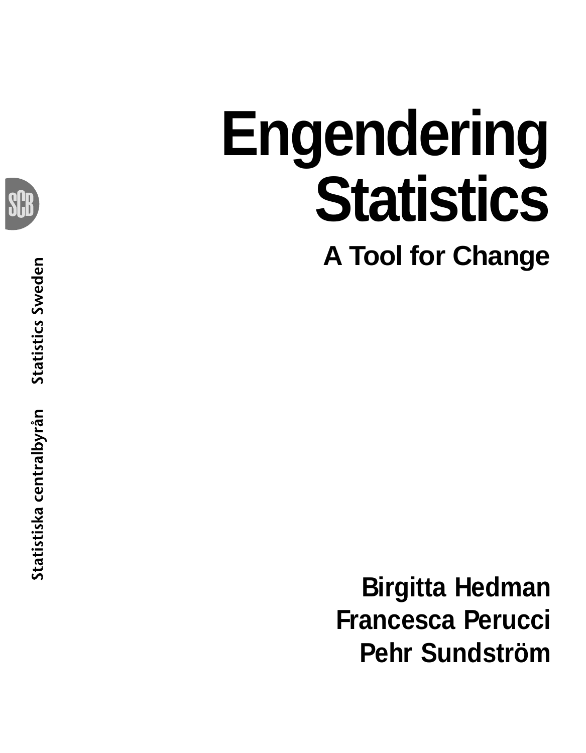# Engendering Statistics

## A Tool for Change

Statistiska centralbyrån    Statistics Sweden

**Birgitta Hedman**
**Francesca Perucci**
**Pehr Sundström**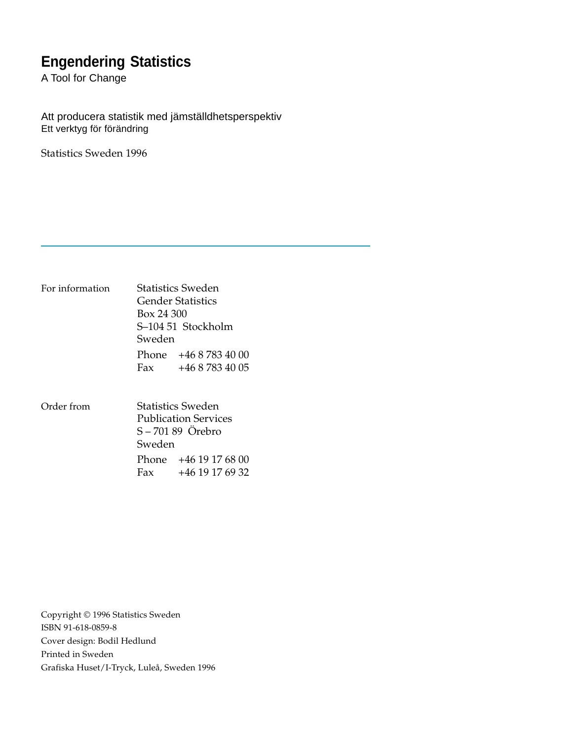# Engendering Statistics

A Tool for Change

Att producera statistik med jämställdhetsperspektiv

Ett verktyg för förändring

Statistics Sweden 1996

---

For information

Statistics Sweden
Gender Statistics
Box 24 300
S–104 51 Stockholm
Sweden

Phone +46 8 783 40 00
Fax +46 8 783 40 05

Order from

Statistics Sweden
Publication Services
S – 701 89 Örebro
Sweden

Phone +46 19 17 68 00
Fax +46 19 17 69 32

Copyright © 1996 Statistics Sweden
ISBN 91-618-0859-8
Cover design: Bodil Hedlund
Printed in Sweden
Grafiska Huset/I-Tryck, Luleå, Sweden 1996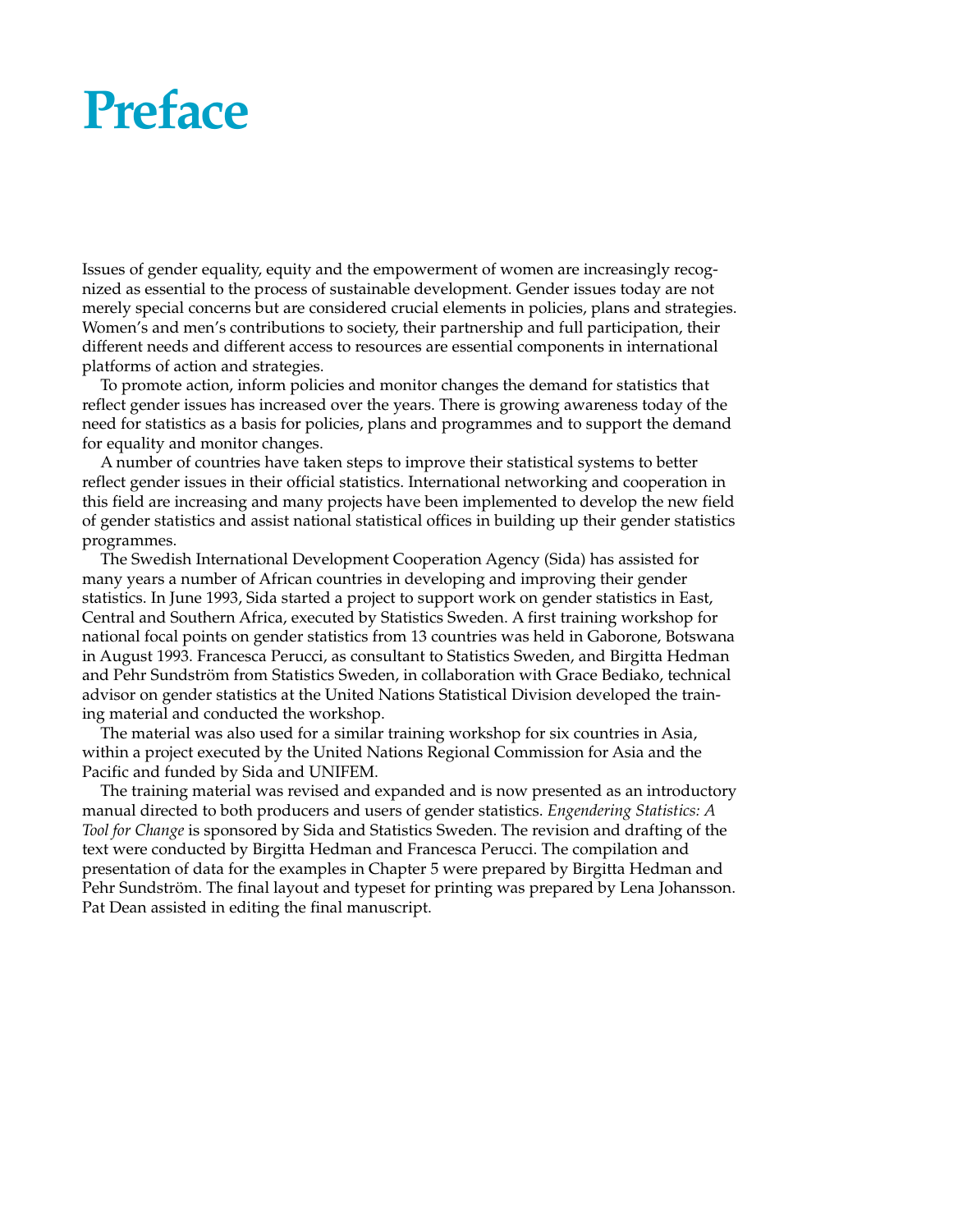# Preface

Issues of gender equality, equity and the empowerment of women are increasingly recognized as essential to the process of sustainable development. Gender issues today are not merely special concerns but are considered crucial elements in policies, plans and strategies. Women's and men's contributions to society, their partnership and full participation, their different needs and different access to resources are essential components in international platforms of action and strategies.

To promote action, inform policies and monitor changes the demand for statistics that reflect gender issues has increased over the years. There is growing awareness today of the need for statistics as a basis for policies, plans and programmes and to support the demand for equality and monitor changes.

A number of countries have taken steps to improve their statistical systems to better reflect gender issues in their official statistics. International networking and cooperation in this field are increasing and many projects have been implemented to develop the new field of gender statistics and assist national statistical offices in building up their gender statistics programmes.

The Swedish International Development Cooperation Agency (Sida) has assisted for many years a number of African countries in developing and improving their gender statistics. In June 1993, Sida started a project to support work on gender statistics in East, Central and Southern Africa, executed by Statistics Sweden. A first training workshop for national focal points on gender statistics from 13 countries was held in Gaborone, Botswana in August 1993. Francesca Perucci, as consultant to Statistics Sweden, and Birgitta Hedman and Pehr Sundström from Statistics Sweden, in collaboration with Grace Bediako, technical advisor on gender statistics at the United Nations Statistical Division developed the training material and conducted the workshop.

The material was also used for a similar training workshop for six countries in Asia, within a project executed by the United Nations Regional Commission for Asia and the Pacific and funded by Sida and UNIFEM.

The training material was revised and expanded and is now presented as an introductory manual directed to both producers and users of gender statistics. *Engendering Statistics: A Tool for Change* is sponsored by Sida and Statistics Sweden. The revision and drafting of the text were conducted by Birgitta Hedman and Francesca Perucci. The compilation and presentation of data for the examples in Chapter 5 were prepared by Birgitta Hedman and Pehr Sundström. The final layout and typeset for printing was prepared by Lena Johansson. Pat Dean assisted in editing the final manuscript.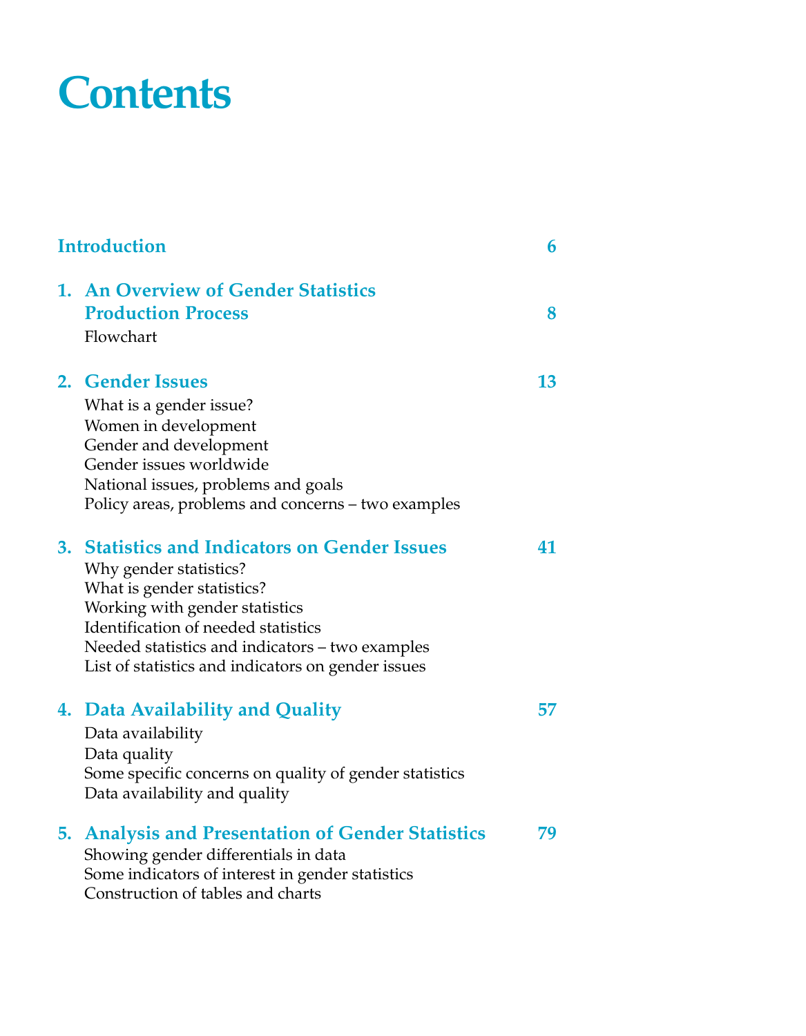# Contents

**Introduction** 6

**1. An Overview of Gender Statistics Production Process** 8

Flowchart

**2. Gender Issues** 13

What is a gender issue?
Women in development
Gender and development
Gender issues worldwide
National issues, problems and goals
Policy areas, problems and concerns – two examples

**3. Statistics and Indicators on Gender Issues** 41

Why gender statistics?
What is gender statistics?
Working with gender statistics
Identification of needed statistics
Needed statistics and indicators – two examples
List of statistics and indicators on gender issues

**4. Data Availability and Quality** 57

Data availability
Data quality
Some specific concerns on quality of gender statistics
Data availability and quality

**5. Analysis and Presentation of Gender Statistics** 79

Showing gender differentials in data
Some indicators of interest in gender statistics
Construction of tables and charts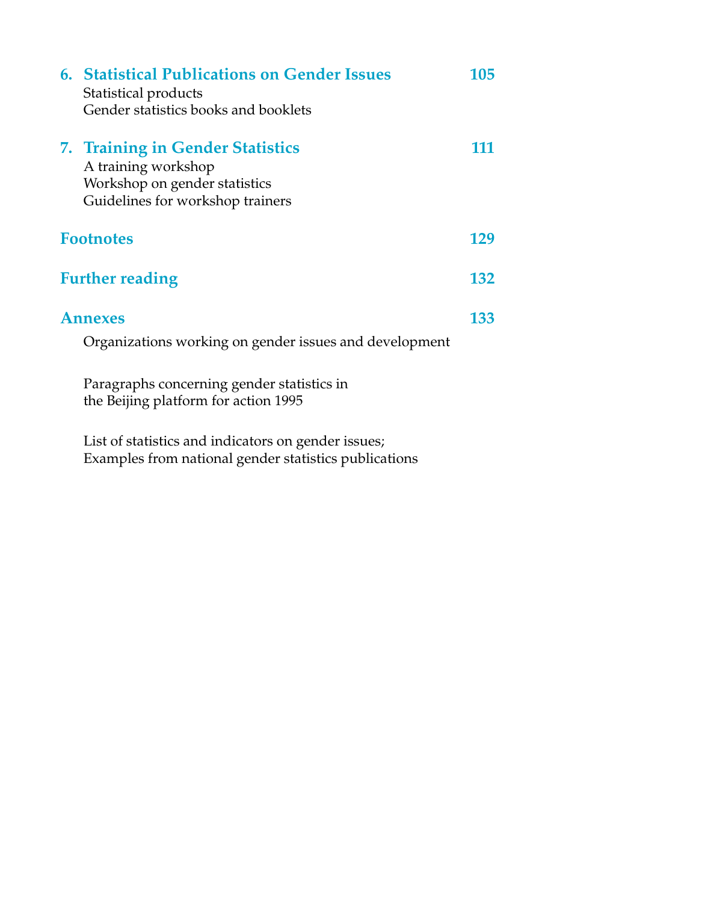**6. Statistical Publications on Gender Issues** **105**

Statistical products
Gender statistics books and booklets

**7. Training in Gender Statistics** **111**

A training workshop
Workshop on gender statistics
Guidelines for workshop trainers

**Footnotes** **129**

**Further reading** **132**

**Annexes** **133**

Organizations working on gender issues and development

Paragraphs concerning gender statistics in the Beijing platform for action 1995

List of statistics and indicators on gender issues;
Examples from national gender statistics publications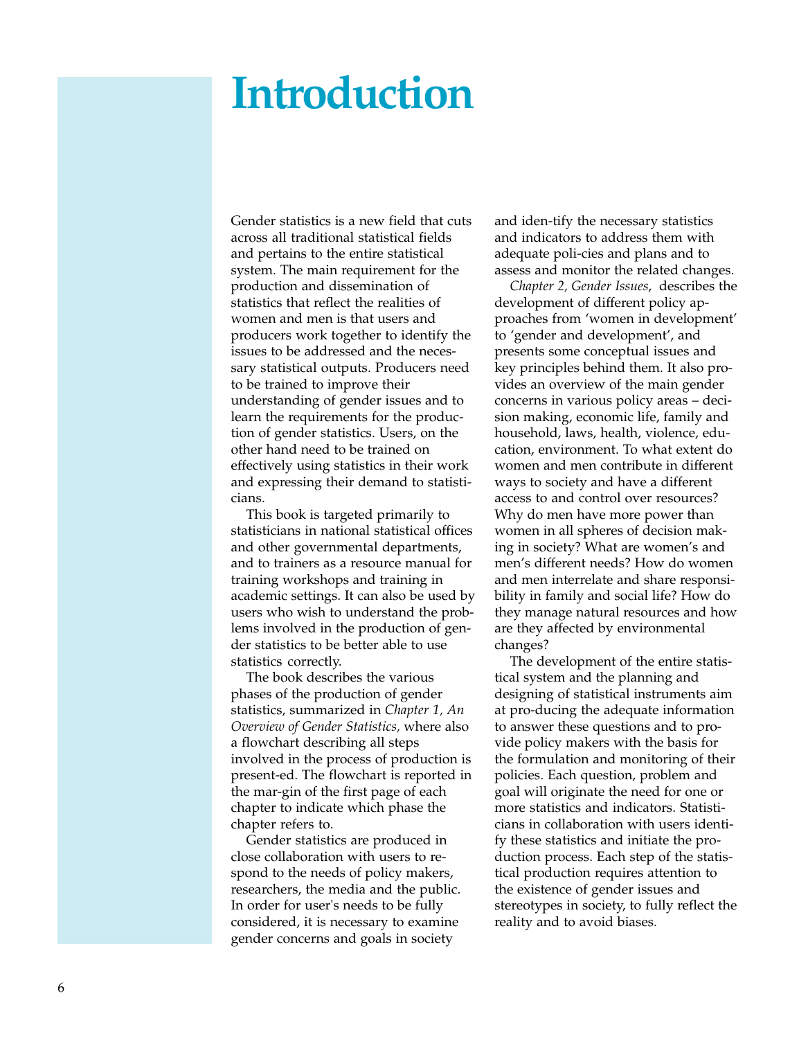# Introduction

Gender statistics is a new field that cuts across all traditional statistical fields and pertains to the entire statistical system. The main requirement for the production and dissemination of statistics that reflect the realities of women and men is that users and producers work together to identify the issues to be addressed and the necessary statistical outputs. Producers need to be trained to improve their understanding of gender issues and to learn the requirements for the production of gender statistics. Users, on the other hand need to be trained on effectively using statistics in their work and expressing their demand to statisticians.

This book is targeted primarily to statisticians in national statistical offices and other governmental departments, and to trainers as a resource manual for training workshops and training in academic settings. It can also be used by users who wish to understand the problems involved in the production of gender statistics to be better able to use statistics correctly.

The book describes the various phases of the production of gender statistics, summarized in *Chapter 1, An Overview of Gender Statistics,* where also a flowchart describing all steps involved in the process of production is present-ed. The flowchart is reported in the mar-gin of the first page of each chapter to indicate which phase the chapter refers to.

Gender statistics are produced in close collaboration with users to respond to the needs of policy makers, researchers, the media and the public. In order for user's needs to be fully considered, it is necessary to examine gender concerns and goals in society and iden-tify the necessary statistics and indicators to address them with adequate poli-cies and plans and to assess and monitor the related changes.

*Chapter 2, Gender Issues*, describes the development of different policy approaches from 'women in development' to 'gender and development', and presents some conceptual issues and key principles behind them. It also provides an overview of the main gender concerns in various policy areas – decision making, economic life, family and household, laws, health, violence, education, environment. To what extent do women and men contribute in different ways to society and have a different access to and control over resources? Why do men have more power than women in all spheres of decision making in society? What are women's and men's different needs? How do women and men interrelate and share responsibility in family and social life? How do they manage natural resources and how are they affected by environmental changes?

The development of the entire statistical system and the planning and designing of statistical instruments aim at pro-ducing the adequate information to answer these questions and to provide policy makers with the basis for the formulation and monitoring of their policies. Each question, problem and goal will originate the need for one or more statistics and indicators. Statisticians in collaboration with users identify these statistics and initiate the production process. Each step of the statistical production requires attention to the existence of gender issues and stereotypes in society, to fully reflect the reality and to avoid biases.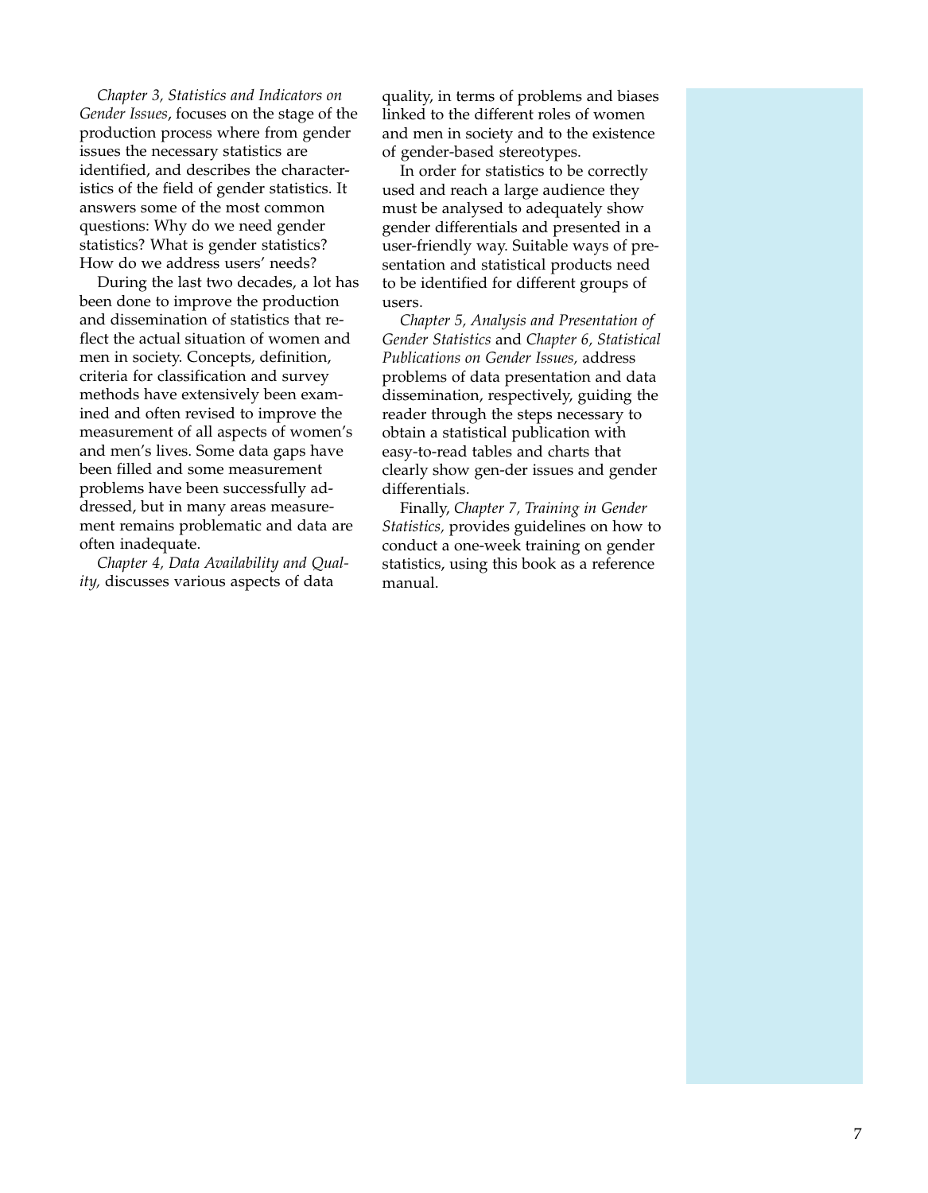*Chapter 3, Statistics and Indicators on Gender Issues*, focuses on the stage of the production process where from gender issues the necessary statistics are identified, and describes the characteristics of the field of gender statistics. It answers some of the most common questions: Why do we need gender statistics? What is gender statistics? How do we address users' needs?

During the last two decades, a lot has been done to improve the production and dissemination of statistics that reflect the actual situation of women and men in society. Concepts, definition, criteria for classification and survey methods have extensively been examined and often revised to improve the measurement of all aspects of women's and men's lives. Some data gaps have been filled and some measurement problems have been successfully addressed, but in many areas measurement remains problematic and data are often inadequate.

*Chapter 4, Data Availability and Quality,* discusses various aspects of data quality, in terms of problems and biases linked to the different roles of women and men in society and to the existence of gender-based stereotypes.

In order for statistics to be correctly used and reach a large audience they must be analysed to adequately show gender differentials and presented in a user-friendly way. Suitable ways of presentation and statistical products need to be identified for different groups of users.

*Chapter 5, Analysis and Presentation of Gender Statistics* and *Chapter 6, Statistical Publications on Gender Issues,* address problems of data presentation and data dissemination, respectively, guiding the reader through the steps necessary to obtain a statistical publication with easy-to-read tables and charts that clearly show gender issues and gender differentials.

Finally, *Chapter 7, Training in Gender Statistics,* provides guidelines on how to conduct a one-week training on gender statistics, using this book as a reference manual.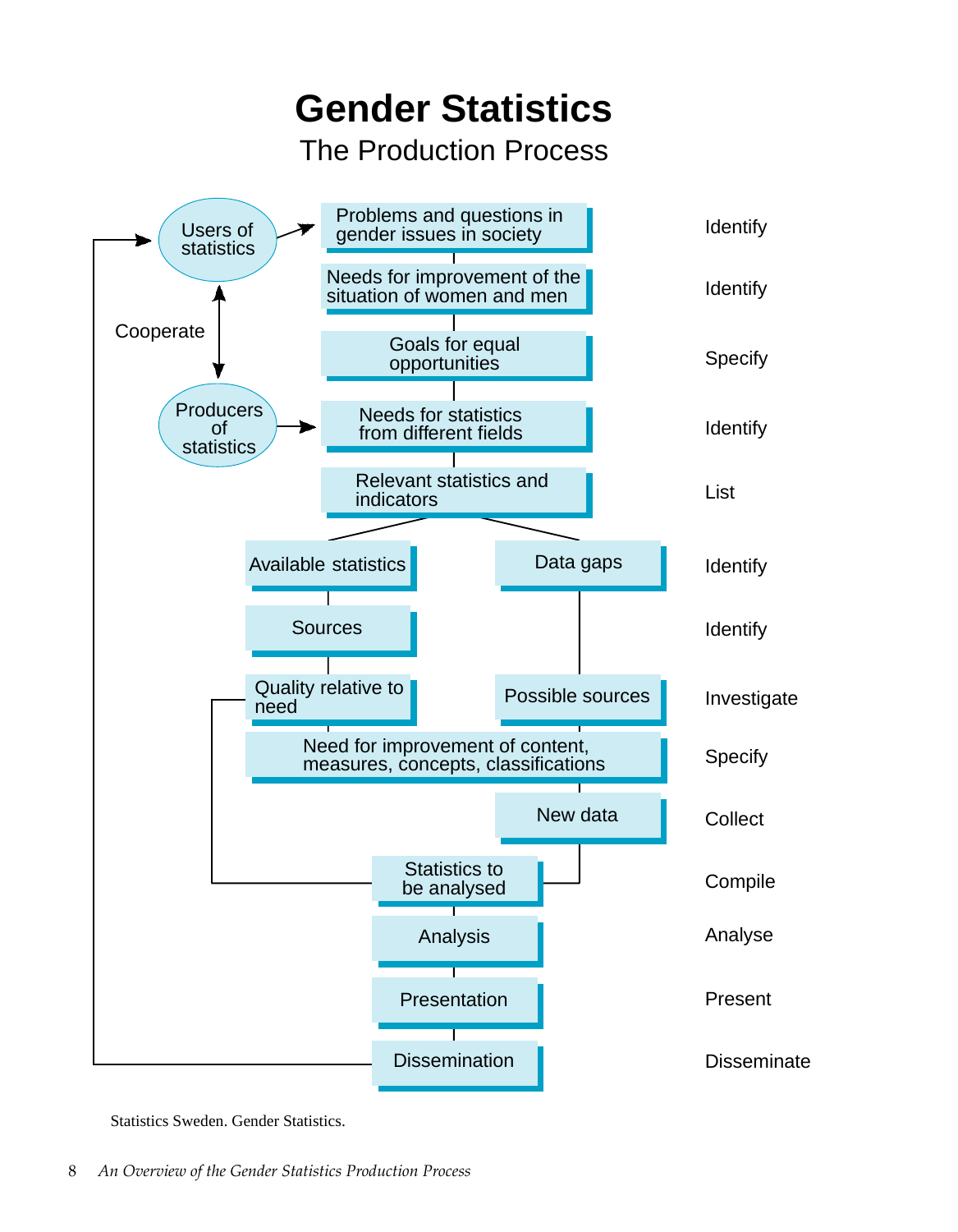# Gender Statistics

## The Production Process

| Step | Action |
|---|---|
| Problems and questions in gender issues in society | Identify |
| Needs for improvement of the situation of women and men | Identify |
| Goals for equal opportunities | Specify |
| Needs for statistics from different fields | Identify |
| Relevant statistics and indicators | List |
| Available statistics / Data gaps | Identify |
| Sources | Identify |
| Quality relative to need / Possible sources | Investigate |
| Need for improvement of content, measures, concepts, classifications | Specify |
| New data | Collect |
| Statistics to be analysed | Compile |
| Analysis | Analyse |
| Presentation | Present |
| Dissemination | Disseminate |

Users of statistics — Cooperate — Producers of statistics

Statistics Sweden. Gender Statistics.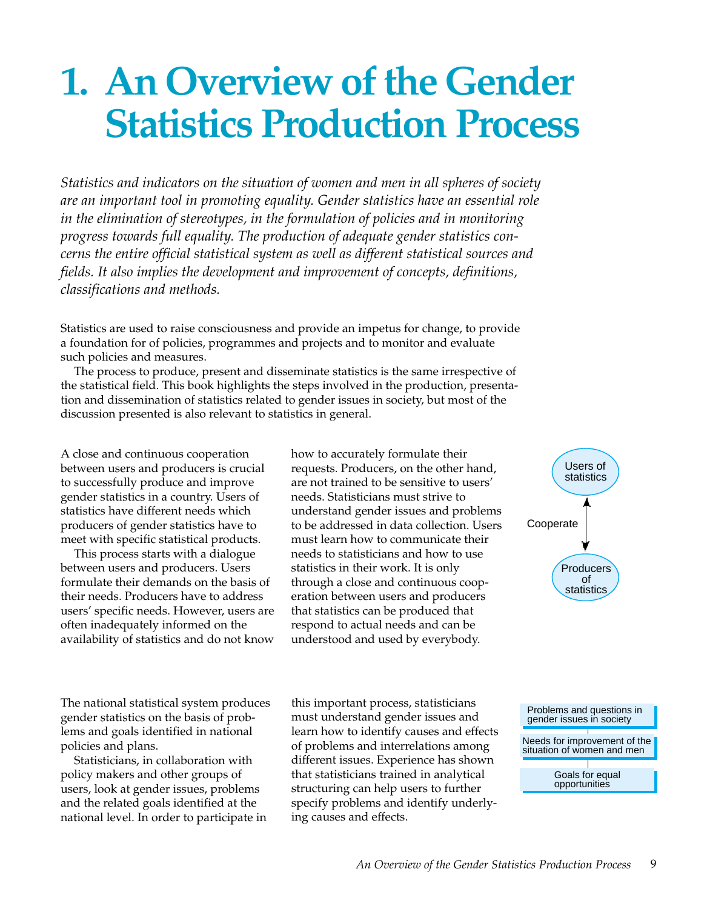# 1. An Overview of the Gender Statistics Production Process

*Statistics and indicators on the situation of women and men in all spheres of society are an important tool in promoting equality. Gender statistics have an essential role in the elimination of stereotypes, in the formulation of policies and in monitoring progress towards full equality. The production of adequate gender statistics concerns the entire official statistical system as well as different statistical sources and fields. It also implies the development and improvement of concepts, definitions, classifications and methods.*

Statistics are used to raise consciousness and provide an impetus for change, to provide a foundation for of policies, programmes and projects and to monitor and evaluate such policies and measures.

The process to produce, present and disseminate statistics is the same irrespective of the statistical field. This book highlights the steps involved in the production, presentation and dissemination of statistics related to gender issues in society, but most of the discussion presented is also relevant to statistics in general.

A close and continuous cooperation between users and producers is crucial to successfully produce and improve gender statistics in a country. Users of statistics have different needs which producers of gender statistics have to meet with specific statistical products.

This process starts with a dialogue between users and producers. Users formulate their demands on the basis of their needs. Producers have to address users' specific needs. However, users are often inadequately informed on the availability of statistics and do not know how to accurately formulate their requests. Producers, on the other hand, are not trained to be sensitive to users' needs. Statisticians must strive to understand gender issues and problems to be addressed in data collection. Users must learn how to communicate their needs to statisticians and how to use statistics in their work. It is only through a close and continuous cooperation between users and producers that statistics can be produced that respond to actual needs and can be understood and used by everybody.

Users of statistics

Cooperate

Producers of statistics

The national statistical system produces gender statistics on the basis of problems and goals identified in national policies and plans.

Statisticians, in collaboration with policy makers and other groups of users, look at gender issues, problems and the related goals identified at the national level. In order to participate in this important process, statisticians must understand gender issues and learn how to identify causes and effects of problems and interrelations among different issues. Experience has shown that statisticians trained in analytical structuring can help users to further specify problems and identify underlying causes and effects.

Problems and questions in gender issues in society

Needs for improvement of the situation of women and men

Goals for equal opportunities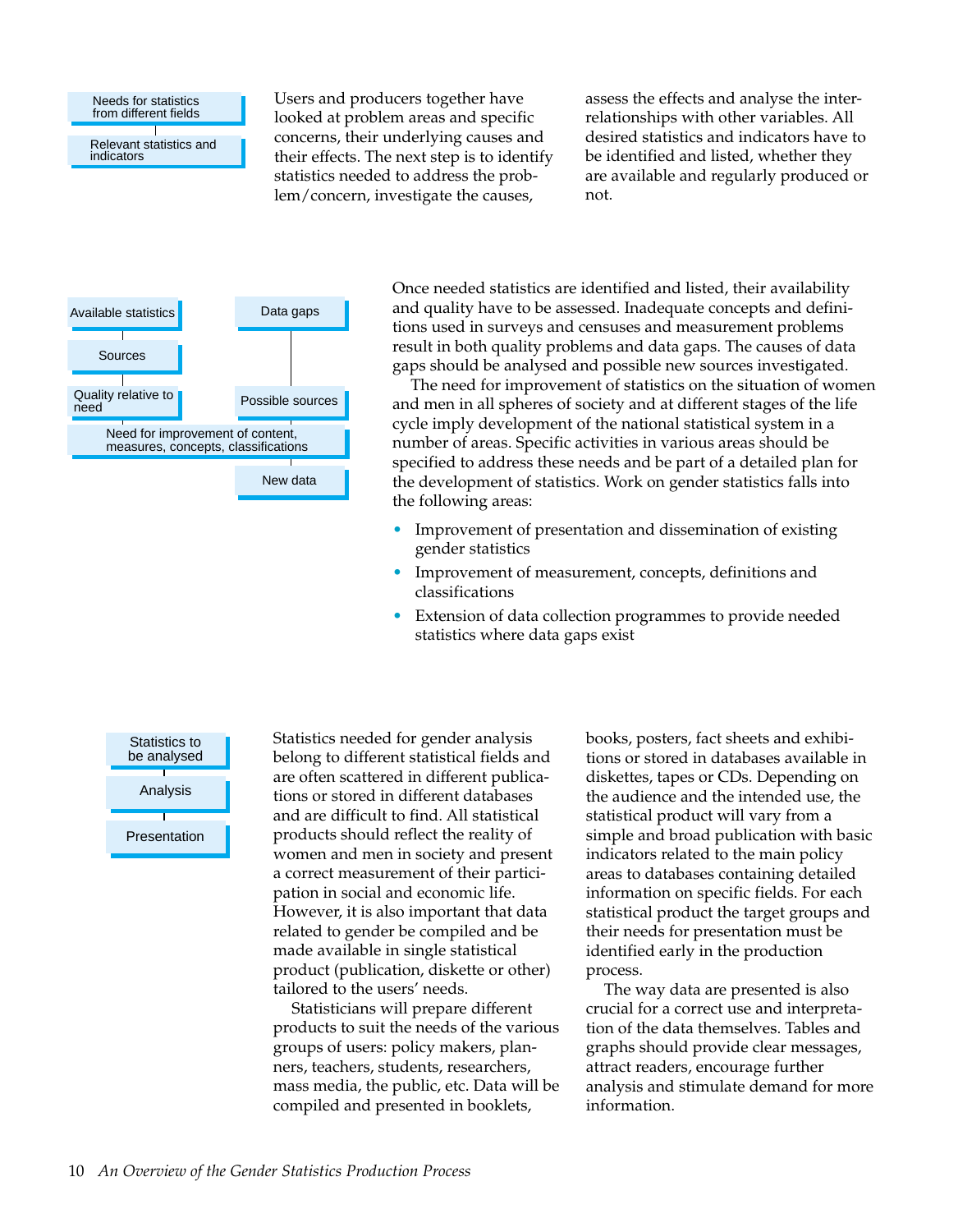Needs for statistics from different fields

Relevant statistics and indicators

Users and producers together have looked at problem areas and specific concerns, their underlying causes and their effects. The next step is to identify statistics needed to address the problem/concern, investigate the causes, assess the effects and analyse the interrelationships with other variables. All desired statistics and indicators have to be identified and listed, whether they are available and regularly produced or not.

Available statistics

Sources

Quality relative to need

Data gaps

Possible sources

Need for improvement of content, measures, concepts, classifications

New data

Once needed statistics are identified and listed, their availability and quality have to be assessed. Inadequate concepts and definitions used in surveys and censuses and measurement problems result in both quality problems and data gaps. The causes of data gaps should be analysed and possible new sources investigated.

The need for improvement of statistics on the situation of women and men in all spheres of society and at different stages of the life cycle imply development of the national statistical system in a number of areas. Specific activities in various areas should be specified to address these needs and be part of a detailed plan for the development of statistics. Work on gender statistics falls into the following areas:

- Improvement of presentation and dissemination of existing gender statistics
- Improvement of measurement, concepts, definitions and classifications
- Extension of data collection programmes to provide needed statistics where data gaps exist

Statistics to be analysed

Analysis

Presentation

Statistics needed for gender analysis belong to different statistical fields and are often scattered in different publications or stored in different databases and are difficult to find. All statistical products should reflect the reality of women and men in society and present a correct measurement of their participation in social and economic life. However, it is also important that data related to gender be compiled and be made available in single statistical product (publication, diskette or other) tailored to the users' needs.

Statisticians will prepare different products to suit the needs of the various groups of users: policy makers, planners, teachers, students, researchers, mass media, the public, etc. Data will be compiled and presented in booklets, books, posters, fact sheets and exhibitions or stored in databases available in diskettes, tapes or CDs. Depending on the audience and the intended use, the statistical product will vary from a simple and broad publication with basic indicators related to the main policy areas to databases containing detailed information on specific fields. For each statistical product the target groups and their needs for presentation must be identified early in the production process.

The way data are presented is also crucial for a correct use and interpretation of the data themselves. Tables and graphs should provide clear messages, attract readers, encourage further analysis and stimulate demand for more information.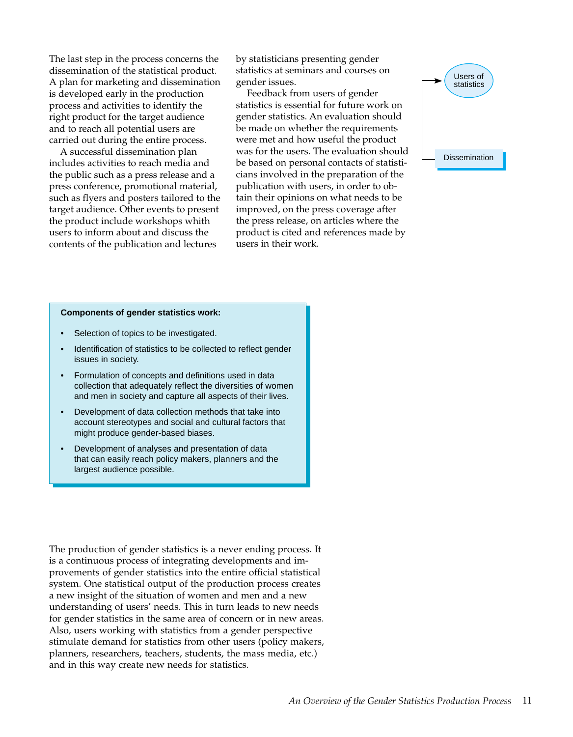The last step in the process concerns the dissemination of the statistical product. A plan for marketing and dissemination is developed early in the production process and activities to identify the right product for the target audience and to reach all potential users are carried out during the entire process.

A successful dissemination plan includes activities to reach media and the public such as a press release and a press conference, promotional material, such as flyers and posters tailored to the target audience. Other events to present the product include workshops whith users to inform about and discuss the contents of the publication and lectures by statisticians presenting gender statistics at seminars and courses on gender issues.

Feedback from users of gender statistics is essential for future work on gender statistics. An evaluation should be made on whether the requirements were met and how useful the product was for the users. The evaluation should be based on personal contacts of statisticians involved in the preparation of the publication with users, in order to obtain their opinions on what needs to be improved, on the press coverage after the press release, on articles where the product is cited and references made by users in their work.

Users of statistics

Dissemination

**Components of gender statistics work:**

- Selection of topics to be investigated.
- Identification of statistics to be collected to reflect gender issues in society.
- Formulation of concepts and definitions used in data collection that adequately reflect the diversities of women and men in society and capture all aspects of their lives.
- Development of data collection methods that take into account stereotypes and social and cultural factors that might produce gender-based biases.
- Development of analyses and presentation of data that can easily reach policy makers, planners and the largest audience possible.

The production of gender statistics is a never ending process. It is a continuous process of integrating developments and improvements of gender statistics into the entire official statistical system. One statistical output of the production process creates a new insight of the situation of women and men and a new understanding of users' needs. This in turn leads to new needs for gender statistics in the same area of concern or in new areas. Also, users working with statistics from a gender perspective stimulate demand for statistics from other users (policy makers, planners, researchers, teachers, students, the mass media, etc.) and in this way create new needs for statistics.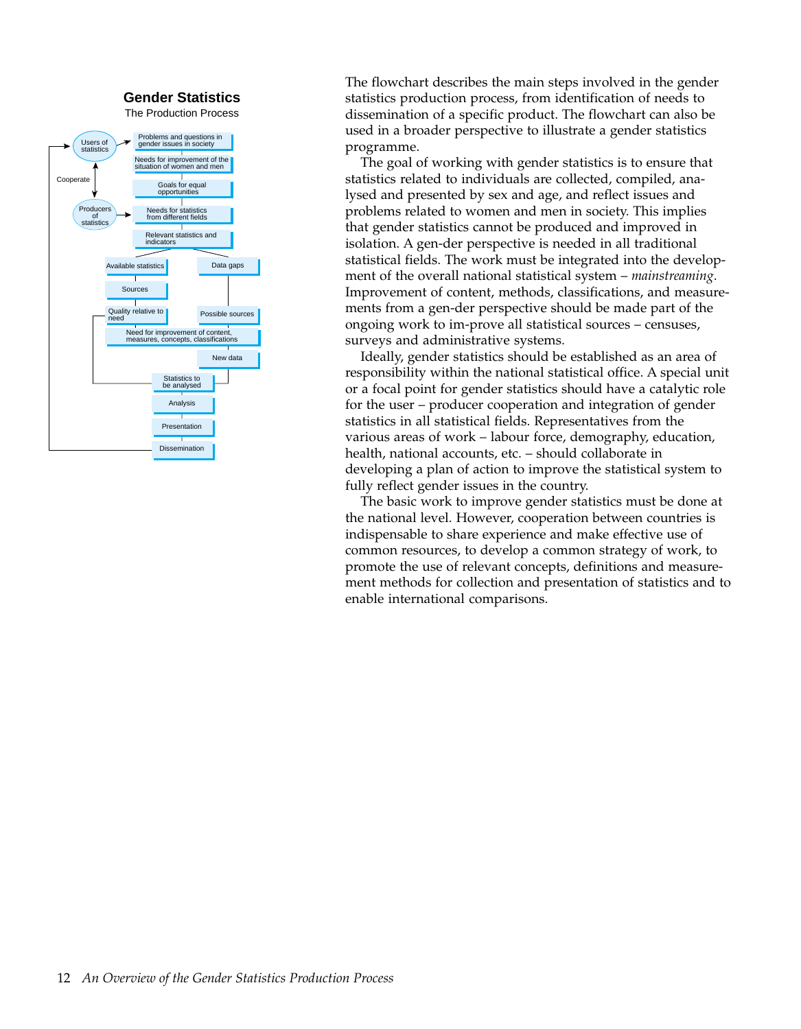## Gender Statistics

The Production Process

- Users of statistics
- Cooperate
- Producers of statistics
- Problems and questions in gender issues in society
- Needs for improvement of the situation of women and men
- Goals for equal opportunities
- Needs for statistics from different fields
- Relevant statistics and indicators
- Available statistics
- Data gaps
- Sources
- Quality relative to need
- Possible sources
- Need for improvement of content, measures, concepts, classifications
- New data
- Statistics to be analysed
- Analysis
- Presentation
- Dissemination

The flowchart describes the main steps involved in the gender statistics production process, from identification of needs to dissemination of a specific product. The flowchart can also be used in a broader perspective to illustrate a gender statistics programme.

The goal of working with gender statistics is to ensure that statistics related to individuals are collected, compiled, analysed and presented by sex and age, and reflect issues and problems related to women and men in society. This implies that gender statistics cannot be produced and improved in isolation. A gender perspective is needed in all traditional statistical fields. The work must be integrated into the development of the overall national statistical system – *mainstreaming*. Improvement of content, methods, classifications, and measurements from a gender perspective should be made part of the ongoing work to improve all statistical sources – censuses, surveys and administrative systems.

Ideally, gender statistics should be established as an area of responsibility within the national statistical office. A special unit or a focal point for gender statistics should have a catalytic role for the user – producer cooperation and integration of gender statistics in all statistical fields. Representatives from the various areas of work – labour force, demography, education, health, national accounts, etc. – should collaborate in developing a plan of action to improve the statistical system to fully reflect gender issues in the country.

The basic work to improve gender statistics must be done at the national level. However, cooperation between countries is indispensable to share experience and make effective use of common resources, to develop a common strategy of work, to promote the use of relevant concepts, definitions and measurement methods for collection and presentation of statistics and to enable international comparisons.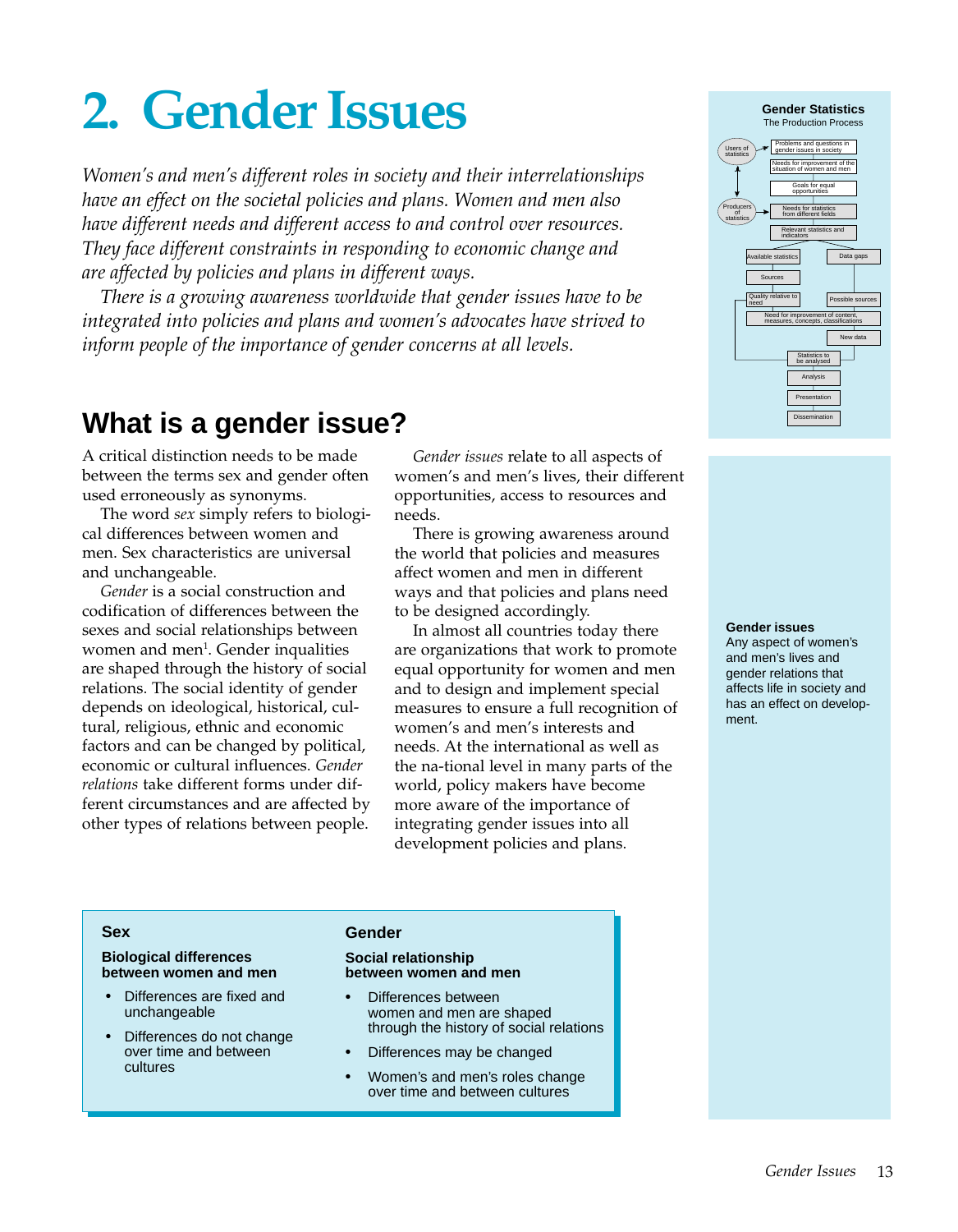# 2. Gender Issues

*Women's and men's different roles in society and their interrelationships have an effect on the societal policies and plans. Women and men also have different needs and different access to and control over resources. They face different constraints in responding to economic change and are affected by policies and plans in different ways.*

*There is a growing awareness worldwide that gender issues have to be integrated into policies and plans and women's advocates have strived to inform people of the importance of gender concerns at all levels.*

**Gender Statistics**
The Production Process

Users of statistics → Problems and questions in gender issues in society; Needs for improvement of the situation of women and men; Goals for equal opportunities

Producers of statistics → Needs for statistics from different fields; Relevant statistics and indicators

Available statistics; Data gaps; Sources; Quality relative to need; Possible sources; Need for improvement of content, measures, concepts, classifications; New data; Statistics to be analysed; Analysis; Presentation; Dissemination

## What is a gender issue?

A critical distinction needs to be made between the terms sex and gender often used erroneously as synonyms.

The word *sex* simply refers to biological differences between women and men. Sex characteristics are universal and unchangeable.

*Gender* is a social construction and codification of differences between the sexes and social relationships between women and men[1]. Gender inqualities are shaped through the history of social relations. The social identity of gender depends on ideological, historical, cultural, religious, ethnic and economic factors and can be changed by political, economic or cultural influences. *Gender relations* take different forms under different circumstances and are affected by other types of relations between people.

*Gender issues* relate to all aspects of women's and men's lives, their different opportunities, access to resources and needs.

There is growing awareness around the world that policies and measures affect women and men in different ways and that policies and plans need to be designed accordingly.

In almost all countries today there are organizations that work to promote equal opportunity for women and men and to design and implement special measures to ensure a full recognition of women's and men's interests and needs. At the international as well as the na-tional level in many parts of the world, policy makers have become more aware of the importance of integrating gender issues into all development policies and plans.

**Gender issues**
Any aspect of women's and men's lives and gender relations that affects life in society and has an effect on development.

### Sex

**Biological differences between women and men**

- Differences are fixed and unchangeable
- Differences do not change over time and between cultures

### Gender

**Social relationship between women and men**

- Differences between women and men are shaped through the history of social relations
- Differences may be changed
- Women's and men's roles change over time and between cultures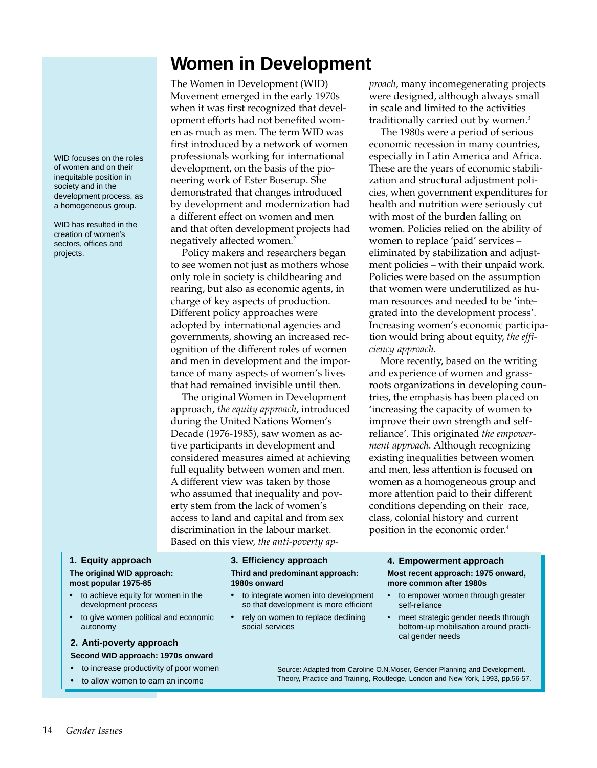# Women in Development

WID focuses on the roles of women and on their inequitable position in society and in the development process, as a homogeneous group.

WID has resulted in the creation of women's sectors, offices and projects.

The Women in Development (WID) Movement emerged in the early 1970s when it was first recognized that development efforts had not benefited women as much as men. The term WID was first introduced by a network of women professionals working for international development, on the basis of the pioneering work of Ester Boserup. She demonstrated that changes introduced by development and modernization had a different effect on women and men and that often development projects had negatively affected women.[2]

Policy makers and researchers began to see women not just as mothers whose only role in society is childbearing and rearing, but also as economic agents, in charge of key aspects of production. Different policy approaches were adopted by international agencies and governments, showing an increased recognition of the different roles of women and men in development and the importance of many aspects of women's lives that had remained invisible until then.

The original Women in Development approach, *the equity approach*, introduced during the United Nations Women's Decade (1976-1985), saw women as active participants in development and considered measures aimed at achieving full equality between women and men. A different view was taken by those who assumed that inequality and poverty stem from the lack of women's access to land and capital and from sex discrimination in the labour market. Based on this view, *the anti-poverty approach*, many incomegenerating projects were designed, although always small in scale and limited to the activities traditionally carried out by women.[3]

The 1980s were a period of serious economic recession in many countries, especially in Latin America and Africa. These are the years of economic stabilization and structural adjustment policies, when government expenditures for health and nutrition were seriously cut with most of the burden falling on women. Policies relied on the ability of women to replace 'paid' services – eliminated by stabilization and adjustment policies – with their unpaid work. Policies were based on the assumption that women were underutilized as human resources and needed to be 'integrated into the development process'. Increasing women's economic participation would bring about equity, *the efficiency approach*.

More recently, based on the writing and experience of women and grassroots organizations in developing countries, the emphasis has been placed on 'increasing the capacity of women to improve their own strength and self-reliance'. This originated *the empowerment approach*. Although recognizing existing inequalities between women and men, less attention is focused on women as a homogeneous group and more attention paid to their different conditions depending on their race, class, colonial history and current position in the economic order.[4]

### 1. Equity approach

**The original WID approach: most popular 1975-85**

- to achieve equity for women in the development process
- to give women political and economic autonomy

### 2. Anti-poverty approach

**Second WID approach: 1970s onward**

- to increase productivity of poor women
- to allow women to earn an income

### 3. Efficiency approach

**Third and predominant approach: 1980s onward**

- to integrate women into development so that development is more efficient
- rely on women to replace declining social services

### 4. Empowerment approach

**Most recent approach: 1975 onward, more common after 1980s**

- to empower women through greater self-reliance
- meet strategic gender needs through bottom-up mobilisation around practical gender needs

Source: Adapted from Caroline O.N.Moser, Gender Planning and Development. Theory, Practice and Training, Routledge, London and New York, 1993, pp.56-57.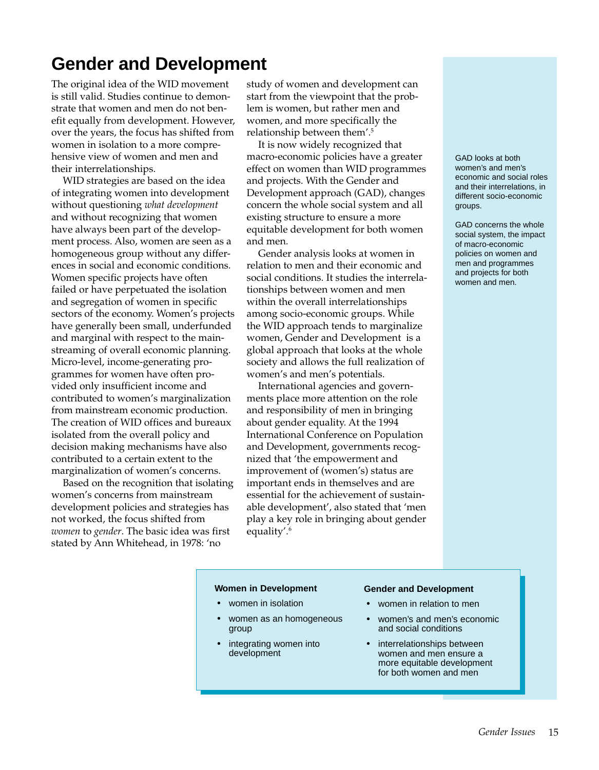# Gender and Development

The original idea of the WID movement is still valid. Studies continue to demonstrate that women and men do not benefit equally from development. However, over the years, the focus has shifted from women in isolation to a more comprehensive view of women and men and their interrelationships.

WID strategies are based on the idea of integrating women into development without questioning *what development* and without recognizing that women have always been part of the development process. Also, women are seen as a homogeneous group without any differences in social and economic conditions. Women specific projects have often failed or have perpetuated the isolation and segregation of women in specific sectors of the economy. Women's projects have generally been small, underfunded and marginal with respect to the mainstreaming of overall economic planning. Micro-level, income-generating programmes for women have often provided only insufficient income and contributed to women's marginalization from mainstream economic production. The creation of WID offices and bureaux isolated from the overall policy and decision making mechanisms have also contributed to a certain extent to the marginalization of women's concerns.

Based on the recognition that isolating women's concerns from mainstream development policies and strategies has not worked, the focus shifted from *women* to *gender*. The basic idea was first stated by Ann Whitehead, in 1978: 'no study of women and development can start from the viewpoint that the problem is women, but rather men and women, and more specifically the relationship between them'.[5]

It is now widely recognized that macro-economic policies have a greater effect on women than WID programmes and projects. With the Gender and Development approach (GAD), changes concern the whole social system and all existing structure to ensure a more equitable development for both women and men.

Gender analysis looks at women in relation to men and their economic and social conditions. It studies the interrelationships between women and men within the overall interrelationships among socio-economic groups. While the WID approach tends to marginalize women, Gender and Development is a global approach that looks at the whole society and allows the full realization of women's and men's potentials.

International agencies and governments place more attention on the role and responsibility of men in bringing about gender equality. At the 1994 International Conference on Population and Development, governments recognized that 'the empowerment and improvement of (women's) status are important ends in themselves and are essential for the achievement of sustainable development', also stated that 'men play a key role in bringing about gender equality'.[6]

GAD looks at both women's and men's economic and social roles and their interrelations, in different socio-economic groups.

GAD concerns the whole social system, the impact of macro-economic policies on women and men and programmes and projects for both women and men.

**Women in Development**

- women in isolation
- women as an homogeneous group
- integrating women into development

**Gender and Development**

- women in relation to men
- women's and men's economic and social conditions
- interrelationships between women and men ensure a more equitable development for both women and men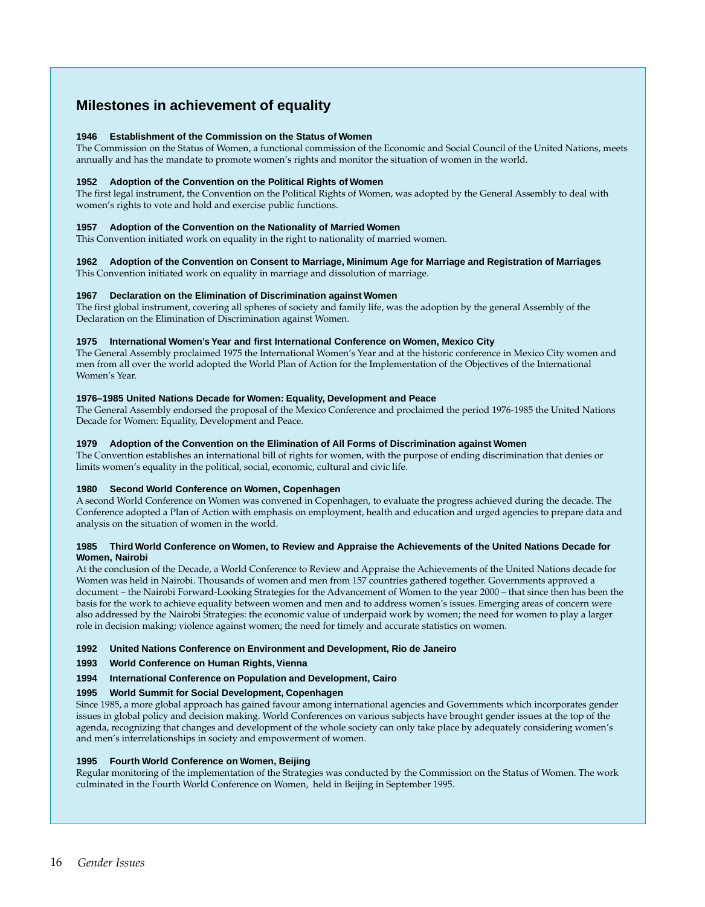## Milestones in achievement of equality

**1946 Establishment of the Commission on the Status of Women**

The Commission on the Status of Women, a functional commission of the Economic and Social Council of the United Nations, meets annually and has the mandate to promote women's rights and monitor the situation of women in the world.

**1952 Adoption of the Convention on the Political Rights of Women**

The first legal instrument, the Convention on the Political Rights of Women, was adopted by the General Assembly to deal with women's rights to vote and hold and exercise public functions.

**1957 Adoption of the Convention on the Nationality of Married Women**

This Convention initiated work on equality in the right to nationality of married women.

**1962 Adoption of the Convention on Consent to Marriage, Minimum Age for Marriage and Registration of Marriages**

This Convention initiated work on equality in marriage and dissolution of marriage.

**1967 Declaration on the Elimination of Discrimination against Women**

The first global instrument, covering all spheres of society and family life, was the adoption by the general Assembly of the Declaration on the Elimination of Discrimination against Women.

**1975 International Women's Year and first International Conference on Women, Mexico City**

The General Assembly proclaimed 1975 the International Women's Year and at the historic conference in Mexico City women and men from all over the world adopted the World Plan of Action for the Implementation of the Objectives of the International Women's Year.

**1976–1985 United Nations Decade for Women: Equality, Development and Peace**

The General Assembly endorsed the proposal of the Mexico Conference and proclaimed the period 1976-1985 the United Nations Decade for Women: Equality, Development and Peace.

**1979 Adoption of the Convention on the Elimination of All Forms of Discrimination against Women**

The Convention establishes an international bill of rights for women, with the purpose of ending discrimination that denies or limits women's equality in the political, social, economic, cultural and civic life.

**1980 Second World Conference on Women, Copenhagen**

A second World Conference on Women was convened in Copenhagen, to evaluate the progress achieved during the decade. The Conference adopted a Plan of Action with emphasis on employment, health and education and urged agencies to prepare data and analysis on the situation of women in the world.

**1985 Third World Conference on Women, to Review and Appraise the Achievements of the United Nations Decade for Women, Nairobi**

At the conclusion of the Decade, a World Conference to Review and Appraise the Achievements of the United Nations decade for Women was held in Nairobi. Thousands of women and men from 157 countries gathered together. Governments approved a document – the Nairobi Forward-Looking Strategies for the Advancement of Women to the year 2000 – that since then has been the basis for the work to achieve equality between women and men and to address women's issues. Emerging areas of concern were also addressed by the Nairobi Strategies: the economic value of underpaid work by women; the need for women to play a larger role in decision making; violence against women; the need for timely and accurate statistics on women.

**1992 United Nations Conference on Environment and Development, Rio de Janeiro**

**1993 World Conference on Human Rights, Vienna**

**1994 International Conference on Population and Development, Cairo**

**1995 World Summit for Social Development, Copenhagen**

Since 1985, a more global approach has gained favour among international agencies and Governments which incorporates gender issues in global policy and decision making. World Conferences on various subjects have brought gender issues at the top of the agenda, recognizing that changes and development of the whole society can only take place by adequately considering women's and men's interrelationships in society and empowerment of women.

**1995 Fourth World Conference on Women, Beijing**

Regular monitoring of the implementation of the Strategies was conducted by the Commission on the Status of Women. The work culminated in the Fourth World Conference on Women, held in Beijing in September 1995.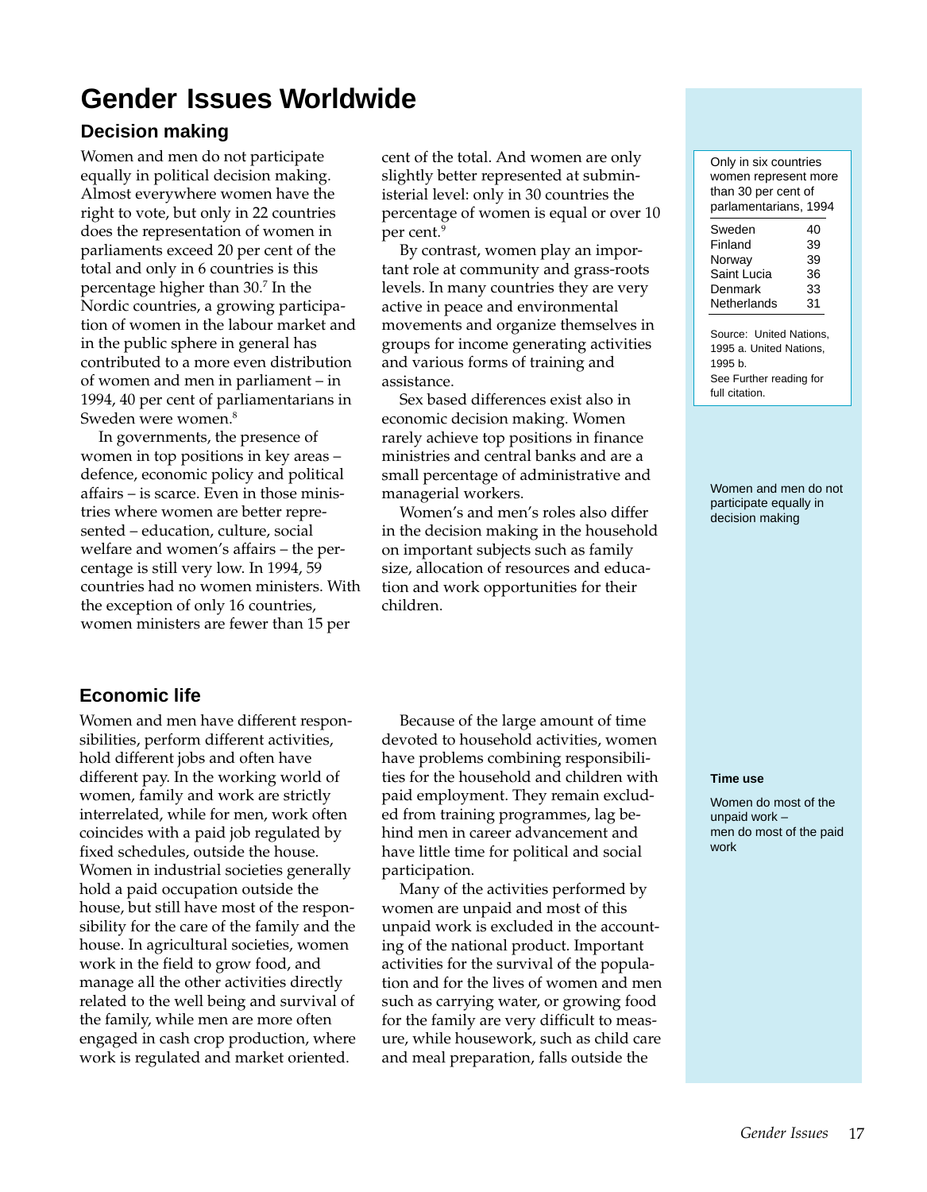# Gender Issues Worldwide

## Decision making

Women and men do not participate equally in political decision making. Almost everywhere women have the right to vote, but only in 22 countries does the representation of women in parliaments exceed 20 per cent of the total and only in 6 countries is this percentage higher than 30.[7] In the Nordic countries, a growing participation of women in the labour market and in the public sphere in general has contributed to a more even distribution of women and men in parliament – in 1994, 40 per cent of parliamentarians in Sweden were women.[8]

In governments, the presence of women in top positions in key areas – defence, economic policy and political affairs – is scarce. Even in those ministries where women are better represented – education, culture, social welfare and women's affairs – the percentage is still very low. In 1994, 59 countries had no women ministers. With the exception of only 16 countries, women ministers are fewer than 15 per cent of the total. And women are only slightly better represented at subministerial level: only in 30 countries the percentage of women is equal or over 10 per cent.[9]

By contrast, women play an important role at community and grass-roots levels. In many countries they are very active in peace and environmental movements and organize themselves in groups for income generating activities and various forms of training and assistance.

Sex based differences exist also in economic decision making. Women rarely achieve top positions in finance ministries and central banks and are a small percentage of administrative and managerial workers.

Women's and men's roles also differ in the decision making in the household on important subjects such as family size, allocation of resources and education and work opportunities for their children.

Only in six countries women represent more than 30 per cent of parlamentarians, 1994

| Country | % |
|---|---|
| Sweden | 40 |
| Finland | 39 |
| Norway | 39 |
| Saint Lucia | 36 |
| Denmark | 33 |
| Netherlands | 31 |

Source: United Nations, 1995 a. United Nations, 1995 b.
See Further reading for full citation.

Women and men do not participate equally in decision making

## Economic life

Women and men have different responsibilities, perform different activities, hold different jobs and often have different pay. In the working world of women, family and work are strictly interrelated, while for men, work often coincides with a paid job regulated by fixed schedules, outside the house. Women in industrial societies generally hold a paid occupation outside the house, but still have most of the responsibility for the care of the family and the house. In agricultural societies, women work in the field to grow food, and manage all the other activities directly related to the well being and survival of the family, while men are more often engaged in cash crop production, where work is regulated and market oriented.

Because of the large amount of time devoted to household activities, women have problems combining responsibilities for the household and children with paid employment. They remain excluded from training programmes, lag behind men in career advancement and have little time for political and social participation.

Many of the activities performed by women are unpaid and most of this unpaid work is excluded in the accounting of the national product. Important activities for the survival of the population and for the lives of women and men such as carrying water, or growing food for the family are very difficult to measure, while housework, such as child care and meal preparation, falls outside the

**Time use**

Women do most of the unpaid work – men do most of the paid work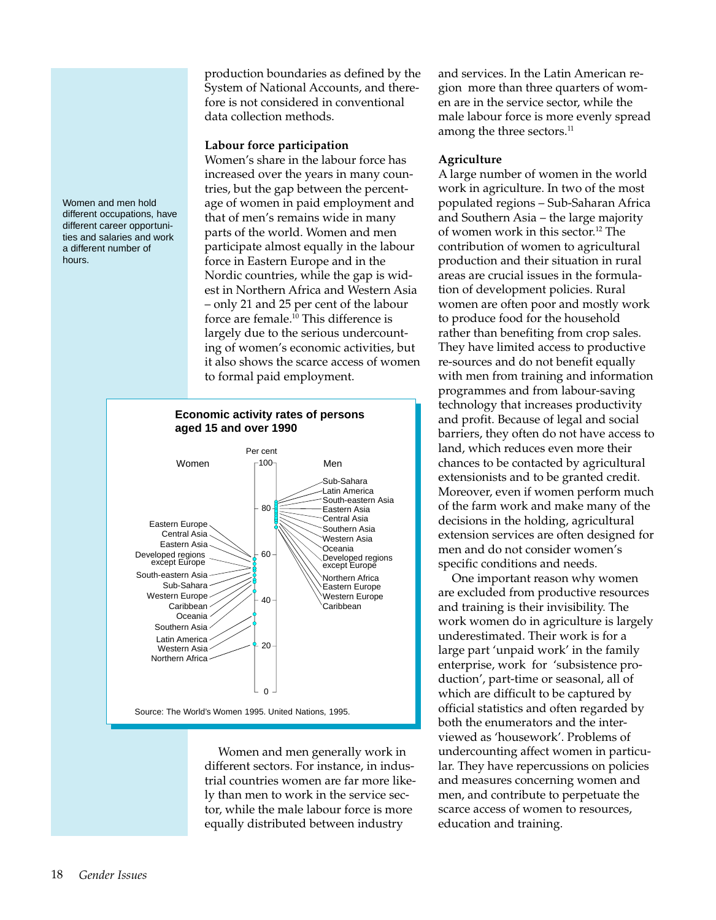Women and men hold different occupations, have different career opportunities and salaries and work a different number of hours.

production boundaries as defined by the System of National Accounts, and therefore is not considered in conventional data collection methods.

**Labour force participation**

Women's share in the labour force has increased over the years in many countries, but the gap between the percentage of women in paid employment and that of men's remains wide in many parts of the world. Women and men participate almost equally in the labour force in Eastern Europe and in the Nordic countries, while the gap is widest in Northern Africa and Western Asia – only 21 and 25 per cent of the labour force are female.[10] This difference is largely due to the serious undercounting of women's economic activities, but it also shows the scarce access of women to formal paid employment.

**Economic activity rates of persons aged 15 and over 1990**

Per cent

| Women | Men |
|---|---|
| Eastern Europe | Sub-Sahara |
| Central Asia | Latin America |
| Eastern Asia | South-eastern Asia |
| Developed regions except Europe | Eastern Asia |
| South-eastern Asia | Central Asia |
| Sub-Sahara | Southern Asia |
| Western Europe | Western Asia |
| Caribbean | Oceania |
| Oceania | Developed regions except Europe |
| Southern Asia | Northern Africa |
| Latin America | Eastern Europe |
| Western Asia | Western Europe |
| Northern Africa | Caribbean |

Source: The World's Women 1995. United Nations, 1995.

Women and men generally work in different sectors. For instance, in industrial countries women are far more likely than men to work in the service sector, while the male labour force is more equally distributed between industry and services. In the Latin American region more than three quarters of women are in the service sector, while the male labour force is more evenly spread among the three sectors.[11]

**Agriculture**

A large number of women in the world work in agriculture. In two of the most populated regions – Sub-Saharan Africa and Southern Asia – the large majority of women work in this sector.[12] The contribution of women to agricultural production and their situation in rural areas are crucial issues in the formulation of development policies. Rural women are often poor and mostly work to produce food for the household rather than benefiting from crop sales. They have limited access to productive re-sources and do not benefit equally with men from training and information programmes and from labour-saving technology that increases productivity and profit. Because of legal and social barriers, they often do not have access to land, which reduces even more their chances to be contacted by agricultural extensionists and to be granted credit. Moreover, even if women perform much of the farm work and make many of the decisions in the holding, agricultural extension services are often designed for men and do not consider women's specific conditions and needs.

One important reason why women are excluded from productive resources and training is their invisibility. The work women do in agriculture is largely underestimated. Their work is for a large part 'unpaid work' in the family enterprise, work for 'subsistence production', part-time or seasonal, all of which are difficult to be captured by official statistics and often regarded by both the enumerators and the interviewed as 'housework'. Problems of undercounting affect women in particular. They have repercussions on policies and measures concerning women and men, and contribute to perpetuate the scarce access of women to resources, education and training.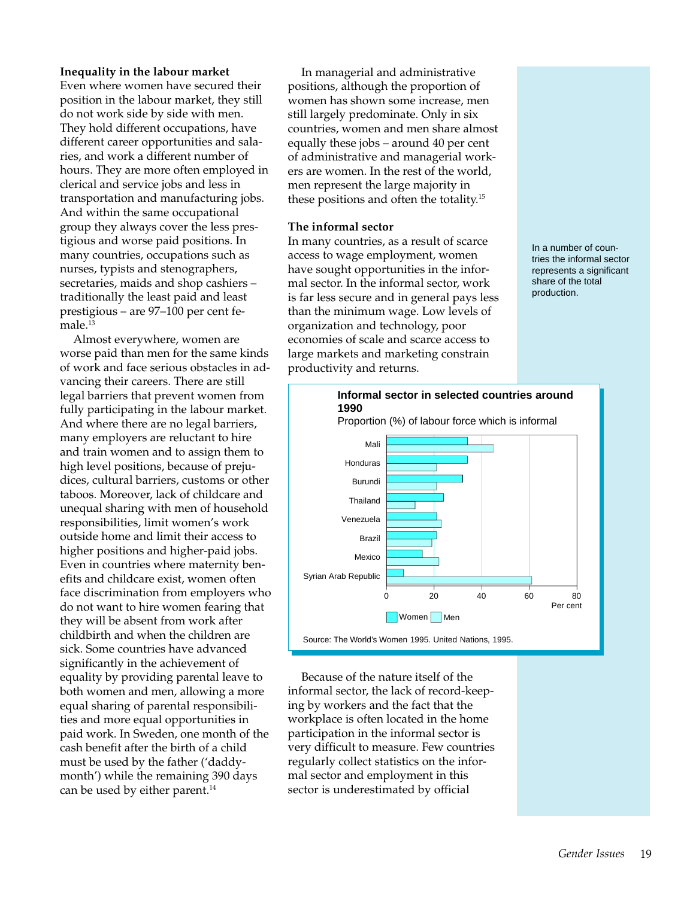### Inequality in the labour market

Even where women have secured their position in the labour market, they still do not work side by side with men. They hold different occupations, have different career opportunities and salaries, and work a different number of hours. They are more often employed in clerical and service jobs and less in transportation and manufacturing jobs. And within the same occupational group they always cover the less prestigious and worse paid positions. In many countries, occupations such as nurses, typists and stenographers, secretaries, maids and shop cashiers – traditionally the least paid and least prestigious – are 97–100 per cent female.[13]

Almost everywhere, women are worse paid than men for the same kinds of work and face serious obstacles in advancing their careers. There are still legal barriers that prevent women from fully participating in the labour market. And where there are no legal barriers, many employers are reluctant to hire and train women and to assign them to high level positions, because of prejudices, cultural barriers, customs or other taboos. Moreover, lack of childcare and unequal sharing with men of household responsibilities, limit women's work outside home and limit their access to higher positions and higher-paid jobs. Even in countries where maternity benefits and childcare exist, women often face discrimination from employers who do not want to hire women fearing that they will be absent from work after childbirth and when the children are sick. Some countries have advanced significantly in the achievement of equality by providing parental leave to both women and men, allowing a more equal sharing of parental responsibilities and more equal opportunities in paid work. In Sweden, one month of the cash benefit after the birth of a child must be used by the father ('daddy-month') while the remaining 390 days can be used by either parent.[14]

In managerial and administrative positions, although the proportion of women has shown some increase, men still largely predominate. Only in six countries, women and men share almost equally these jobs – around 40 per cent of administrative and managerial workers are women. In the rest of the world, men represent the large majority in these positions and often the totality.[15]

### The informal sector

In many countries, as a result of scarce access to wage employment, women have sought opportunities in the informal sector. In the informal sector, work is far less secure and in general pays less than the minimum wage. Low levels of organization and technology, poor economies of scale and scarce access to large markets and marketing constrain productivity and returns.

In a number of countries the informal sector represents a significant share of the total production.

**Informal sector in selected countries around 1990**

Proportion (%) of labour force which is informal

| Country | Women | Men |
|---|---|---|
| Mali | 34 | 45 |
| Honduras | 34 | 21 |
| Burundi | 32 | 21 |
| Thailand | 24 | 12 |
| Venezuela | 21 | 23 |
| Brazil | 21 | 19 |
| Mexico | 15 | 22 |
| Syrian Arab Republic | 7 | 61 |

Source: The World's Women 1995. United Nations, 1995.

Because of the nature itself of the informal sector, the lack of record-keeping by workers and the fact that the workplace is often located in the home participation in the informal sector is very difficult to measure. Few countries regularly collect statistics on the informal sector and employment in this sector is underestimated by official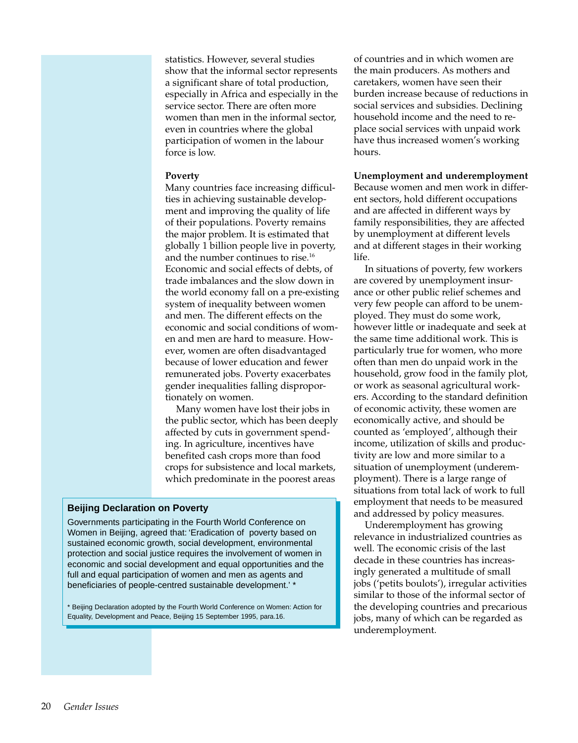statistics. However, several studies show that the informal sector represents a significant share of total production, especially in Africa and especially in the service sector. There are often more women than men in the informal sector, even in countries where the global participation of women in the labour force is low.

**Poverty**

Many countries face increasing difficulties in achieving sustainable development and improving the quality of life of their populations. Poverty remains the major problem. It is estimated that globally 1 billion people live in poverty, and the number continues to rise.[16] Economic and social effects of debts, of trade imbalances and the slow down in the world economy fall on a pre-existing system of inequality between women and men. The different effects on the economic and social conditions of women and men are hard to measure. However, women are often disadvantaged because of lower education and fewer remunerated jobs. Poverty exacerbates gender inequalities falling disproportionately on women.

Many women have lost their jobs in the public sector, which has been deeply affected by cuts in government spending. In agriculture, incentives have benefited cash crops more than food crops for subsistence and local markets, which predominate in the poorest areas of countries and in which women are the main producers. As mothers and caretakers, women have seen their burden increase because of reductions in social services and subsidies. Declining household income and the need to replace social services with unpaid work have thus increased women's working hours.

**Beijing Declaration on Poverty**

Governments participating in the Fourth World Conference on Women in Beijing, agreed that: 'Eradication of poverty based on sustained economic growth, social development, environmental protection and social justice requires the involvement of women in economic and social development and equal opportunities and the full and equal participation of women and men as agents and beneficiaries of people-centred sustainable development.' *

\* Beijing Declaration adopted by the Fourth World Conference on Women: Action for Equality, Development and Peace, Beijing 15 September 1995, para.16.

**Unemployment and underemployment**

Because women and men work in different sectors, hold different occupations and are affected in different ways by family responsibilities, they are affected by unemployment at different levels and at different stages in their working life.

In situations of poverty, few workers are covered by unemployment insurance or other public relief schemes and very few people can afford to be unemployed. They must do some work, however little or inadequate and seek at the same time additional work. This is particularly true for women, who more often than men do unpaid work in the household, grow food in the family plot, or work as seasonal agricultural workers. According to the standard definition of economic activity, these women are economically active, and should be counted as 'employed', although their income, utilization of skills and productivity are low and more similar to a situation of unemployment (underemployment). There is a large range of situations from total lack of work to full employment that needs to be measured and addressed by policy measures.

Underemployment has growing relevance in industrialized countries as well. The economic crisis of the last decade in these countries has increasingly generated a multitude of small jobs ('petits boulots'), irregular activities similar to those of the informal sector of the developing countries and precarious jobs, many of which can be regarded as underemployment.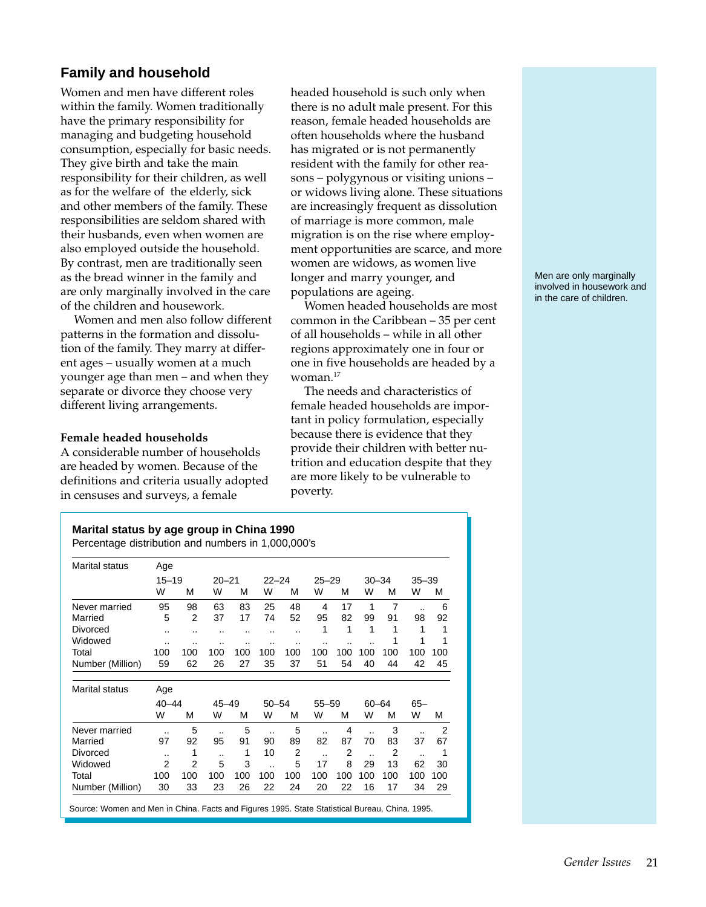## Family and household

Women and men have different roles within the family. Women traditionally have the primary responsibility for managing and budgeting household consumption, especially for basic needs. They give birth and take the main responsibility for their children, as well as for the welfare of the elderly, sick and other members of the family. These responsibilities are seldom shared with their husbands, even when women are also employed outside the household. By contrast, men are traditionally seen as the bread winner in the family and are only marginally involved in the care of the children and housework.

Women and men also follow different patterns in the formation and dissolution of the family. They marry at different ages – usually women at a much younger age than men – and when they separate or divorce they choose very different living arrangements.

### Female headed households

A considerable number of households are headed by women. Because of the definitions and criteria usually adopted in censuses and surveys, a female headed household is such only when there is no adult male present. For this reason, female headed households are often households where the husband has migrated or is not permanently resident with the family for other reasons – polygynous or visiting unions – or widows living alone. These situations are increasingly frequent as dissolution of marriage is more common, male migration is on the rise where employment opportunities are scarce, and more women are widows, as women live longer and marry younger, and populations are ageing.

Women headed households are most common in the Caribbean – 35 per cent of all households – while in all other regions approximately one in four or one in five households are headed by a woman.[17]

The needs and characteristics of female headed households are important in policy formulation, especially because there is evidence that they provide their children with better nutrition and education despite that they are more likely to be vulnerable to poverty.

Men are only marginally involved in housework and in the care of children.

**Marital status by age group in China 1990**
Percentage distribution and numbers in 1,000,000's

| Marital status | 15–19 W | 15–19 M | 20–21 W | 20–21 M | 22–24 W | 22–24 M | 25–29 W | 25–29 M | 30–34 W | 30–34 M | 35–39 W | 35–39 M |
|---|---|---|---|---|---|---|---|---|---|---|---|---|
| Never married | 95 | 98 | 63 | 83 | 25 | 48 | 4 | 17 | 1 | 7 | .. | 6 |
| Married | 5 | 2 | 37 | 17 | 74 | 52 | 95 | 82 | 99 | 91 | 98 | 92 |
| Divorced | .. | .. | .. | .. | .. | .. | 1 | 1 | 1 | 1 | 1 | 1 |
| Widowed | .. | .. | .. | .. | .. | .. | .. | .. | .. | 1 | 1 | 1 |
| Total | 100 | 100 | 100 | 100 | 100 | 100 | 100 | 100 | 100 | 100 | 100 | 100 |
| Number (Million) | 59 | 62 | 26 | 27 | 35 | 37 | 51 | 54 | 40 | 44 | 42 | 45 |

| Marital status | 40–44 W | 40–44 M | 45–49 W | 45–49 M | 50–54 W | 50–54 M | 55–59 W | 55–59 M | 60–64 W | 60–64 M | 65– W | 65– M |
|---|---|---|---|---|---|---|---|---|---|---|---|---|
| Never married | .. | 5 | .. | 5 | .. | 5 | .. | 4 | .. | 3 | .. | 2 |
| Married | 97 | 92 | 95 | 91 | 90 | 89 | 82 | 87 | 70 | 83 | 37 | 67 |
| Divorced | .. | 1 | .. | 1 | 10 | 2 | .. | 2 | .. | 2 | .. | 1 |
| Widowed | 2 | 2 | 5 | 3 | .. | 5 | 17 | 8 | 29 | 13 | 62 | 30 |
| Total | 100 | 100 | 100 | 100 | 100 | 100 | 100 | 100 | 100 | 100 | 100 | 100 |
| Number (Million) | 30 | 33 | 23 | 26 | 22 | 24 | 20 | 22 | 16 | 17 | 34 | 29 |

Source: Women and Men in China. Facts and Figures 1995. State Statistical Bureau, China. 1995.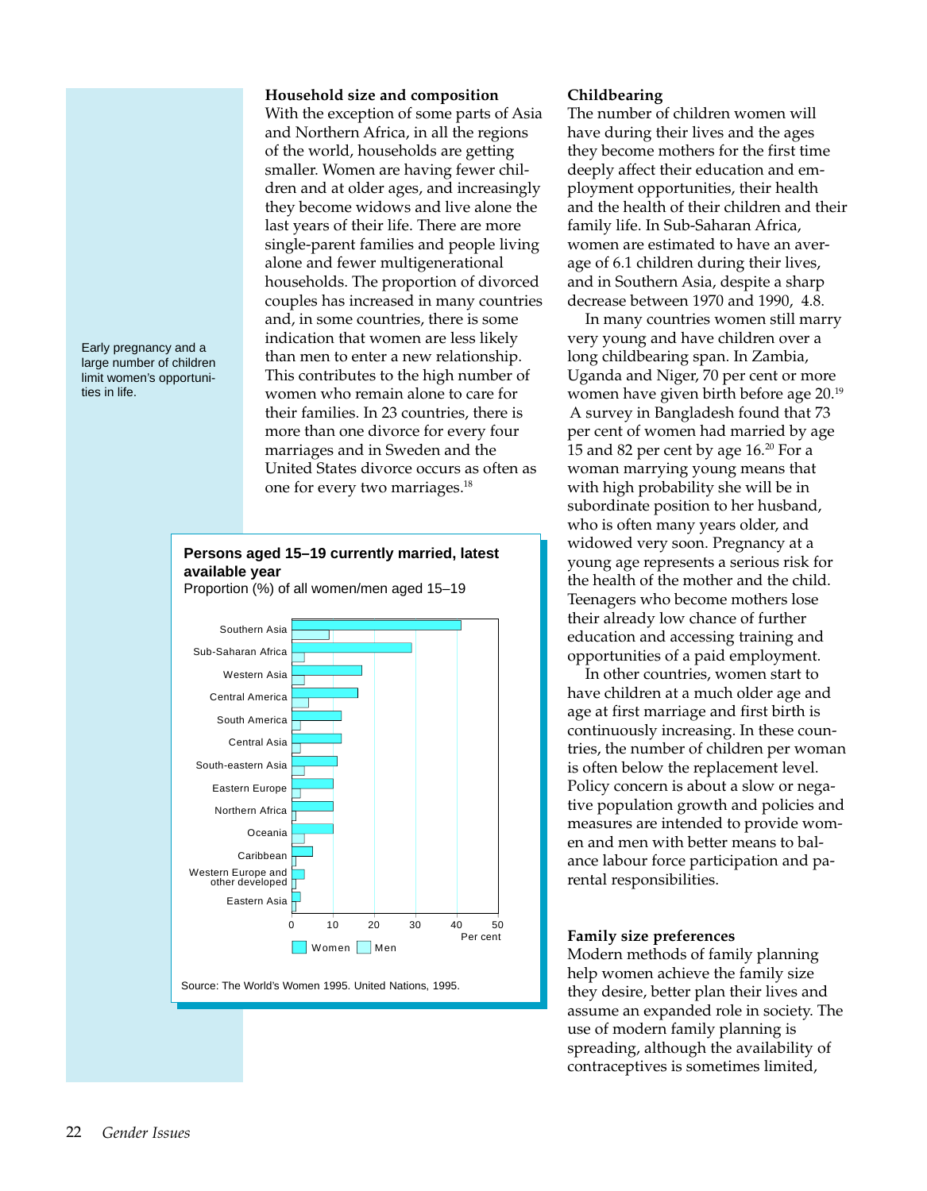Early pregnancy and a large number of children limit women's opportunities in life.

**Household size and composition**

With the exception of some parts of Asia and Northern Africa, in all the regions of the world, households are getting smaller. Women are having fewer children and at older ages, and increasingly they become widows and live alone the last years of their life. There are more single-parent families and people living alone and fewer multigenerational households. The proportion of divorced couples has increased in many countries and, in some countries, there is some indication that women are less likely than men to enter a new relationship. This contributes to the high number of women who remain alone to care for their families. In 23 countries, there is more than one divorce for every four marriages and in Sweden and the United States divorce occurs as often as one for every two marriages.[18]

**Persons aged 15–19 currently married, latest available year**

Proportion (%) of all women/men aged 15–19

| Region | Women | Men |
|---|---|---|
| Southern Asia | 41 | 9 |
| Sub-Saharan Africa | 29 | 3 |
| Western Asia | 17 | 3 |
| Central America | 16 | 4 |
| South America | 12 | 2 |
| Central Asia | 12 | 2 |
| South-eastern Asia | 11 | 3 |
| Eastern Europe | 10 | 2 |
| Northern Africa | 10 | 1 |
| Oceania | 10 | 3 |
| Caribbean | 5 | 1 |
| Western Europe and other developed | 3 | 1 |
| Eastern Asia | 2 | 1 |

Source: The World's Women 1995. United Nations, 1995.

**Childbearing**

The number of children women will have during their lives and the ages they become mothers for the first time deeply affect their education and employment opportunities, their health and the health of their children and their family life. In Sub-Saharan Africa, women are estimated to have an average of 6.1 children during their lives, and in Southern Asia, despite a sharp decrease between 1970 and 1990, 4.8.

In many countries women still marry very young and have children over a long childbearing span. In Zambia, Uganda and Niger, 70 per cent or more women have given birth before age 20.[19] A survey in Bangladesh found that 73 per cent of women had married by age 15 and 82 per cent by age 16.[20] For a woman marrying young means that with high probability she will be in subordinate position to her husband, who is often many years older, and widowed very soon. Pregnancy at a young age represents a serious risk for the health of the mother and the child. Teenagers who become mothers lose their already low chance of further education and accessing training and opportunities of a paid employment.

In other countries, women start to have children at a much older age and age at first marriage and first birth is continuously increasing. In these countries, the number of children per woman is often below the replacement level. Policy concern is about a slow or negative population growth and policies and measures are intended to provide women and men with better means to balance labour force participation and parental responsibilities.

**Family size preferences**

Modern methods of family planning help women achieve the family size they desire, better plan their lives and assume an expanded role in society. The use of modern family planning is spreading, although the availability of contraceptives is sometimes limited,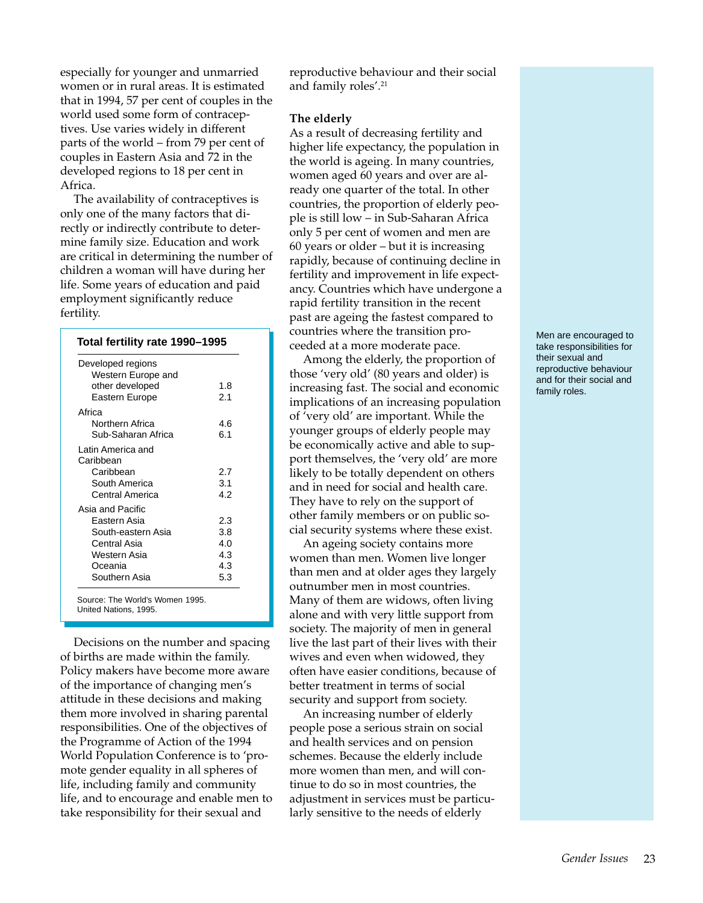especially for younger and unmarried women or in rural areas. It is estimated that in 1994, 57 per cent of couples in the world used some form of contraceptives. Use varies widely in different parts of the world – from 79 per cent of couples in Eastern Asia and 72 in the developed regions to 18 per cent in Africa.

The availability of contraceptives is only one of the many factors that directly or indirectly contribute to determine family size. Education and work are critical in determining the number of children a woman will have during her life. Some years of education and paid employment significantly reduce fertility.

**Total fertility rate 1990–1995**

| Region | Rate |
|---|---|
| **Developed regions** | |
| Western Europe and other developed | 1.8 |
| Eastern Europe | 2.1 |
| **Africa** | |
| Northern Africa | 4.6 |
| Sub-Saharan Africa | 6.1 |
| **Latin America and Caribbean** | |
| Caribbean | 2.7 |
| South America | 3.1 |
| Central America | 4.2 |
| **Asia and Pacific** | |
| Eastern Asia | 2.3 |
| South-eastern Asia | 3.8 |
| Central Asia | 4.0 |
| Western Asia | 4.3 |
| Oceania | 4.3 |
| Southern Asia | 5.3 |

Source: The World's Women 1995. United Nations, 1995.

Decisions on the number and spacing of births are made within the family. Policy makers have become more aware of the importance of changing men's attitude in these decisions and making them more involved in sharing parental responsibilities. One of the objectives of the Programme of Action of the 1994 World Population Conference is to 'promote gender equality in all spheres of life, including family and community life, and to encourage and enable men to take responsibility for their sexual and reproductive behaviour and their social and family roles'.[21]

Men are encouraged to take responsibilities for their sexual and reproductive behaviour and for their social and family roles.

### The elderly

As a result of decreasing fertility and higher life expectancy, the population in the world is ageing. In many countries, women aged 60 years and over are already one quarter of the total. In other countries, the proportion of elderly people is still low – in Sub-Saharan Africa only 5 per cent of women and men are 60 years or older – but it is increasing rapidly, because of continuing decline in fertility and improvement in life expectancy. Countries which have undergone a rapid fertility transition in the recent past are ageing the fastest compared to countries where the transition proceeded at a more moderate pace.

Among the elderly, the proportion of those 'very old' (80 years and older) is increasing fast. The social and economic implications of an increasing population of 'very old' are important. While the younger groups of elderly people may be economically active and able to support themselves, the 'very old' are more likely to be totally dependent on others and in need for social and health care. They have to rely on the support of other family members or on public social security systems where these exist.

An ageing society contains more women than men. Women live longer than men and at older ages they largely outnumber men in most countries. Many of them are widows, often living alone and with very little support from society. The majority of men in general live the last part of their lives with their wives and even when widowed, they often have easier conditions, because of better treatment in terms of social security and support from society.

An increasing number of elderly people pose a serious strain on social and health services and on pension schemes. Because the elderly include more women than men, and will continue to do so in most countries, the adjustment in services must be particularly sensitive to the needs of elderly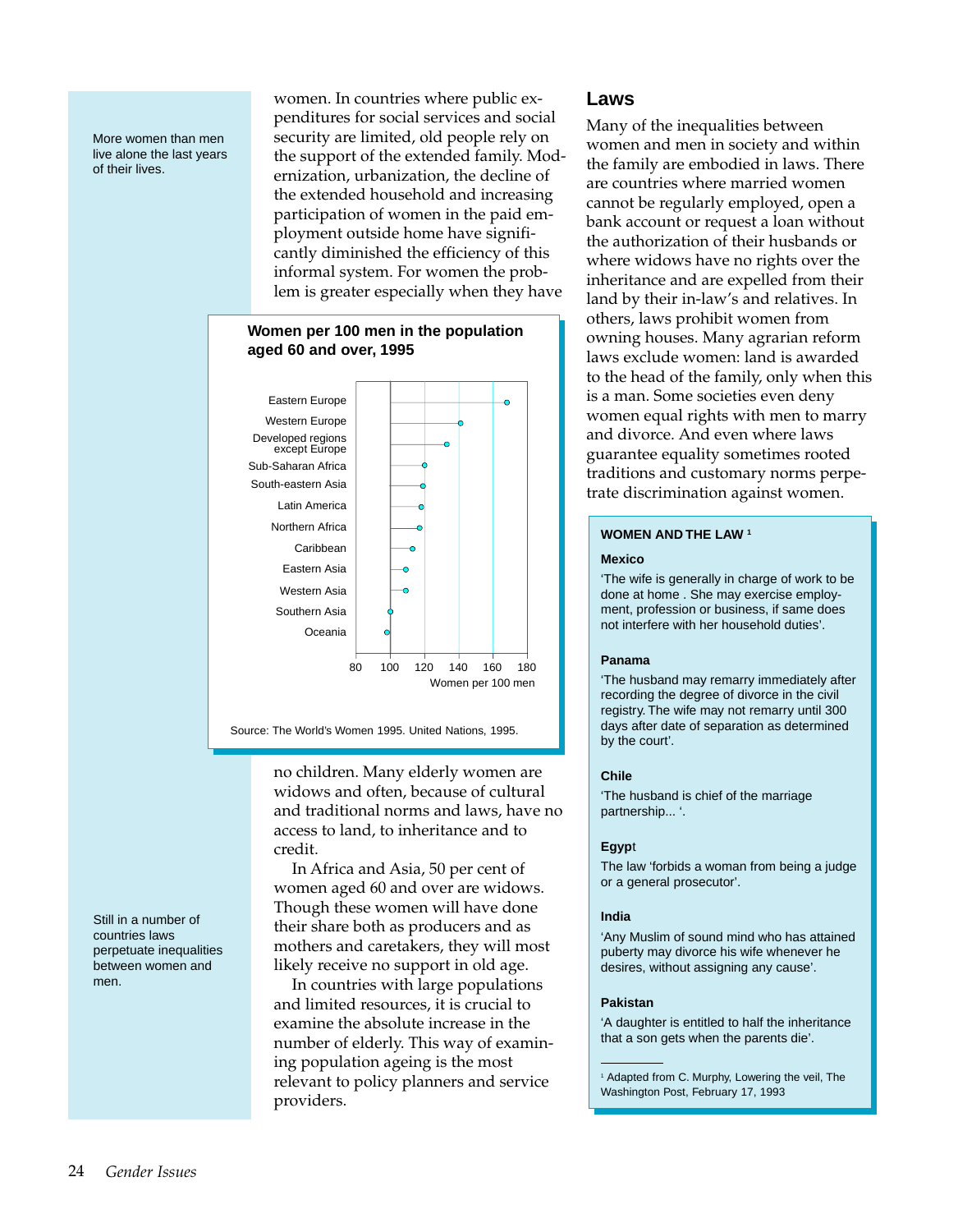More women than men live alone the last years of their lives.

women. In countries where public expenditures for social services and social security are limited, old people rely on the support of the extended family. Modernization, urbanization, the decline of the extended household and increasing participation of women in the paid employment outside home have significantly diminished the efficiency of this informal system. For women the problem is greater especially when they have no children. Many elderly women are widows and often, because of cultural and traditional norms and laws, have no access to land, to inheritance and to credit.

**Women per 100 men in the population aged 60 and over, 1995**

| Region |
|---|
| Eastern Europe |
| Western Europe |
| Developed regions except Europe |
| Sub-Saharan Africa |
| South-eastern Asia |
| Latin America |
| Northern Africa |
| Caribbean |
| Eastern Asia |
| Western Asia |
| Southern Asia |
| Oceania |

Women per 100 men (axis: 80, 100, 120, 140, 160, 180)

Source: The World's Women 1995. United Nations, 1995.

In Africa and Asia, 50 per cent of women aged 60 and over are widows. Though these women will have done their share both as producers and as mothers and caretakers, they will most likely receive no support in old age.

In countries with large populations and limited resources, it is crucial to examine the absolute increase in the number of elderly. This way of examining population ageing is the most relevant to policy planners and service providers.

Still in a number of countries laws perpetuate inequalities between women and men.

## Laws

Many of the inequalities between women and men in society and within the family are embodied in laws. There are countries where married women cannot be regularly employed, open a bank account or request a loan without the authorization of their husbands or where widows have no rights over the inheritance and are expelled from their land by their in-law's and relatives. In others, laws prohibit women from owning houses. Many agrarian reform laws exclude women: land is awarded to the head of the family, only when this is a man. Some societies even deny women equal rights with men to marry and divorce. And even where laws guarantee equality sometimes rooted traditions and customary norms perpetrate discrimination against women.

**WOMEN AND THE LAW [1]**

**Mexico**

'The wife is generally in charge of work to be done at home . She may exercise employment, profession or business, if same does not interfere with her household duties'.

**Panama**

'The husband may remarry immediately after recording the degree of divorce in the civil registry. The wife may not remarry until 300 days after date of separation as determined by the court'.

**Chile**

'The husband is chief of the marriage partnership... '.

**Egypt**

The law 'forbids a woman from being a judge or a general prosecutor'.

**India**

'Any Muslim of sound mind who has attained puberty may divorce his wife whenever he desires, without assigning any cause'.

**Pakistan**

'A daughter is entitled to half the inheritance that a son gets when the parents die'.

[1] Adapted from C. Murphy, Lowering the veil, The Washington Post, February 17, 1993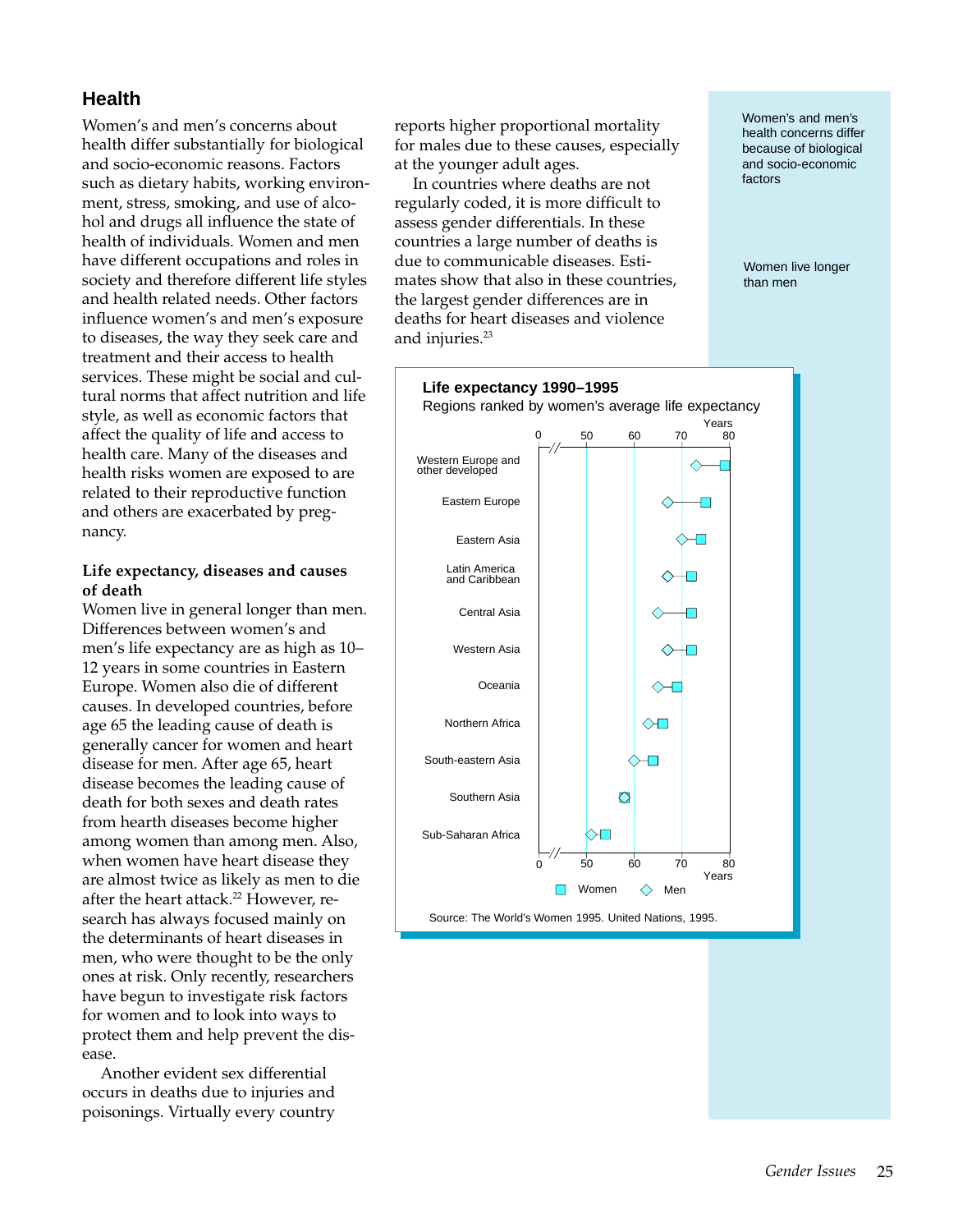## Health

Women's and men's concerns about health differ substantially for biological and socio-economic reasons. Factors such as dietary habits, working environment, stress, smoking, and use of alcohol and drugs all influence the state of health of individuals. Women and men have different occupations and roles in society and therefore different life styles and health related needs. Other factors influence women's and men's exposure to diseases, the way they seek care and treatment and their access to health services. These might be social and cultural norms that affect nutrition and life style, as well as economic factors that affect the quality of life and access to health care. Many of the diseases and health risks women are exposed to are related to their reproductive function and others are exacerbated by pregnancy.

### Life expectancy, diseases and causes of death

Women live in general longer than men. Differences between women's and men's life expectancy are as high as 10–12 years in some countries in Eastern Europe. Women also die of different causes. In developed countries, before age 65 the leading cause of death is generally cancer for women and heart disease for men. After age 65, heart disease becomes the leading cause of death for both sexes and death rates from hearth diseases become higher among women than among men. Also, when women have heart disease they are almost twice as likely as men to die after the heart attack.[22] However, research has always focused mainly on the determinants of heart diseases in men, who were thought to be the only ones at risk. Only recently, researchers have begun to investigate risk factors for women and to look into ways to protect them and help prevent the disease.

Another evident sex differential occurs in deaths due to injuries and poisonings. Virtually every country reports higher proportional mortality for males due to these causes, especially at the younger adult ages.

In countries where deaths are not regularly coded, it is more difficult to assess gender differentials. In these countries a large number of deaths is due to communicable diseases. Estimates show that also in these countries, the largest gender differences are in deaths for heart diseases and violence and injuries.[23]

Women's and men's health concerns differ because of biological and socio-economic factors

Women live longer than men

**Life expectancy 1990–1995**

Regions ranked by women's average life expectancy

Regions (top to bottom): Western Europe and other developed; Eastern Europe; Eastern Asia; Latin America and Caribbean; Central Asia; Western Asia; Oceania; Northern Africa; South-eastern Asia; Southern Asia; Sub-Saharan Africa

Axis: 0, 50, 60, 70, 80 Years

Legend: Women; Men

Source: The World's Women 1995. United Nations, 1995.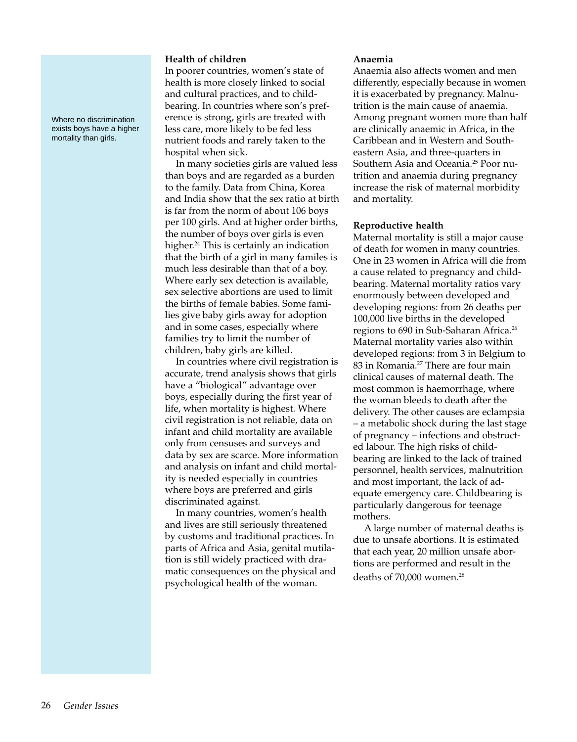Where no discrimination exists boys have a higher mortality than girls.

### Health of children

In poorer countries, women's state of health is more closely linked to social and cultural practices, and to childbearing. In countries where son's preference is strong, girls are treated with less care, more likely to be fed less nutrient foods and rarely taken to the hospital when sick.

In many societies girls are valued less than boys and are regarded as a burden to the family. Data from China, Korea and India show that the sex ratio at birth is far from the norm of about 106 boys per 100 girls. And at higher order births, the number of boys over girls is even higher.[24] This is certainly an indication that the birth of a girl in many familes is much less desirable than that of a boy. Where early sex detection is available, sex selective abortions are used to limit the births of female babies. Some families give baby girls away for adoption and in some cases, especially where families try to limit the number of children, baby girls are killed.

In countries where civil registration is accurate, trend analysis shows that girls have a "biological" advantage over boys, especially during the first year of life, when mortality is highest. Where civil registration is not reliable, data on infant and child mortality are available only from censuses and surveys and data by sex are scarce. More information and analysis on infant and child mortality is needed especially in countries where boys are preferred and girls discriminated against.

In many countries, women's health and lives are still seriously threatened by customs and traditional practices. In parts of Africa and Asia, genital mutilation is still widely practiced with dramatic consequences on the physical and psychological health of the woman.

### Anaemia

Anaemia also affects women and men differently, especially because in women it is exacerbated by pregnancy. Malnutrition is the main cause of anaemia. Among pregnant women more than half are clinically anaemic in Africa, in the Caribbean and in Western and South-eastern Asia, and three-quarters in Southern Asia and Oceania.[25] Poor nutrition and anaemia during pregnancy increase the risk of maternal morbidity and mortality.

### Reproductive health

Maternal mortality is still a major cause of death for women in many countries. One in 23 women in Africa will die from a cause related to pregnancy and childbearing. Maternal mortality ratios vary enormously between developed and developing regions: from 26 deaths per 100,000 live births in the developed regions to 690 in Sub-Saharan Africa.[26] Maternal mortality varies also within developed regions: from 3 in Belgium to 83 in Romania.[27] There are four main clinical causes of maternal death. The most common is haemorrhage, where the woman bleeds to death after the delivery. The other causes are eclampsia – a metabolic shock during the last stage of pregnancy – infections and obstructed labour. The high risks of childbearing are linked to the lack of trained personnel, health services, malnutrition and most important, the lack of adequate emergency care. Childbearing is particularly dangerous for teenage mothers.

A large number of maternal deaths is due to unsafe abortions. It is estimated that each year, 20 million unsafe abortions are performed and result in the deaths of 70,000 women.[28]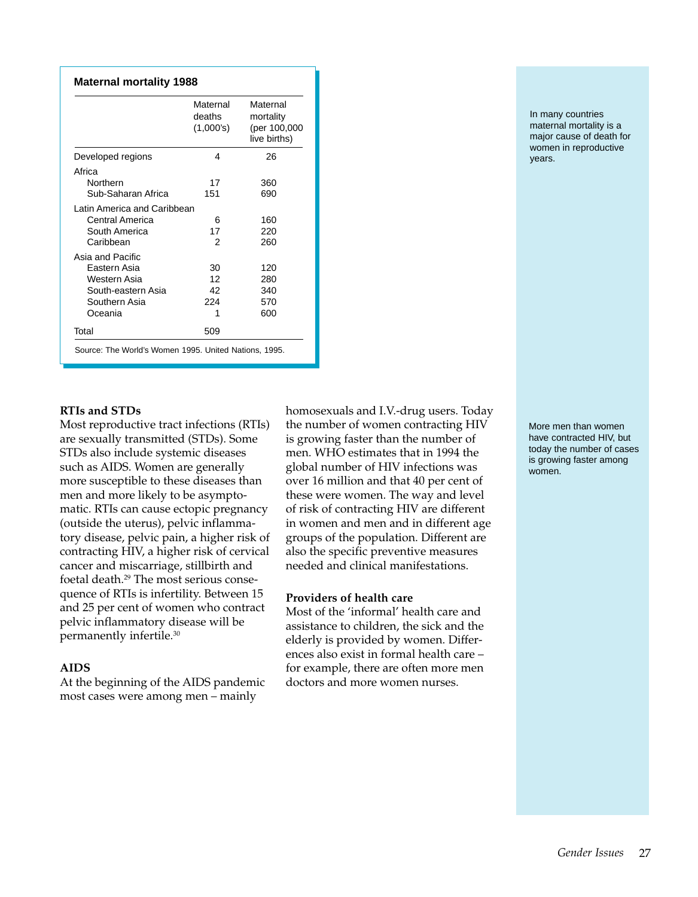**Maternal mortality 1988**

| | Maternal deaths (1,000's) | Maternal mortality (per 100,000 live births) |
|---|---|---|
| Developed regions | 4 | 26 |
| Africa | | |
| Northern | 17 | 360 |
| Sub-Saharan Africa | 151 | 690 |
| Latin America and Caribbean | | |
| Central America | 6 | 160 |
| South America | 17 | 220 |
| Caribbean | 2 | 260 |
| Asia and Pacific | | |
| Eastern Asia | 30 | 120 |
| Western Asia | 12 | 280 |
| South-eastern Asia | 42 | 340 |
| Southern Asia | 224 | 570 |
| Oceania | 1 | 600 |
| Total | 509 | |

Source: The World's Women 1995. United Nations, 1995.

In many countries maternal mortality is a major cause of death for women in reproductive years.

### RTIs and STDs

Most reproductive tract infections (RTIs) are sexually transmitted (STDs). Some STDs also include systemic diseases such as AIDS. Women are generally more susceptible to these diseases than men and more likely to be asymptomatic. RTIs can cause ectopic pregnancy (outside the uterus), pelvic inflammatory disease, pelvic pain, a higher risk of contracting HIV, a higher risk of cervical cancer and miscarriage, stillbirth and foetal death.[29] The most serious consequence of RTIs is infertility. Between 15 and 25 per cent of women who contract pelvic inflammatory disease will be permanently infertile.[30]

### AIDS

At the beginning of the AIDS pandemic most cases were among men – mainly homosexuals and I.V.-drug users. Today the number of women contracting HIV is growing faster than the number of men. WHO estimates that in 1994 the global number of HIV infections was over 16 million and that 40 per cent of these were women. The way and level of risk of contracting HIV are different in women and men and in different age groups of the population. Different are also the specific preventive measures needed and clinical manifestations.

More men than women have contracted HIV, but today the number of cases is growing faster among women.

### Providers of health care

Most of the 'informal' health care and assistance to children, the sick and the elderly is provided by women. Differences also exist in formal health care – for example, there are often more men doctors and more women nurses.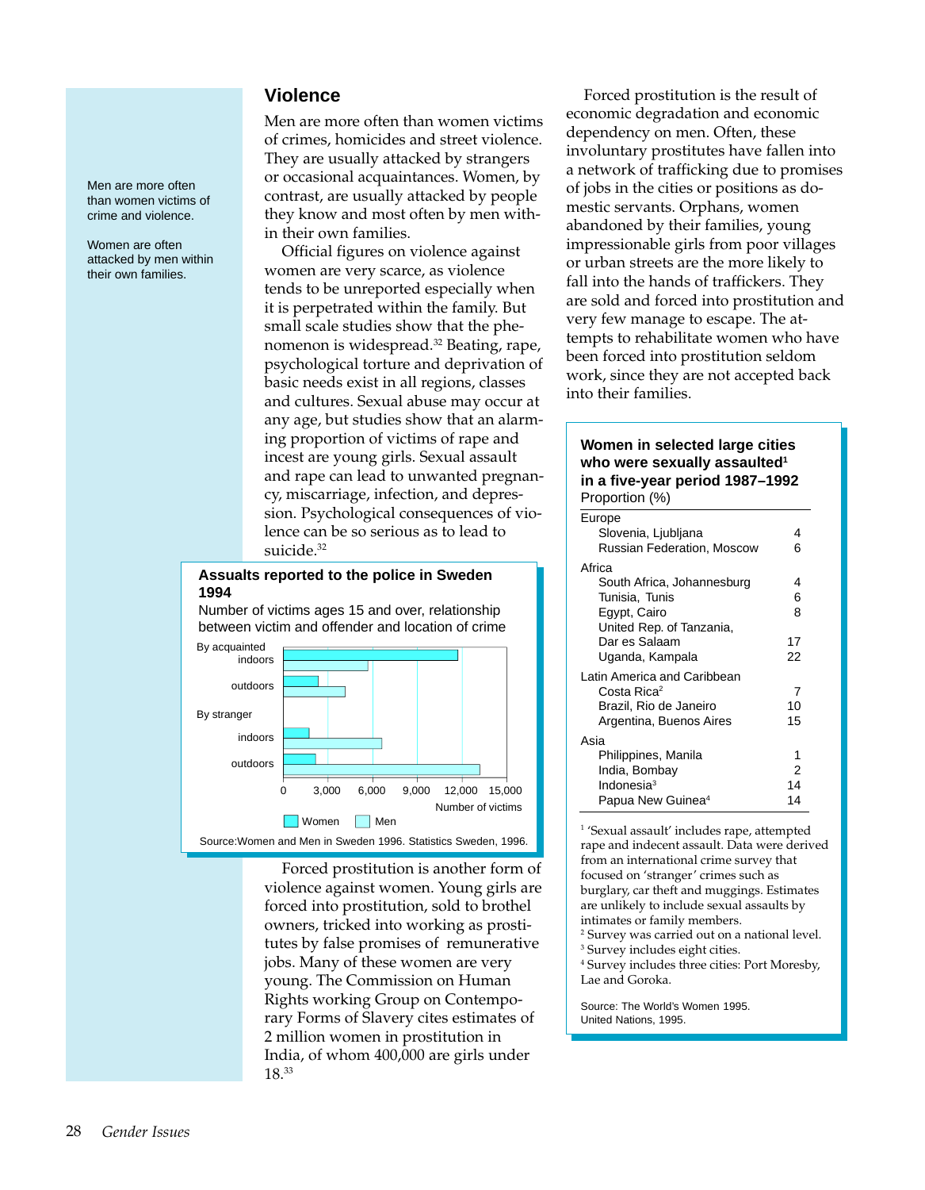Men are more often than women victims of crime and violence.

Women are often attacked by men within their own families.

## Violence

Men are more often than women victims of crimes, homicides and street violence. They are usually attacked by strangers or occasional acquaintances. Women, by contrast, are usually attacked by people they know and most often by men within their own families.

Official figures on violence against women are very scarce, as violence tends to be unreported especially when it is perpetrated within the family. But small scale studies show that the phenomenon is widespread.[32] Beating, rape, psychological torture and deprivation of basic needs exist in all regions, classes and cultures. Sexual abuse may occur at any age, but studies show that an alarming proportion of victims of rape and incest are young girls. Sexual assault and rape can lead to unwanted pregnancy, miscarriage, infection, and depression. Psychological consequences of violence can be so serious as to lead to suicide.[32]

**Assaults reported to the police in Sweden 1994**

Number of victims ages 15 and over, relationship between victim and offender and location of crime

| | Women | Men |
|---|---|---|
| By acquainted, indoors | ~11,700 | ~5,700 |
| By acquainted, outdoors | ~2,300 | ~4,100 |
| By stranger, indoors | ~1,700 | ~6,600 |
| By stranger, outdoors | ~2,200 | ~13,200 |

Number of victims (axis: 0, 3,000, 6,000, 9,000, 12,000, 15,000)

Source: Women and Men in Sweden 1996. Statistics Sweden, 1996.

Forced prostitution is another form of violence against women. Young girls are forced into prostitution, sold to brothel owners, tricked into working as prostitutes by false promises of remunerative jobs. Many of these women are very young. The Commission on Human Rights working Group on Contemporary Forms of Slavery cites estimates of 2 million women in prostitution in India, of whom 400,000 are girls under 18.[33]

Forced prostitution is the result of economic degradation and economic dependency on men. Often, these involuntary prostitutes have fallen into a network of trafficking due to promises of jobs in the cities or positions as domestic servants. Orphans, women abandoned by their families, young impressionable girls from poor villages or urban streets are the more likely to fall into the hands of traffickers. They are sold and forced into prostitution and very few manage to escape. The attempts to rehabilitate women who have been forced into prostitution seldom work, since they are not accepted back into their families.

**Women in selected large cities who were sexually assaulted[1] in a five-year period 1987–1992**

Proportion (%)

| | |
|---|---|
| **Europe** | |
| Slovenia, Ljubljana | 4 |
| Russian Federation, Moscow | 6 |
| **Africa** | |
| South Africa, Johannesburg | 4 |
| Tunisia, Tunis | 6 |
| Egypt, Cairo | 8 |
| United Rep. of Tanzania, Dar es Salaam | 17 |
| Uganda, Kampala | 22 |
| **Latin America and Caribbean** | |
| Costa Rica[2] | 7 |
| Brazil, Rio de Janeiro | 10 |
| Argentina, Buenos Aires | 15 |
| **Asia** | |
| Philippines, Manila | 1 |
| India, Bombay | 2 |
| Indonesia[3] | 14 |
| Papua New Guinea[4] | 14 |

[1] 'Sexual assault' includes rape, attempted rape and indecent assault. Data were derived from an international crime survey that focused on 'stranger' crimes such as burglary, car theft and muggings. Estimates are unlikely to include sexual assaults by intimates or family members.
[2] Survey was carried out on a national level.
[3] Survey includes eight cities.
[4] Survey includes three cities: Port Moresby, Lae and Goroka.

Source: The World's Women 1995. United Nations, 1995.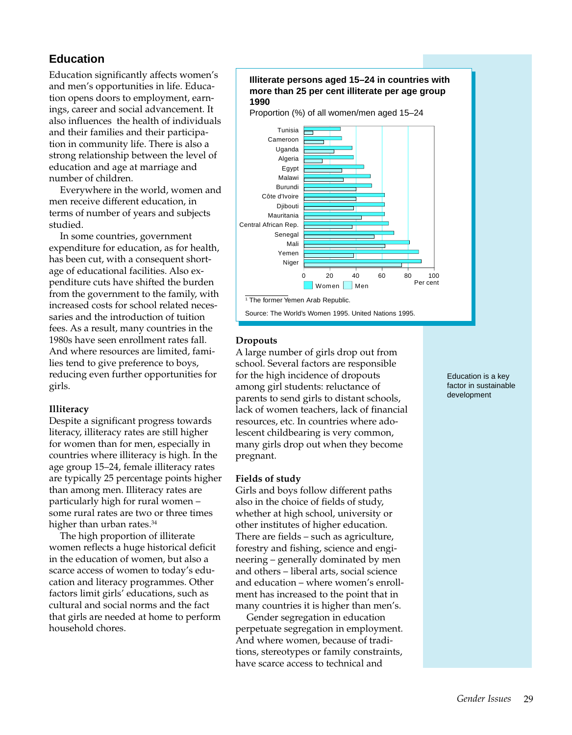## Education

Education significantly affects women's and men's opportunities in life. Education opens doors to employment, earnings, career and social advancement. It also influences the health of individuals and their families and their participation in community life. There is also a strong relationship between the level of education and age at marriage and number of children.

Everywhere in the world, women and men receive different education, in terms of number of years and subjects studied.

In some countries, government expenditure for education, as for health, has been cut, with a consequent shortage of educational facilities. Also expenditure cuts have shifted the burden from the government to the family, with increased costs for school related necessaries and the introduction of tuition fees. As a result, many countries in the 1980s have seen enrollment rates fall. And where resources are limited, families tend to give preference to boys, reducing even further opportunities for girls.

### Illiteracy

Despite a significant progress towards literacy, illiteracy rates are still higher for women than for men, especially in countries where illiteracy is high. In the age group 15–24, female illiteracy rates are typically 25 percentage points higher than among men. Illiteracy rates are particularly high for rural women – some rural rates are two or three times higher than urban rates.[34]

The high proportion of illiterate women reflects a huge historical deficit in the education of women, but also a scarce access of women to today's education and literacy programmes. Other factors limit girls' educations, such as cultural and social norms and the fact that girls are needed at home to perform household chores.

**Illiterate persons aged 15–24 in countries with more than 25 per cent illiterate per age group 1990**

Proportion (%) of all women/men aged 15–24

| Country | Women | Men |
|---|---|---|
| Tunisia | 28 | 7 |
| Cameroon | 29 | 15 |
| Uganda | 37 | 23 |
| Algeria | 38 | 14 |
| Egypt | 46 | 29 |
| Malawi | 51 | 30 |
| Burundi | 52 | 40 |
| Côte d'Ivoire | 62 | 40 |
| Djibouti | 62 | 38 |
| Mauritania | 62 | 44 |
| Central African Rep. | 65 | 37 |
| Senegal | 69 | 54 |
| Mali | 81 | 62 |
| Yemen | 88 | 38 |
| Niger | 90 | 75 |

[1] The former Yemen Arab Republic.

Source: The World's Women 1995. United Nations 1995.

### Dropouts

A large number of girls drop out from school. Several factors are responsible for the high incidence of dropouts among girl students: reluctance of parents to send girls to distant schools, lack of women teachers, lack of financial resources, etc. In countries where adolescent childbearing is very common, many girls drop out when they become pregnant.

### Fields of study

Girls and boys follow different paths also in the choice of fields of study, whether at high school, university or other institutes of higher education. There are fields – such as agriculture, forestry and fishing, science and engineering – generally dominated by men and others – liberal arts, social science and education – where women's enrollment has increased to the point that in many countries it is higher than men's.

Gender segregation in education perpetuate segregation in employment. And where women, because of traditions, stereotypes or family constraints, have scarce access to technical and

Education is a key factor in sustainable development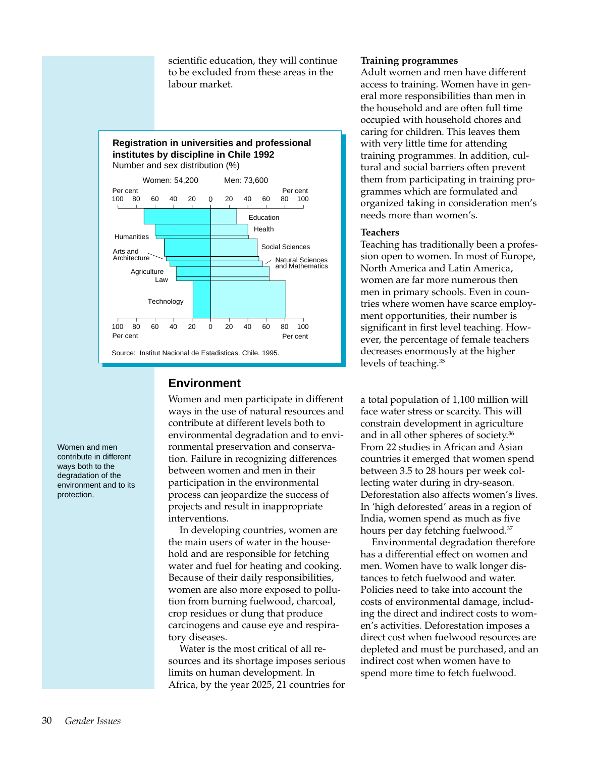scientific education, they will continue to be excluded from these areas in the labour market.

**Registration in universities and professional institutes by discipline in Chile 1992**
Number and sex distribution (%)

Women: 54,200 Men: 73,600

Education, Health, Humanities, Social Sciences, Arts and Architecture, Natural Sciences and Mathematics, Agriculture, Law, Technology

Source: Institut Nacional de Estadisticas. Chile. 1995.

## Environment

Women and men contribute in different ways both to the degradation of the environment and to its protection.

Women and men participate in different ways in the use of natural resources and contribute at different levels both to environmental degradation and to environmental preservation and conservation. Failure in recognizing differences between women and men in their participation in the environmental process can jeopardize the success of projects and result in inappropriate interventions.

In developing countries, women are the main users of water in the household and are responsible for fetching water and fuel for heating and cooking. Because of their daily responsibilities, women are also more exposed to pollution from burning fuelwood, charcoal, crop residues or dung that produce carcinogens and cause eye and respiratory diseases.

Water is the most critical of all resources and its shortage imposes serious limits on human development. In Africa, by the year 2025, 21 countries for a total population of 1,100 million will face water stress or scarcity. This will constrain development in agriculture and in all other spheres of society.[36] From 22 studies in African and Asian countries it emerged that women spend between 3.5 to 28 hours per week collecting water during in dry-season. Deforestation also affects women's lives. In 'high deforested' areas in a region of India, women spend as much as five hours per day fetching fuelwood.[37]

Environmental degradation therefore has a differential effect on women and men. Women have to walk longer distances to fetch fuelwood and water. Policies need to take into account the costs of environmental damage, including the direct and indirect costs to women's activities. Deforestation imposes a direct cost when fuelwood resources are depleted and must be purchased, and an indirect cost when women have to spend more time to fetch fuelwood.

**Training programmes**
Adult women and men have different access to training. Women have in general more responsibilities than men in the household and are often full time occupied with household chores and caring for children. This leaves them with very little time for attending training programmes. In addition, cultural and social barriers often prevent them from participating in training programmes which are formulated and organized taking in consideration men's needs more than women's.

**Teachers**
Teaching has traditionally been a profession open to women. In most of Europe, North America and Latin America, women are far more numerous then men in primary schools. Even in countries where women have scarce employment opportunities, their number is significant in first level teaching. However, the percentage of female teachers decreases enormously at the higher levels of teaching.[35]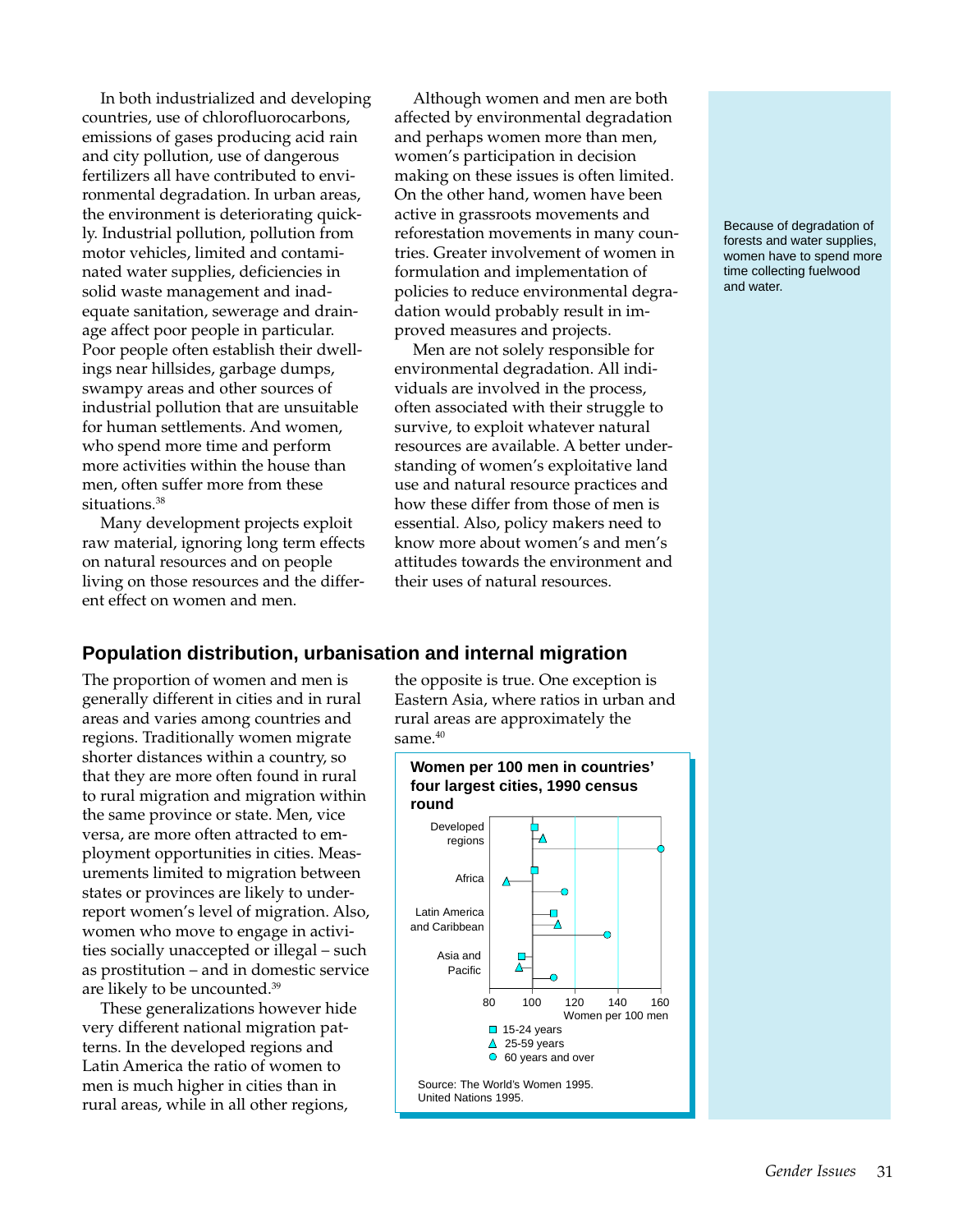In both industrialized and developing countries, use of chlorofluorocarbons, emissions of gases producing acid rain and city pollution, use of dangerous fertilizers all have contributed to environmental degradation. In urban areas, the environment is deteriorating quickly. Industrial pollution, pollution from motor vehicles, limited and contaminated water supplies, deficiencies in solid waste management and inadequate sanitation, sewerage and drainage affect poor people in particular. Poor people often establish their dwellings near hillsides, garbage dumps, swampy areas and other sources of industrial pollution that are unsuitable for human settlements. And women, who spend more time and perform more activities within the house than men, often suffer more from these situations.[38]

Many development projects exploit raw material, ignoring long term effects on natural resources and on people living on those resources and the different effect on women and men.

Although women and men are both affected by environmental degradation and perhaps women more than men, women's participation in decision making on these issues is often limited. On the other hand, women have been active in grassroots movements and reforestation movements in many countries. Greater involvement of women in formulation and implementation of policies to reduce environmental degradation would probably result in improved measures and projects.

Men are not solely responsible for environmental degradation. All individuals are involved in the process, often associated with their struggle to survive, to exploit whatever natural resources are available. A better understanding of women's exploitative land use and natural resource practices and how these differ from those of men is essential. Also, policy makers need to know more about women's and men's attitudes towards the environment and their uses of natural resources.

Because of degradation of forests and water supplies, women have to spend more time collecting fuelwood and water.

## Population distribution, urbanisation and internal migration

The proportion of women and men is generally different in cities and in rural areas and varies among countries and regions. Traditionally women migrate shorter distances within a country, so that they are more often found in rural to rural migration and migration within the same province or state. Men, vice versa, are more often attracted to employment opportunities in cities. Measurements limited to migration between states or provinces are likely to underreport women's level of migration. Also, women who move to engage in activities socially unaccepted or illegal – such as prostitution – and in domestic service are likely to be uncounted.[39]

These generalizations however hide very different national migration patterns. In the developed regions and Latin America the ratio of women to men is much higher in cities than in rural areas, while in all other regions, the opposite is true. One exception is Eastern Asia, where ratios in urban and rural areas are approximately the same.[40]

**Women per 100 men in countries' four largest cities, 1990 census round**

| Region | 15-24 years | 25-59 years | 60 years and over |
|---|---|---|---|
| Developed regions | ~101 | ~105 | ~160 |
| Africa | ~101 | ~88 | ~115 |
| Latin America and Caribbean | ~110 | ~112 | ~135 |
| Asia and Pacific | ~95 | ~94 | ~110 |

Women per 100 men

Source: The World's Women 1995. United Nations 1995.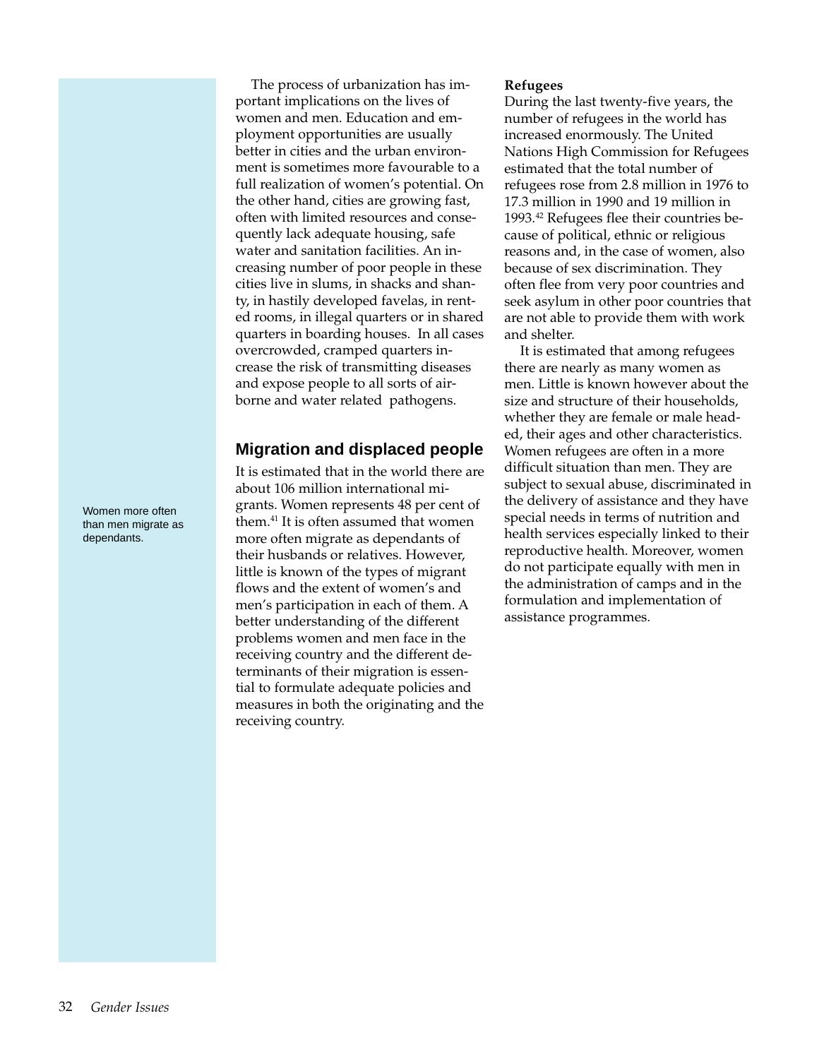The process of urbanization has important implications on the lives of women and men. Education and employment opportunities are usually better in cities and the urban environment is sometimes more favourable to a full realization of women's potential. On the other hand, cities are growing fast, often with limited resources and consequently lack adequate housing, safe water and sanitation facilities. An increasing number of poor people in these cities live in slums, in shacks and shanty, in hastily developed favelas, in rented rooms, in illegal quarters or in shared quarters in boarding houses. In all cases overcrowded, cramped quarters increase the risk of transmitting diseases and expose people to all sorts of airborne and water related pathogens.

## Migration and displaced people

Women more often than men migrate as dependants.

It is estimated that in the world there are about 106 million international migrants. Women represents 48 per cent of them.[41] It is often assumed that women more often migrate as dependants of their husbands or relatives. However, little is known of the types of migrant flows and the extent of women's and men's participation in each of them. A better understanding of the different problems women and men face in the receiving country and the different determinants of their migration is essential to formulate adequate policies and measures in both the originating and the receiving country.

**Refugees**

During the last twenty-five years, the number of refugees in the world has increased enormously. The United Nations High Commission for Refugees estimated that the total number of refugees rose from 2.8 million in 1976 to 17.3 million in 1990 and 19 million in 1993.[42] Refugees flee their countries because of political, ethnic or religious reasons and, in the case of women, also because of sex discrimination. They often flee from very poor countries and seek asylum in other poor countries that are not able to provide them with work and shelter.

It is estimated that among refugees there are nearly as many women as men. Little is known however about the size and structure of their households, whether they are female or male headed, their ages and other characteristics. Women refugees are often in a more difficult situation than men. They are subject to sexual abuse, discriminated in the delivery of assistance and they have special needs in terms of nutrition and health services especially linked to their reproductive health. Moreover, women do not participate equally with men in the administration of camps and in the formulation and implementation of assistance programmes.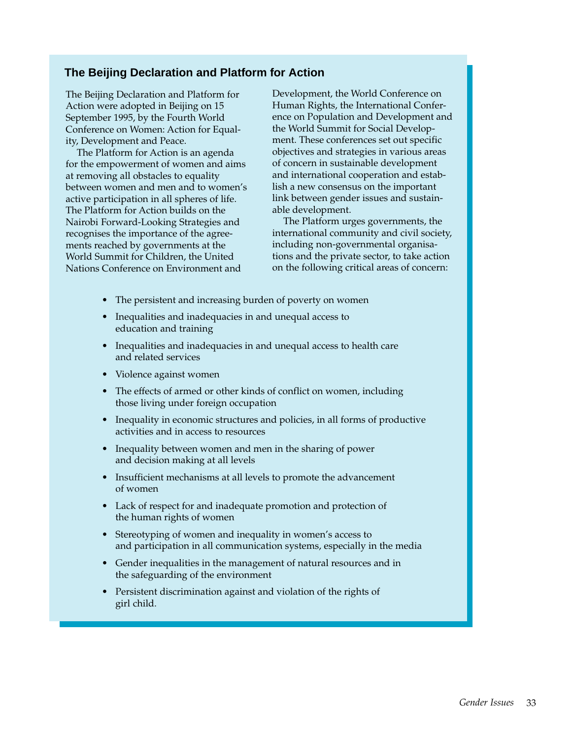## The Beijing Declaration and Platform for Action

The Beijing Declaration and Platform for Action were adopted in Beijing on 15 September 1995, by the Fourth World Conference on Women: Action for Equality, Development and Peace.

The Platform for Action is an agenda for the empowerment of women and aims at removing all obstacles to equality between women and men and to women's active participation in all spheres of life. The Platform for Action builds on the Nairobi Forward-Looking Strategies and recognises the importance of the agreements reached by governments at the World Summit for Children, the United Nations Conference on Environment and Development, the World Conference on Human Rights, the International Conference on Population and Development and the World Summit for Social Development. These conferences set out specific objectives and strategies in various areas of concern in sustainable development and international cooperation and establish a new consensus on the important link between gender issues and sustainable development.

The Platform urges governments, the international community and civil society, including non-governmental organisations and the private sector, to take action on the following critical areas of concern:

- The persistent and increasing burden of poverty on women
- Inequalities and inadequacies in and unequal access to education and training
- Inequalities and inadequacies in and unequal access to health care and related services
- Violence against women
- The effects of armed or other kinds of conflict on women, including those living under foreign occupation
- Inequality in economic structures and policies, in all forms of productive activities and in access to resources
- Inequality between women and men in the sharing of power and decision making at all levels
- Insufficient mechanisms at all levels to promote the advancement of women
- Lack of respect for and inadequate promotion and protection of the human rights of women
- Stereotyping of women and inequality in women's access to and participation in all communication systems, especially in the media
- Gender inequalities in the management of natural resources and in the safeguarding of the environment
- Persistent discrimination against and violation of the rights of girl child.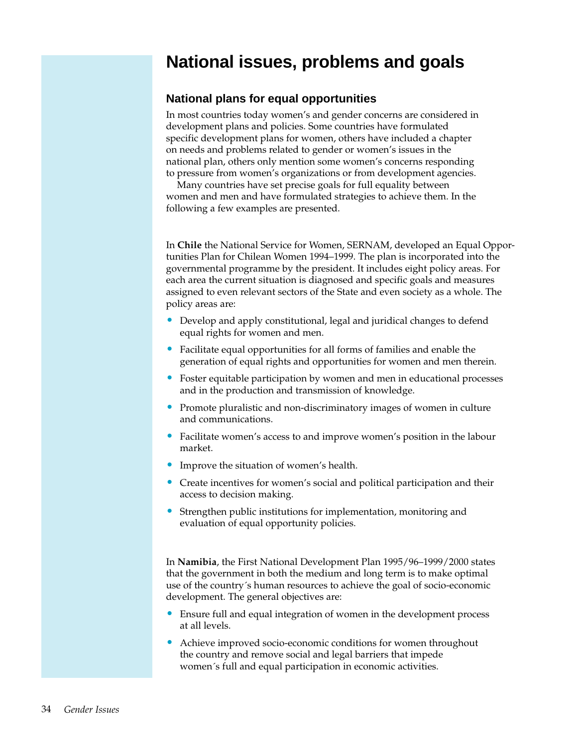# National issues, problems and goals

## National plans for equal opportunities

In most countries today women's and gender concerns are considered in development plans and policies. Some countries have formulated specific development plans for women, others have included a chapter on needs and problems related to gender or women's issues in the national plan, others only mention some women's concerns responding to pressure from women's organizations or from development agencies.

Many countries have set precise goals for full equality between women and men and have formulated strategies to achieve them. In the following a few examples are presented.

In **Chile** the National Service for Women, SERNAM, developed an Equal Opportunities Plan for Chilean Women 1994–1999. The plan is incorporated into the governmental programme by the president. It includes eight policy areas. For each area the current situation is diagnosed and specific goals and measures assigned to even relevant sectors of the State and even society as a whole. The policy areas are:

- Develop and apply constitutional, legal and juridical changes to defend equal rights for women and men.
- Facilitate equal opportunities for all forms of families and enable the generation of equal rights and opportunities for women and men therein.
- Foster equitable participation by women and men in educational processes and in the production and transmission of knowledge.
- Promote pluralistic and non-discriminatory images of women in culture and communications.
- Facilitate women's access to and improve women's position in the labour market.
- Improve the situation of women's health.
- Create incentives for women's social and political participation and their access to decision making.
- Strengthen public institutions for implementation, monitoring and evaluation of equal opportunity policies.

In **Namibia**, the First National Development Plan 1995/96–1999/2000 states that the government in both the medium and long term is to make optimal use of the country´s human resources to achieve the goal of socio-economic development. The general objectives are:

- Ensure full and equal integration of women in the development process at all levels.
- Achieve improved socio-economic conditions for women throughout the country and remove social and legal barriers that impede women´s full and equal participation in economic activities.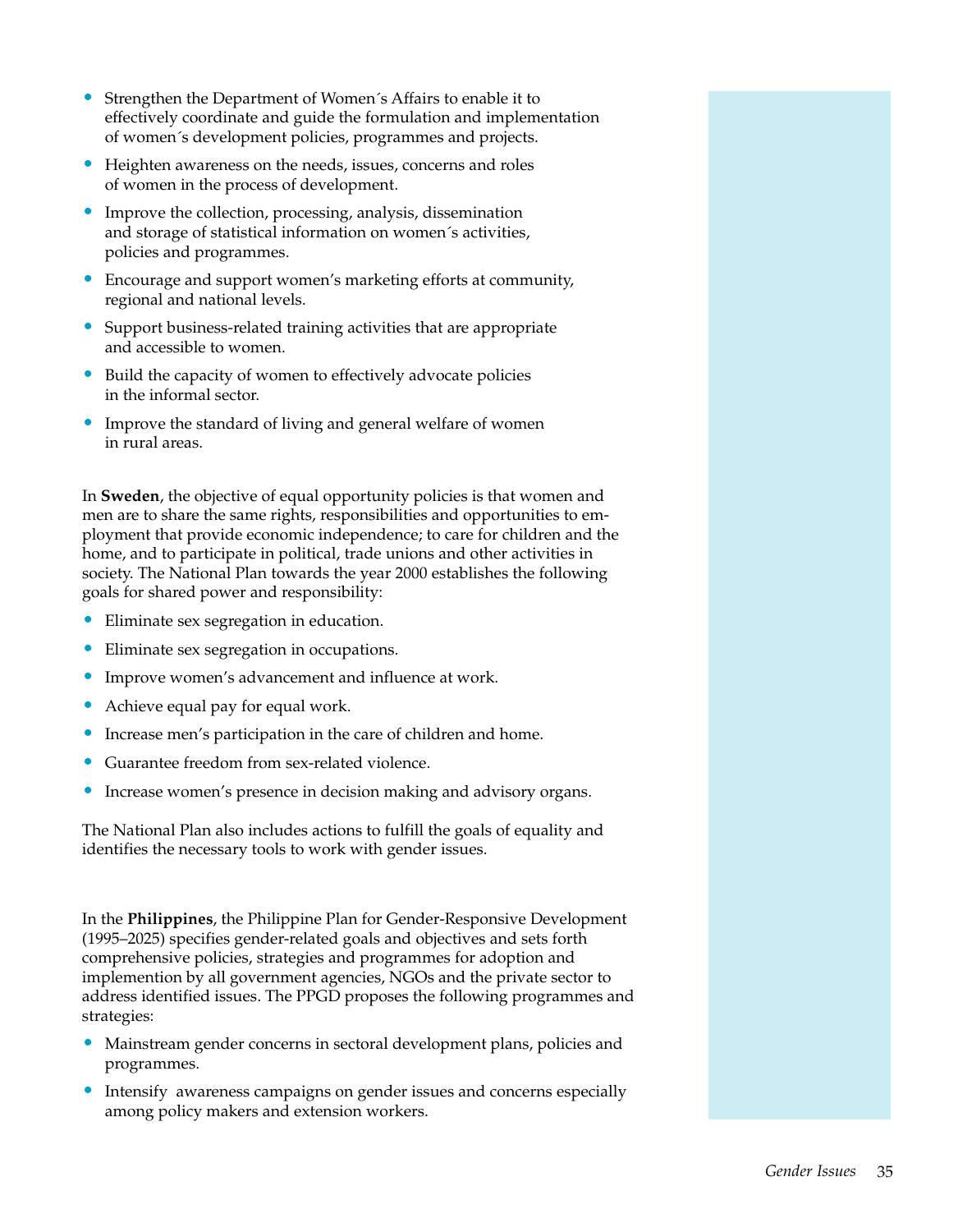- Strengthen the Department of Women´s Affairs to enable it to effectively coordinate and guide the formulation and implementation of women´s development policies, programmes and projects.
- Heighten awareness on the needs, issues, concerns and roles of women in the process of development.
- Improve the collection, processing, analysis, dissemination and storage of statistical information on women´s activities, policies and programmes.
- Encourage and support women's marketing efforts at community, regional and national levels.
- Support business-related training activities that are appropriate and accessible to women.
- Build the capacity of women to effectively advocate policies in the informal sector.
- Improve the standard of living and general welfare of women in rural areas.

In **Sweden**, the objective of equal opportunity policies is that women and men are to share the same rights, responsibilities and opportunities to employment that provide economic independence; to care for children and the home, and to participate in political, trade unions and other activities in society. The National Plan towards the year 2000 establishes the following goals for shared power and responsibility:

- Eliminate sex segregation in education.
- Eliminate sex segregation in occupations.
- Improve women's advancement and influence at work.
- Achieve equal pay for equal work.
- Increase men's participation in the care of children and home.
- Guarantee freedom from sex-related violence.
- Increase women's presence in decision making and advisory organs.

The National Plan also includes actions to fulfill the goals of equality and identifies the necessary tools to work with gender issues.

In the **Philippines**, the Philippine Plan for Gender-Responsive Development (1995–2025) specifies gender-related goals and objectives and sets forth comprehensive policies, strategies and programmes for adoption and implemention by all government agencies, NGOs and the private sector to address identified issues. The PPGD proposes the following programmes and strategies:

- Mainstream gender concerns in sectoral development plans, policies and programmes.
- Intensify awareness campaigns on gender issues and concerns especially among policy makers and extension workers.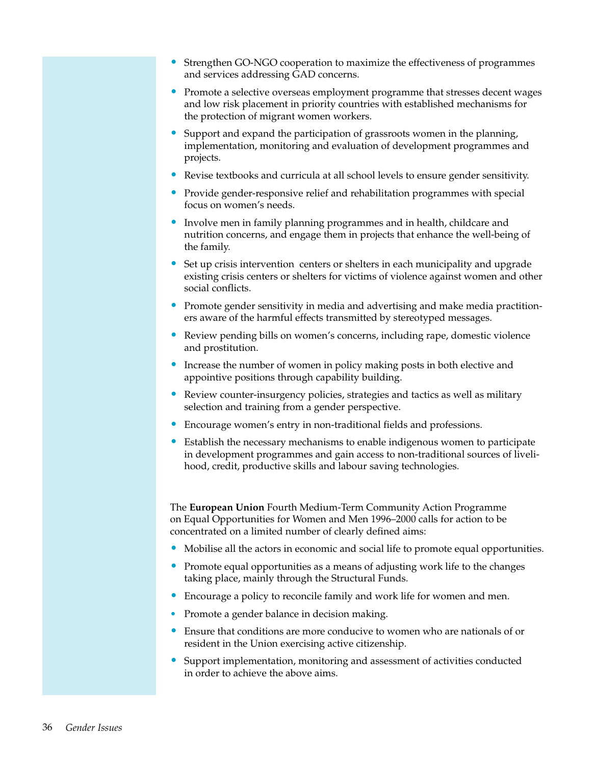- Strengthen GO-NGO cooperation to maximize the effectiveness of programmes and services addressing GAD concerns.
- Promote a selective overseas employment programme that stresses decent wages and low risk placement in priority countries with established mechanisms for the protection of migrant women workers.
- Support and expand the participation of grassroots women in the planning, implementation, monitoring and evaluation of development programmes and projects.
- Revise textbooks and curricula at all school levels to ensure gender sensitivity.
- Provide gender-responsive relief and rehabilitation programmes with special focus on women's needs.
- Involve men in family planning programmes and in health, childcare and nutrition concerns, and engage them in projects that enhance the well-being of the family.
- Set up crisis intervention centers or shelters in each municipality and upgrade existing crisis centers or shelters for victims of violence against women and other social conflicts.
- Promote gender sensitivity in media and advertising and make media practitioners aware of the harmful effects transmitted by stereotyped messages.
- Review pending bills on women's concerns, including rape, domestic violence and prostitution.
- Increase the number of women in policy making posts in both elective and appointive positions through capability building.
- Review counter-insurgency policies, strategies and tactics as well as military selection and training from a gender perspective.
- Encourage women's entry in non-traditional fields and professions.
- Establish the necessary mechanisms to enable indigenous women to participate in development programmes and gain access to non-traditional sources of livelihood, credit, productive skills and labour saving technologies.

The **European Union** Fourth Medium-Term Community Action Programme on Equal Opportunities for Women and Men 1996–2000 calls for action to be concentrated on a limited number of clearly defined aims:

- Mobilise all the actors in economic and social life to promote equal opportunities.
- Promote equal opportunities as a means of adjusting work life to the changes taking place, mainly through the Structural Funds.
- Encourage a policy to reconcile family and work life for women and men.
- Promote a gender balance in decision making.
- Ensure that conditions are more conducive to women who are nationals of or resident in the Union exercising active citizenship.
- Support implementation, monitoring and assessment of activities conducted in order to achieve the above aims.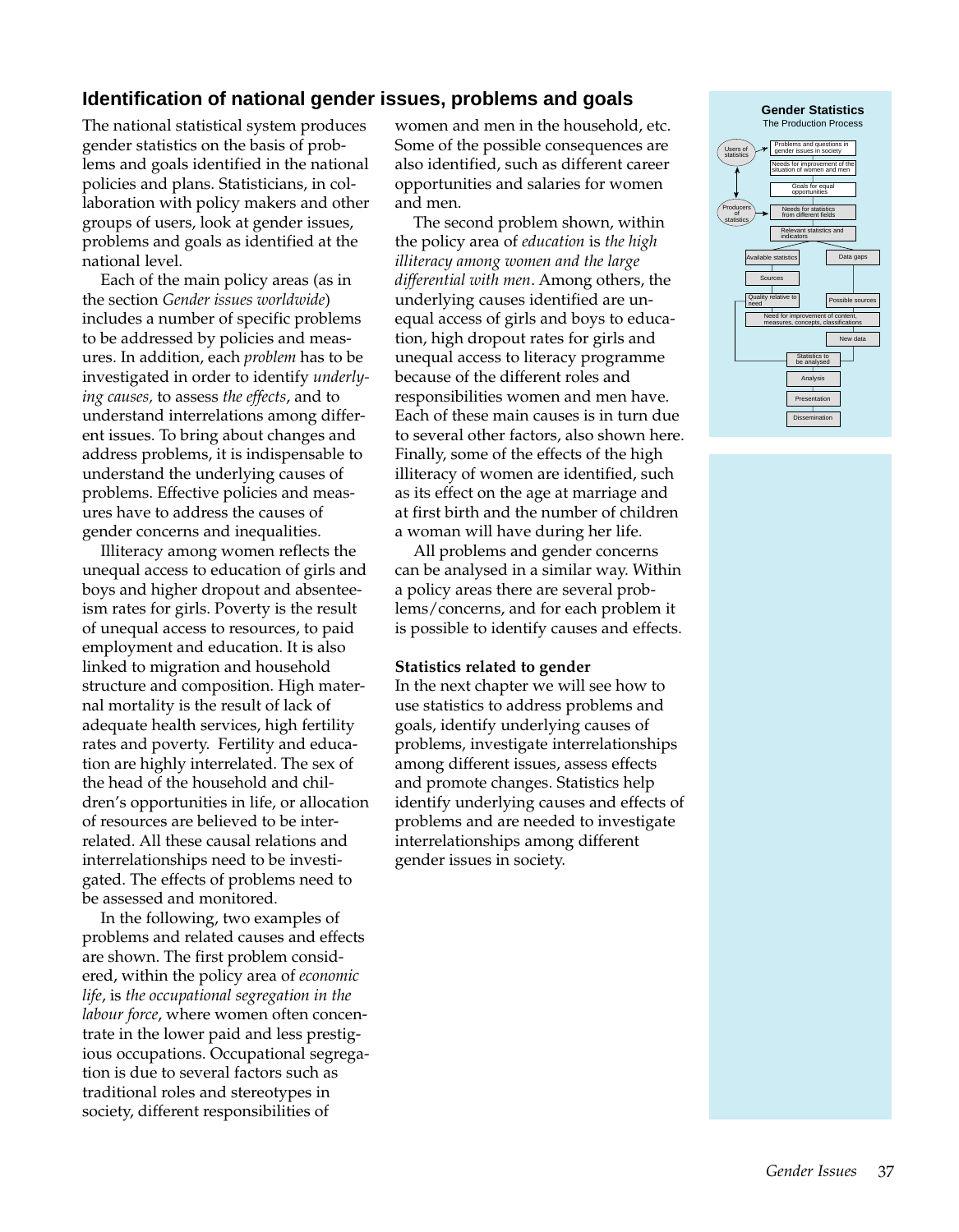## Identification of national gender issues, problems and goals

The national statistical system produces gender statistics on the basis of problems and goals identified in the national policies and plans. Statisticians, in collaboration with policy makers and other groups of users, look at gender issues, problems and goals as identified at the national level.

Each of the main policy areas (as in the section *Gender issues worldwide*) includes a number of specific problems to be addressed by policies and measures. In addition, each *problem* has to be investigated in order to identify *underlying causes,* to assess *the effects*, and to understand interrelations among different issues. To bring about changes and address problems, it is indispensable to understand the underlying causes of problems. Effective policies and measures have to address the causes of gender concerns and inequalities.

Illiteracy among women reflects the unequal access to education of girls and boys and higher dropout and absenteeism rates for girls. Poverty is the result of unequal access to resources, to paid employment and education. It is also linked to migration and household structure and composition. High maternal mortality is the result of lack of adequate health services, high fertility rates and poverty. Fertility and education are highly interrelated. The sex of the head of the household and children's opportunities in life, or allocation of resources are believed to be interrelated. All these causal relations and interrelationships need to be investigated. The effects of problems need to be assessed and monitored.

In the following, two examples of problems and related causes and effects are shown. The first problem considered, within the policy area of *economic life*, is *the occupational segregation in the labour force*, where women often concentrate in the lower paid and less prestigious occupations. Occupational segregation is due to several factors such as traditional roles and stereotypes in society, different responsibilities of women and men in the household, etc. Some of the possible consequences are also identified, such as different career opportunities and salaries for women and men.

The second problem shown, within the policy area of *education* is *the high illiteracy among women and the large differential with men*. Among others, the underlying causes identified are unequal access of girls and boys to education, high dropout rates for girls and unequal access to literacy programme because of the different roles and responsibilities women and men have. Each of these main causes is in turn due to several other factors, also shown here. Finally, some of the effects of the high illiteracy of women are identified, such as its effect on the age at marriage and at first birth and the number of children a woman will have during her life.

All problems and gender concerns can be analysed in a similar way. Within a policy areas there are several problems/concerns, and for each problem it is possible to identify causes and effects.

**Statistics related to gender**

In the next chapter we will see how to use statistics to address problems and goals, identify underlying causes of problems, investigate interrelationships among different issues, assess effects and promote changes. Statistics help identify underlying causes and effects of problems and are needed to investigate interrelationships among different gender issues in society.

**Gender Statistics**
The Production Process

Users of statistics → Problems and questions in gender issues in society → Needs for improvement of the situation of women and men → Goals for equal opportunities → Producers of statistics → Needs for statistics from different fields → Relevant statistics and indicators → Available statistics / Data gaps → Sources → Quality relative to need / Possible sources → Need for improvement of content, measures, concepts, classifications → New data → Statistics to be analysed → Analysis → Presentation → Dissemination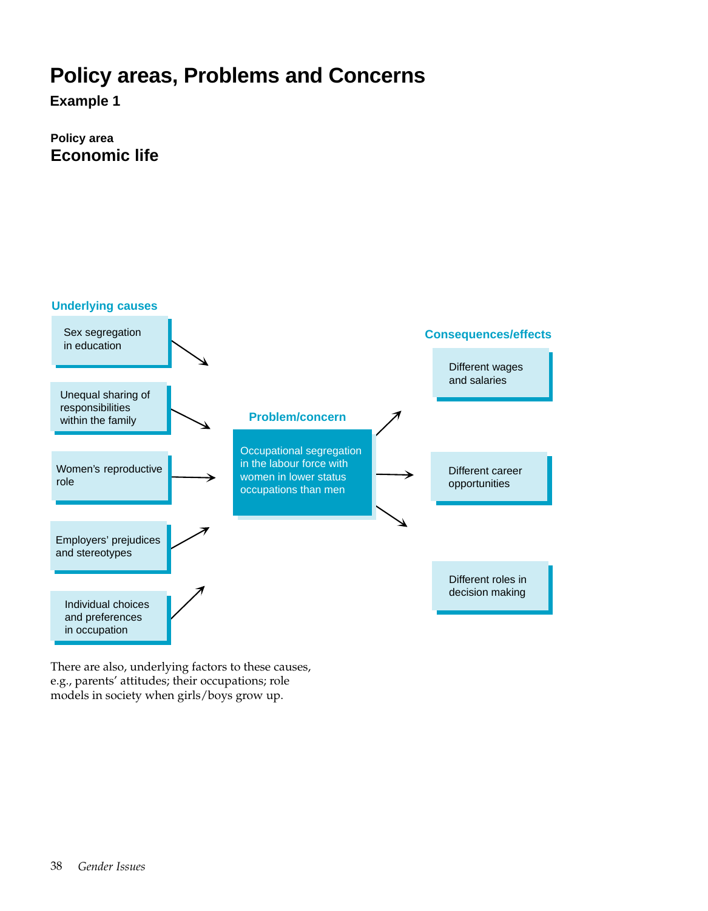# Policy areas, Problems and Concerns

**Example 1**

**Policy area**

## Economic life

**Underlying causes**

- Sex segregation in education
- Unequal sharing of responsibilities within the family
- Women's reproductive role
- Employers' prejudices and stereotypes
- Individual choices and preferences in occupation

**Problem/concern**

Occupational segregation in the labour force with women in lower status occupations than men

**Consequences/effects**

- Different wages and salaries
- Different career opportunities
- Different roles in decision making

There are also, underlying factors to these causes, e.g., parents' attitudes; their occupations; role models in society when girls/boys grow up.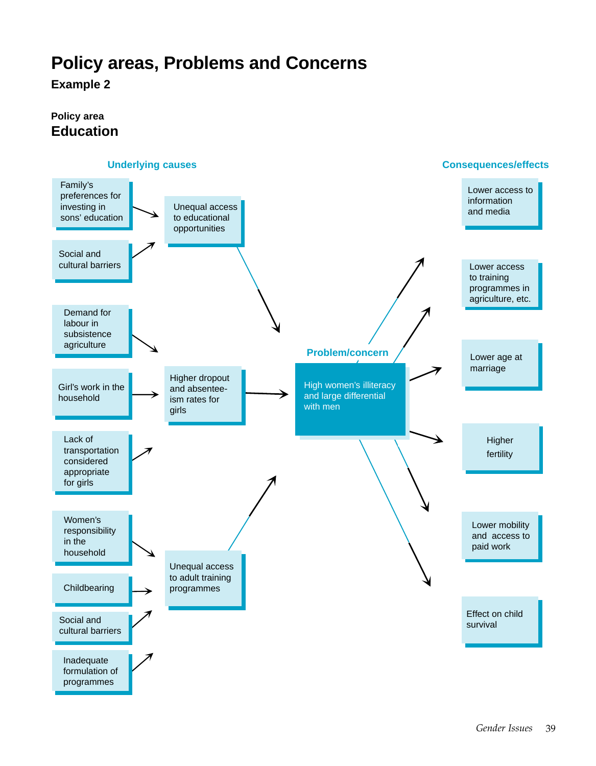# Policy areas, Problems and Concerns

**Example 2**

**Policy area**

## Education

**Underlying causes**

- Family's preferences for investing in sons' education
- Social and cultural barriers

→ Unequal access to educational opportunities

- Demand for labour in subsistence agriculture
- Girl's work in the household
- Lack of transportation considered appropriate for girls

→ Higher dropout and absenteeism rates for girls

- Women's responsibility in the household
- Childbearing
- Social and cultural barriers
- Inadequate formulation of programmes

→ Unequal access to adult training programmes

**Problem/concern**

High women's illiteracy and large differential with men

**Consequences/effects**

- Lower access to information and media
- Lower access to training programmes in agriculture, etc.
- Lower age at marriage
- Higher fertility
- Lower mobility and access to paid work
- Effect on child survival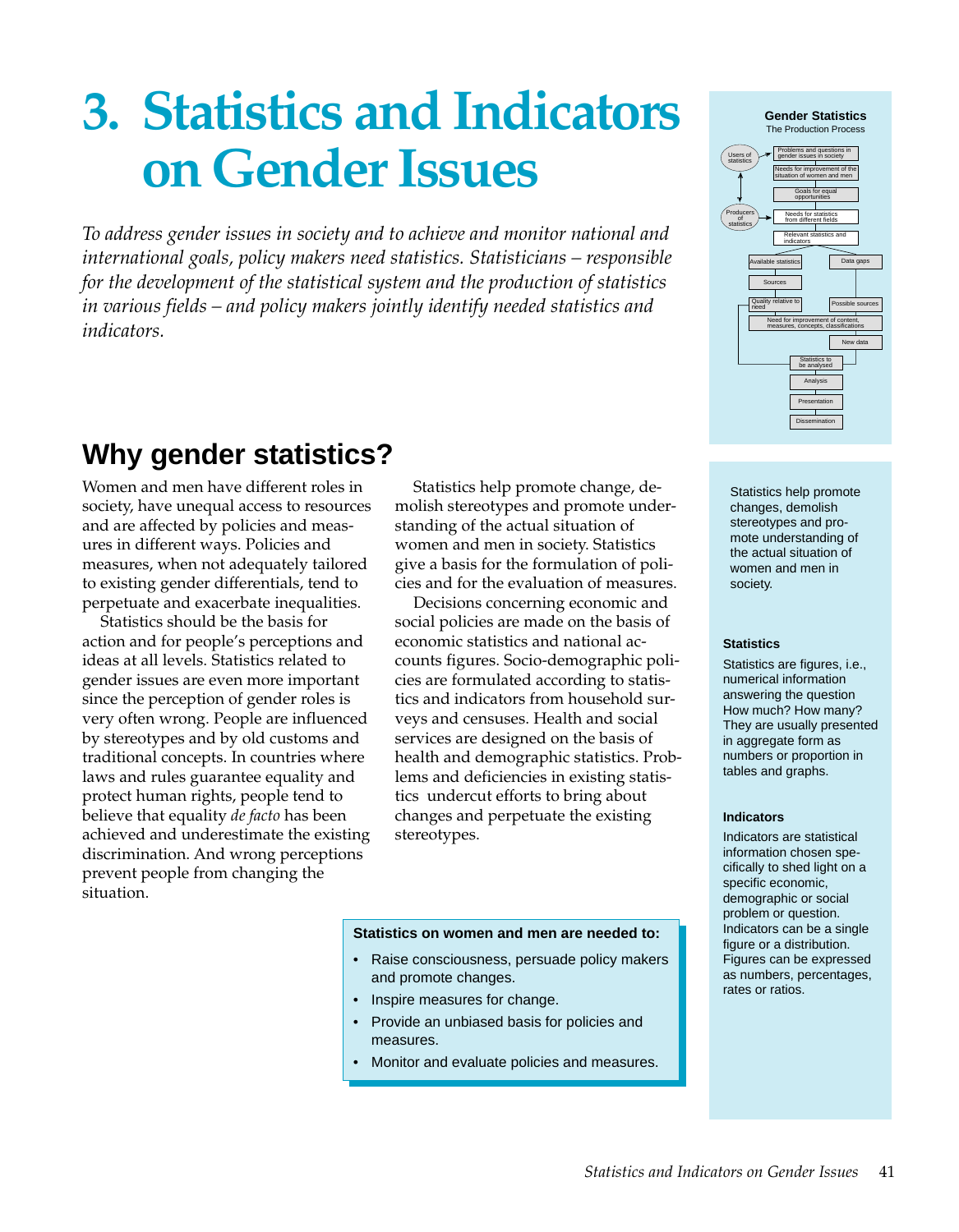# 3. Statistics and Indicators on Gender Issues

*To address gender issues in society and to achieve and monitor national and international goals, policy makers need statistics. Statisticians – responsible for the development of the statistical system and the production of statistics in various fields – and policy makers jointly identify needed statistics and indicators.*

**Gender Statistics**
The Production Process

Users of statistics → Problems and questions in gender issues in society → Needs for improvement of the situation of women and men → Goals for equal opportunities

Producers of statistics → Needs for statistics from different fields → Relevant statistics and indicators → Available statistics / Data gaps → Sources → Quality relative to need / Possible sources → Need for improvement of content, measures, concepts, classifications → New data → Statistics to be analysed → Analysis → Presentation → Dissemination

## Why gender statistics?

Women and men have different roles in society, have unequal access to resources and are affected by policies and measures in different ways. Policies and measures, when not adequately tailored to existing gender differentials, tend to perpetuate and exacerbate inequalities.

Statistics should be the basis for action and for people's perceptions and ideas at all levels. Statistics related to gender issues are even more important since the perception of gender roles is very often wrong. People are influenced by stereotypes and by old customs and traditional concepts. In countries where laws and rules guarantee equality and protect human rights, people tend to believe that equality *de facto* has been achieved and underestimate the existing discrimination. And wrong perceptions prevent people from changing the situation.

Statistics help promote change, demolish stereotypes and promote understanding of the actual situation of women and men in society. Statistics give a basis for the formulation of policies and for the evaluation of measures.

Decisions concerning economic and social policies are made on the basis of economic statistics and national accounts figures. Socio-demographic policies are formulated according to statistics and indicators from household surveys and censuses. Health and social services are designed on the basis of health and demographic statistics. Problems and deficiencies in existing statistics undercut efforts to bring about changes and perpetuate the existing stereotypes.

**Statistics on women and men are needed to:**

- Raise consciousness, persuade policy makers and promote changes.
- Inspire measures for change.
- Provide an unbiased basis for policies and measures.
- Monitor and evaluate policies and measures.

Statistics help promote changes, demolish stereotypes and promote understanding of the actual situation of women and men in society.

**Statistics**

Statistics are figures, i.e., numerical information answering the question How much? How many? They are usually presented in aggregate form as numbers or proportion in tables and graphs.

**Indicators**

Indicators are statistical information chosen specifically to shed light on a specific economic, demographic or social problem or question. Indicators can be a single figure or a distribution. Figures can be expressed as numbers, percentages, rates or ratios.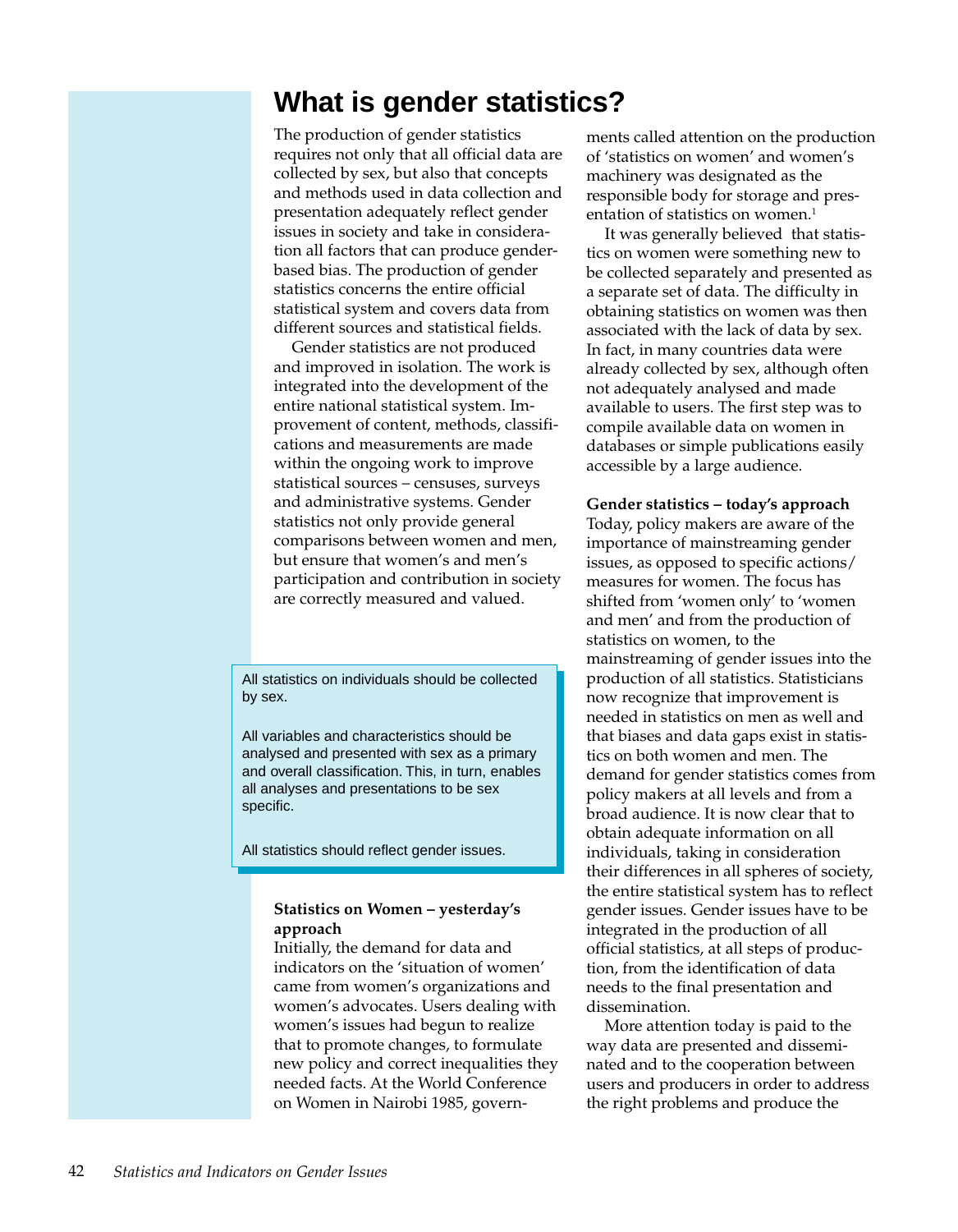# What is gender statistics?

The production of gender statistics requires not only that all official data are collected by sex, but also that concepts and methods used in data collection and presentation adequately reflect gender issues in society and take in consideration all factors that can produce gender-based bias. The production of gender statistics concerns the entire official statistical system and covers data from different sources and statistical fields.

Gender statistics are not produced and improved in isolation. The work is integrated into the development of the entire national statistical system. Improvement of content, methods, classifications and measurements are made within the ongoing work to improve statistical sources – censuses, surveys and administrative systems. Gender statistics not only provide general comparisons between women and men, but ensure that women's and men's participation and contribution in society are correctly measured and valued.

> All statistics on individuals should be collected by sex.
>
> All variables and characteristics should be analysed and presented with sex as a primary and overall classification. This, in turn, enables all analyses and presentations to be sex specific.
>
> All statistics should reflect gender issues.

**Statistics on Women – yesterday's approach**

Initially, the demand for data and indicators on the 'situation of women' came from women's organizations and women's advocates. Users dealing with women's issues had begun to realize that to promote changes, to formulate new policy and correct inequalities they needed facts. At the World Conference on Women in Nairobi 1985, governments called attention on the production of 'statistics on women' and women's machinery was designated as the responsible body for storage and presentation of statistics on women.[1]

It was generally believed that statistics on women were something new to be collected separately and presented as a separate set of data. The difficulty in obtaining statistics on women was then associated with the lack of data by sex. In fact, in many countries data were already collected by sex, although often not adequately analysed and made available to users. The first step was to compile available data on women in databases or simple publications easily accessible by a large audience.

**Gender statistics – today's approach**

Today, policy makers are aware of the importance of mainstreaming gender issues, as opposed to specific actions/measures for women. The focus has shifted from 'women only' to 'women and men' and from the production of statistics on women, to the mainstreaming of gender issues into the production of all statistics. Statisticians now recognize that improvement is needed in statistics on men as well and that biases and data gaps exist in statistics on both women and men. The demand for gender statistics comes from policy makers at all levels and from a broad audience. It is now clear that to obtain adequate information on all individuals, taking in consideration their differences in all spheres of society, the entire statistical system has to reflect gender issues. Gender issues have to be integrated in the production of all official statistics, at all steps of production, from the identification of data needs to the final presentation and dissemination.

More attention today is paid to the way data are presented and disseminated and to the cooperation between users and producers in order to address the right problems and produce the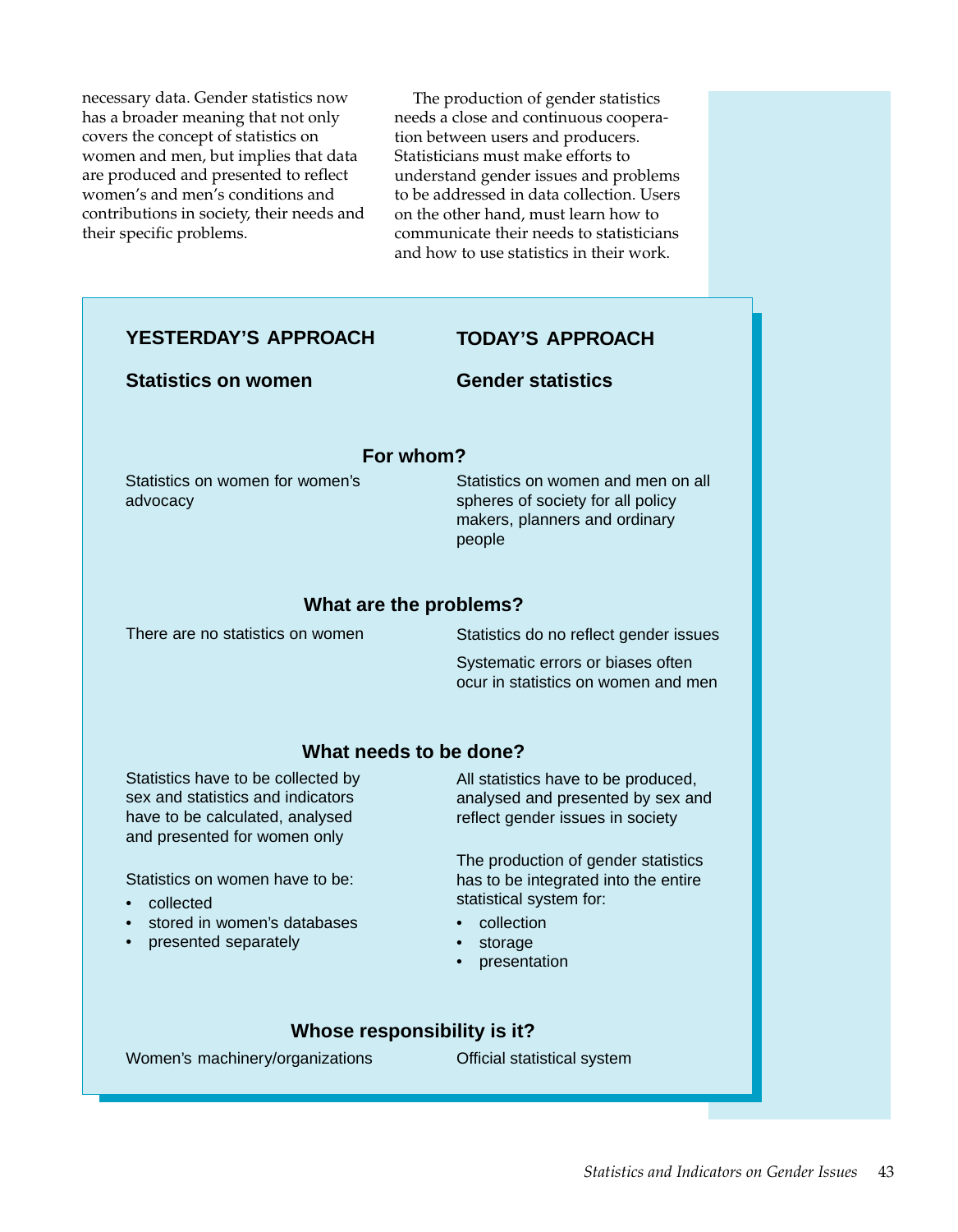necessary data. Gender statistics now has a broader meaning that not only covers the concept of statistics on women and men, but implies that data are produced and presented to reflect women's and men's conditions and contributions in society, their needs and their specific problems.

The production of gender statistics needs a close and continuous cooperation between users and producers. Statisticians must make efforts to understand gender issues and problems to be addressed in data collection. Users on the other hand, must learn how to communicate their needs to statisticians and how to use statistics in their work.

| YESTERDAY'S APPROACH | TODAY'S APPROACH |
|---|---|
| **Statistics on women** | **Gender statistics** |
| **For whom?** | |
| Statistics on women for women's advocacy | Statistics on women and men on all spheres of society for all policy makers, planners and ordinary people |
| **What are the problems?** | |
| There are no statistics on women | Statistics do no reflect gender issues<br><br>Systematic errors or biases often ocur in statistics on women and men |
| **What needs to be done?** | |
| Statistics have to be collected by sex and statistics and indicators have to be calculated, analysed and presented for women only<br><br>Statistics on women have to be:<br>• collected<br>• stored in women's databases<br>• presented separately | All statistics have to be produced, analysed and presented by sex and reflect gender issues in society<br><br>The production of gender statistics has to be integrated into the entire statistical system for:<br>• collection<br>• storage<br>• presentation |
| **Whose responsibility is it?** | |
| Women's machinery/organizations | Official statistical system |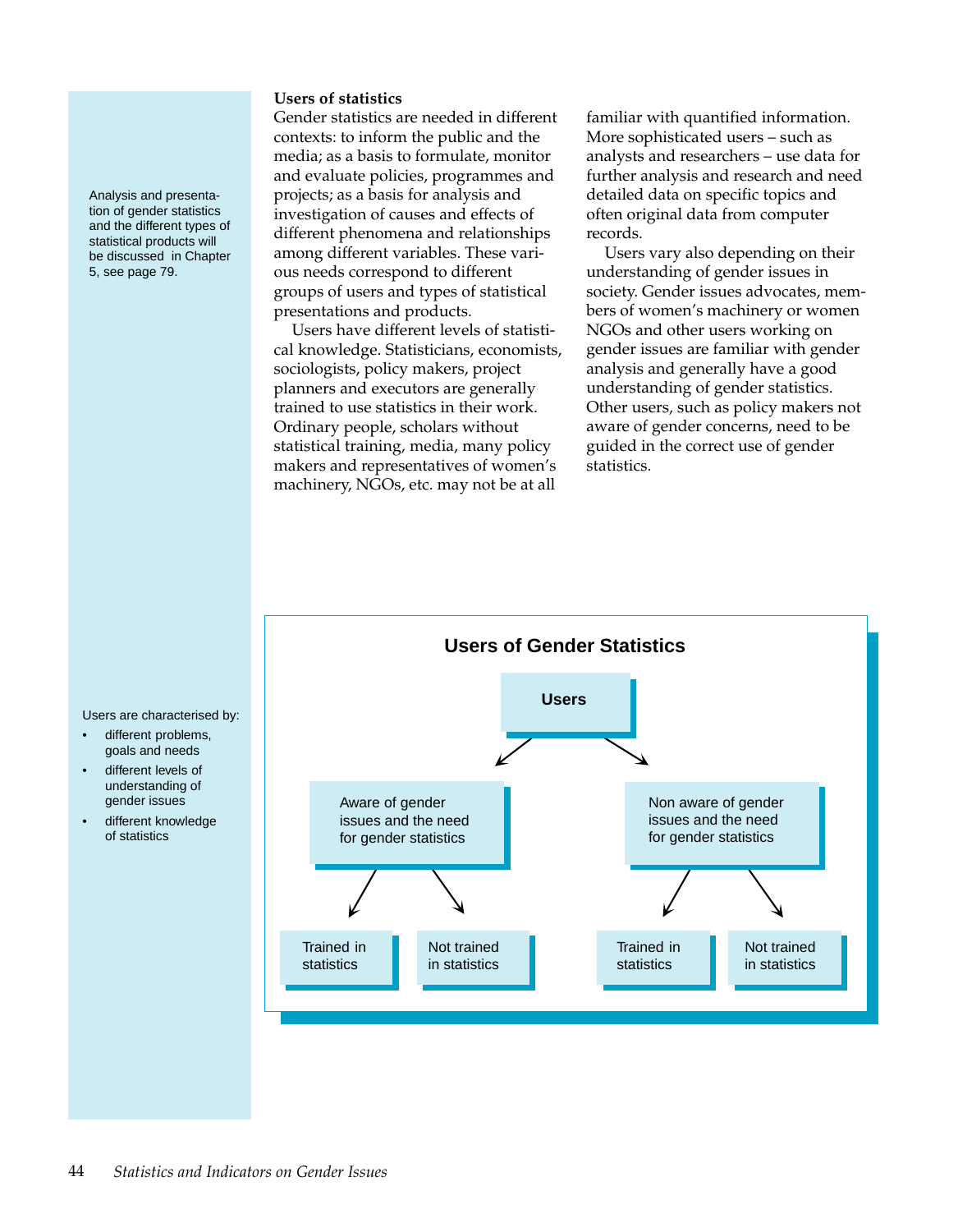Analysis and presentation of gender statistics and the different types of statistical products will be discussed in Chapter 5, see page 79.

### Users of statistics

Gender statistics are needed in different contexts: to inform the public and the media; as a basis to formulate, monitor and evaluate policies, programmes and projects; as a basis for analysis and investigation of causes and effects of different phenomena and relationships among different variables. These various needs correspond to different groups of users and types of statistical presentations and products.

Users have different levels of statistical knowledge. Statisticians, economists, sociologists, policy makers, project planners and executors are generally trained to use statistics in their work. Ordinary people, scholars without statistical training, media, many policy makers and representatives of women's machinery, NGOs, etc. may not be at all familiar with quantified information. More sophisticated users – such as analysts and researchers – use data for further analysis and research and need detailed data on specific topics and often original data from computer records.

Users vary also depending on their understanding of gender issues in society. Gender issues advocates, members of women's machinery or women NGOs and other users working on gender issues are familiar with gender analysis and generally have a good understanding of gender statistics. Other users, such as policy makers not aware of gender concerns, need to be guided in the correct use of gender statistics.

Users are characterised by:

- different problems, goals and needs
- different levels of understanding of gender issues
- different knowledge of statistics

**Users of Gender Statistics**

- **Users**
  - Aware of gender issues and the need for gender statistics
    - Trained in statistics
    - Not trained in statistics
  - Non aware of gender issues and the need for gender statistics
    - Trained in statistics
    - Not trained in statistics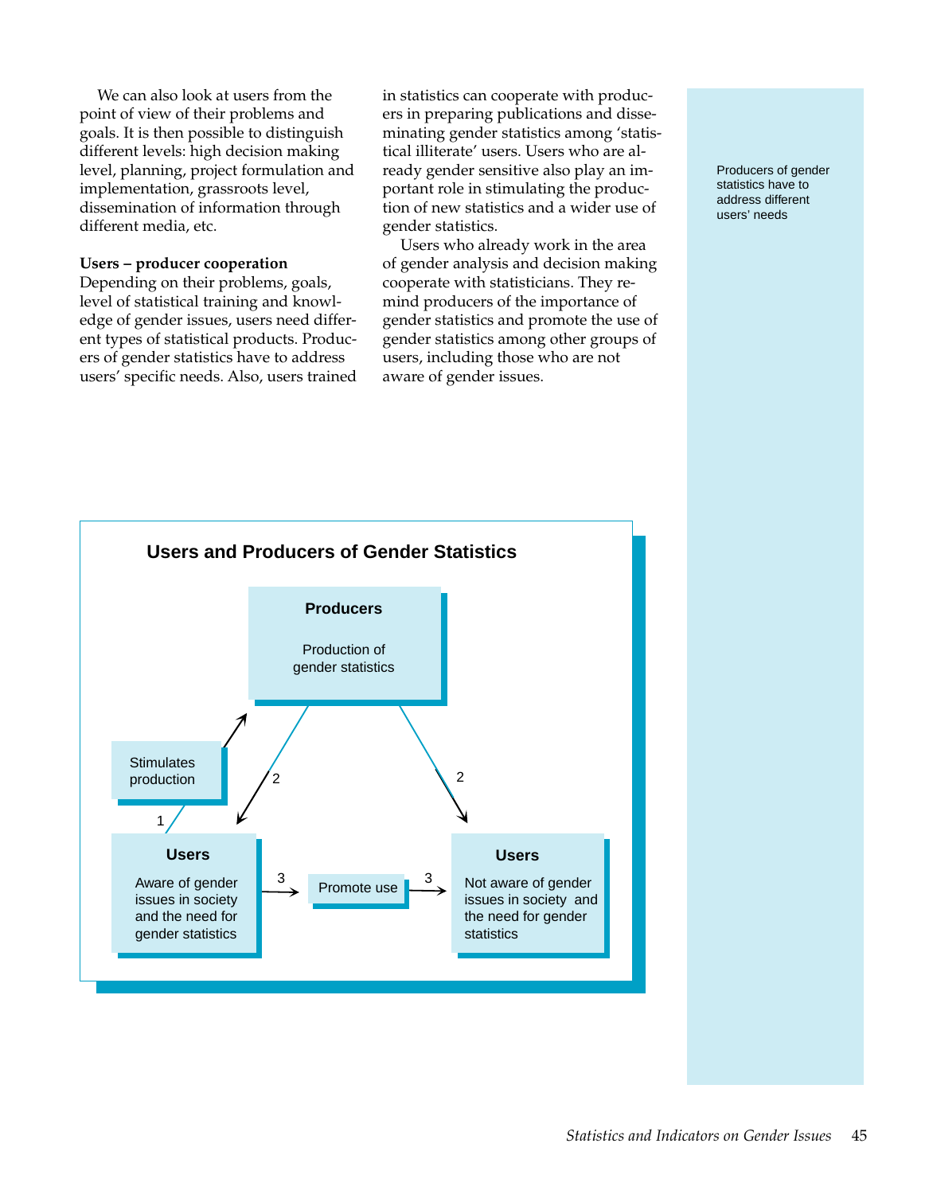We can also look at users from the point of view of their problems and goals. It is then possible to distinguish different levels: high decision making level, planning, project formulation and implementation, grassroots level, dissemination of information through different media, etc.

**Users – producer cooperation**

Depending on their problems, goals, level of statistical training and knowledge of gender issues, users need different types of statistical products. Producers of gender statistics have to address users' specific needs. Also, users trained in statistics can cooperate with producers in preparing publications and disseminating gender statistics among 'statistical illiterate' users. Users who are already gender sensitive also play an important role in stimulating the production of new statistics and a wider use of gender statistics.

Users who already work in the area of gender analysis and decision making cooperate with statisticians. They remind producers of the importance of gender statistics and promote the use of gender statistics among other groups of users, including those who are not aware of gender issues.

Producers of gender statistics have to address different users' needs

**Users and Producers of Gender Statistics**

**Producers**

Production of gender statistics

Stimulates production

1

2

2

**Users**

Aware of gender issues in society and the need for gender statistics

3

Promote use

3

**Users**

Not aware of gender issues in society and the need for gender statistics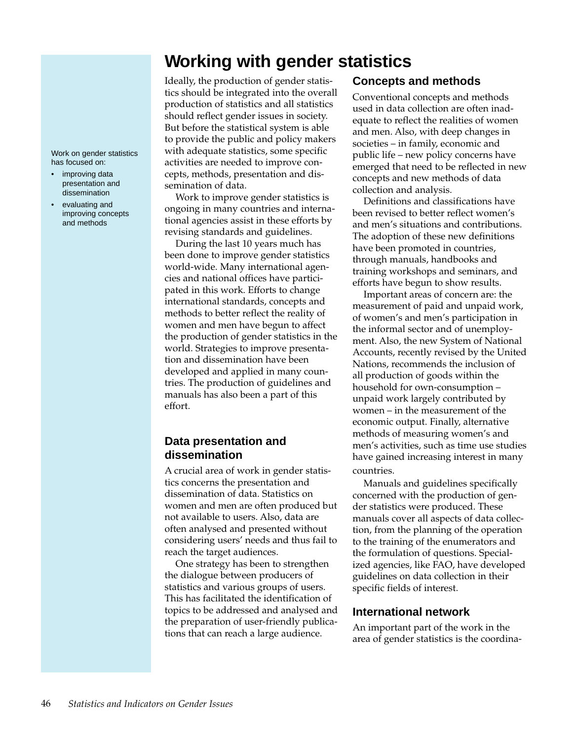# Working with gender statistics

Work on gender statistics has focused on:

- improving data presentation and dissemination
- evaluating and improving concepts and methods

Ideally, the production of gender statistics should be integrated into the overall production of statistics and all statistics should reflect gender issues in society. But before the statistical system is able to provide the public and policy makers with adequate statistics, some specific activities are needed to improve concepts, methods, presentation and dissemination of data.

Work to improve gender statistics is ongoing in many countries and international agencies assist in these efforts by revising standards and guidelines.

During the last 10 years much has been done to improve gender statistics world-wide. Many international agencies and national offices have participated in this work. Efforts to change international standards, concepts and methods to better reflect the reality of women and men have begun to affect the production of gender statistics in the world. Strategies to improve presentation and dissemination have been developed and applied in many countries. The production of guidelines and manuals has also been a part of this effort.

## Data presentation and dissemination

A crucial area of work in gender statistics concerns the presentation and dissemination of data. Statistics on women and men are often produced but not available to users. Also, data are often analysed and presented without considering users' needs and thus fail to reach the target audiences.

One strategy has been to strengthen the dialogue between producers of statistics and various groups of users. This has facilitated the identification of topics to be addressed and analysed and the preparation of user-friendly publications that can reach a large audience.

## Concepts and methods

Conventional concepts and methods used in data collection are often inadequate to reflect the realities of women and men. Also, with deep changes in societies – in family, economic and public life – new policy concerns have emerged that need to be reflected in new concepts and new methods of data collection and analysis.

Definitions and classifications have been revised to better reflect women's and men's situations and contributions. The adoption of these new definitions have been promoted in countries, through manuals, handbooks and training workshops and seminars, and efforts have begun to show results.

Important areas of concern are: the measurement of paid and unpaid work, of women's and men's participation in the informal sector and of unemployment. Also, the new System of National Accounts, recently revised by the United Nations, recommends the inclusion of all production of goods within the household for own-consumption – unpaid work largely contributed by women – in the measurement of the economic output. Finally, alternative methods of measuring women's and men's activities, such as time use studies have gained increasing interest in many countries.

Manuals and guidelines specifically concerned with the production of gender statistics were produced. These manuals cover all aspects of data collection, from the planning of the operation to the training of the enumerators and the formulation of questions. Specialized agencies, like FAO, have developed guidelines on data collection in their specific fields of interest.

## International network

An important part of the work in the area of gender statistics is the coordina-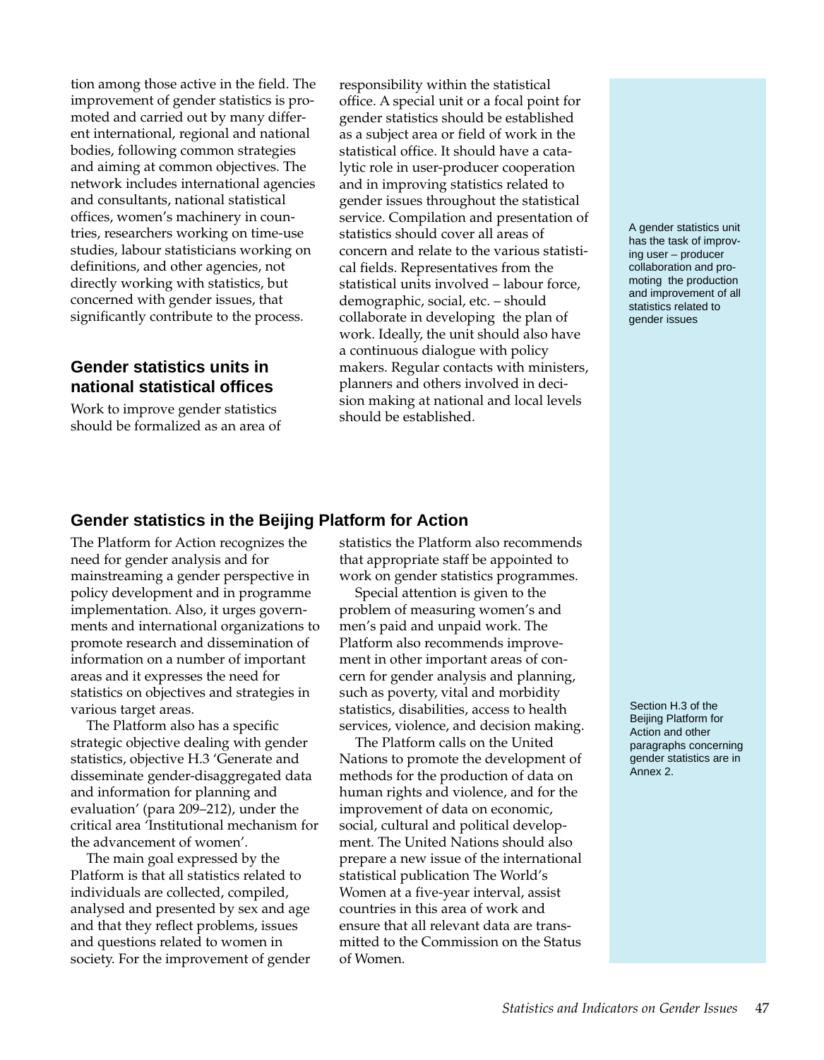tion among those active in the field. The improvement of gender statistics is promoted and carried out by many different international, regional and national bodies, following common strategies and aiming at common objectives. The network includes international agencies and consultants, national statistical offices, women's machinery in countries, researchers working on time-use studies, labour statisticians working on definitions, and other agencies, not directly working with statistics, but concerned with gender issues, that significantly contribute to the process.

## Gender statistics units in national statistical offices

Work to improve gender statistics should be formalized as an area of responsibility within the statistical office. A special unit or a focal point for gender statistics should be established as a subject area or field of work in the statistical office. It should have a catalytic role in user-producer cooperation and in improving statistics related to gender issues throughout the statistical service. Compilation and presentation of statistics should cover all areas of concern and relate to the various statistical fields. Representatives from the statistical units involved – labour force, demographic, social, etc. – should collaborate in developing the plan of work. Ideally, the unit should also have a continuous dialogue with policy makers. Regular contacts with ministers, planners and others involved in decision making at national and local levels should be established.

A gender statistics unit has the task of improving user – producer collaboration and promoting the production and improvement of all statistics related to gender issues

## Gender statistics in the Beijing Platform for Action

The Platform for Action recognizes the need for gender analysis and for mainstreaming a gender perspective in policy development and in programme implementation. Also, it urges governments and international organizations to promote research and dissemination of information on a number of important areas and it expresses the need for statistics on objectives and strategies in various target areas.

The Platform also has a specific strategic objective dealing with gender statistics, objective H.3 'Generate and disseminate gender-disaggregated data and information for planning and evaluation' (para 209–212), under the critical area 'Institutional mechanism for the advancement of women'.

The main goal expressed by the Platform is that all statistics related to individuals are collected, compiled, analysed and presented by sex and age and that they reflect problems, issues and questions related to women in society. For the improvement of gender statistics the Platform also recommends that appropriate staff be appointed to work on gender statistics programmes.

Special attention is given to the problem of measuring women's and men's paid and unpaid work. The Platform also recommends improvement in other important areas of concern for gender analysis and planning, such as poverty, vital and morbidity statistics, disabilities, access to health services, violence, and decision making.

The Platform calls on the United Nations to promote the development of methods for the production of data on human rights and violence, and for the improvement of data on economic, social, cultural and political development. The United Nations should also prepare a new issue of the international statistical publication The World's Women at a five-year interval, assist countries in this area of work and ensure that all relevant data are transmitted to the Commission on the Status of Women.

Section H.3 of the Beijing Platform for Action and other paragraphs concerning gender statistics are in Annex 2.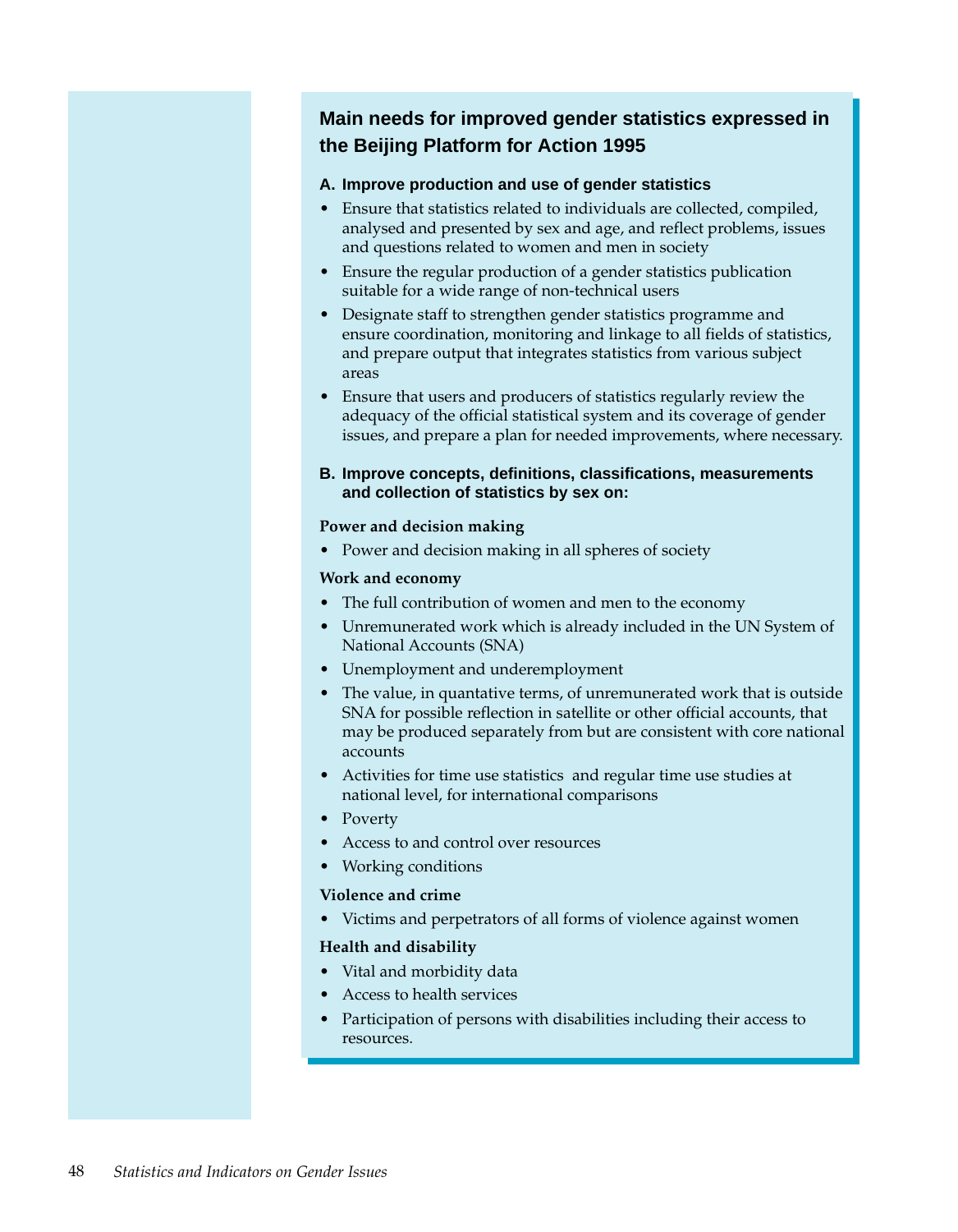## Main needs for improved gender statistics expressed in the Beijing Platform for Action 1995

### A. Improve production and use of gender statistics

- Ensure that statistics related to individuals are collected, compiled, analysed and presented by sex and age, and reflect problems, issues and questions related to women and men in society
- Ensure the regular production of a gender statistics publication suitable for a wide range of non-technical users
- Designate staff to strengthen gender statistics programme and ensure coordination, monitoring and linkage to all fields of statistics, and prepare output that integrates statistics from various subject areas
- Ensure that users and producers of statistics regularly review the adequacy of the official statistical system and its coverage of gender issues, and prepare a plan for needed improvements, where necessary.

### B. Improve concepts, definitions, classifications, measurements and collection of statistics by sex on:

**Power and decision making**

- Power and decision making in all spheres of society

**Work and economy**

- The full contribution of women and men to the economy
- Unremunerated work which is already included in the UN System of National Accounts (SNA)
- Unemployment and underemployment
- The value, in quantative terms, of unremunerated work that is outside SNA for possible reflection in satellite or other official accounts, that may be produced separately from but are consistent with core national accounts
- Activities for time use statistics and regular time use studies at national level, for international comparisons
- Poverty
- Access to and control over resources
- Working conditions

**Violence and crime**

- Victims and perpetrators of all forms of violence against women

**Health and disability**

- Vital and morbidity data
- Access to health services
- Participation of persons with disabilities including their access to resources.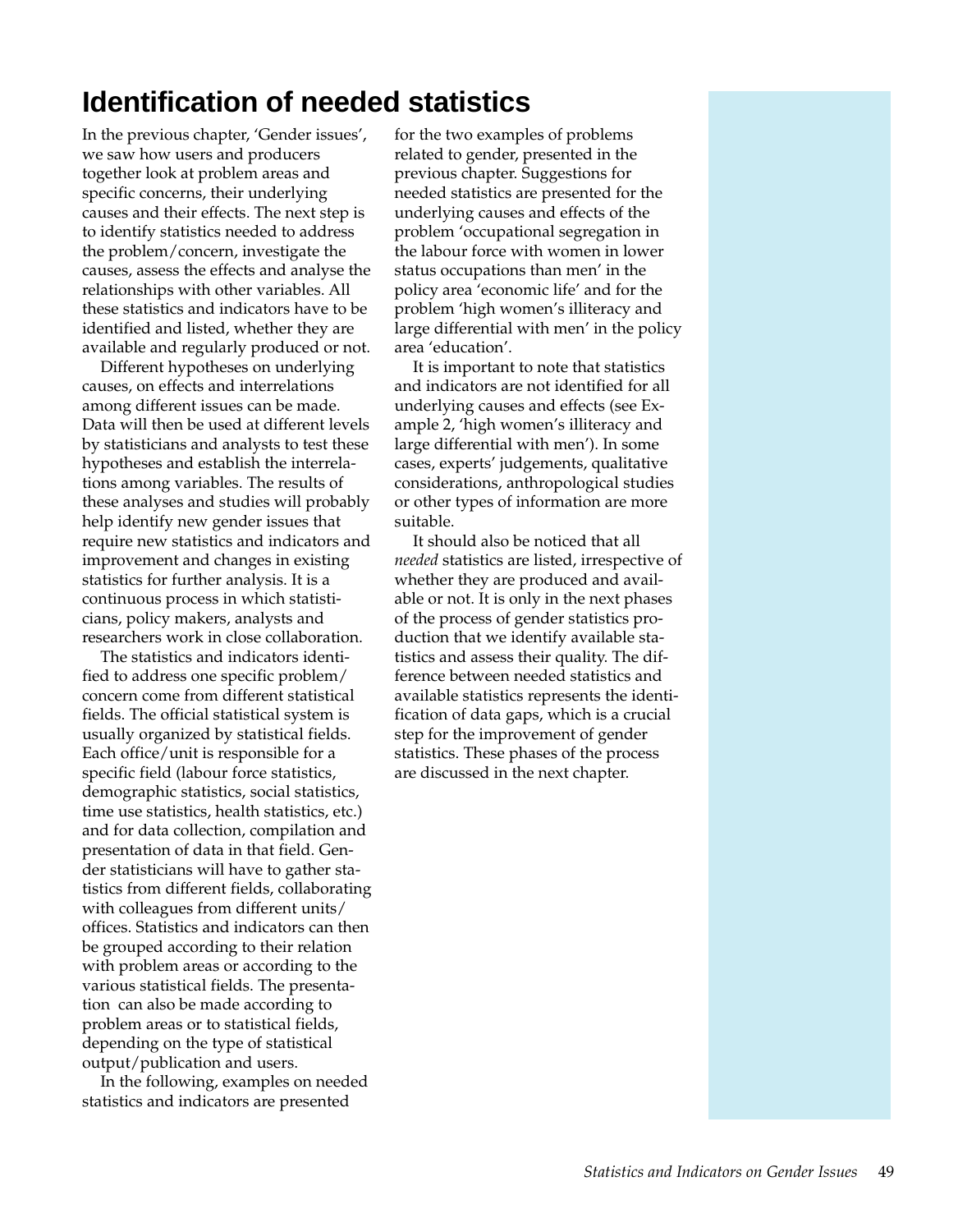# Identification of needed statistics

In the previous chapter, 'Gender issues', we saw how users and producers together look at problem areas and specific concerns, their underlying causes and their effects. The next step is to identify statistics needed to address the problem/concern, investigate the causes, assess the effects and analyse the relationships with other variables. All these statistics and indicators have to be identified and listed, whether they are available and regularly produced or not.

Different hypotheses on underlying causes, on effects and interrelations among different issues can be made. Data will then be used at different levels by statisticians and analysts to test these hypotheses and establish the interrelations among variables. The results of these analyses and studies will probably help identify new gender issues that require new statistics and indicators and improvement and changes in existing statistics for further analysis. It is a continuous process in which statisticians, policy makers, analysts and researchers work in close collaboration.

The statistics and indicators identified to address one specific problem/concern come from different statistical fields. The official statistical system is usually organized by statistical fields. Each office/unit is responsible for a specific field (labour force statistics, demographic statistics, social statistics, time use statistics, health statistics, etc.) and for data collection, compilation and presentation of data in that field. Gender statisticians will have to gather statistics from different fields, collaborating with colleagues from different units/offices. Statistics and indicators can then be grouped according to their relation with problem areas or according to the various statistical fields. The presentation can also be made according to problem areas or to statistical fields, depending on the type of statistical output/publication and users.

In the following, examples on needed statistics and indicators are presented for the two examples of problems related to gender, presented in the previous chapter. Suggestions for needed statistics are presented for the underlying causes and effects of the problem 'occupational segregation in the labour force with women in lower status occupations than men' in the policy area 'economic life' and for the problem 'high women's illiteracy and large differential with men' in the policy area 'education'.

It is important to note that statistics and indicators are not identified for all underlying causes and effects (see Example 2, 'high women's illiteracy and large differential with men'). In some cases, experts' judgements, qualitative considerations, anthropological studies or other types of information are more suitable.

It should also be noticed that all *needed* statistics are listed, irrespective of whether they are produced and available or not. It is only in the next phases of the process of gender statistics production that we identify available statistics and assess their quality. The difference between needed statistics and available statistics represents the identification of data gaps, which is a crucial step for the improvement of gender statistics. These phases of the process are discussed in the next chapter.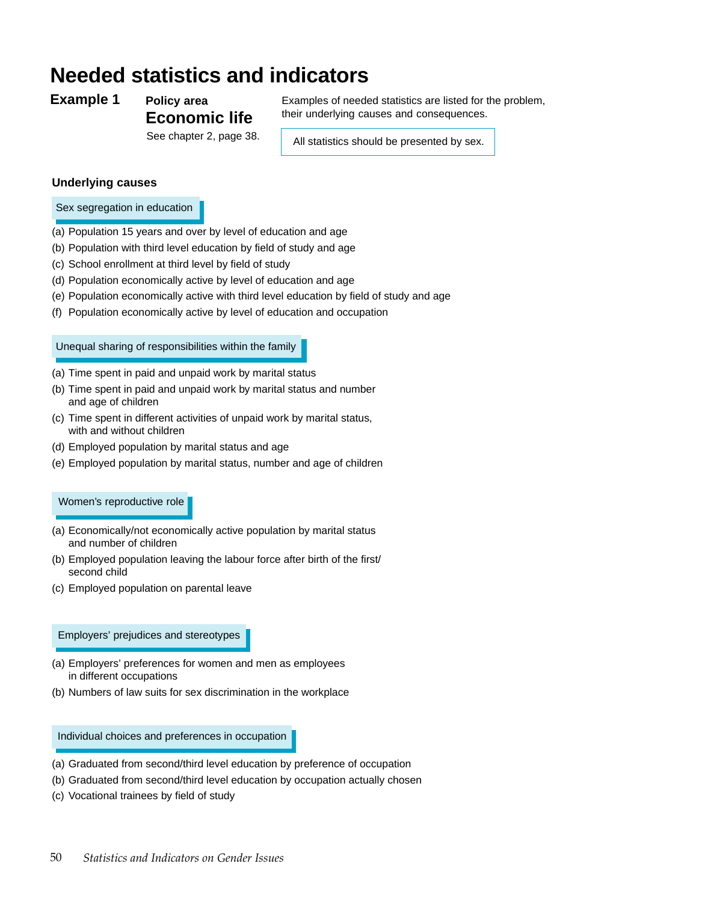# Needed statistics and indicators

**Example 1** **Policy area**

## Economic life

See chapter 2, page 38.

Examples of needed statistics are listed for the problem, their underlying causes and consequences.

All statistics should be presented by sex.

### Underlying causes

**Sex segregation in education**

(a) Population 15 years and over by level of education and age
(b) Population with third level education by field of study and age
(c) School enrollment at third level by field of study
(d) Population economically active by level of education and age
(e) Population economically active with third level education by field of study and age
(f) Population economically active by level of education and occupation

**Unequal sharing of responsibilities within the family**

(a) Time spent in paid and unpaid work by marital status
(b) Time spent in paid and unpaid work by marital status and number and age of children
(c) Time spent in different activities of unpaid work by marital status, with and without children
(d) Employed population by marital status and age
(e) Employed population by marital status, number and age of children

**Women's reproductive role**

(a) Economically/not economically active population by marital status and number of children
(b) Employed population leaving the labour force after birth of the first/second child
(c) Employed population on parental leave

**Employers' prejudices and stereotypes**

(a) Employers' preferences for women and men as employees in different occupations
(b) Numbers of law suits for sex discrimination in the workplace

**Individual choices and preferences in occupation**

(a) Graduated from second/third level education by preference of occupation
(b) Graduated from second/third level education by occupation actually chosen
(c) Vocational trainees by field of study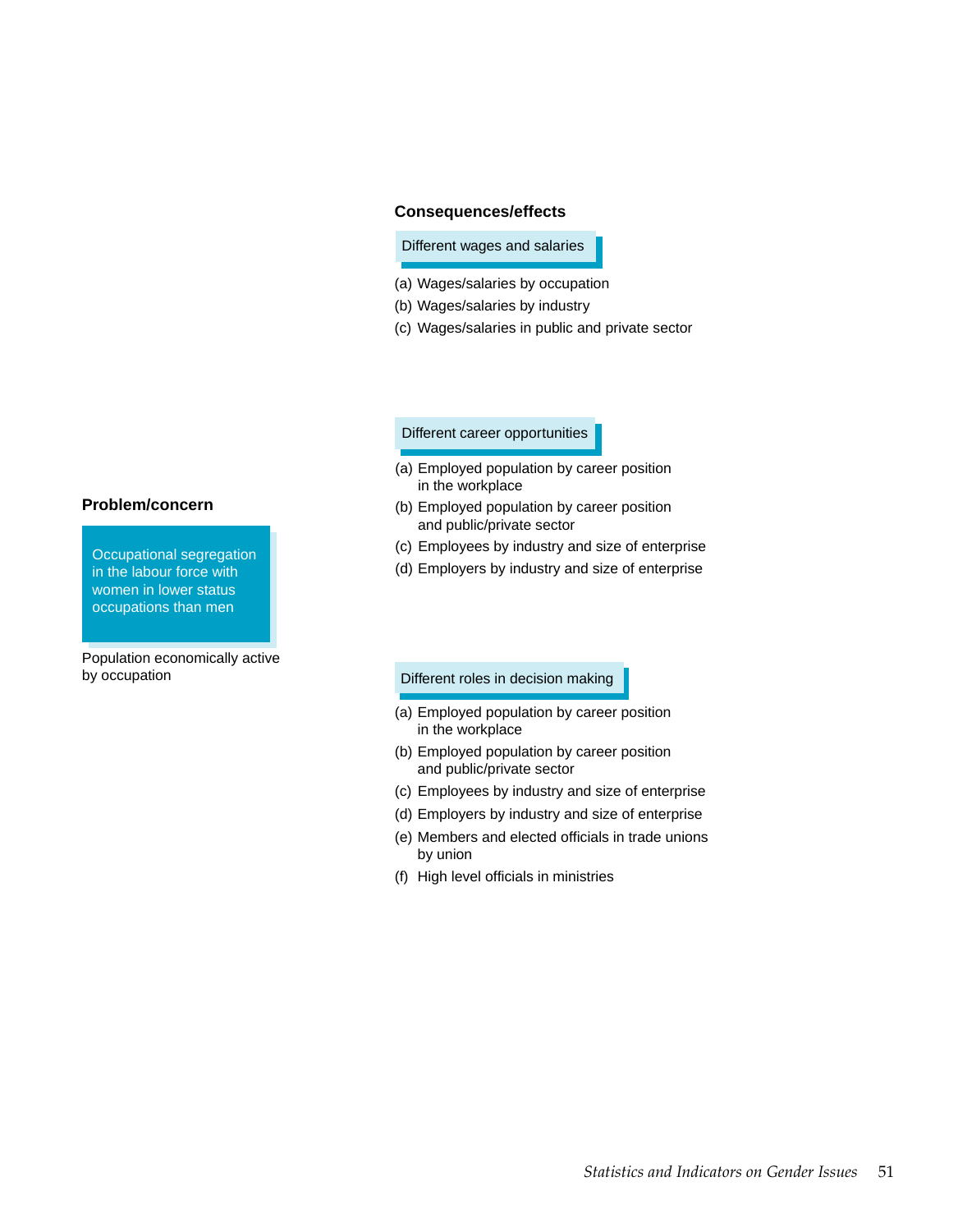### Problem/concern

**Occupational segregation in the labour force with women in lower status occupations than men**

Population economically active by occupation

### Consequences/effects

**Different wages and salaries**

(a) Wages/salaries by occupation
(b) Wages/salaries by industry
(c) Wages/salaries in public and private sector

**Different career opportunities**

(a) Employed population by career position in the workplace
(b) Employed population by career position and public/private sector
(c) Employees by industry and size of enterprise
(d) Employers by industry and size of enterprise

**Different roles in decision making**

(a) Employed population by career position in the workplace
(b) Employed population by career position and public/private sector
(c) Employees by industry and size of enterprise
(d) Employers by industry and size of enterprise
(e) Members and elected officials in trade unions by union
(f) High level officials in ministries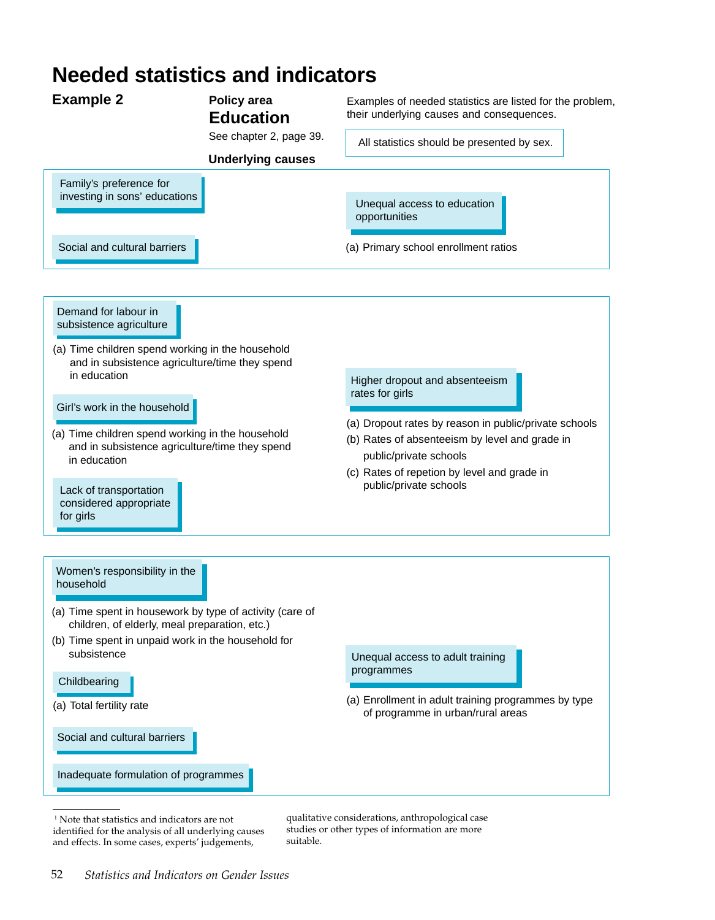# Needed statistics and indicators

**Example 2**

**Policy area**

## Education

See chapter 2, page 39.

Examples of needed statistics are listed for the problem, their underlying causes and consequences.

All statistics should be presented by sex.

**Underlying causes**

---

**Family's preference for investing in sons' educations**

**Social and cultural barriers**

**Unequal access to education opportunities**

(a) Primary school enrollment ratios

---

**Demand for labour in subsistence agriculture**

(a) Time children spend working in the household and in subsistence agriculture/time they spend in education

**Girl's work in the household**

(a) Time children spend working in the household and in subsistence agriculture/time they spend in education

**Lack of transportation considered appropriate for girls**

**Higher dropout and absenteeism rates for girls**

(a) Dropout rates by reason in public/private schools

(b) Rates of absenteeism by level and grade in public/private schools

(c) Rates of repetion by level and grade in public/private schools

---

**Women's responsibility in the household**

(a) Time spent in housework by type of activity (care of children, of elderly, meal preparation, etc.)

(b) Time spent in unpaid work in the household for subsistence

**Childbearing**

(a) Total fertility rate

**Social and cultural barriers**

**Inadequate formulation of programmes**

**Unequal access to adult training programmes**

(a) Enrollment in adult training programmes by type of programme in urban/rural areas

---

[1] Note that statistics and indicators are not identified for the analysis of all underlying causes and effects. In some cases, experts' judgements, qualitative considerations, anthropological case studies or other types of information are more suitable.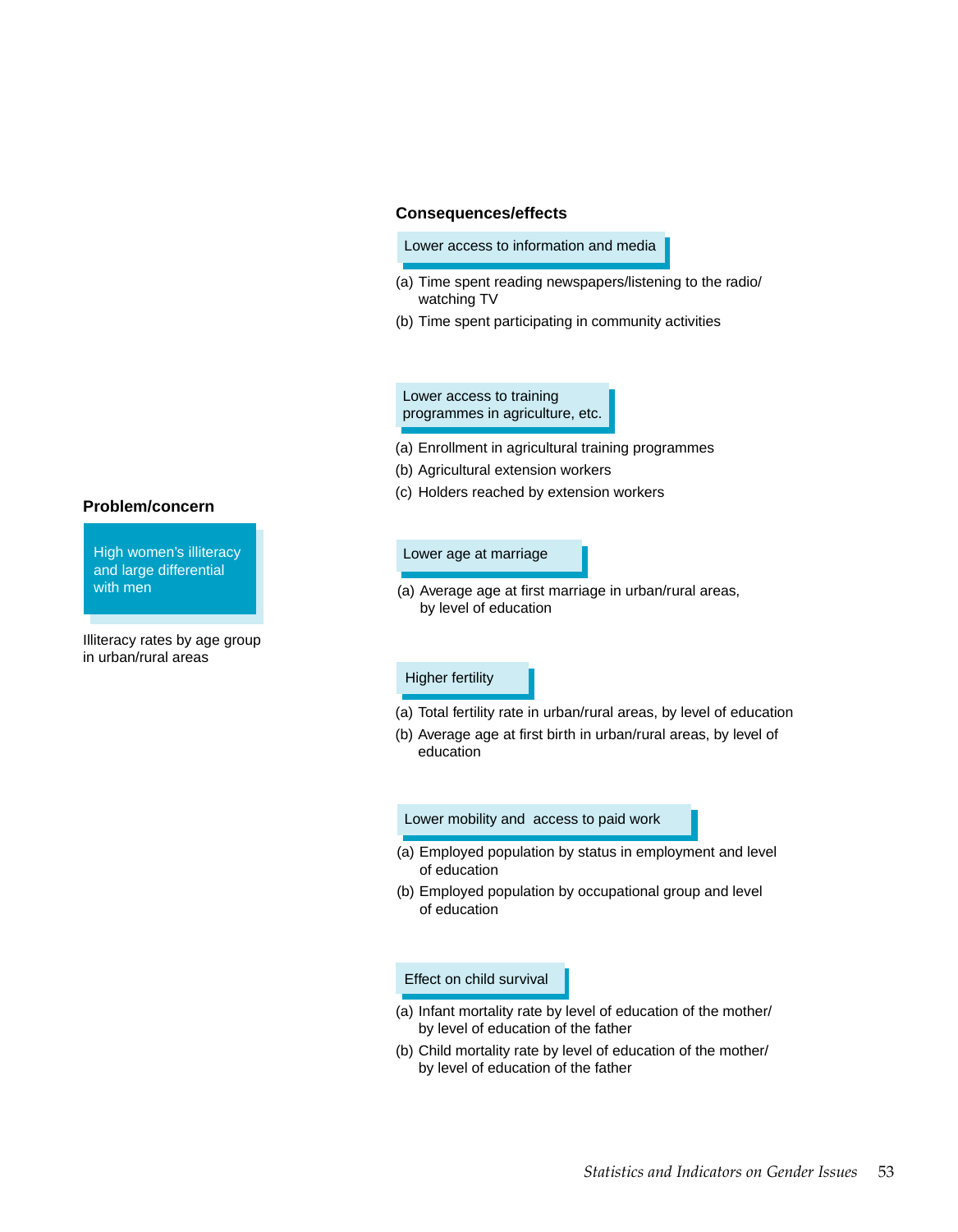### Problem/concern

**High women's illiteracy and large differential with men**

Illiteracy rates by age group in urban/rural areas

### Consequences/effects

**Lower access to information and media**

(a) Time spent reading newspapers/listening to the radio/ watching TV

(b) Time spent participating in community activities

**Lower access to training programmes in agriculture, etc.**

(a) Enrollment in agricultural training programmes

(b) Agricultural extension workers

(c) Holders reached by extension workers

**Lower age at marriage**

(a) Average age at first marriage in urban/rural areas, by level of education

**Higher fertility**

(a) Total fertility rate in urban/rural areas, by level of education

(b) Average age at first birth in urban/rural areas, by level of education

**Lower mobility and access to paid work**

(a) Employed population by status in employment and level of education

(b) Employed population by occupational group and level of education

**Effect on child survival**

(a) Infant mortality rate by level of education of the mother/ by level of education of the father

(b) Child mortality rate by level of education of the mother/ by level of education of the father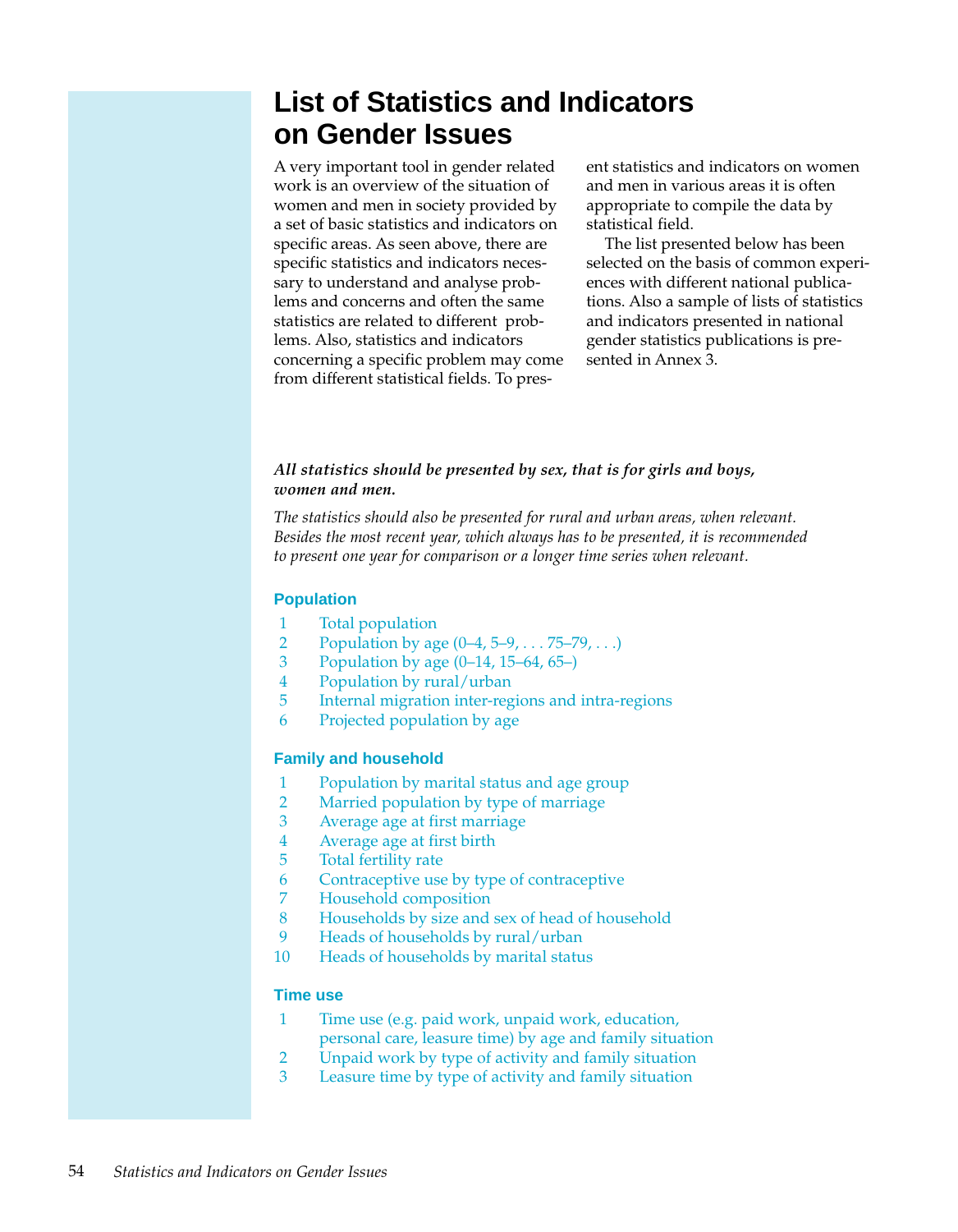# List of Statistics and Indicators on Gender Issues

A very important tool in gender related work is an overview of the situation of women and men in society provided by a set of basic statistics and indicators on specific areas. As seen above, there are specific statistics and indicators necessary to understand and analyse problems and concerns and often the same statistics are related to different problems. Also, statistics and indicators concerning a specific problem may come from different statistical fields. To present statistics and indicators on women and men in various areas it is often appropriate to compile the data by statistical field.

The list presented below has been selected on the basis of common experiences with different national publications. Also a sample of lists of statistics and indicators presented in national gender statistics publications is presented in Annex 3.

***All statistics should be presented by sex, that is for girls and boys, women and men.***

*The statistics should also be presented for rural and urban areas, when relevant. Besides the most recent year, which always has to be presented, it is recommended to present one year for comparison or a longer time series when relevant.*

### Population

1. Total population
2. Population by age (0–4, 5–9, . . . 75–79, . . .)
3. Population by age (0–14, 15–64, 65–)
4. Population by rural/urban
5. Internal migration inter-regions and intra-regions
6. Projected population by age

### Family and household

1. Population by marital status and age group
2. Married population by type of marriage
3. Average age at first marriage
4. Average age at first birth
5. Total fertility rate
6. Contraceptive use by type of contraceptive
7. Household composition
8. Households by size and sex of head of household
9. Heads of households by rural/urban
10. Heads of households by marital status

### Time use

1. Time use (e.g. paid work, unpaid work, education, personal care, leasure time) by age and family situation
2. Unpaid work by type of activity and family situation
3. Leasure time by type of activity and family situation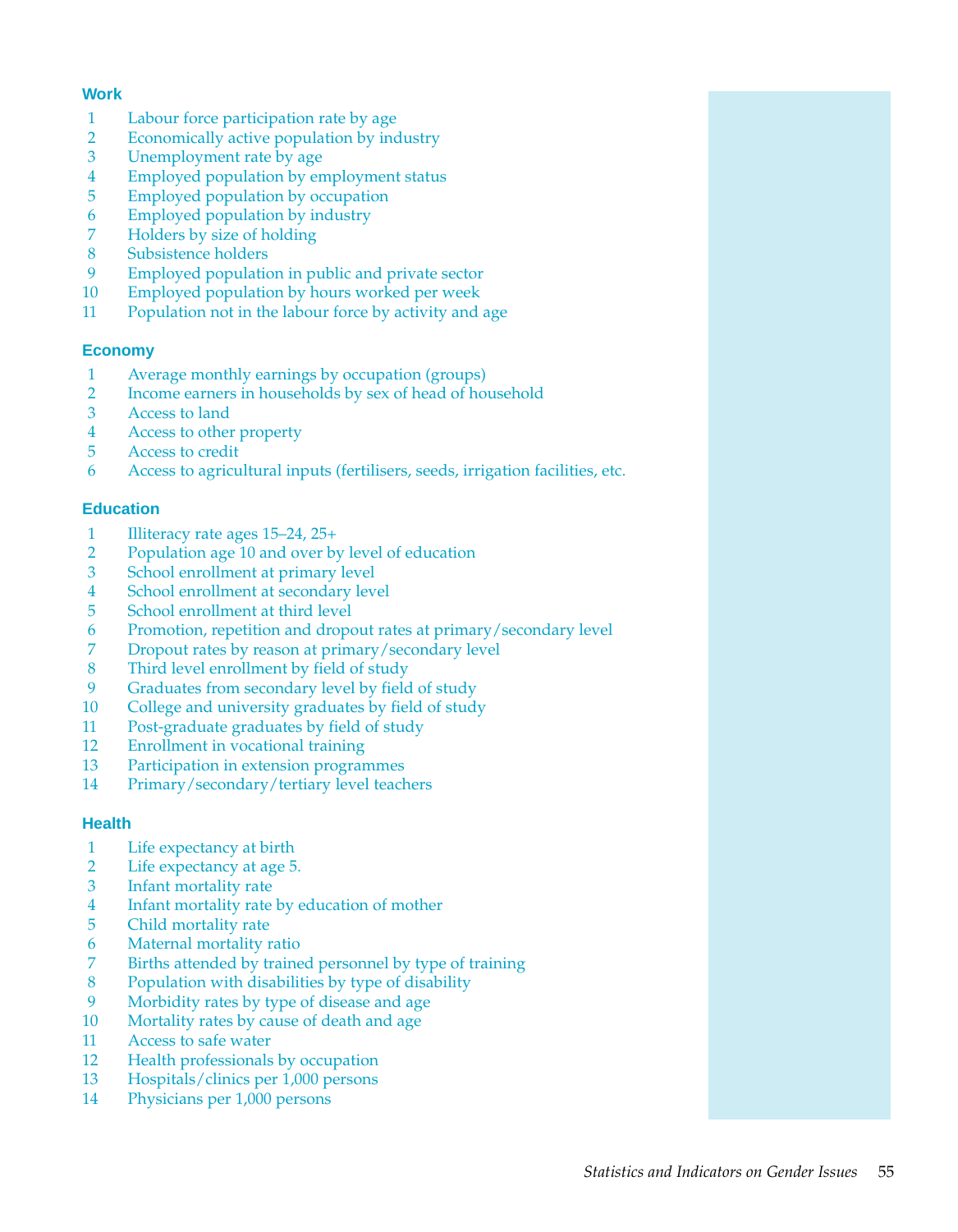**Work**

1. Labour force participation rate by age
2. Economically active population by industry
3. Unemployment rate by age
4. Employed population by employment status
5. Employed population by occupation
6. Employed population by industry
7. Holders by size of holding
8. Subsistence holders
9. Employed population in public and private sector
10. Employed population by hours worked per week
11. Population not in the labour force by activity and age

**Economy**

1. Average monthly earnings by occupation (groups)
2. Income earners in households by sex of head of household
3. Access to land
4. Access to other property
5. Access to credit
6. Access to agricultural inputs (fertilisers, seeds, irrigation facilities, etc.

**Education**

1. Illiteracy rate ages 15–24, 25+
2. Population age 10 and over by level of education
3. School enrollment at primary level
4. School enrollment at secondary level
5. School enrollment at third level
6. Promotion, repetition and dropout rates at primary/secondary level
7. Dropout rates by reason at primary/secondary level
8. Third level enrollment by field of study
9. Graduates from secondary level by field of study
10. College and university graduates by field of study
11. Post-graduate graduates by field of study
12. Enrollment in vocational training
13. Participation in extension programmes
14. Primary/secondary/tertiary level teachers

**Health**

1. Life expectancy at birth
2. Life expectancy at age 5.
3. Infant mortality rate
4. Infant mortality rate by education of mother
5. Child mortality rate
6. Maternal mortality ratio
7. Births attended by trained personnel by type of training
8. Population with disabilities by type of disability
9. Morbidity rates by type of disease and age
10. Mortality rates by cause of death and age
11. Access to safe water
12. Health professionals by occupation
13. Hospitals/clinics per 1,000 persons
14. Physicians per 1,000 persons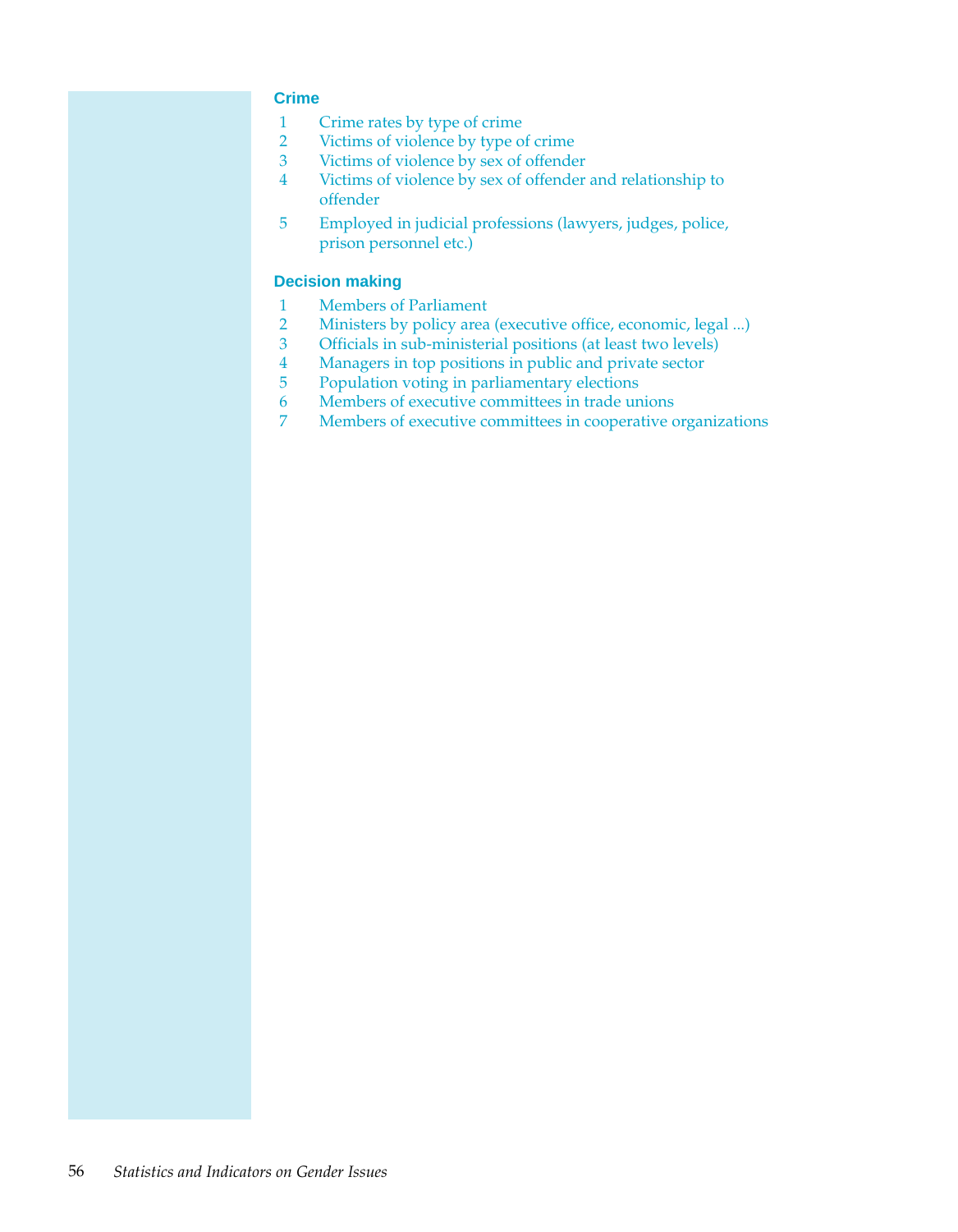## Crime

1. Crime rates by type of crime
2. Victims of violence by type of crime
3. Victims of violence by sex of offender
4. Victims of violence by sex of offender and relationship to offender
5. Employed in judicial professions (lawyers, judges, police, prison personnel etc.)

## Decision making

1. Members of Parliament
2. Ministers by policy area (executive office, economic, legal ...)
3. Officials in sub-ministerial positions (at least two levels)
4. Managers in top positions in public and private sector
5. Population voting in parliamentary elections
6. Members of executive committees in trade unions
7. Members of executive committees in cooperative organizations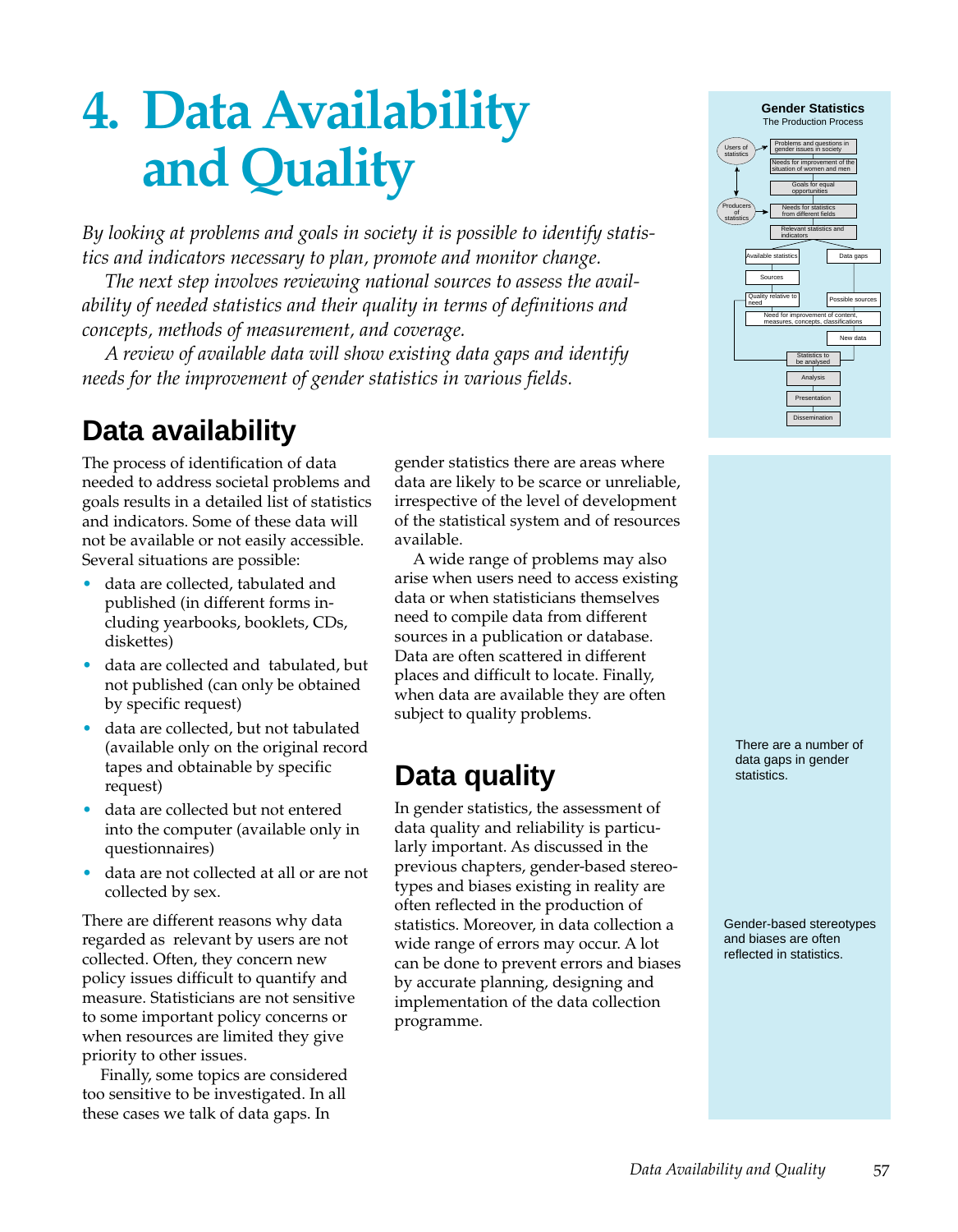# 4. Data Availability and Quality

*By looking at problems and goals in society it is possible to identify statistics and indicators necessary to plan, promote and monitor change.*

*The next step involves reviewing national sources to assess the availability of needed statistics and their quality in terms of definitions and concepts, methods of measurement, and coverage.*

*A review of available data will show existing data gaps and identify needs for the improvement of gender statistics in various fields.*

**Gender Statistics**
The Production Process

Users of statistics → Problems and questions in gender issues in society → Needs for improvement of the situation of women and men → Goals for equal opportunities → Producers of statistics → Needs for statistics from different fields → Relevant statistics and indicators → Available statistics / Data gaps → Sources → Quality relative to need / Possible sources → Need for improvement of content, measures, concepts, classifications → New data → Statistics to be analysed → Analysis → Presentation → Dissemination

## Data availability

The process of identification of data needed to address societal problems and goals results in a detailed list of statistics and indicators. Some of these data will not be available or not easily accessible. Several situations are possible:

- data are collected, tabulated and published (in different forms including yearbooks, booklets, CDs, diskettes)
- data are collected and tabulated, but not published (can only be obtained by specific request)
- data are collected, but not tabulated (available only on the original record tapes and obtainable by specific request)
- data are collected but not entered into the computer (available only in questionnaires)
- data are not collected at all or are not collected by sex.

There are different reasons why data regarded as relevant by users are not collected. Often, they concern new policy issues difficult to quantify and measure. Statisticians are not sensitive to some important policy concerns or when resources are limited they give priority to other issues.

Finally, some topics are considered too sensitive to be investigated. In all these cases we talk of data gaps. In gender statistics there are areas where data are likely to be scarce or unreliable, irrespective of the level of development of the statistical system and of resources available.

A wide range of problems may also arise when users need to access existing data or when statisticians themselves need to compile data from different sources in a publication or database. Data are often scattered in different places and difficult to locate. Finally, when data are available they are often subject to quality problems.

There are a number of data gaps in gender statistics.

## Data quality

In gender statistics, the assessment of data quality and reliability is particularly important. As discussed in the previous chapters, gender-based stereotypes and biases existing in reality are often reflected in the production of statistics. Moreover, in data collection a wide range of errors may occur. A lot can be done to prevent errors and biases by accurate planning, designing and implementation of the data collection programme.

Gender-based stereotypes and biases are often reflected in statistics.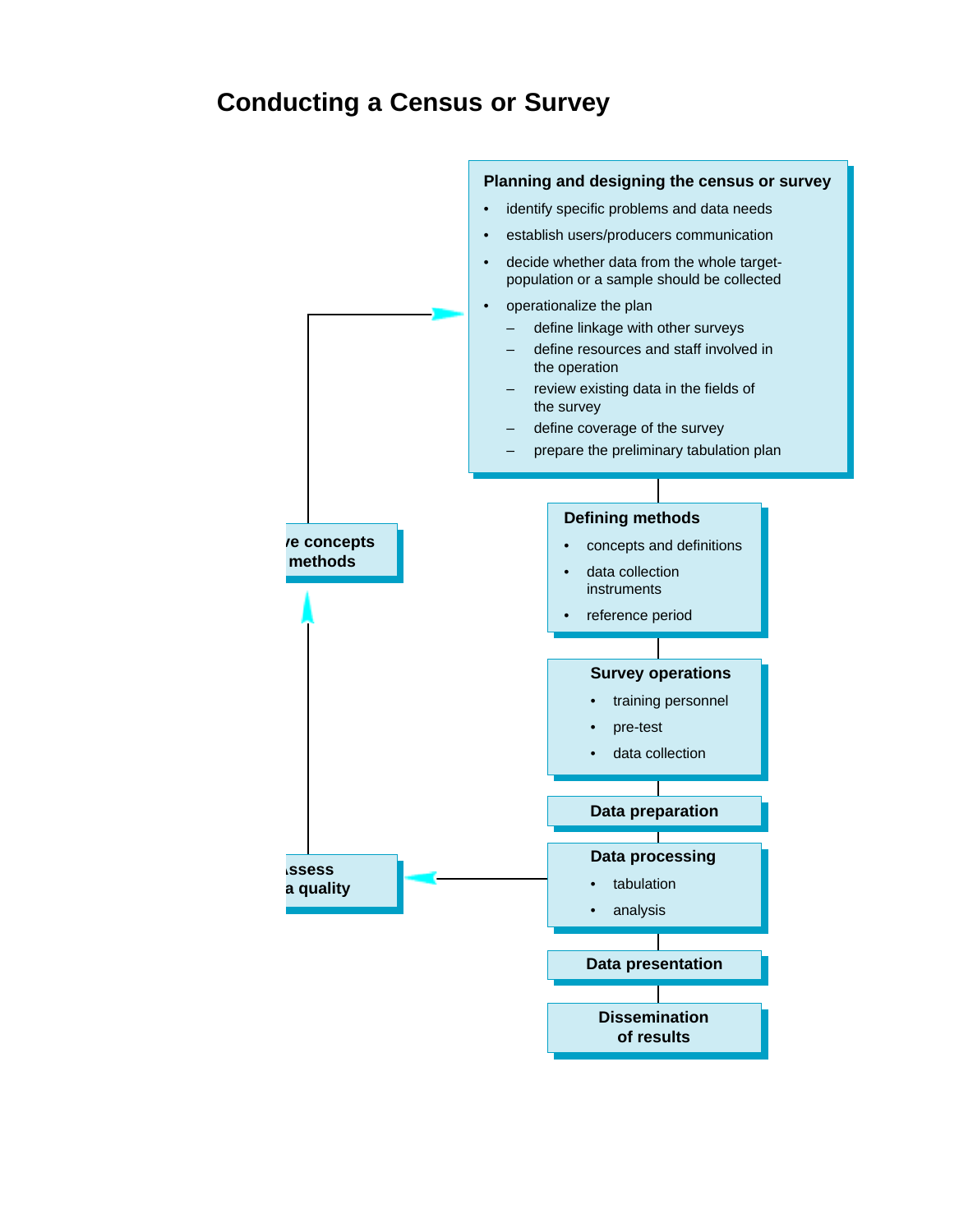# Conducting a Census or Survey

**Planning and designing the census or survey**

- identify specific problems and data needs
- establish users/producers communication
- decide whether data from the whole target-population or a sample should be collected
- operationalize the plan
  - define linkage with other surveys
  - define resources and staff involved in the operation
  - review existing data in the fields of the survey
  - define coverage of the survey
  - prepare the preliminary tabulation plan

**Defining methods**

- concepts and definitions
- data collection instruments
- reference period

**Survey operations**

- training personnel
- pre-test
- data collection

**Data preparation**

**Data processing**

- tabulation
- analysis

**Data presentation**

**Dissemination of results**

**ssess a quality**

**ve concepts methods**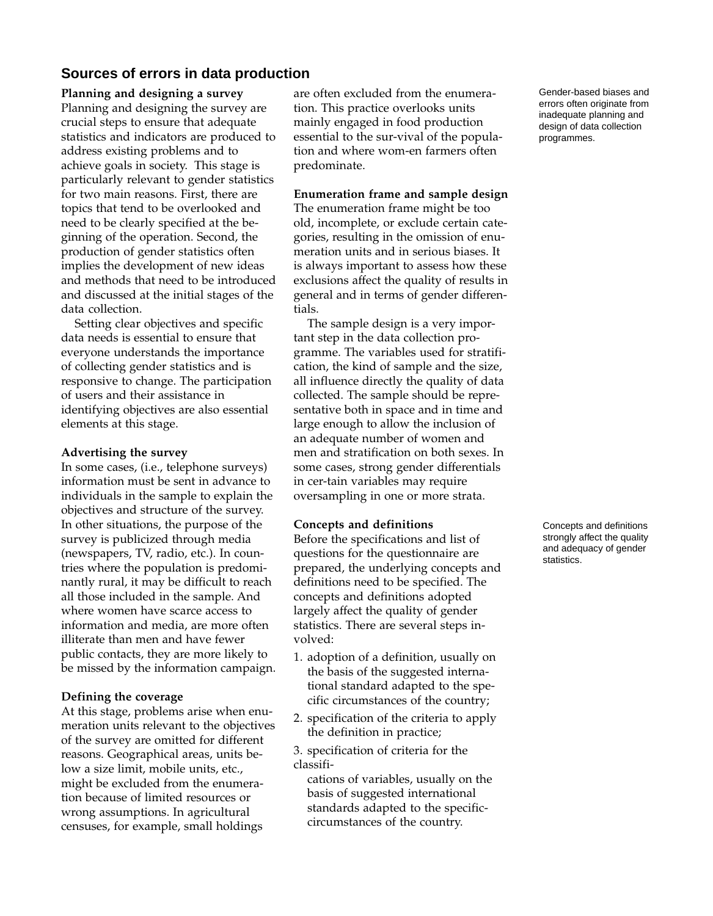## Sources of errors in data production

**Planning and designing a survey**

Planning and designing the survey are crucial steps to ensure that adequate statistics and indicators are produced to address existing problems and to achieve goals in society. This stage is particularly relevant to gender statistics for two main reasons. First, there are topics that tend to be overlooked and need to be clearly specified at the beginning of the operation. Second, the production of gender statistics often implies the development of new ideas and methods that need to be introduced and discussed at the initial stages of the data collection.

Setting clear objectives and specific data needs is essential to ensure that everyone understands the importance of collecting gender statistics and is responsive to change. The participation of users and their assistance in identifying objectives are also essential elements at this stage.

Gender-based biases and errors often originate from inadequate planning and design of data collection programmes.

**Advertising the survey**

In some cases, (i.e., telephone surveys) information must be sent in advance to individuals in the sample to explain the objectives and structure of the survey. In other situations, the purpose of the survey is publicized through media (newspapers, TV, radio, etc.). In countries where the population is predominantly rural, it may be difficult to reach all those included in the sample. And where women have scarce access to information and media, are more often illiterate than men and have fewer public contacts, they are more likely to be missed by the information campaign.

**Defining the coverage**

At this stage, problems arise when enumeration units relevant to the objectives of the survey are omitted for different reasons. Geographical areas, units below a size limit, mobile units, etc., might be excluded from the enumeration because of limited resources or wrong assumptions. In agricultural censuses, for example, small holdings are often excluded from the enumeration. This practice overlooks units mainly engaged in food production essential to the sur-vival of the population and where wom-en farmers often predominate.

**Enumeration frame and sample design**

The enumeration frame might be too old, incomplete, or exclude certain categories, resulting in the omission of enumeration units and in serious biases. It is always important to assess how these exclusions affect the quality of results in general and in terms of gender differentials.

The sample design is a very important step in the data collection programme. The variables used for stratification, the kind of sample and the size, all influence directly the quality of data collected. The sample should be representative both in space and in time and large enough to allow the inclusion of an adequate number of women and men and stratification on both sexes. In some cases, strong gender differentials in cer-tain variables may require oversampling in one or more strata.

**Concepts and definitions**

Before the specifications and list of questions for the questionnaire are prepared, the underlying concepts and definitions need to be specified. The concepts and definitions adopted largely affect the quality of gender statistics. There are several steps involved:

1. adoption of a definition, usually on the basis of the suggested international standard adapted to the specific circumstances of the country;
2. specification of the criteria to apply the definition in practice;
3. specification of criteria for the classifications of variables, usually on the basis of suggested international standards adapted to the specific-circumstances of the country.

Concepts and definitions strongly affect the quality and adequacy of gender statistics.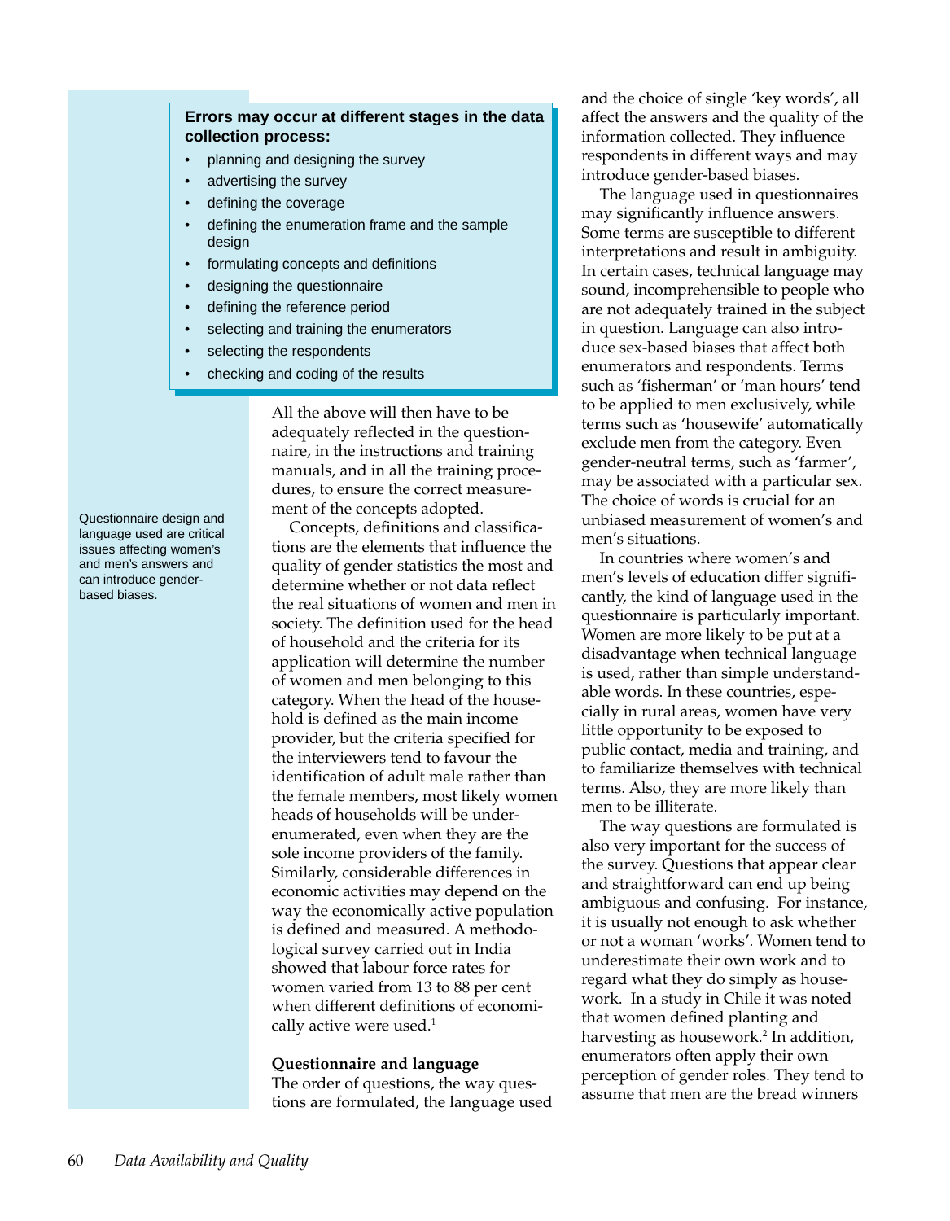**Errors may occur at different stages in the data collection process:**

- planning and designing the survey
- advertising the survey
- defining the coverage
- defining the enumeration frame and the sample design
- formulating concepts and definitions
- designing the questionnaire
- defining the reference period
- selecting and training the enumerators
- selecting the respondents
- checking and coding of the results

All the above will then have to be adequately reflected in the questionnaire, in the instructions and training manuals, and in all the training procedures, to ensure the correct measurement of the concepts adopted.

Questionnaire design and language used are critical issues affecting women's and men's answers and can introduce gender-based biases.

Concepts, definitions and classifications are the elements that influence the quality of gender statistics the most and determine whether or not data reflect the real situations of women and men in society. The definition used for the head of household and the criteria for its application will determine the number of women and men belonging to this category. When the head of the household is defined as the main income provider, but the criteria specified for the interviewers tend to favour the identification of adult male rather than the female members, most likely women heads of households will be under-enumerated, even when they are the sole income providers of the family. Similarly, considerable differences in economic activities may depend on the way the economically active population is defined and measured. A methodological survey carried out in India showed that labour force rates for women varied from 13 to 88 per cent when different definitions of economically active were used.[1]

**Questionnaire and language**

The order of questions, the way questions are formulated, the language used and the choice of single 'key words', all affect the answers and the quality of the information collected. They influence respondents in different ways and may introduce gender-based biases.

The language used in questionnaires may significantly influence answers. Some terms are susceptible to different interpretations and result in ambiguity. In certain cases, technical language may sound, incomprehensible to people who are not adequately trained in the subject in question. Language can also introduce sex-based biases that affect both enumerators and respondents. Terms such as 'fisherman' or 'man hours' tend to be applied to men exclusively, while terms such as 'housewife' automatically exclude men from the category. Even gender-neutral terms, such as 'farmer', may be associated with a particular sex. The choice of words is crucial for an unbiased measurement of women's and men's situations.

In countries where women's and men's levels of education differ significantly, the kind of language used in the questionnaire is particularly important. Women are more likely to be put at a disadvantage when technical language is used, rather than simple understandable words. In these countries, especially in rural areas, women have very little opportunity to be exposed to public contact, media and training, and to familiarize themselves with technical terms. Also, they are more likely than men to be illiterate.

The way questions are formulated is also very important for the success of the survey. Questions that appear clear and straightforward can end up being ambiguous and confusing. For instance, it is usually not enough to ask whether or not a woman 'works'. Women tend to underestimate their own work and to regard what they do simply as housework. In a study in Chile it was noted that women defined planting and harvesting as housework.[2] In addition, enumerators often apply their own perception of gender roles. They tend to assume that men are the bread winners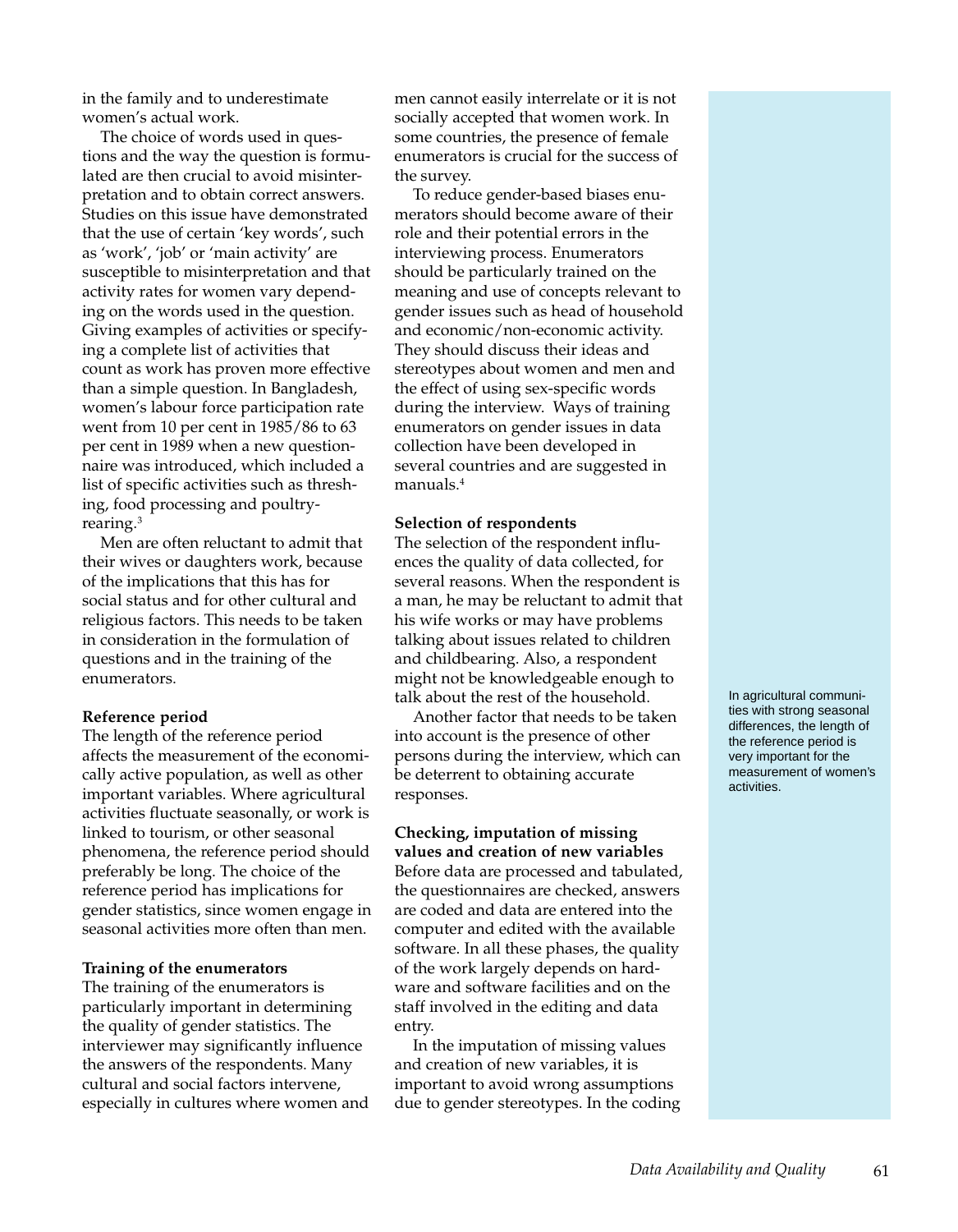in the family and to underestimate women's actual work.

The choice of words used in questions and the way the question is formulated are then crucial to avoid misinterpretation and to obtain correct answers. Studies on this issue have demonstrated that the use of certain 'key words', such as 'work', 'job' or 'main activity' are susceptible to misinterpretation and that activity rates for women vary depending on the words used in the question. Giving examples of activities or specifying a complete list of activities that count as work has proven more effective than a simple question. In Bangladesh, women's labour force participation rate went from 10 per cent in 1985/86 to 63 per cent in 1989 when a new questionnaire was introduced, which included a list of specific activities such as threshing, food processing and poultry-rearing.[3]

Men are often reluctant to admit that their wives or daughters work, because of the implications that this has for social status and for other cultural and religious factors. This needs to be taken in consideration in the formulation of questions and in the training of the enumerators.

**Reference period**

The length of the reference period affects the measurement of the economically active population, as well as other important variables. Where agricultural activities fluctuate seasonally, or work is linked to tourism, or other seasonal phenomena, the reference period should preferably be long. The choice of the reference period has implications for gender statistics, since women engage in seasonal activities more often than men.

In agricultural communities with strong seasonal differences, the length of the reference period is very important for the measurement of women's activities.

**Training of the enumerators**

The training of the enumerators is particularly important in determining the quality of gender statistics. The interviewer may significantly influence the answers of the respondents. Many cultural and social factors intervene, especially in cultures where women and men cannot easily interrelate or it is not socially accepted that women work. In some countries, the presence of female enumerators is crucial for the success of the survey.

To reduce gender-based biases enumerators should become aware of their role and their potential errors in the interviewing process. Enumerators should be particularly trained on the meaning and use of concepts relevant to gender issues such as head of household and economic/non-economic activity. They should discuss their ideas and stereotypes about women and men and the effect of using sex-specific words during the interview. Ways of training enumerators on gender issues in data collection have been developed in several countries and are suggested in manuals.[4]

**Selection of respondents**

The selection of the respondent influences the quality of data collected, for several reasons. When the respondent is a man, he may be reluctant to admit that his wife works or may have problems talking about issues related to children and childbearing. Also, a respondent might not be knowledgeable enough to talk about the rest of the household.

Another factor that needs to be taken into account is the presence of other persons during the interview, which can be deterrent to obtaining accurate responses.

**Checking, imputation of missing values and creation of new variables**

Before data are processed and tabulated, the questionnaires are checked, answers are coded and data are entered into the computer and edited with the available software. In all these phases, the quality of the work largely depends on hardware and software facilities and on the staff involved in the editing and data entry.

In the imputation of missing values and creation of new variables, it is important to avoid wrong assumptions due to gender stereotypes. In the coding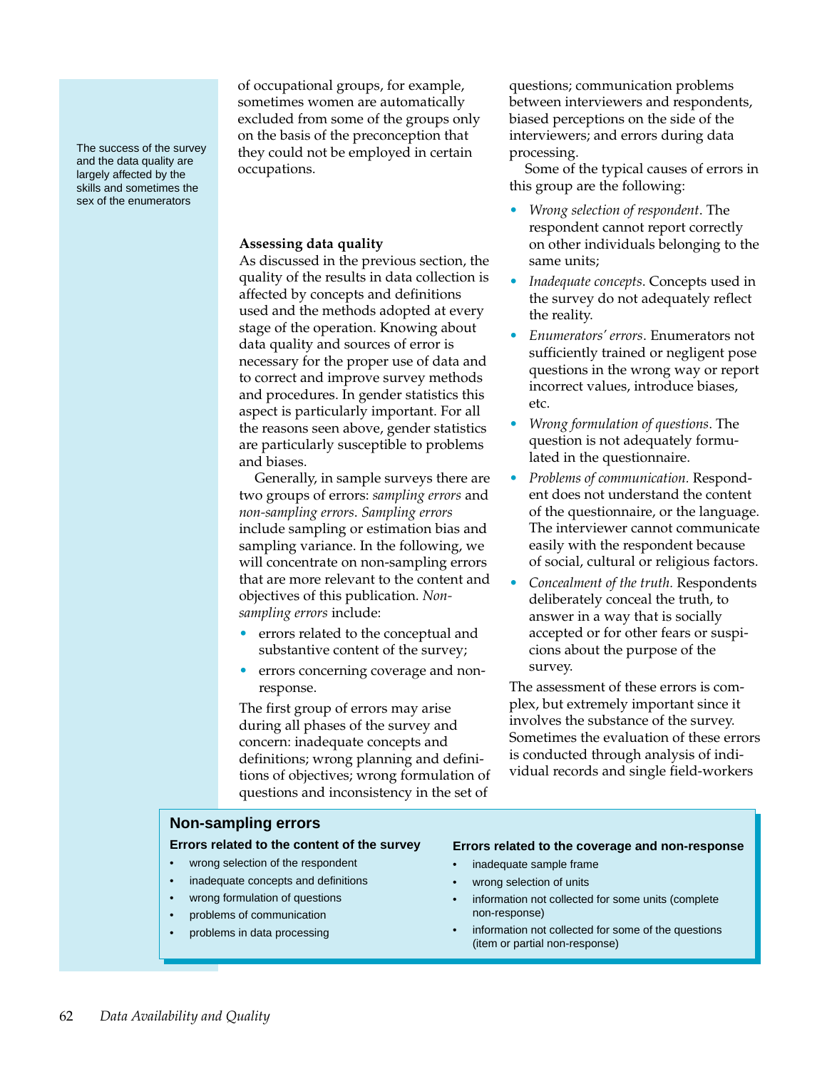The success of the survey and the data quality are largely affected by the skills and sometimes the sex of the enumerators

of occupational groups, for example, sometimes women are automatically excluded from some of the groups only on the basis of the preconception that they could not be employed in certain occupations.

**Assessing data quality**

As discussed in the previous section, the quality of the results in data collection is affected by concepts and definitions used and the methods adopted at every stage of the operation. Knowing about data quality and sources of error is necessary for the proper use of data and to correct and improve survey methods and procedures. In gender statistics this aspect is particularly important. For all the reasons seen above, gender statistics are particularly susceptible to problems and biases.

Generally, in sample surveys there are two groups of errors: *sampling errors* and *non-sampling errors*. *Sampling errors* include sampling or estimation bias and sampling variance. In the following, we will concentrate on non-sampling errors that are more relevant to the content and objectives of this publication. *Non-sampling errors* include:

- errors related to the conceptual and substantive content of the survey;
- errors concerning coverage and non-response.

The first group of errors may arise during all phases of the survey and concern: inadequate concepts and definitions; wrong planning and definitions of objectives; wrong formulation of questions and inconsistency in the set of questions; communication problems between interviewers and respondents, biased perceptions on the side of the interviewers; and errors during data processing.

Some of the typical causes of errors in this group are the following:

- *Wrong selection of respondent*. The respondent cannot report correctly on other individuals belonging to the same units;
- *Inadequate concepts*. Concepts used in the survey do not adequately reflect the reality.
- *Enumerators' errors*. Enumerators not sufficiently trained or negligent pose questions in the wrong way or report incorrect values, introduce biases, etc.
- *Wrong formulation of questions*. The question is not adequately formulated in the questionnaire.
- *Problems of communication.* Respondent does not understand the content of the questionnaire, or the language. The interviewer cannot communicate easily with the respondent because of social, cultural or religious factors.
- *Concealment of the truth.* Respondents deliberately conceal the truth, to answer in a way that is socially accepted or for other fears or suspicions about the purpose of the survey.

The assessment of these errors is complex, but extremely important since it involves the substance of the survey. Sometimes the evaluation of these errors is conducted through analysis of individual records and single field-workers

## Non-sampling errors

**Errors related to the content of the survey**

- wrong selection of the respondent
- inadequate concepts and definitions
- wrong formulation of questions
- problems of communication
- problems in data processing

**Errors related to the coverage and non-response**

- inadequate sample frame
- wrong selection of units
- information not collected for some units (complete non-response)
- information not collected for some of the questions (item or partial non-response)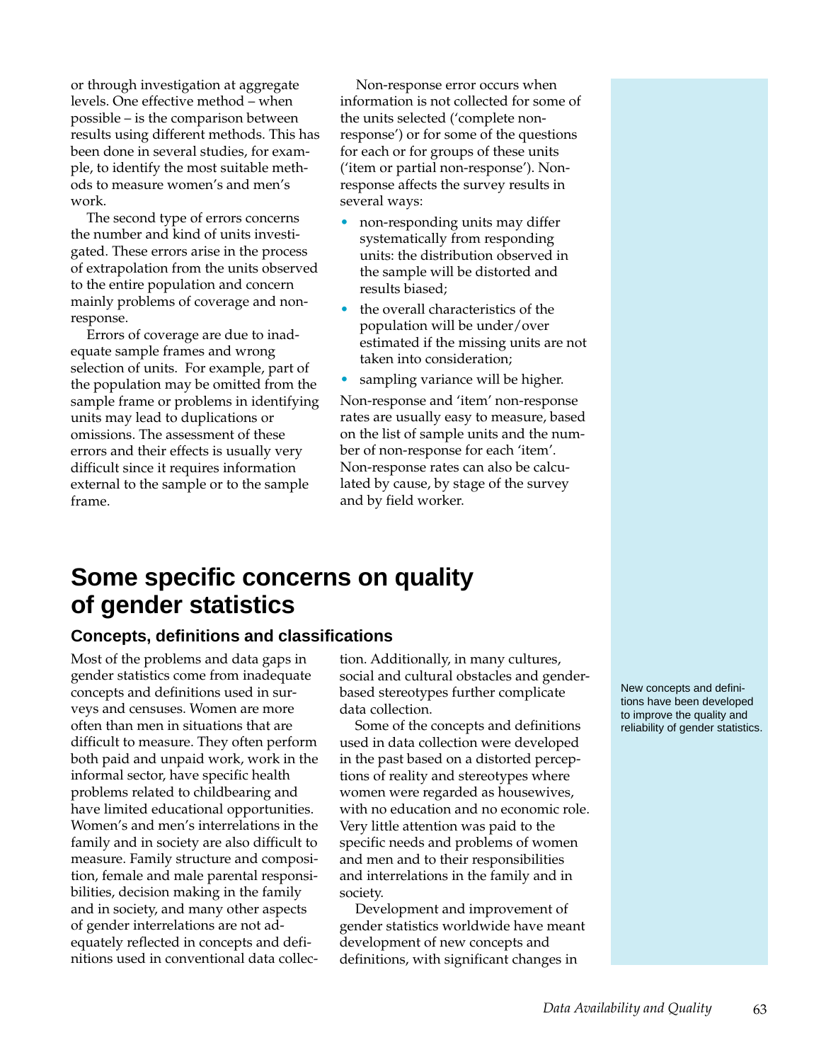or through investigation at aggregate levels. One effective method – when possible – is the comparison between results using different methods. This has been done in several studies, for example, to identify the most suitable methods to measure women's and men's work.

The second type of errors concerns the number and kind of units investigated. These errors arise in the process of extrapolation from the units observed to the entire population and concern mainly problems of coverage and non-response.

Errors of coverage are due to inadequate sample frames and wrong selection of units. For example, part of the population may be omitted from the sample frame or problems in identifying units may lead to duplications or omissions. The assessment of these errors and their effects is usually very difficult since it requires information external to the sample or to the sample frame.

Non-response error occurs when information is not collected for some of the units selected ('complete non-response') or for some of the questions for each or for groups of these units ('item or partial non-response'). Non-response affects the survey results in several ways:

- non-responding units may differ systematically from responding units: the distribution observed in the sample will be distorted and results biased;
- the overall characteristics of the population will be under/over estimated if the missing units are not taken into consideration;
- sampling variance will be higher.

Non-response and 'item' non-response rates are usually easy to measure, based on the list of sample units and the number of non-response for each 'item'. Non-response rates can also be calculated by cause, by stage of the survey and by field worker.

# Some specific concerns on quality of gender statistics

## Concepts, definitions and classifications

Most of the problems and data gaps in gender statistics come from inadequate concepts and definitions used in surveys and censuses. Women are more often than men in situations that are difficult to measure. They often perform both paid and unpaid work, work in the informal sector, have specific health problems related to childbearing and have limited educational opportunities. Women's and men's interrelations in the family and in society are also difficult to measure. Family structure and composition, female and male parental responsibilities, decision making in the family and in society, and many other aspects of gender interrelations are not adequately reflected in concepts and definitions used in conventional data collection. Additionally, in many cultures, social and cultural obstacles and gender-based stereotypes further complicate data collection.

Some of the concepts and definitions used in data collection were developed in the past based on a distorted perceptions of reality and stereotypes where women were regarded as housewives, with no education and no economic role. Very little attention was paid to the specific needs and problems of women and men and to their responsibilities and interrelations in the family and in society.

Development and improvement of gender statistics worldwide have meant development of new concepts and definitions, with significant changes in

New concepts and definitions have been developed to improve the quality and reliability of gender statistics.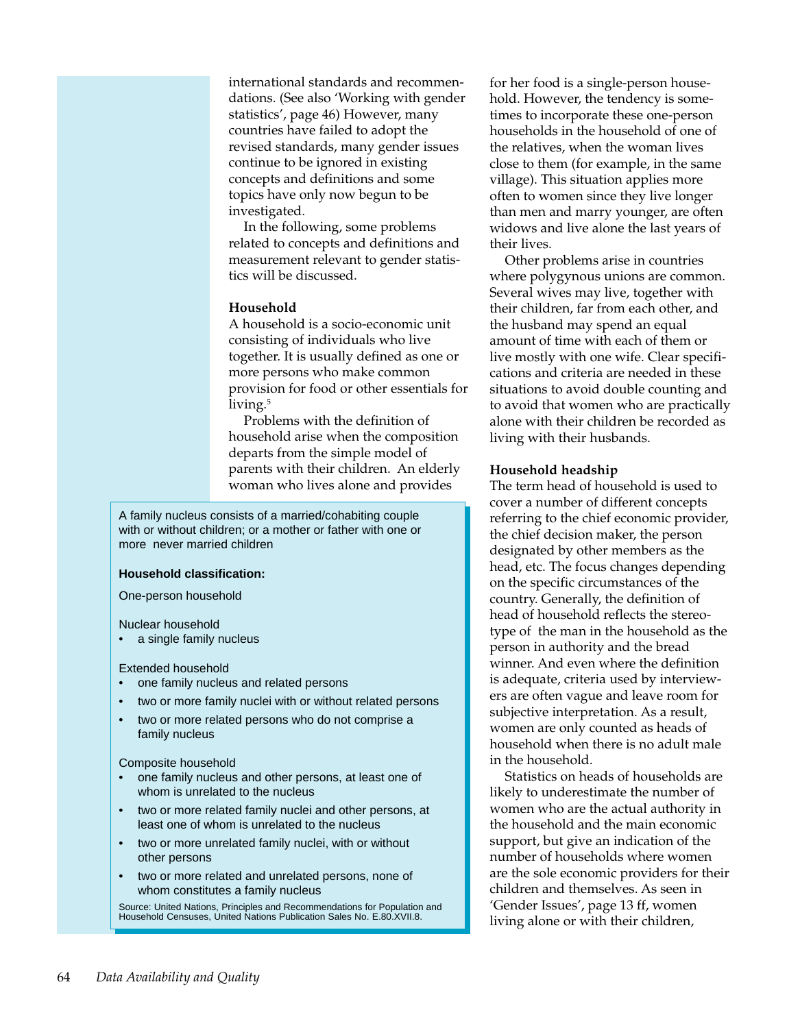international standards and recommendations. (See also 'Working with gender statistics', page 46) However, many countries have failed to adopt the revised standards, many gender issues continue to be ignored in existing concepts and definitions and some topics have only now begun to be investigated.

In the following, some problems related to concepts and definitions and measurement relevant to gender statistics will be discussed.

**Household**

A household is a socio-economic unit consisting of individuals who live together. It is usually defined as one or more persons who make common provision for food or other essentials for living.[5]

Problems with the definition of household arise when the composition departs from the simple model of parents with their children. An elderly woman who lives alone and provides for her food is a single-person household. However, the tendency is sometimes to incorporate these one-person households in the household of one of the relatives, when the woman lives close to them (for example, in the same village). This situation applies more often to women since they live longer than men and marry younger, are often widows and live alone the last years of their lives.

Other problems arise in countries where polygynous unions are common. Several wives may live, together with their children, far from each other, and the husband may spend an equal amount of time with each of them or live mostly with one wife. Clear specifications and criteria are needed in these situations to avoid double counting and to avoid that women who are practically alone with their children be recorded as living with their husbands.

> A family nucleus consists of a married/cohabiting couple with or without children; or a mother or father with one or more never married children
>
> **Household classification:**
>
> One-person household
>
> Nuclear household
> - a single family nucleus
>
> Extended household
> - one family nucleus and related persons
> - two or more family nuclei with or without related persons
> - two or more related persons who do not comprise a family nucleus
>
> Composite household
> - one family nucleus and other persons, at least one of whom is unrelated to the nucleus
> - two or more related family nuclei and other persons, at least one of whom is unrelated to the nucleus
> - two or more unrelated family nuclei, with or without other persons
> - two or more related and unrelated persons, none of whom constitutes a family nucleus
>
> Source: United Nations, Principles and Recommendations for Population and Household Censuses, United Nations Publication Sales No. E.80.XVII.8.

**Household headship**

The term head of household is used to cover a number of different concepts referring to the chief economic provider, the chief decision maker, the person designated by other members as the head, etc. The focus changes depending on the specific circumstances of the country. Generally, the definition of head of household reflects the stereotype of the man in the household as the person in authority and the bread winner. And even where the definition is adequate, criteria used by interviewers are often vague and leave room for subjective interpretation. As a result, women are only counted as heads of household when there is no adult male in the household.

Statistics on heads of households are likely to underestimate the number of women who are the actual authority in the household and the main economic support, but give an indication of the number of households where women are the sole economic providers for their children and themselves. As seen in 'Gender Issues', page 13 ff, women living alone or with their children,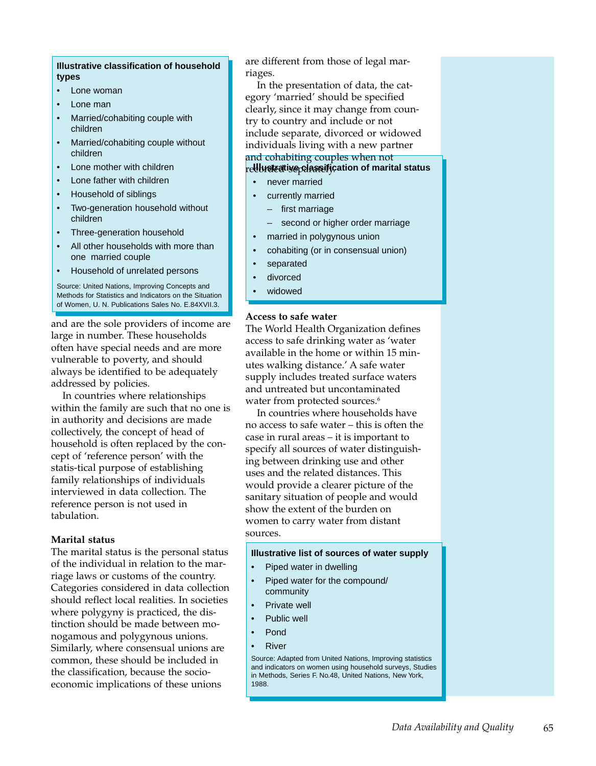**Illustrative classification of household types**

- Lone woman
- Lone man
- Married/cohabiting couple with children
- Married/cohabiting couple without children
- Lone mother with children
- Lone father with children
- Household of siblings
- Two-generation household without children
- Three-generation household
- All other households with more than one married couple
- Household of unrelated persons

Source: United Nations, Improving Concepts and Methods for Statistics and Indicators on the Situation of Women, U. N. Publications Sales No. E.84XVII.3.

and are the sole providers of income are large in number. These households often have special needs and are more vulnerable to poverty, and should always be identified to be adequately addressed by policies.

In countries where relationships within the family are such that no one is in authority and decisions are made collectively, the concept of head of household is often replaced by the concept of 'reference person' with the statis-tical purpose of establishing family relationships of individuals interviewed in data collection. The reference person is not used in tabulation.

### Marital status

The marital status is the personal status of the individual in relation to the marriage laws or customs of the country. Categories considered in data collection should reflect local realities. In societies where polygyny is practiced, the distinction should be made between monogamous and polygynous unions. Similarly, where consensual unions are common, these should be included in the classification, because the socio-economic implications of these unions are different from those of legal marriages.

In the presentation of data, the category 'married' should be specified clearly, since it may change from country to country and include or not include separate, divorced or widowed individuals living with a new partner and cohabiting couples when not recorded separately.

**Illustrative classification of marital status**

- never married
- currently married
  - first marriage
  - second or higher order marriage
- married in polygynous union
- cohabiting (or in consensual union)
- separated
- divorced
- widowed

### Access to safe water

The World Health Organization defines access to safe drinking water as 'water available in the home or within 15 minutes walking distance.' A safe water supply includes treated surface waters and untreated but uncontaminated water from protected sources.[6]

In countries where households have no access to safe water – this is often the case in rural areas – it is important to specify all sources of water distinguishing between drinking use and other uses and the related distances. This would provide a clearer picture of the sanitary situation of people and would show the extent of the burden on women to carry water from distant sources.

**Illustrative list of sources of water supply**

- Piped water in dwelling
- Piped water for the compound/ community
- Private well
- Public well
- Pond
- River

Source: Adapted from United Nations, Improving statistics and indicators on women using household surveys, Studies in Methods, Series F. No.48, United Nations, New York, 1988.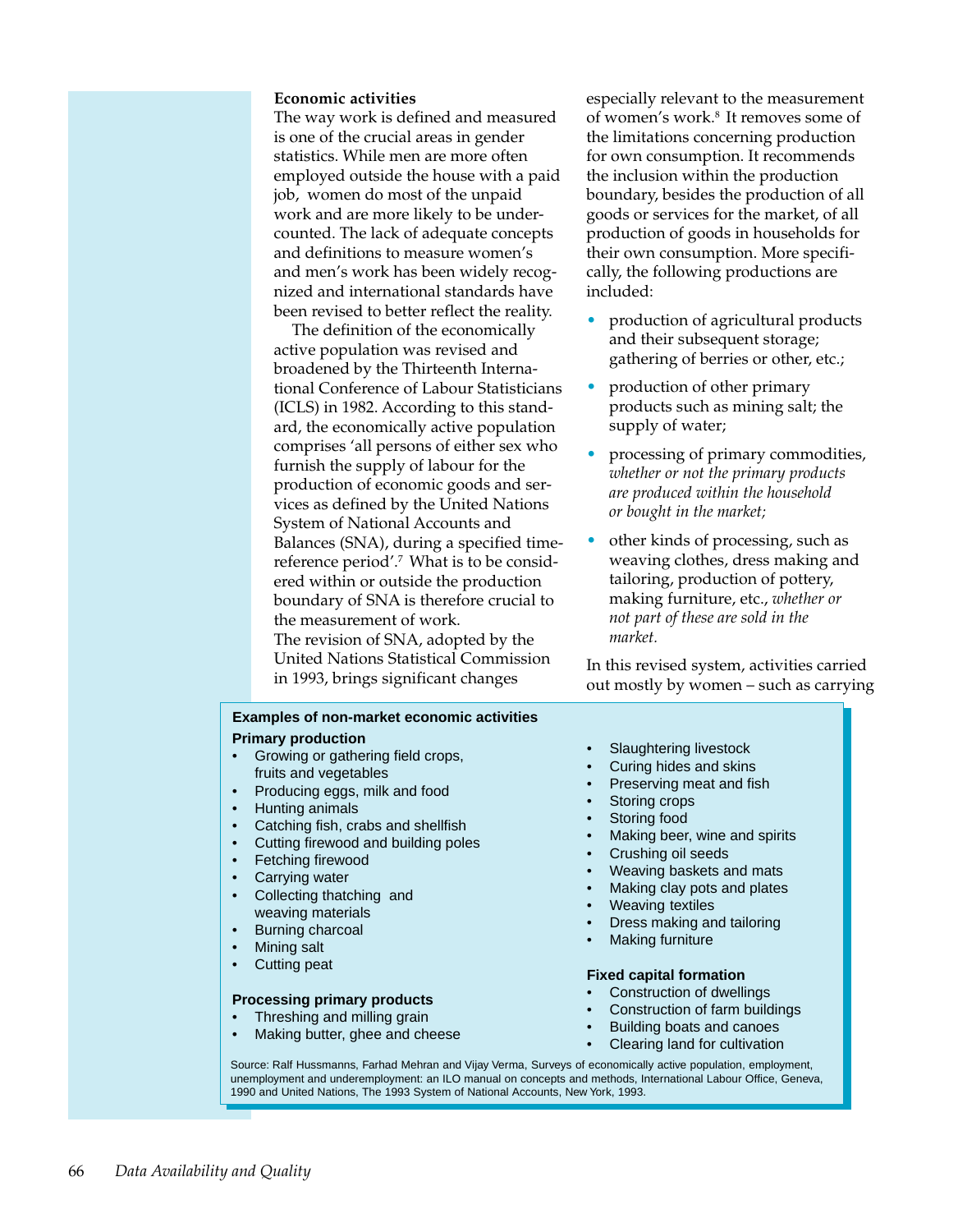### Economic activities

The way work is defined and measured is one of the crucial areas in gender statistics. While men are more often employed outside the house with a paid job, women do most of the unpaid work and are more likely to be undercounted. The lack of adequate concepts and definitions to measure women's and men's work has been widely recognized and international standards have been revised to better reflect the reality.

The definition of the economically active population was revised and broadened by the Thirteenth International Conference of Labour Statisticians (ICLS) in 1982. According to this standard, the economically active population comprises 'all persons of either sex who furnish the supply of labour for the production of economic goods and services as defined by the United Nations System of National Accounts and Balances (SNA), during a specified time-reference period'.[7] What is to be considered within or outside the production boundary of SNA is therefore crucial to the measurement of work.

The revision of SNA, adopted by the United Nations Statistical Commission in 1993, brings significant changes especially relevant to the measurement of women's work.[8] It removes some of the limitations concerning production for own consumption. It recommends the inclusion within the production boundary, besides the production of all goods or services for the market, of all production of goods in households for their own consumption. More specifically, the following productions are included:

- production of agricultural products and their subsequent storage; gathering of berries or other, etc.;
- production of other primary products such as mining salt; the supply of water;
- processing of primary commodities, *whether or not the primary products are produced within the household or bought in the market;*
- other kinds of processing, such as weaving clothes, dress making and tailoring, production of pottery, making furniture, etc., *whether or not part of these are sold in the market.*

In this revised system, activities carried out mostly by women – such as carrying

---

**Examples of non-market economic activities**

**Primary production**

- Growing or gathering field crops, fruits and vegetables
- Producing eggs, milk and food
- Hunting animals
- Catching fish, crabs and shellfish
- Cutting firewood and building poles
- Fetching firewood
- Carrying water
- Collecting thatching and weaving materials
- Burning charcoal
- Mining salt
- Cutting peat

**Processing primary products**

- Threshing and milling grain
- Making butter, ghee and cheese
- Slaughtering livestock
- Curing hides and skins
- Preserving meat and fish
- Storing crops
- Storing food
- Making beer, wine and spirits
- Crushing oil seeds
- Weaving baskets and mats
- Making clay pots and plates
- Weaving textiles
- Dress making and tailoring
- Making furniture

**Fixed capital formation**

- Construction of dwellings
- Construction of farm buildings
- Building boats and canoes
- Clearing land for cultivation

Source: Ralf Hussmanns, Farhad Mehran and Vijay Verma, Surveys of economically active population, employment, unemployment and underemployment: an ILO manual on concepts and methods, International Labour Office, Geneva, 1990 and United Nations, The 1993 System of National Accounts, New York, 1993.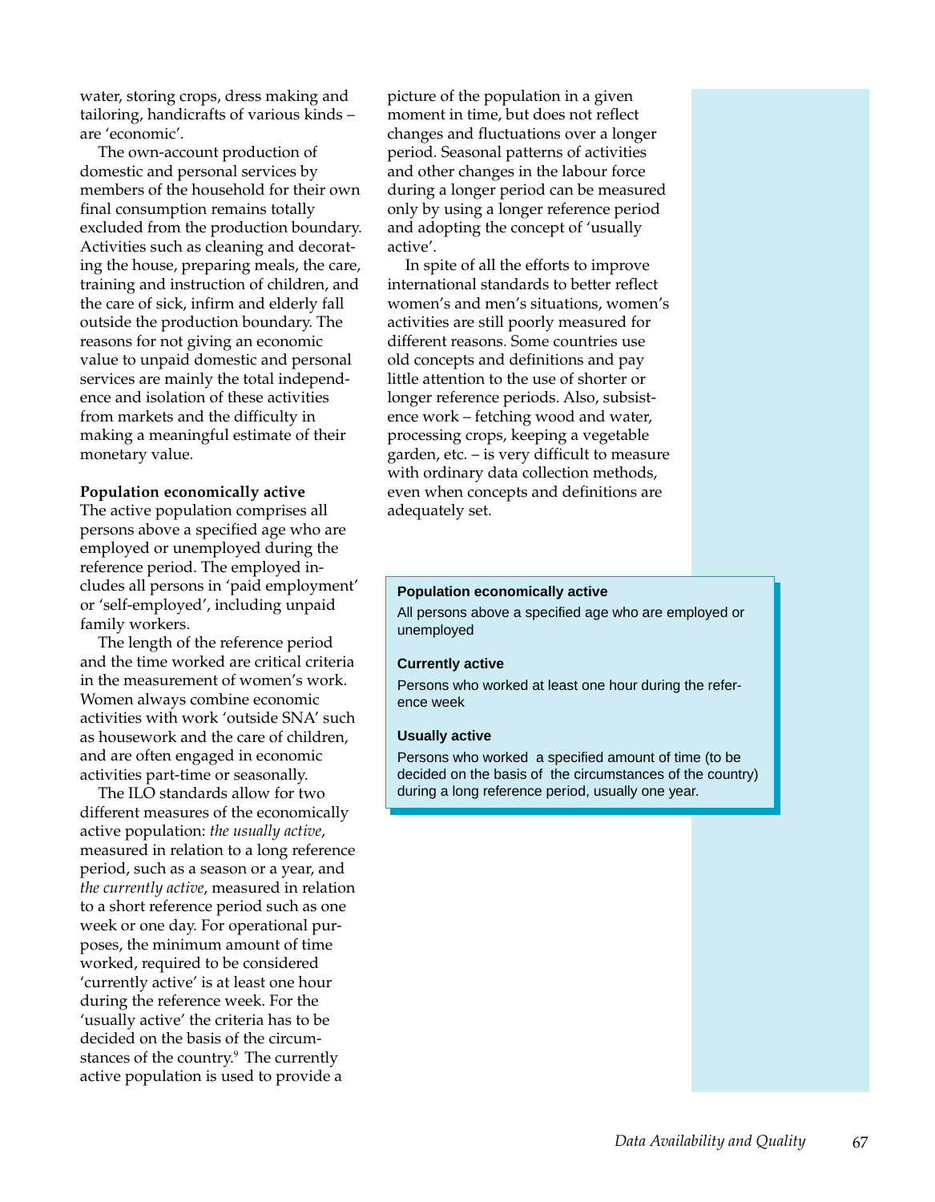water, storing crops, dress making and tailoring, handicrafts of various kinds – are 'economic'.

The own-account production of domestic and personal services by members of the household for their own final consumption remains totally excluded from the production boundary. Activities such as cleaning and decorating the house, preparing meals, the care, training and instruction of children, and the care of sick, infirm and elderly fall outside the production boundary. The reasons for not giving an economic value to unpaid domestic and personal services are mainly the total independence and isolation of these activities from markets and the difficulty in making a meaningful estimate of their monetary value.

**Population economically active**

The active population comprises all persons above a specified age who are employed or unemployed during the reference period. The employed includes all persons in 'paid employment' or 'self-employed', including unpaid family workers.

The length of the reference period and the time worked are critical criteria in the measurement of women's work. Women always combine economic activities with work 'outside SNA' such as housework and the care of children, and are often engaged in economic activities part-time or seasonally.

The ILO standards allow for two different measures of the economically active population: *the usually active*, measured in relation to a long reference period, such as a season or a year, and *the currently active*, measured in relation to a short reference period such as one week or one day. For operational purposes, the minimum amount of time worked, required to be considered 'currently active' is at least one hour during the reference week. For the 'usually active' the criteria has to be decided on the basis of the circumstances of the country.[9] The currently active population is used to provide a picture of the population in a given moment in time, but does not reflect changes and fluctuations over a longer period. Seasonal patterns of activities and other changes in the labour force during a longer period can be measured only by using a longer reference period and adopting the concept of 'usually active'.

In spite of all the efforts to improve international standards to better reflect women's and men's situations, women's activities are still poorly measured for different reasons. Some countries use old concepts and definitions and pay little attention to the use of shorter or longer reference periods. Also, subsistence work – fetching wood and water, processing crops, keeping a vegetable garden, etc. – is very difficult to measure with ordinary data collection methods, even when concepts and definitions are adequately set.

> **Population economically active**
>
> All persons above a specified age who are employed or unemployed
>
> **Currently active**
>
> Persons who worked at least one hour during the reference week
>
> **Usually active**
>
> Persons who worked a specified amount of time (to be decided on the basis of the circumstances of the country) during a long reference period, usually one year.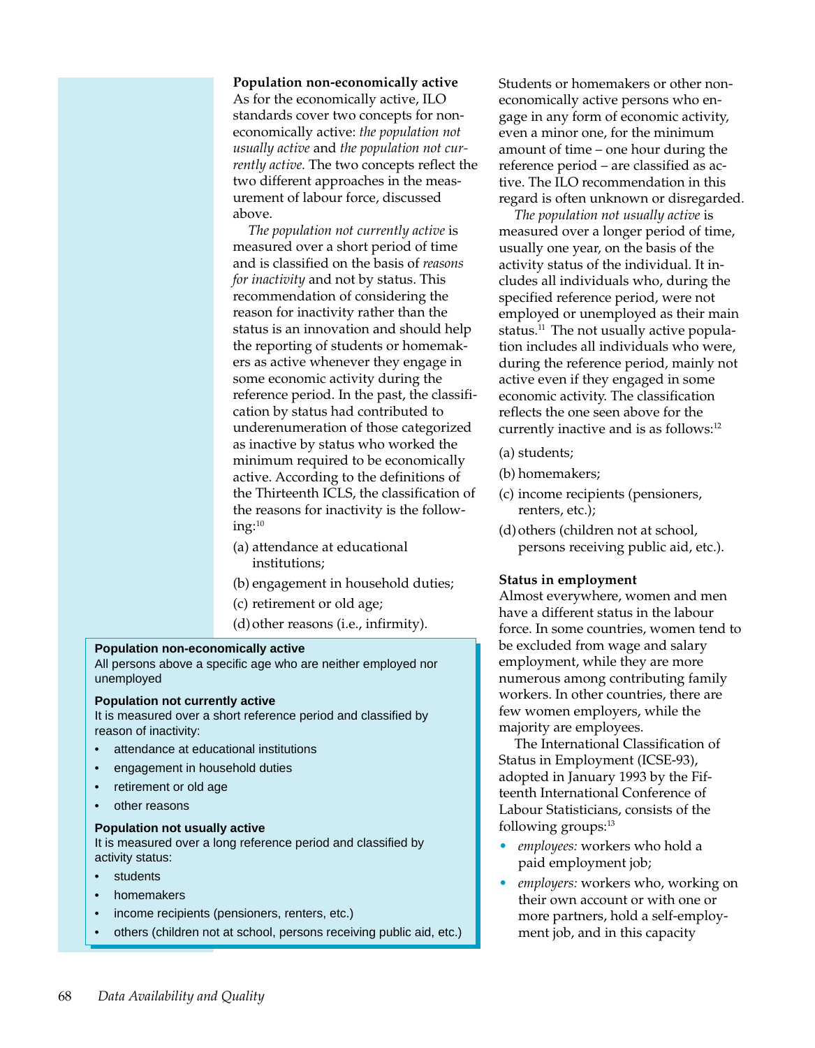**Population non-economically active**

As for the economically active, ILO standards cover two concepts for non-economically active: *the population not usually active* and *the population not currently active*. The two concepts reflect the two different approaches in the measurement of labour force, discussed above.

*The population not currently active* is measured over a short period of time and is classified on the basis of *reasons for inactivity* and not by status. This recommendation of considering the reason for inactivity rather than the status is an innovation and should help the reporting of students or homemakers as active whenever they engage in some economic activity during the reference period. In the past, the classification by status had contributed to underenumeration of those categorized as inactive by status who worked the minimum required to be economically active. According to the definitions of the Thirteenth ICLS, the classification of the reasons for inactivity is the following:[10]

(a) attendance at educational institutions;

(b) engagement in household duties;

(c) retirement or old age;

(d) other reasons (i.e., infirmity).

> **Population non-economically active**
> All persons above a specific age who are neither employed nor unemployed
>
> **Population not currently active**
> It is measured over a short reference period and classified by reason of inactivity:
>
> - attendance at educational institutions
> - engagement in household duties
> - retirement or old age
> - other reasons
>
> **Population not usually active**
> It is measured over a long reference period and classified by activity status:
>
> - students
> - homemakers
> - income recipients (pensioners, renters, etc.)
> - others (children not at school, persons receiving public aid, etc.)

Students or homemakers or other non-economically active persons who engage in any form of economic activity, even a minor one, for the minimum amount of time – one hour during the reference period – are classified as active. The ILO recommendation in this regard is often unknown or disregarded.

*The population not usually active* is measured over a longer period of time, usually one year, on the basis of the activity status of the individual. It includes all individuals who, during the specified reference period, were not employed or unemployed as their main status.[11] The not usually active population includes all individuals who were, during the reference period, mainly not active even if they engaged in some economic activity. The classification reflects the one seen above for the currently inactive and is as follows:[12]

(a) students;

(b) homemakers;

(c) income recipients (pensioners, renters, etc.);

(d) others (children not at school, persons receiving public aid, etc.).

**Status in employment**

Almost everywhere, women and men have a different status in the labour force. In some countries, women tend to be excluded from wage and salary employment, while they are more numerous among contributing family workers. In other countries, there are few women employers, while the majority are employees.

The International Classification of Status in Employment (ICSE-93), adopted in January 1993 by the Fifteenth International Conference of Labour Statisticians, consists of the following groups:[13]

- *employees:* workers who hold a paid employment job;
- *employers:* workers who, working on their own account or with one or more partners, hold a self-employment job, and in this capacity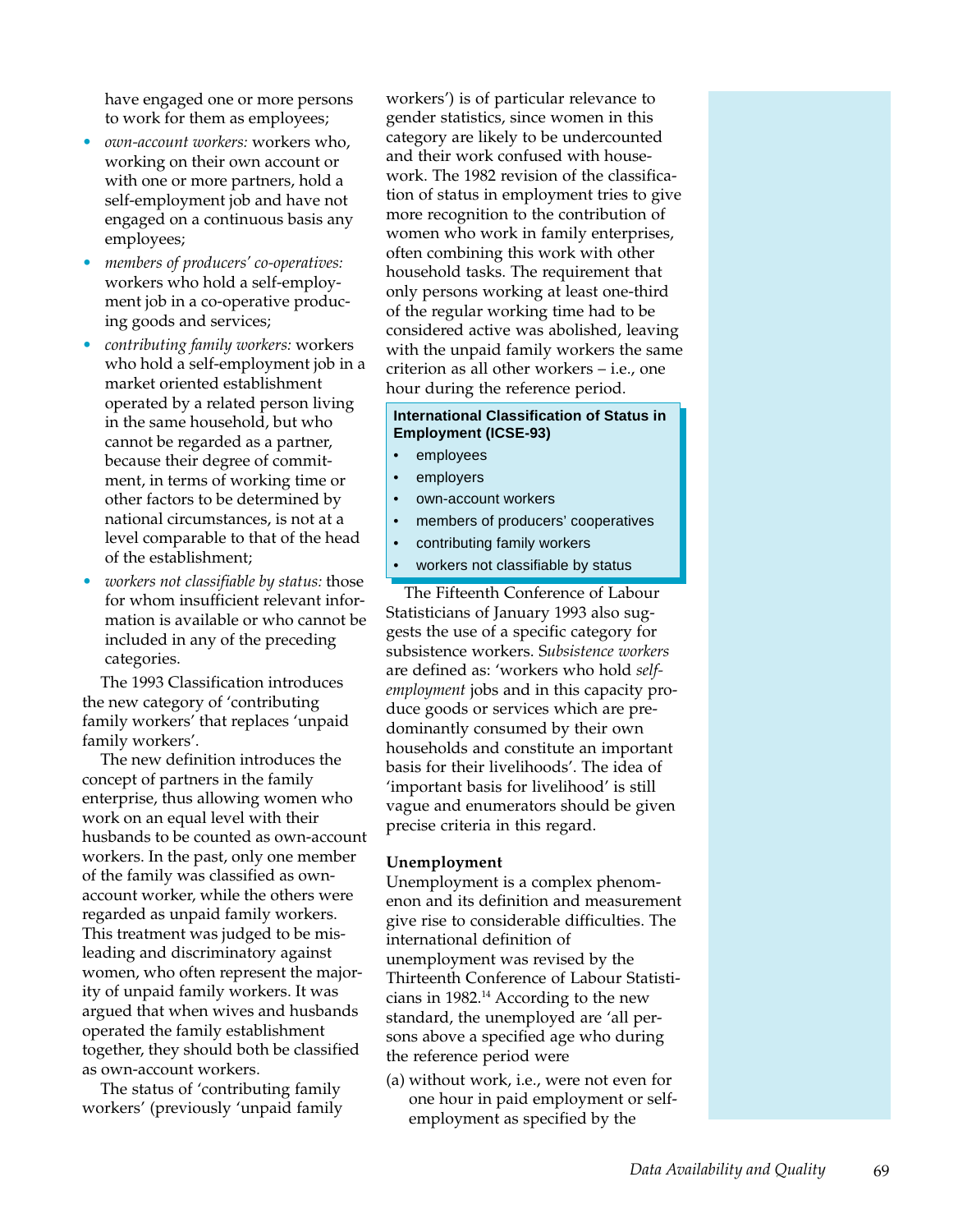have engaged one or more persons to work for them as employees;

- *own-account workers:* workers who, working on their own account or with one or more partners, hold a self-employment job and have not engaged on a continuous basis any employees;
- *members of producers' co-operatives:* workers who hold a self-employment job in a co-operative producing goods and services;
- *contributing family workers:* workers who hold a self-employment job in a market oriented establishment operated by a related person living in the same household, but who cannot be regarded as a partner, because their degree of commitment, in terms of working time or other factors to be determined by national circumstances, is not at a level comparable to that of the head of the establishment;
- *workers not classifiable by status:* those for whom insufficient relevant information is available or who cannot be included in any of the preceding categories.

The 1993 Classification introduces the new category of 'contributing family workers' that replaces 'unpaid family workers'.

The new definition introduces the concept of partners in the family enterprise, thus allowing women who work on an equal level with their husbands to be counted as own-account workers. In the past, only one member of the family was classified as own-account worker, while the others were regarded as unpaid family workers. This treatment was judged to be misleading and discriminatory against women, who often represent the majority of unpaid family workers. It was argued that when wives and husbands operated the family establishment together, they should both be classified as own-account workers.

The status of 'contributing family workers' (previously 'unpaid family workers') is of particular relevance to gender statistics, since women in this category are likely to be undercounted and their work confused with housework. The 1982 revision of the classification of status in employment tries to give more recognition to the contribution of women who work in family enterprises, often combining this work with other household tasks. The requirement that only persons working at least one-third of the regular working time had to be considered active was abolished, leaving with the unpaid family workers the same criterion as all other workers – i.e., one hour during the reference period.

**International Classification of Status in Employment (ICSE-93)**

- employees
- employers
- own-account workers
- members of producers' cooperatives
- contributing family workers
- workers not classifiable by status

The Fifteenth Conference of Labour Statisticians of January 1993 also suggests the use of a specific category for subsistence workers. S*ubsistence workers* are defined as: 'workers who hold *self-employment* jobs and in this capacity produce goods or services which are predominantly consumed by their own households and constitute an important basis for their livelihoods'. The idea of 'important basis for livelihood' is still vague and enumerators should be given precise criteria in this regard.

**Unemployment**

Unemployment is a complex phenomenon and its definition and measurement give rise to considerable difficulties. The international definition of unemployment was revised by the Thirteenth Conference of Labour Statisticians in 1982.[14] According to the new standard, the unemployed are 'all persons above a specified age who during the reference period were

(a) without work, i.e., were not even for one hour in paid employment or self-employment as specified by the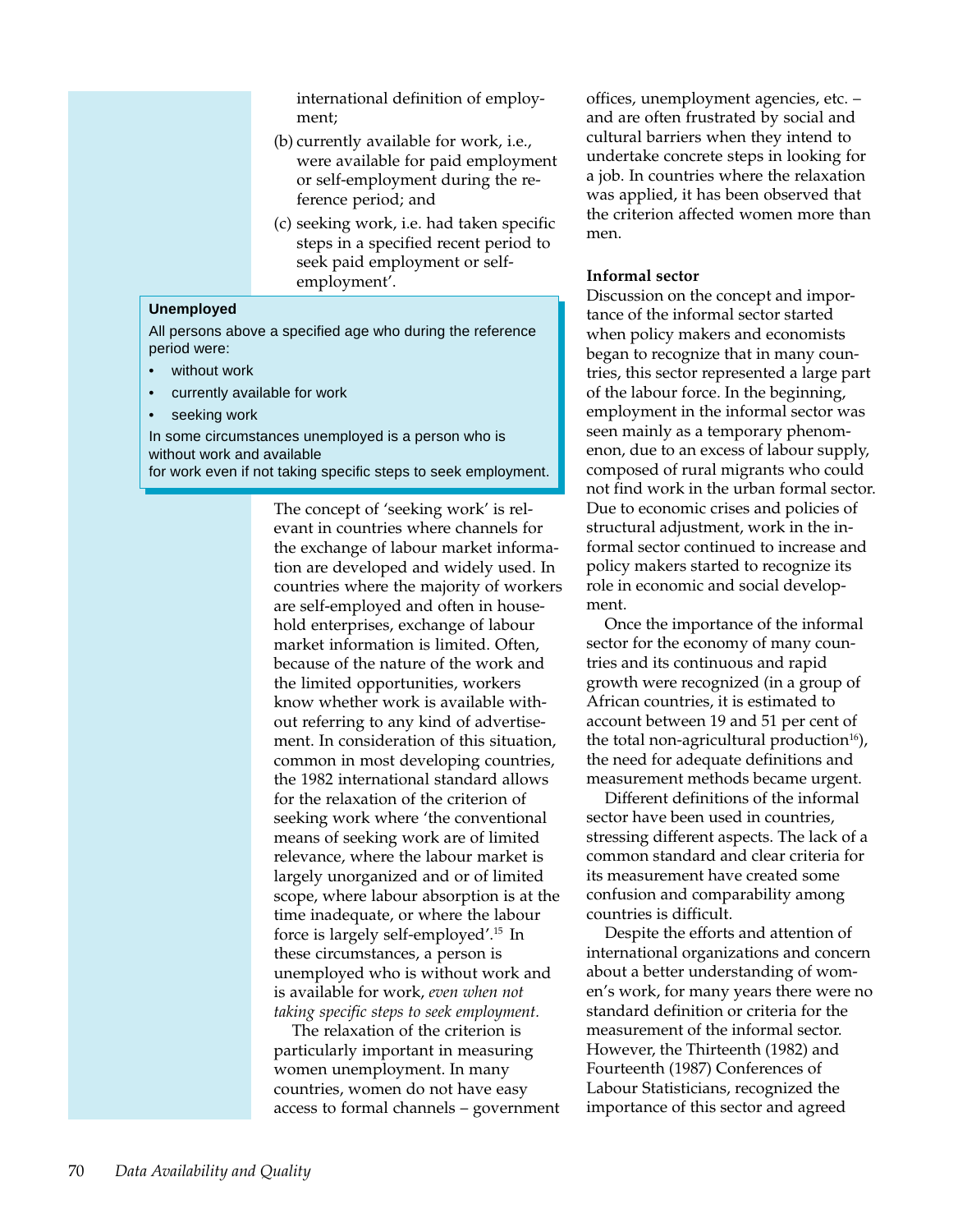international definition of employment;

(b) currently available for work, i.e., were available for paid employment or self-employment during the reference period; and

(c) seeking work, i.e. had taken specific steps in a specified recent period to seek paid employment or self-employment'.

**Unemployed**

All persons above a specified age who during the reference period were:

- without work
- currently available for work
- seeking work

In some circumstances unemployed is a person who is without work and available for work even if not taking specific steps to seek employment.

The concept of 'seeking work' is relevant in countries where channels for the exchange of labour market information are developed and widely used. In countries where the majority of workers are self-employed and often in household enterprises, exchange of labour market information is limited. Often, because of the nature of the work and the limited opportunities, workers know whether work is available without referring to any kind of advertisement. In consideration of this situation, common in most developing countries, the 1982 international standard allows for the relaxation of the criterion of seeking work where 'the conventional means of seeking work are of limited relevance, where the labour market is largely unorganized and or of limited scope, where labour absorption is at the time inadequate, or where the labour force is largely self-employed'.[15] In these circumstances, a person is unemployed who is without work and is available for work, *even when not taking specific steps to seek employment*.

The relaxation of the criterion is particularly important in measuring women unemployment. In many countries, women do not have easy access to formal channels – government offices, unemployment agencies, etc. – and are often frustrated by social and cultural barriers when they intend to undertake concrete steps in looking for a job. In countries where the relaxation was applied, it has been observed that the criterion affected women more than men.

**Informal sector**

Discussion on the concept and importance of the informal sector started when policy makers and economists began to recognize that in many countries, this sector represented a large part of the labour force. In the beginning, employment in the informal sector was seen mainly as a temporary phenomenon, due to an excess of labour supply, composed of rural migrants who could not find work in the urban formal sector. Due to economic crises and policies of structural adjustment, work in the informal sector continued to increase and policy makers started to recognize its role in economic and social development.

Once the importance of the informal sector for the economy of many countries and its continuous and rapid growth were recognized (in a group of African countries, it is estimated to account between 19 and 51 per cent of the total non-agricultural production[16]), the need for adequate definitions and measurement methods became urgent.

Different definitions of the informal sector have been used in countries, stressing different aspects. The lack of a common standard and clear criteria for its measurement have created some confusion and comparability among countries is difficult.

Despite the efforts and attention of international organizations and concern about a better understanding of women's work, for many years there were no standard definition or criteria for the measurement of the informal sector. However, the Thirteenth (1982) and Fourteenth (1987) Conferences of Labour Statisticians, recognized the importance of this sector and agreed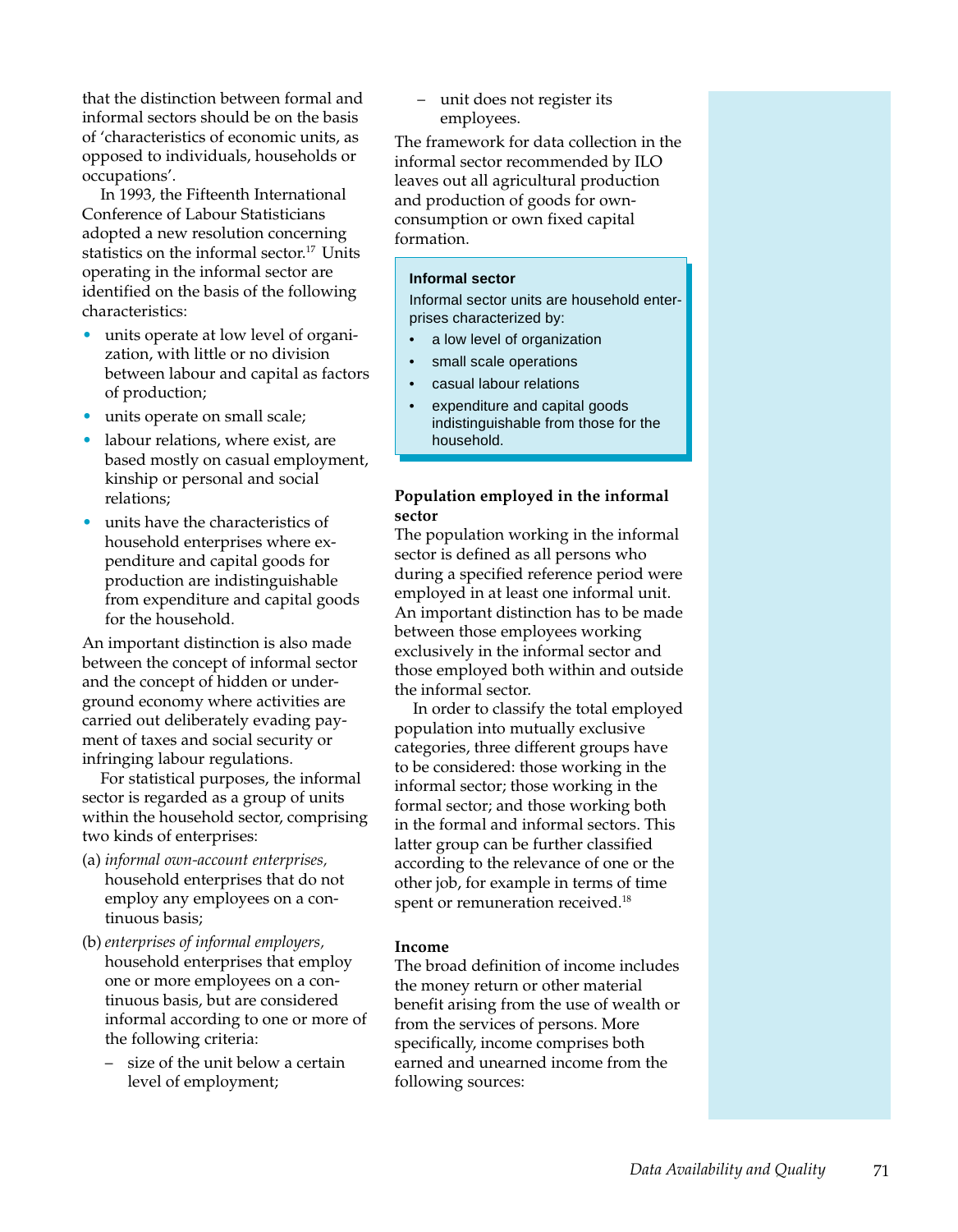that the distinction between formal and informal sectors should be on the basis of 'characteristics of economic units, as opposed to individuals, households or occupations'.

In 1993, the Fifteenth International Conference of Labour Statisticians adopted a new resolution concerning statistics on the informal sector.[17] Units operating in the informal sector are identified on the basis of the following characteristics:

- units operate at low level of organization, with little or no division between labour and capital as factors of production;
- units operate on small scale;
- labour relations, where exist, are based mostly on casual employment, kinship or personal and social relations;
- units have the characteristics of household enterprises where expenditure and capital goods for production are indistinguishable from expenditure and capital goods for the household.

An important distinction is also made between the concept of informal sector and the concept of hidden or underground economy where activities are carried out deliberately evading payment of taxes and social security or infringing labour regulations.

For statistical purposes, the informal sector is regarded as a group of units within the household sector, comprising two kinds of enterprises:

(a) *informal own-account enterprises,* household enterprises that do not employ any employees on a continuous basis;

(b) *enterprises of informal employers,* household enterprises that employ one or more employees on a continuous basis, but are considered informal according to one or more of the following criteria:

  – size of the unit below a certain level of employment;

  – unit does not register its employees.

The framework for data collection in the informal sector recommended by ILO leaves out all agricultural production and production of goods for own-consumption or own fixed capital formation.

> **Informal sector**
>
> Informal sector units are household enterprises characterized by:
>
> - a low level of organization
> - small scale operations
> - casual labour relations
> - expenditure and capital goods indistinguishable from those for the household.

**Population employed in the informal sector**

The population working in the informal sector is defined as all persons who during a specified reference period were employed in at least one informal unit. An important distinction has to be made between those employees working exclusively in the informal sector and those employed both within and outside the informal sector.

In order to classify the total employed population into mutually exclusive categories, three different groups have to be considered: those working in the informal sector; those working in the formal sector; and those working both in the formal and informal sectors. This latter group can be further classified according to the relevance of one or the other job, for example in terms of time spent or remuneration received.[18]

**Income**

The broad definition of income includes the money return or other material benefit arising from the use of wealth or from the services of persons. More specifically, income comprises both earned and unearned income from the following sources: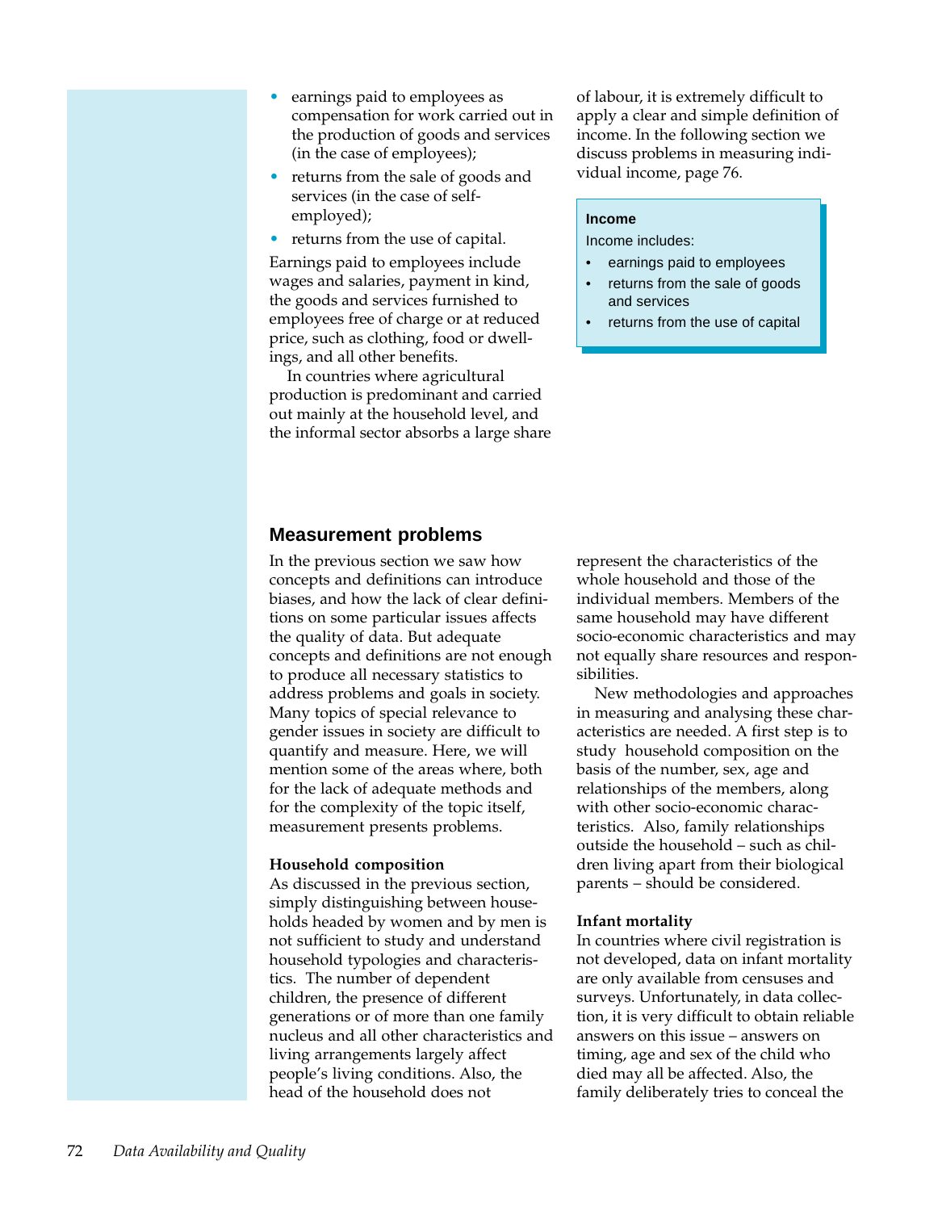- earnings paid to employees as compensation for work carried out in the production of goods and services (in the case of employees);
- returns from the sale of goods and services (in the case of self-employed);
- returns from the use of capital.

Earnings paid to employees include wages and salaries, payment in kind, the goods and services furnished to employees free of charge or at reduced price, such as clothing, food or dwellings, and all other benefits.

In countries where agricultural production is predominant and carried out mainly at the household level, and the informal sector absorbs a large share of labour, it is extremely difficult to apply a clear and simple definition of income. In the following section we discuss problems in measuring individual income, page 76.

> **Income**
>
> Income includes:
>
> - earnings paid to employees
> - returns from the sale of goods and services
> - returns from the use of capital

## Measurement problems

In the previous section we saw how concepts and definitions can introduce biases, and how the lack of clear definitions on some particular issues affects the quality of data. But adequate concepts and definitions are not enough to produce all necessary statistics to address problems and goals in society. Many topics of special relevance to gender issues in society are difficult to quantify and measure. Here, we will mention some of the areas where, both for the lack of adequate methods and for the complexity of the topic itself, measurement presents problems.

**Household composition**

As discussed in the previous section, simply distinguishing between households headed by women and by men is not sufficient to study and understand household typologies and characteristics. The number of dependent children, the presence of different generations or of more than one family nucleus and all other characteristics and living arrangements largely affect people's living conditions. Also, the head of the household does not represent the characteristics of the whole household and those of the individual members. Members of the same household may have different socio-economic characteristics and may not equally share resources and responsibilities.

New methodologies and approaches in measuring and analysing these characteristics are needed. A first step is to study household composition on the basis of the number, sex, age and relationships of the members, along with other socio-economic characteristics. Also, family relationships outside the household – such as children living apart from their biological parents – should be considered.

**Infant mortality**

In countries where civil registration is not developed, data on infant mortality are only available from censuses and surveys. Unfortunately, in data collection, it is very difficult to obtain reliable answers on this issue – answers on timing, age and sex of the child who died may all be affected. Also, the family deliberately tries to conceal the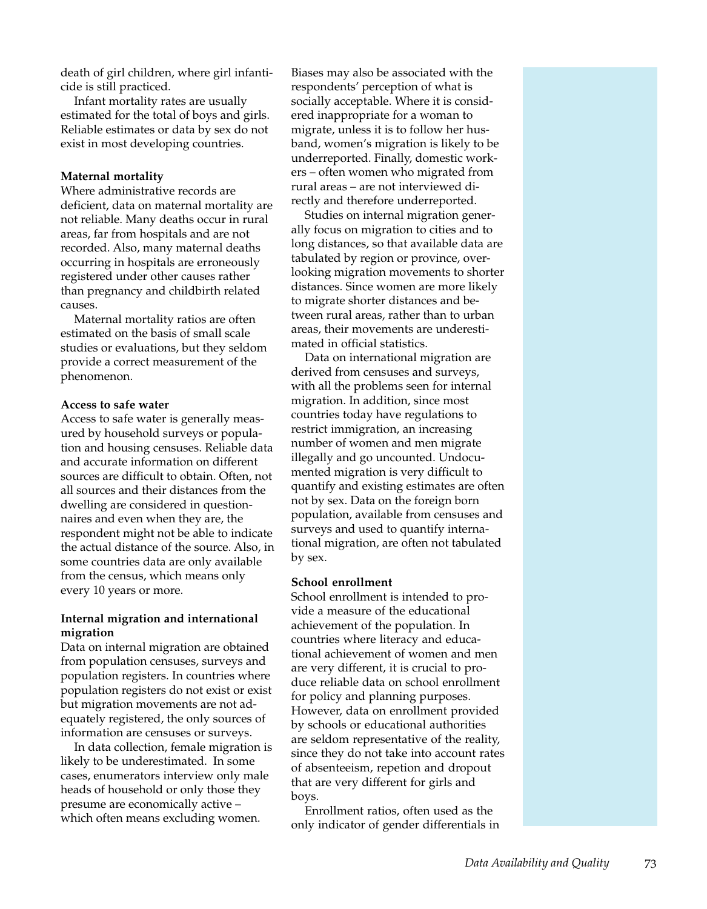death of girl children, where girl infanticide is still practiced.

Infant mortality rates are usually estimated for the total of boys and girls. Reliable estimates or data by sex do not exist in most developing countries.

**Maternal mortality**

Where administrative records are deficient, data on maternal mortality are not reliable. Many deaths occur in rural areas, far from hospitals and are not recorded. Also, many maternal deaths occurring in hospitals are erroneously registered under other causes rather than pregnancy and childbirth related causes.

Maternal mortality ratios are often estimated on the basis of small scale studies or evaluations, but they seldom provide a correct measurement of the phenomenon.

**Access to safe water**

Access to safe water is generally measured by household surveys or population and housing censuses. Reliable data and accurate information on different sources are difficult to obtain. Often, not all sources and their distances from the dwelling are considered in questionnaires and even when they are, the respondent might not be able to indicate the actual distance of the source. Also, in some countries data are only available from the census, which means only every 10 years or more.

**Internal migration and international migration**

Data on internal migration are obtained from population censuses, surveys and population registers. In countries where population registers do not exist or exist but migration movements are not adequately registered, the only sources of information are censuses or surveys.

In data collection, female migration is likely to be underestimated. In some cases, enumerators interview only male heads of household or only those they presume are economically active – which often means excluding women. Biases may also be associated with the respondents' perception of what is socially acceptable. Where it is considered inappropriate for a woman to migrate, unless it is to follow her husband, women's migration is likely to be underreported. Finally, domestic workers – often women who migrated from rural areas – are not interviewed directly and therefore underreported.

Studies on internal migration generally focus on migration to cities and to long distances, so that available data are tabulated by region or province, overlooking migration movements to shorter distances. Since women are more likely to migrate shorter distances and between rural areas, rather than to urban areas, their movements are underestimated in official statistics.

Data on international migration are derived from censuses and surveys, with all the problems seen for internal migration. In addition, since most countries today have regulations to restrict immigration, an increasing number of women and men migrate illegally and go uncounted. Undocumented migration is very difficult to quantify and existing estimates are often not by sex. Data on the foreign born population, available from censuses and surveys and used to quantify international migration, are often not tabulated by sex.

**School enrollment**

School enrollment is intended to provide a measure of the educational achievement of the population. In countries where literacy and educational achievement of women and men are very different, it is crucial to produce reliable data on school enrollment for policy and planning purposes. However, data on enrollment provided by schools or educational authorities are seldom representative of the reality, since they do not take into account rates of absenteeism, repetion and dropout that are very different for girls and boys.

Enrollment ratios, often used as the only indicator of gender differentials in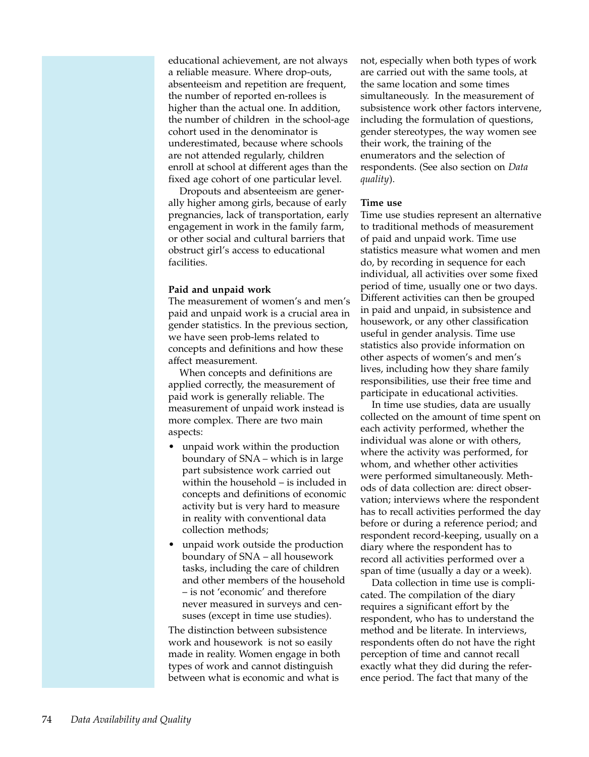educational achievement, are not always a reliable measure. Where drop-outs, absenteeism and repetition are frequent, the number of reported en-rollees is higher than the actual one. In addition, the number of children in the school-age cohort used in the denominator is underestimated, because where schools are not attended regularly, children enroll at school at different ages than the fixed age cohort of one particular level.

Dropouts and absenteeism are generally higher among girls, because of early pregnancies, lack of transportation, early engagement in work in the family farm, or other social and cultural barriers that obstruct girl's access to educational facilities.

**Paid and unpaid work**

The measurement of women's and men's paid and unpaid work is a crucial area in gender statistics. In the previous section, we have seen prob-lems related to concepts and definitions and how these affect measurement.

When concepts and definitions are applied correctly, the measurement of paid work is generally reliable. The measurement of unpaid work instead is more complex. There are two main aspects:

- unpaid work within the production boundary of SNA – which is in large part subsistence work carried out within the household – is included in concepts and definitions of economic activity but is very hard to measure in reality with conventional data collection methods;
- unpaid work outside the production boundary of SNA – all housework tasks, including the care of children and other members of the household – is not 'economic' and therefore never measured in surveys and censuses (except in time use studies).

The distinction between subsistence work and housework is not so easily made in reality. Women engage in both types of work and cannot distinguish between what is economic and what is not, especially when both types of work are carried out with the same tools, at the same location and some times simultaneously. In the measurement of subsistence work other factors intervene, including the formulation of questions, gender stereotypes, the way women see their work, the training of the enumerators and the selection of respondents. (See also section on *Data quality*).

**Time use**

Time use studies represent an alternative to traditional methods of measurement of paid and unpaid work. Time use statistics measure what women and men do, by recording in sequence for each individual, all activities over some fixed period of time, usually one or two days. Different activities can then be grouped in paid and unpaid, in subsistence and housework, or any other classification useful in gender analysis. Time use statistics also provide information on other aspects of women's and men's lives, including how they share family responsibilities, use their free time and participate in educational activities.

In time use studies, data are usually collected on the amount of time spent on each activity performed, whether the individual was alone or with others, where the activity was performed, for whom, and whether other activities were performed simultaneously. Methods of data collection are: direct observation; interviews where the respondent has to recall activities performed the day before or during a reference period; and respondent record-keeping, usually on a diary where the respondent has to record all activities performed over a span of time (usually a day or a week).

Data collection in time use is complicated. The compilation of the diary requires a significant effort by the respondent, who has to understand the method and be literate. In interviews, respondents often do not have the right perception of time and cannot recall exactly what they did during the reference period. The fact that many of the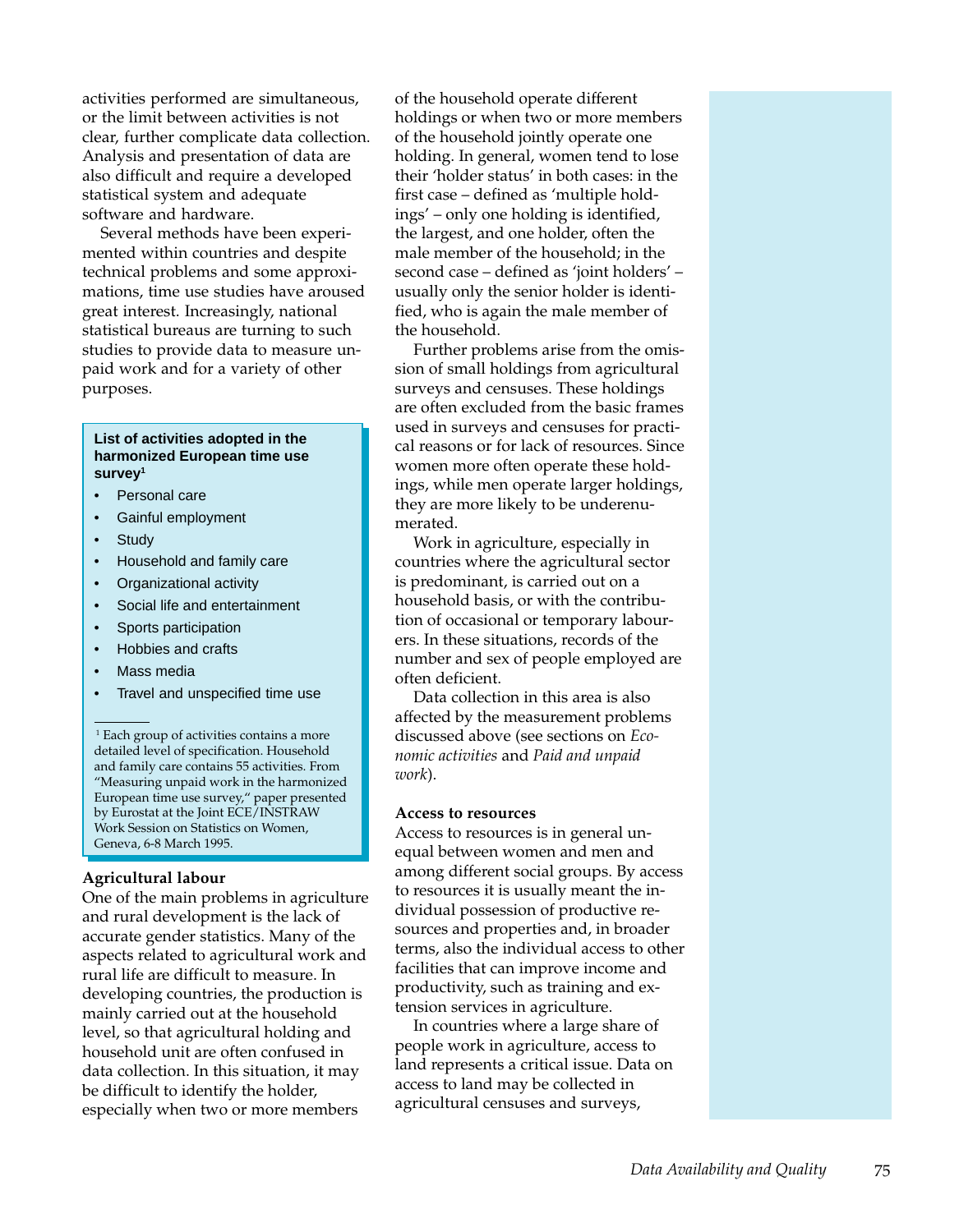activities performed are simultaneous, or the limit between activities is not clear, further complicate data collection. Analysis and presentation of data are also difficult and require a developed statistical system and adequate software and hardware.

Several methods have been experimented within countries and despite technical problems and some approximations, time use studies have aroused great interest. Increasingly, national statistical bureaus are turning to such studies to provide data to measure unpaid work and for a variety of other purposes.

> **List of activities adopted in the harmonized European time use survey[1]**
>
> - Personal care
> - Gainful employment
> - Study
> - Household and family care
> - Organizational activity
> - Social life and entertainment
> - Sports participation
> - Hobbies and crafts
> - Mass media
> - Travel and unspecified time use
>
> [1] Each group of activities contains a more detailed level of specification. Household and family care contains 55 activities. From "Measuring unpaid work in the harmonized European time use survey," paper presented by Eurostat at the Joint ECE/INSTRAW Work Session on Statistics on Women, Geneva, 6-8 March 1995.

### Agricultural labour

One of the main problems in agriculture and rural development is the lack of accurate gender statistics. Many of the aspects related to agricultural work and rural life are difficult to measure. In developing countries, the production is mainly carried out at the household level, so that agricultural holding and household unit are often confused in data collection. In this situation, it may be difficult to identify the holder, especially when two or more members of the household operate different holdings or when two or more members of the household jointly operate one holding. In general, women tend to lose their 'holder status' in both cases: in the first case – defined as 'multiple holdings' – only one holding is identified, the largest, and one holder, often the male member of the household; in the second case – defined as 'joint holders' – usually only the senior holder is identified, who is again the male member of the household.

Further problems arise from the omission of small holdings from agricultural surveys and censuses. These holdings are often excluded from the basic frames used in surveys and censuses for practical reasons or for lack of resources. Since women more often operate these holdings, while men operate larger holdings, they are more likely to be underenumerated.

Work in agriculture, especially in countries where the agricultural sector is predominant, is carried out on a household basis, or with the contribution of occasional or temporary labourers. In these situations, records of the number and sex of people employed are often deficient.

Data collection in this area is also affected by the measurement problems discussed above (see sections on *Economic activities* and *Paid and unpaid work*).

### Access to resources

Access to resources is in general unequal between women and men and among different social groups. By access to resources it is usually meant the individual possession of productive resources and properties and, in broader terms, also the individual access to other facilities that can improve income and productivity, such as training and extension services in agriculture.

In countries where a large share of people work in agriculture, access to land represents a critical issue. Data on access to land may be collected in agricultural censuses and surveys,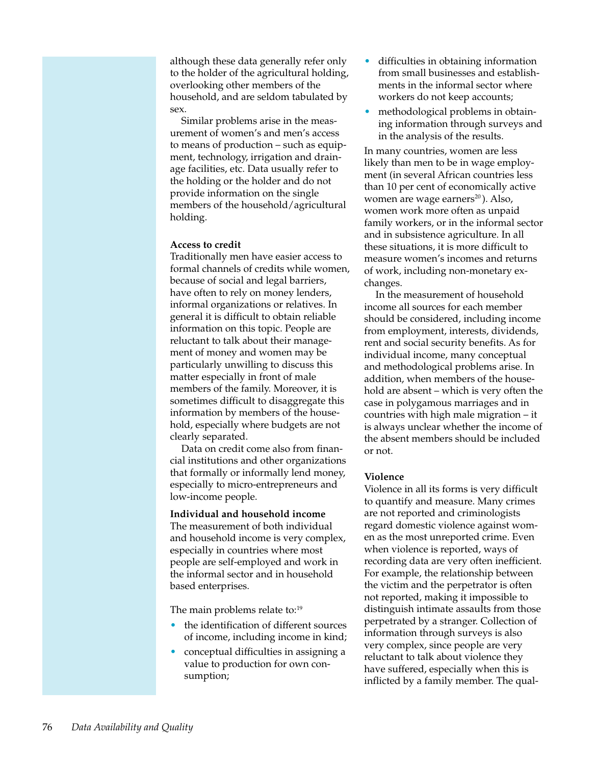although these data generally refer only to the holder of the agricultural holding, overlooking other members of the household, and are seldom tabulated by sex.

Similar problems arise in the measurement of women's and men's access to means of production – such as equipment, technology, irrigation and drainage facilities, etc. Data usually refer to the holding or the holder and do not provide information on the single members of the household/agricultural holding.

**Access to credit**

Traditionally men have easier access to formal channels of credits while women, because of social and legal barriers, have often to rely on money lenders, informal organizations or relatives. In general it is difficult to obtain reliable information on this topic. People are reluctant to talk about their management of money and women may be particularly unwilling to discuss this matter especially in front of male members of the family. Moreover, it is sometimes difficult to disaggregate this information by members of the household, especially where budgets are not clearly separated.

Data on credit come also from financial institutions and other organizations that formally or informally lend money, especially to micro-entrepreneurs and low-income people.

**Individual and household income**

The measurement of both individual and household income is very complex, especially in countries where most people are self-employed and work in the informal sector and in household based enterprises.

The main problems relate to:[19]

- the identification of different sources of income, including income in kind;
- conceptual difficulties in assigning a value to production for own consumption;
- difficulties in obtaining information from small businesses and establishments in the informal sector where workers do not keep accounts;
- methodological problems in obtaining information through surveys and in the analysis of the results.

In many countries, women are less likely than men to be in wage employment (in several African countries less than 10 per cent of economically active women are wage earners[20]). Also, women work more often as unpaid family workers, or in the informal sector and in subsistence agriculture. In all these situations, it is more difficult to measure women's incomes and returns of work, including non-monetary exchanges.

In the measurement of household income all sources for each member should be considered, including income from employment, interests, dividends, rent and social security benefits. As for individual income, many conceptual and methodological problems arise. In addition, when members of the household are absent – which is very often the case in polygamous marriages and in countries with high male migration – it is always unclear whether the income of the absent members should be included or not.

**Violence**

Violence in all its forms is very difficult to quantify and measure. Many crimes are not reported and criminologists regard domestic violence against women as the most unreported crime. Even when violence is reported, ways of recording data are very often inefficient. For example, the relationship between the victim and the perpetrator is often not reported, making it impossible to distinguish intimate assaults from those perpetrated by a stranger. Collection of information through surveys is also very complex, since people are very reluctant to talk about violence they have suffered, especially when this is inflicted by a family member. The qual-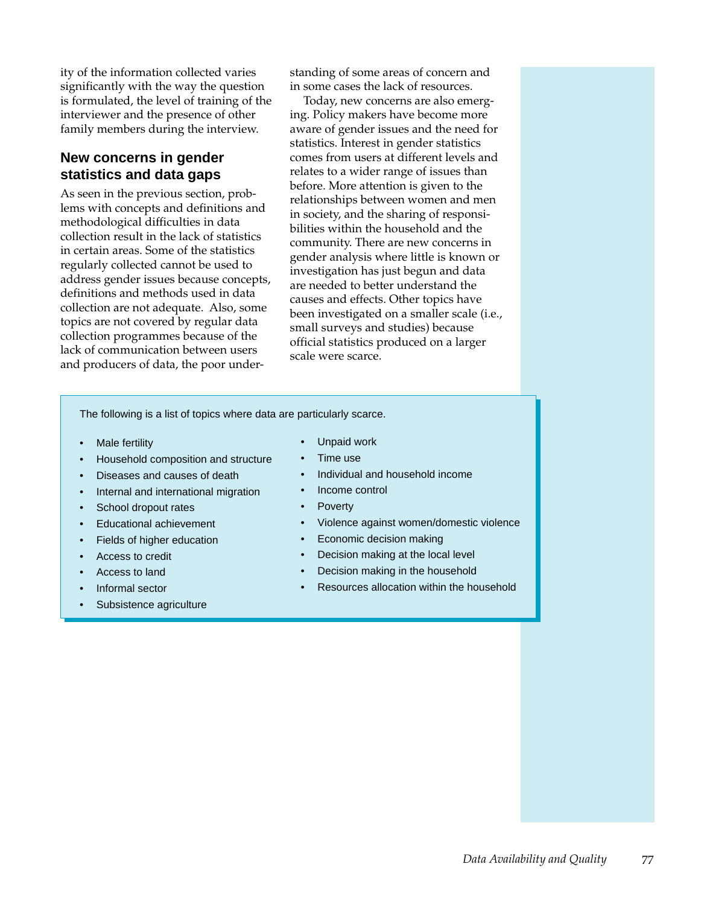ity of the information collected varies significantly with the way the question is formulated, the level of training of the interviewer and the presence of other family members during the interview.

## New concerns in gender statistics and data gaps

As seen in the previous section, problems with concepts and definitions and methodological difficulties in data collection result in the lack of statistics in certain areas. Some of the statistics regularly collected cannot be used to address gender issues because concepts, definitions and methods used in data collection are not adequate. Also, some topics are not covered by regular data collection programmes because of the lack of communication between users and producers of data, the poor understanding of some areas of concern and in some cases the lack of resources.

Today, new concerns are also emerging. Policy makers have become more aware of gender issues and the need for statistics. Interest in gender statistics comes from users at different levels and relates to a wider range of issues than before. More attention is given to the relationships between women and men in society, and the sharing of responsibilities within the household and the community. There are new concerns in gender analysis where little is known or investigation has just begun and data are needed to better understand the causes and effects. Other topics have been investigated on a smaller scale (i.e., small surveys and studies) because official statistics produced on a larger scale were scarce.

The following is a list of topics where data are particularly scarce.

- Male fertility
- Household composition and structure
- Diseases and causes of death
- Internal and international migration
- School dropout rates
- Educational achievement
- Fields of higher education
- Access to credit
- Access to land
- Informal sector
- Subsistence agriculture
- Unpaid work
- Time use
- Individual and household income
- Income control
- Poverty
- Violence against women/domestic violence
- Economic decision making
- Decision making at the local level
- Decision making in the household
- Resources allocation within the household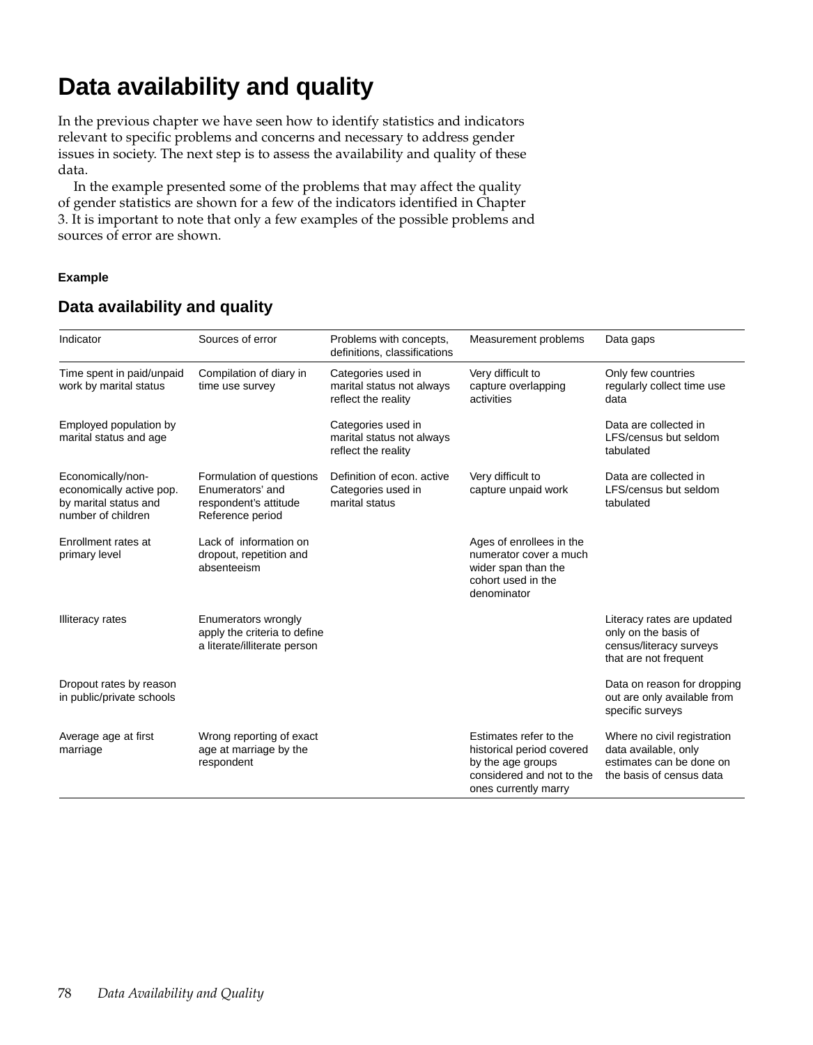# Data availability and quality

In the previous chapter we have seen how to identify statistics and indicators relevant to specific problems and concerns and necessary to address gender issues in society. The next step is to assess the availability and quality of these data.

In the example presented some of the problems that may affect the quality of gender statistics are shown for a few of the indicators identified in Chapter 3. It is important to note that only a few examples of the possible problems and sources of error are shown.

**Example**

## Data availability and quality

| Indicator | Sources of error | Problems with concepts, definitions, classifications | Measurement problems | Data gaps |
|---|---|---|---|---|
| Time spent in paid/unpaid work by marital status | Compilation of diary in time use survey | Categories used in marital status not always reflect the reality | Very difficult to capture overlapping activities | Only few countries regularly collect time use data |
| Employed population by marital status and age | | Categories used in marital status not always reflect the reality | | Data are collected in LFS/census but seldom tabulated |
| Economically/non-economically active pop. by marital status and number of children | Formulation of questions Enumerators' and respondent's attitude Reference period | Definition of econ. active Categories used in marital status | Very difficult to capture unpaid work | Data are collected in LFS/census but seldom tabulated |
| Enrollment rates at primary level | Lack of information on dropout, repetition and absenteeism | | Ages of enrollees in the numerator cover a much wider span than the cohort used in the denominator | |
| Illiteracy rates | Enumerators wrongly apply the criteria to define a literate/illiterate person | | | Literacy rates are updated only on the basis of census/literacy surveys that are not frequent |
| Dropout rates by reason in public/private schools | | | | Data on reason for dropping out are only available from specific surveys |
| Average age at first marriage | Wrong reporting of exact age at marriage by the respondent | | Estimates refer to the historical period covered by the age groups considered and not to the ones currently marry | Where no civil registration data available, only estimates can be done on the basis of census data |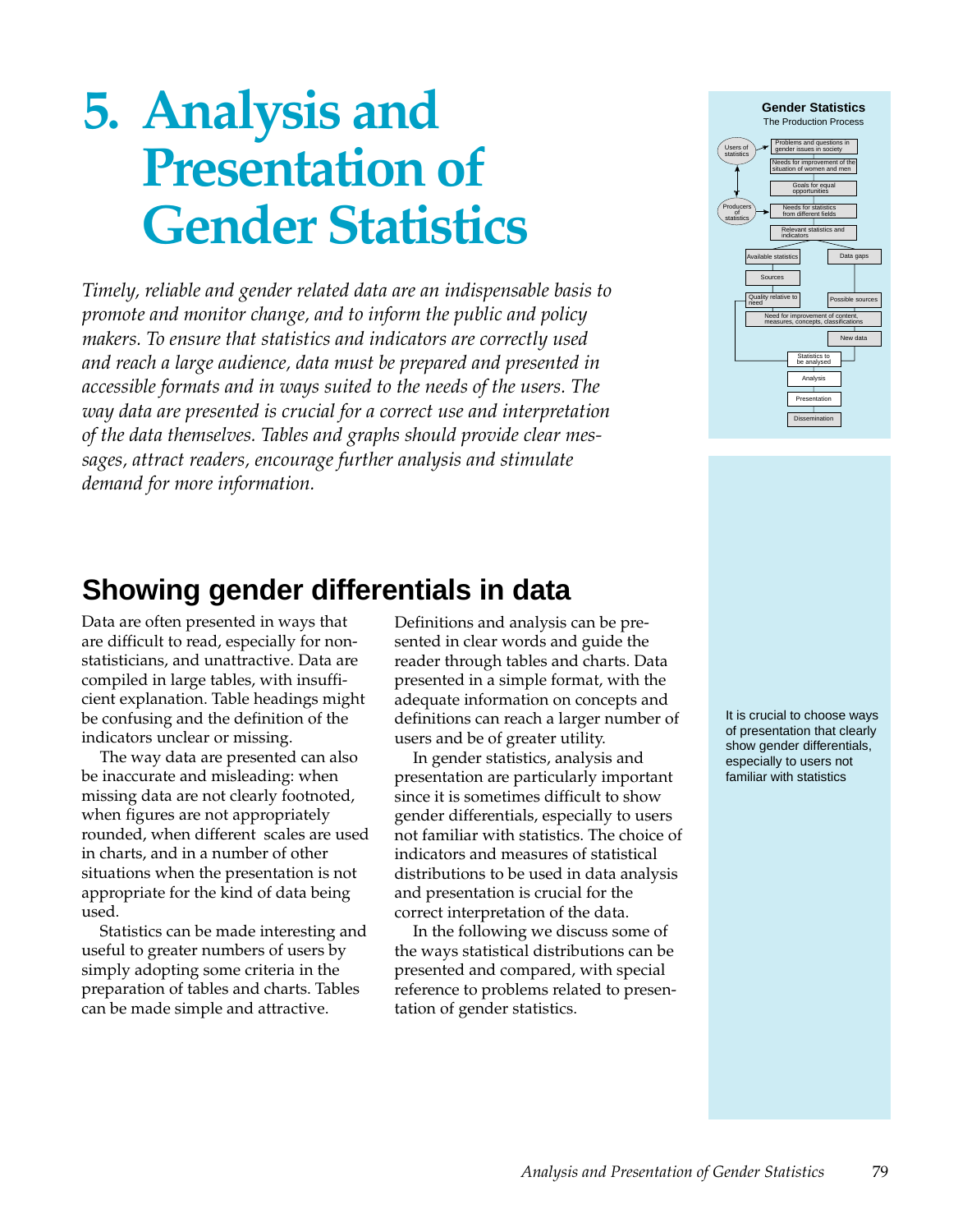# 5. Analysis and Presentation of Gender Statistics

*Timely, reliable and gender related data are an indispensable basis to promote and monitor change, and to inform the public and policy makers. To ensure that statistics and indicators are correctly used and reach a large audience, data must be prepared and presented in accessible formats and in ways suited to the needs of the users. The way data are presented is crucial for a correct use and interpretation of the data themselves. Tables and graphs should provide clear messages, attract readers, encourage further analysis and stimulate demand for more information.*

**Gender Statistics**
The Production Process

- Users of statistics
- Producers of statistics
- Problems and questions in gender issues in society
- Needs for improvement of the situation of women and men
- Goals for equal opportunities
- Needs for statistics from different fields
- Relevant statistics and indicators
- Available statistics
- Data gaps
- Sources
- Quality relative to need
- Possible sources
- Need for improvement of content, measures, concepts, classifications
- New data
- Statistics to be analysed
- Analysis
- Presentation
- Dissemination

## Showing gender differentials in data

Data are often presented in ways that are difficult to read, especially for non-statisticians, and unattractive. Data are compiled in large tables, with insufficient explanation. Table headings might be confusing and the definition of the indicators unclear or missing.

The way data are presented can also be inaccurate and misleading: when missing data are not clearly footnoted, when figures are not appropriately rounded, when different scales are used in charts, and in a number of other situations when the presentation is not appropriate for the kind of data being used.

Statistics can be made interesting and useful to greater numbers of users by simply adopting some criteria in the preparation of tables and charts. Tables can be made simple and attractive. Definitions and analysis can be presented in clear words and guide the reader through tables and charts. Data presented in a simple format, with the adequate information on concepts and definitions can reach a larger number of users and be of greater utility.

In gender statistics, analysis and presentation are particularly important since it is sometimes difficult to show gender differentials, especially to users not familiar with statistics. The choice of indicators and measures of statistical distributions to be used in data analysis and presentation is crucial for the correct interpretation of the data.

In the following we discuss some of the ways statistical distributions can be presented and compared, with special reference to problems related to presentation of gender statistics.

It is crucial to choose ways of presentation that clearly show gender differentials, especially to users not familiar with statistics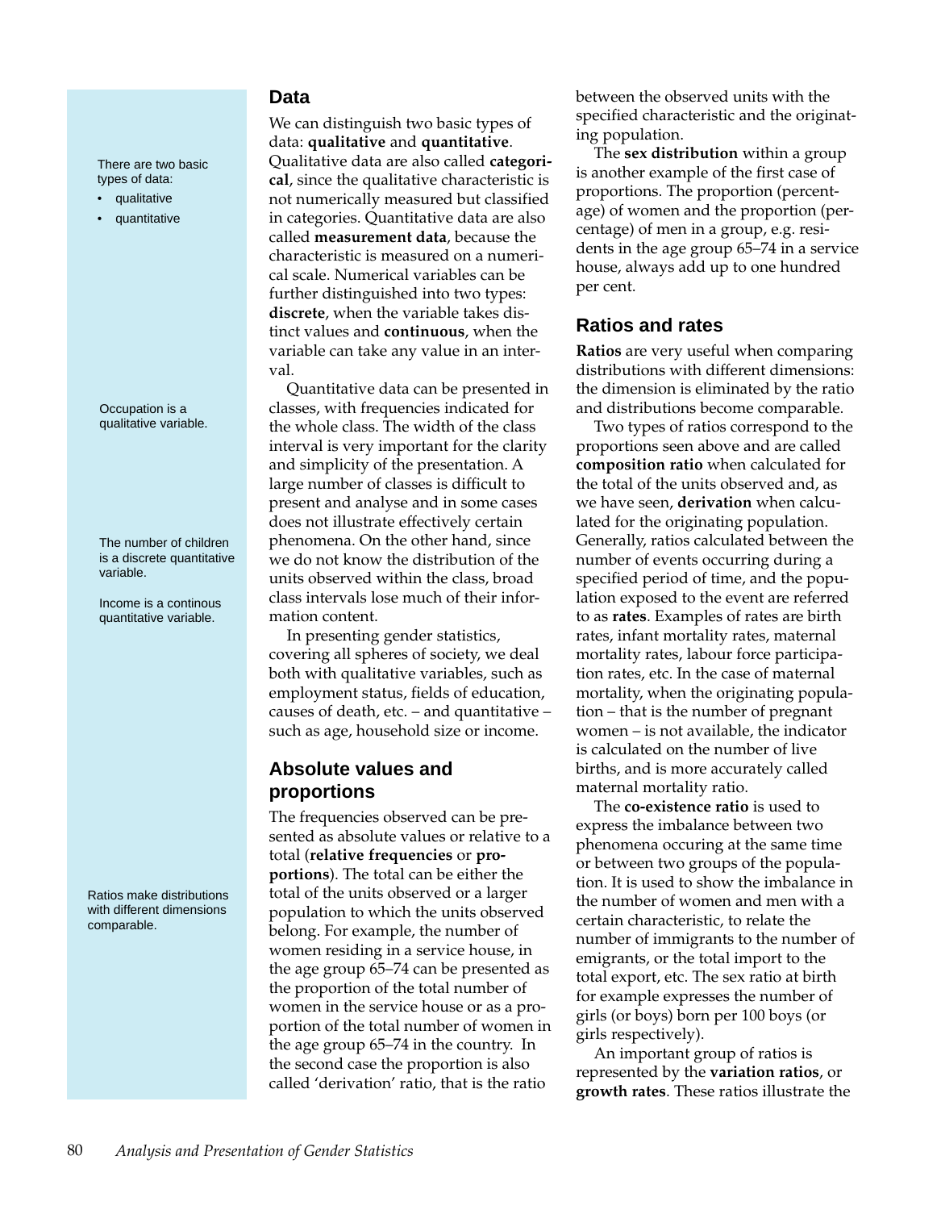## Data

There are two basic types of data:

- qualitative
- quantitative

We can distinguish two basic types of data: **qualitative** and **quantitative**. Qualitative data are also called **categorical**, since the qualitative characteristic is not numerically measured but classified in categories. Quantitative data are also called **measurement data**, because the characteristic is measured on a numerical scale. Numerical variables can be further distinguished into two types: **discrete**, when the variable takes distinct values and **continuous**, when the variable can take any value in an interval.

Occupation is a qualitative variable.

Quantitative data can be presented in classes, with frequencies indicated for the whole class. The width of the class interval is very important for the clarity and simplicity of the presentation. A large number of classes is difficult to present and analyse and in some cases does not illustrate effectively certain phenomena. On the other hand, since we do not know the distribution of the units observed within the class, broad class intervals lose much of their information content.

The number of children is a discrete quantitative variable.

Income is a continous quantitative variable.

In presenting gender statistics, covering all spheres of society, we deal both with qualitative variables, such as employment status, fields of education, causes of death, etc. – and quantitative – such as age, household size or income.

## Absolute values and proportions

The frequencies observed can be presented as absolute values or relative to a total (**relative frequencies** or **proportions**). The total can be either the total of the units observed or a larger population to which the units observed belong. For example, the number of women residing in a service house, in the age group 65–74 can be presented as the proportion of the total number of women in the service house or as a proportion of the total number of women in the age group 65–74 in the country. In the second case the proportion is also called 'derivation' ratio, that is the ratio between the observed units with the specified characteristic and the originating population.

The **sex distribution** within a group is another example of the first case of proportions. The proportion (percentage) of women and the proportion (percentage) of men in a group, e.g. residents in the age group 65–74 in a service house, always add up to one hundred per cent.

## Ratios and rates

Ratios make distributions with different dimensions comparable.

**Ratios** are very useful when comparing distributions with different dimensions: the dimension is eliminated by the ratio and distributions become comparable.

Two types of ratios correspond to the proportions seen above and are called **composition ratio** when calculated for the total of the units observed and, as we have seen, **derivation** when calculated for the originating population. Generally, ratios calculated between the number of events occurring during a specified period of time, and the population exposed to the event are referred to as **rates**. Examples of rates are birth rates, infant mortality rates, maternal mortality rates, labour force participation rates, etc. In the case of maternal mortality, when the originating population – that is the number of pregnant women – is not available, the indicator is calculated on the number of live births, and is more accurately called maternal mortality ratio.

The **co-existence ratio** is used to express the imbalance between two phenomena occuring at the same time or between two groups of the population. It is used to show the imbalance in the number of women and men with a certain characteristic, to relate the number of immigrants to the number of emigrants, or the total import to the total export, etc. The sex ratio at birth for example expresses the number of girls (or boys) born per 100 boys (or girls respectively).

An important group of ratios is represented by the **variation ratios**, or **growth rates**. These ratios illustrate the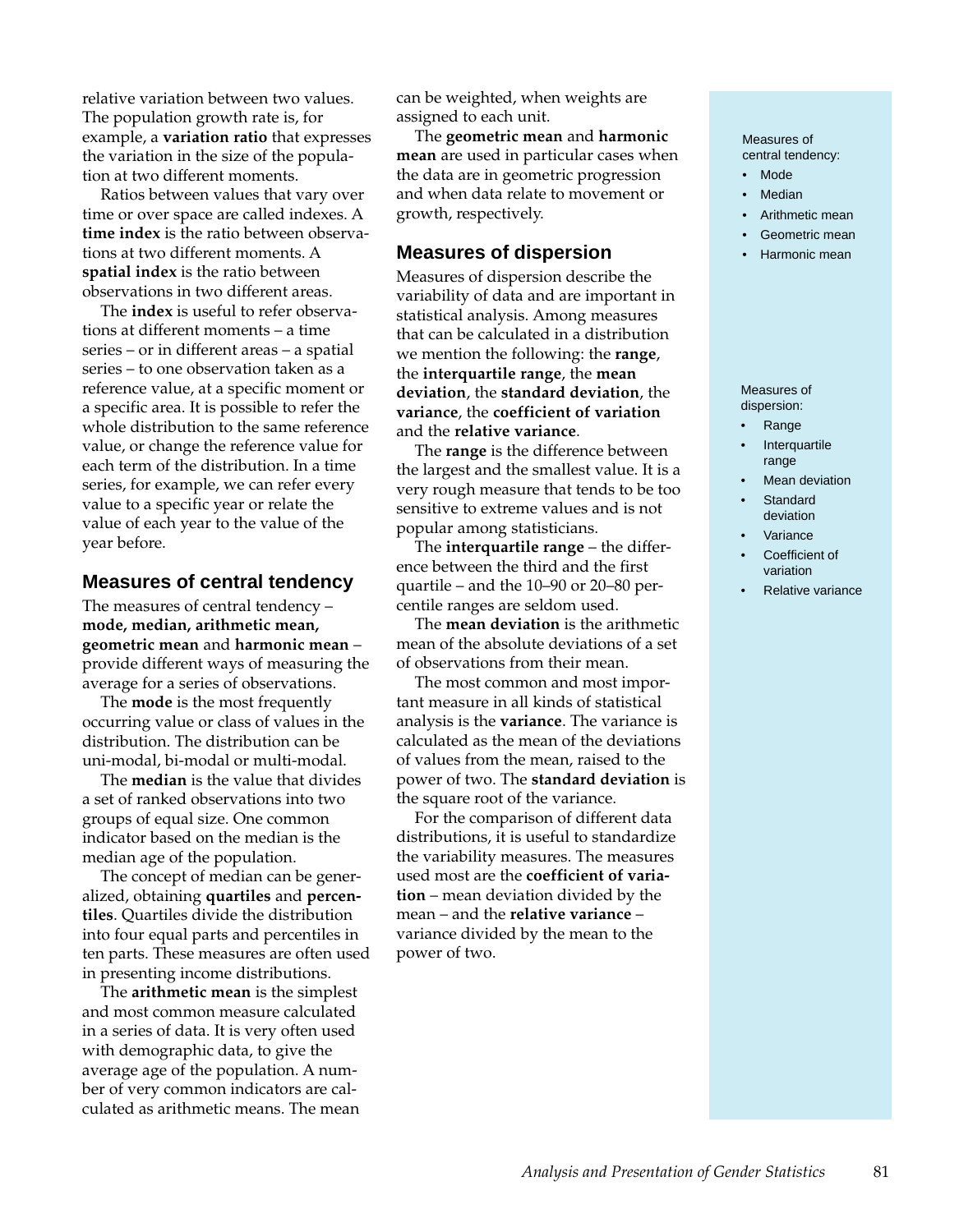relative variation between two values. The population growth rate is, for example, a **variation ratio** that expresses the variation in the size of the population at two different moments.

Ratios between values that vary over time or over space are called indexes. A **time index** is the ratio between observations at two different moments. A **spatial index** is the ratio between observations in two different areas.

The **index** is useful to refer observations at different moments – a time series – or in different areas – a spatial series – to one observation taken as a reference value, at a specific moment or a specific area. It is possible to refer the whole distribution to the same reference value, or change the reference value for each term of the distribution. In a time series, for example, we can refer every value to a specific year or relate the value of each year to the value of the year before.

## Measures of central tendency

The measures of central tendency – **mode, median, arithmetic mean, geometric mean** and **harmonic mean** – provide different ways of measuring the average for a series of observations.

The **mode** is the most frequently occurring value or class of values in the distribution. The distribution can be uni-modal, bi-modal or multi-modal.

The **median** is the value that divides a set of ranked observations into two groups of equal size. One common indicator based on the median is the median age of the population.

The concept of median can be generalized, obtaining **quartiles** and **percentiles**. Quartiles divide the distribution into four equal parts and percentiles in ten parts. These measures are often used in presenting income distributions.

The **arithmetic mean** is the simplest and most common measure calculated in a series of data. It is very often used with demographic data, to give the average age of the population. A number of very common indicators are calculated as arithmetic means. The mean can be weighted, when weights are assigned to each unit.

The **geometric mean** and **harmonic mean** are used in particular cases when the data are in geometric progression and when data relate to movement or growth, respectively.

Measures of central tendency:

- Mode
- Median
- Arithmetic mean
- Geometric mean
- Harmonic mean

## Measures of dispersion

Measures of dispersion describe the variability of data and are important in statistical analysis. Among measures that can be calculated in a distribution we mention the following: the **range**, the **interquartile range**, the **mean deviation**, the **standard deviation**, the **variance**, the **coefficient of variation** and the **relative variance**.

The **range** is the difference between the largest and the smallest value. It is a very rough measure that tends to be too sensitive to extreme values and is not popular among statisticians.

The **interquartile range** – the difference between the third and the first quartile – and the 10–90 or 20–80 percentile ranges are seldom used.

The **mean deviation** is the arithmetic mean of the absolute deviations of a set of observations from their mean.

The most common and most important measure in all kinds of statistical analysis is the **variance**. The variance is calculated as the mean of the deviations of values from the mean, raised to the power of two. The **standard deviation** is the square root of the variance.

For the comparison of different data distributions, it is useful to standardize the variability measures. The measures used most are the **coefficient of variation** – mean deviation divided by the mean – and the **relative variance** – variance divided by the mean to the power of two.

Measures of dispersion:

- Range
- Interquartile range
- Mean deviation
- Standard deviation
- Variance
- Coefficient of variation
- Relative variance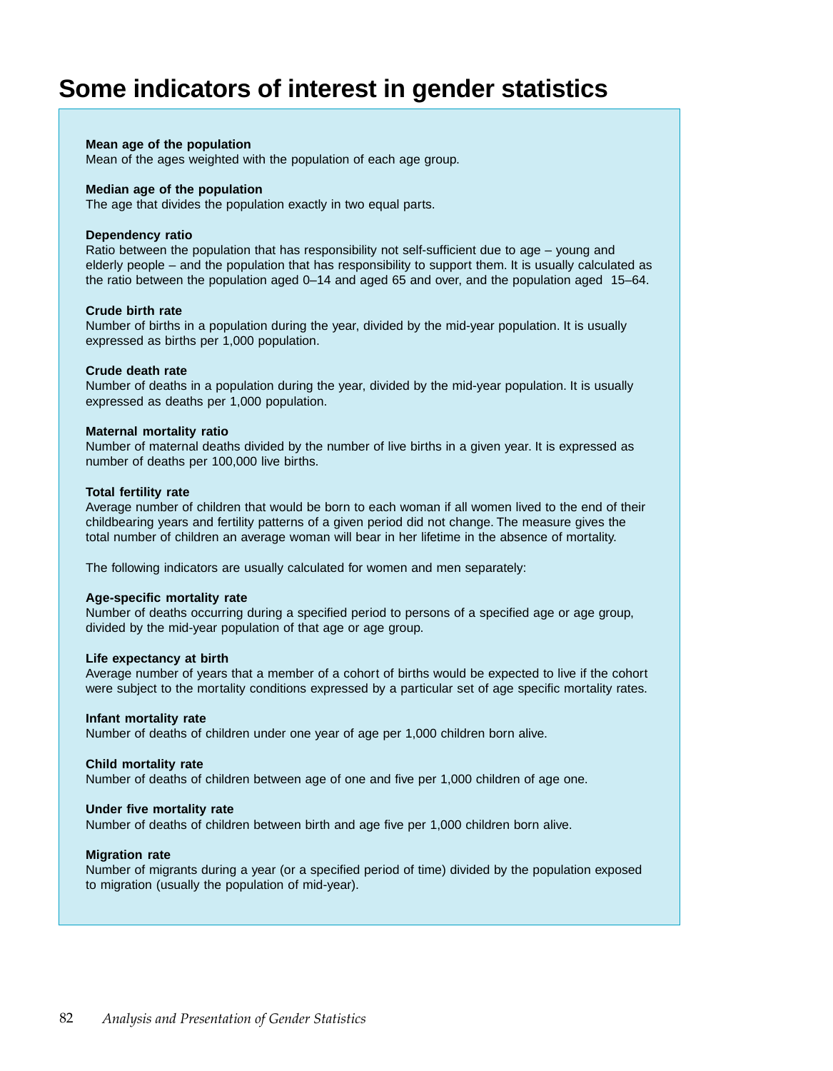# Some indicators of interest in gender statistics

**Mean age of the population**
Mean of the ages weighted with the population of each age group.

**Median age of the population**
The age that divides the population exactly in two equal parts.

**Dependency ratio**
Ratio between the population that has responsibility not self-sufficient due to age – young and elderly people – and the population that has responsibility to support them. It is usually calculated as the ratio between the population aged 0–14 and aged 65 and over, and the population aged 15–64.

**Crude birth rate**
Number of births in a population during the year, divided by the mid-year population. It is usually expressed as births per 1,000 population.

**Crude death rate**
Number of deaths in a population during the year, divided by the mid-year population. It is usually expressed as deaths per 1,000 population.

**Maternal mortality ratio**
Number of maternal deaths divided by the number of live births in a given year. It is expressed as number of deaths per 100,000 live births.

**Total fertility rate**
Average number of children that would be born to each woman if all women lived to the end of their childbearing years and fertility patterns of a given period did not change. The measure gives the total number of children an average woman will bear in her lifetime in the absence of mortality.

The following indicators are usually calculated for women and men separately:

**Age-specific mortality rate**
Number of deaths occurring during a specified period to persons of a specified age or age group, divided by the mid-year population of that age or age group.

**Life expectancy at birth**
Average number of years that a member of a cohort of births would be expected to live if the cohort were subject to the mortality conditions expressed by a particular set of age specific mortality rates.

**Infant mortality rate**
Number of deaths of children under one year of age per 1,000 children born alive.

**Child mortality rate**
Number of deaths of children between age of one and five per 1,000 children of age one.

**Under five mortality rate**
Number of deaths of children between birth and age five per 1,000 children born alive.

**Migration rate**
Number of migrants during a year (or a specified period of time) divided by the population exposed to migration (usually the population of mid-year).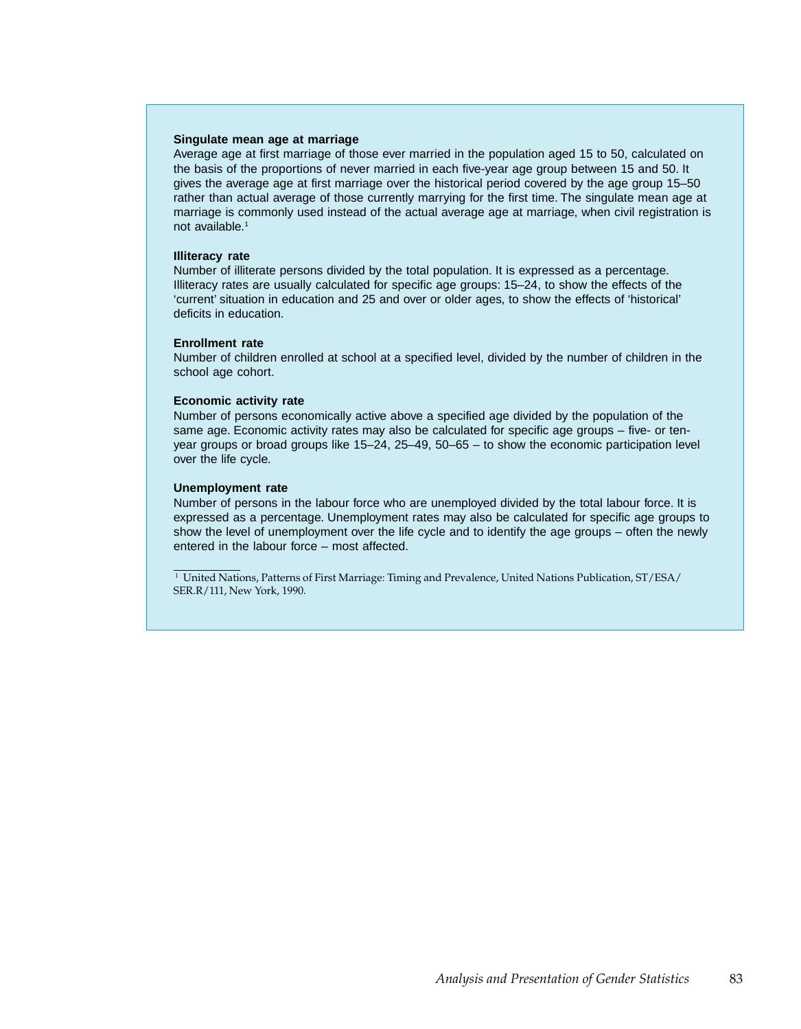**Singulate mean age at marriage**

Average age at first marriage of those ever married in the population aged 15 to 50, calculated on the basis of the proportions of never married in each five-year age group between 15 and 50. It gives the average age at first marriage over the historical period covered by the age group 15–50 rather than actual average of those currently marrying for the first time. The singulate mean age at marriage is commonly used instead of the actual average age at marriage, when civil registration is not available.[1]

**Illiteracy rate**

Number of illiterate persons divided by the total population. It is expressed as a percentage. Illiteracy rates are usually calculated for specific age groups: 15–24, to show the effects of the 'current' situation in education and 25 and over or older ages, to show the effects of 'historical' deficits in education.

**Enrollment rate**

Number of children enrolled at school at a specified level, divided by the number of children in the school age cohort.

**Economic activity rate**

Number of persons economically active above a specified age divided by the population of the same age. Economic activity rates may also be calculated for specific age groups – five- or ten-year groups or broad groups like 15–24, 25–49, 50–65 – to show the economic participation level over the life cycle.

**Unemployment rate**

Number of persons in the labour force who are unemployed divided by the total labour force. It is expressed as a percentage. Unemployment rates may also be calculated for specific age groups to show the level of unemployment over the life cycle and to identify the age groups – often the newly entered in the labour force – most affected.

---

[1] United Nations, Patterns of First Marriage: Timing and Prevalence, United Nations Publication, ST/ESA/SER.R/111, New York, 1990.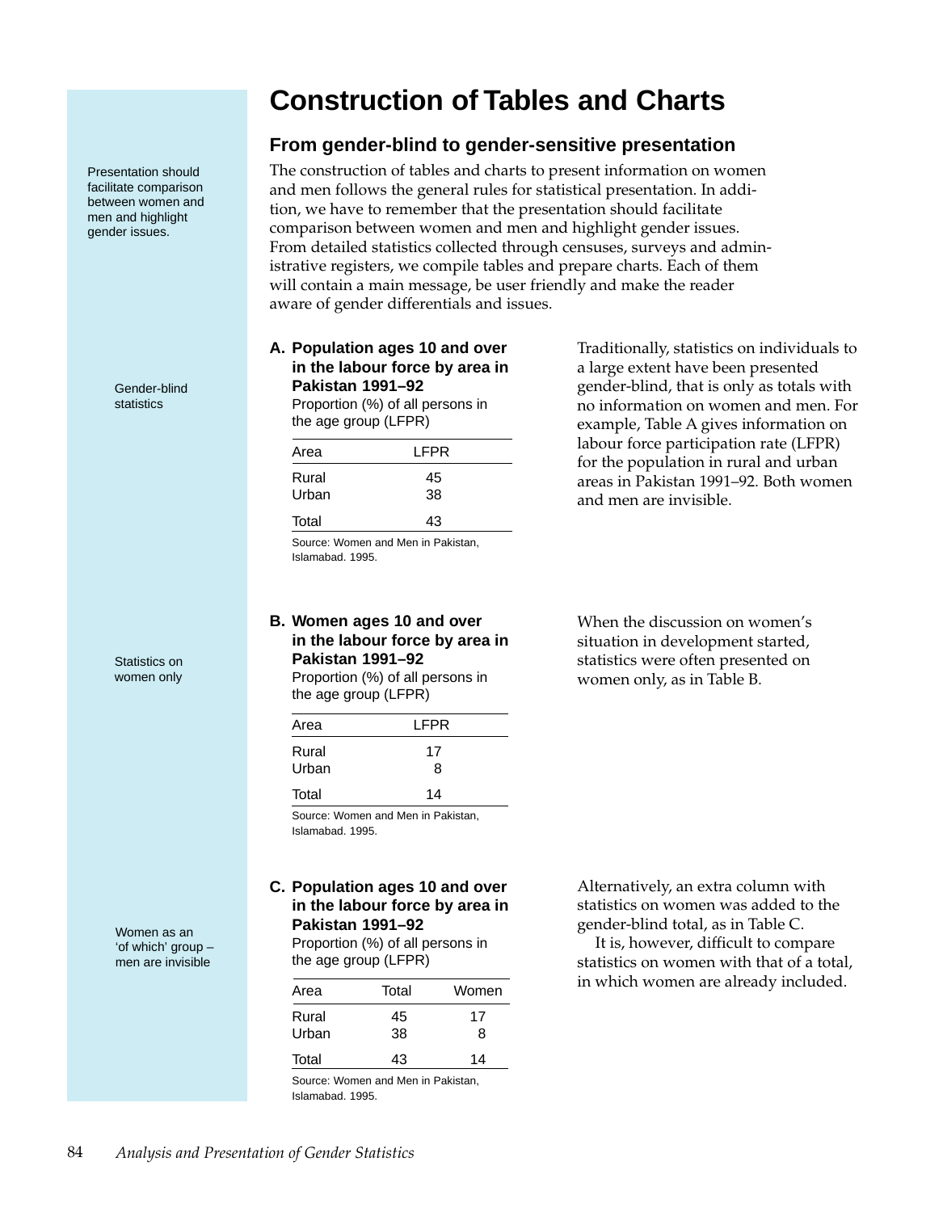# Construction of Tables and Charts

## From gender-blind to gender-sensitive presentation

Presentation should facilitate comparison between women and men and highlight gender issues.

The construction of tables and charts to present information on women and men follows the general rules for statistical presentation. In addition, we have to remember that the presentation should facilitate comparison between women and men and highlight gender issues. From detailed statistics collected through censuses, surveys and administrative registers, we compile tables and prepare charts. Each of them will contain a main message, be user friendly and make the reader aware of gender differentials and issues.

Gender-blind statistics

**A. Population ages 10 and over in the labour force by area in Pakistan 1991–92**

Proportion (%) of all persons in the age group (LFPR)

| Area | LFPR |
|---|---|
| Rural | 45 |
| Urban | 38 |
| Total | 43 |

Source: Women and Men in Pakistan, Islamabad. 1995.

Traditionally, statistics on individuals to a large extent have been presented gender-blind, that is only as totals with no information on women and men. For example, Table A gives information on labour force participation rate (LFPR) for the population in rural and urban areas in Pakistan 1991–92. Both women and men are invisible.

Statistics on women only

**B. Women ages 10 and over in the labour force by area in Pakistan 1991–92**

Proportion (%) of all persons in the age group (LFPR)

| Area | LFPR |
|---|---|
| Rural | 17 |
| Urban | 8 |
| Total | 14 |

Source: Women and Men in Pakistan, Islamabad. 1995.

When the discussion on women's situation in development started, statistics were often presented on women only, as in Table B.

Women as an 'of which' group – men are invisible

**C. Population ages 10 and over in the labour force by area in Pakistan 1991–92**

Proportion (%) of all persons in the age group (LFPR)

| Area | Total | Women |
|---|---|---|
| Rural | 45 | 17 |
| Urban | 38 | 8 |
| Total | 43 | 14 |

Source: Women and Men in Pakistan, Islamabad. 1995.

Alternatively, an extra column with statistics on women was added to the gender-blind total, as in Table C.

It is, however, difficult to compare statistics on women with that of a total, in which women are already included.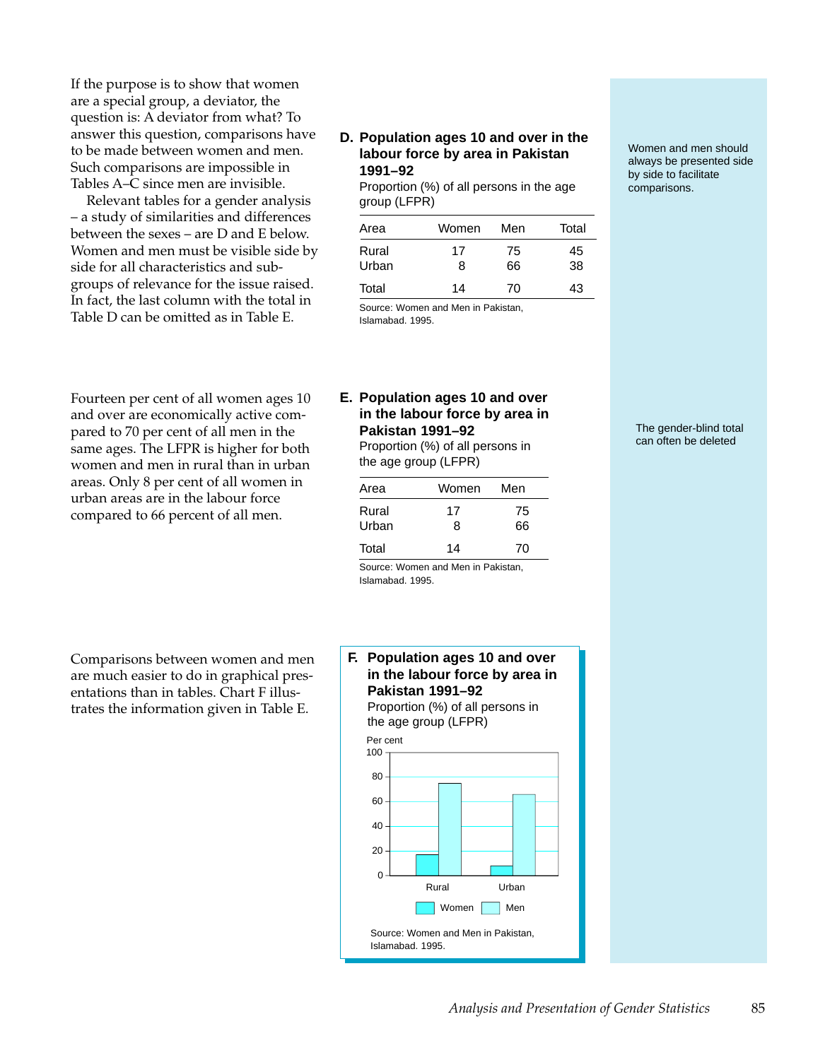If the purpose is to show that women are a special group, a deviator, the question is: A deviator from what? To answer this question, comparisons have to be made between women and men. Such comparisons are impossible in Tables A–C since men are invisible.

Relevant tables for a gender analysis – a study of similarities and differences between the sexes – are D and E below. Women and men must be visible side by side for all characteristics and subgroups of relevance for the issue raised. In fact, the last column with the total in Table D can be omitted as in Table E.

**D. Population ages 10 and over in the labour force by area in Pakistan 1991–92**

Proportion (%) of all persons in the age group (LFPR)

| Area | Women | Men | Total |
|---|---|---|---|
| Rural | 17 | 75 | 45 |
| Urban | 8 | 66 | 38 |
| Total | 14 | 70 | 43 |

Source: Women and Men in Pakistan, Islamabad. 1995.

Women and men should always be presented side by side to facilitate comparisons.

Fourteen per cent of all women ages 10 and over are economically active compared to 70 per cent of all men in the same ages. The LFPR is higher for both women and men in rural than in urban areas. Only 8 per cent of all women in urban areas are in the labour force compared to 66 percent of all men.

**E. Population ages 10 and over in the labour force by area in Pakistan 1991–92**

Proportion (%) of all persons in the age group (LFPR)

| Area | Women | Men |
|---|---|---|
| Rural | 17 | 75 |
| Urban | 8 | 66 |
| Total | 14 | 70 |

Source: Women and Men in Pakistan, Islamabad. 1995.

The gender-blind total can often be deleted

Comparisons between women and men are much easier to do in graphical presentations than in tables. Chart F illustrates the information given in Table E.

**F. Population ages 10 and over in the labour force by area in Pakistan 1991–92**

Proportion (%) of all persons in the age group (LFPR)

Per cent

100

80

60

40

20

0

Rural Urban

Women Men

Source: Women and Men in Pakistan, Islamabad. 1995.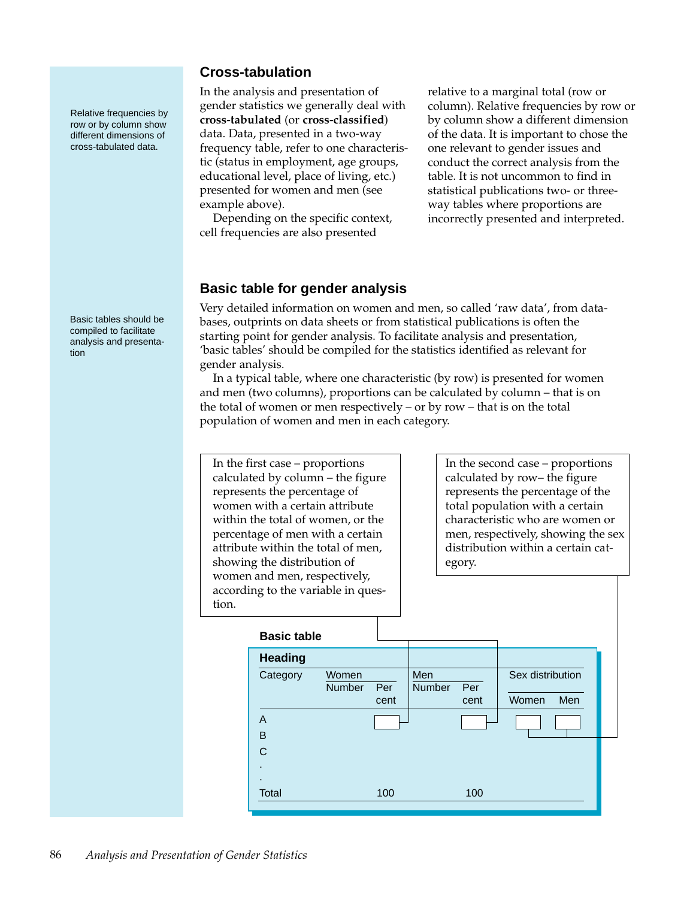## Cross-tabulation

Relative frequencies by row or by column show different dimensions of cross-tabulated data.

In the analysis and presentation of gender statistics we generally deal with **cross-tabulated** (or **cross-classified**) data. Data, presented in a two-way frequency table, refer to one characteristic (status in employment, age groups, educational level, place of living, etc.) presented for women and men (see example above).

Depending on the specific context, cell frequencies are also presented relative to a marginal total (row or column). Relative frequencies by row or by column show a different dimension of the data. It is important to chose the one relevant to gender issues and conduct the correct analysis from the table. It is not uncommon to find in statistical publications two- or three-way tables where proportions are incorrectly presented and interpreted.

## Basic table for gender analysis

Basic tables should be compiled to facilitate analysis and presentation

Very detailed information on women and men, so called 'raw data', from databases, outprints on data sheets or from statistical publications is often the starting point for gender analysis. To facilitate analysis and presentation, 'basic tables' should be compiled for the statistics identified as relevant for gender analysis.

In a typical table, where one characteristic (by row) is presented for women and men (two columns), proportions can be calculated by column – that is on the total of women or men respectively – or by row – that is on the total population of women and men in each category.

In the first case – proportions calculated by column – the figure represents the percentage of women with a certain attribute within the total of women, or the percentage of men with a certain attribute within the total of men, showing the distribution of women and men, respectively, according to the variable in question.

In the second case – proportions calculated by row– the figure represents the percentage of the total population with a certain characteristic who are women or men, respectively, showing the sex distribution within a certain category.

**Basic table**

**Heading**

| Category | Women | | Men | | Sex distribution | |
|---|---|---|---|---|---|---|
| | Number | Per cent | Number | Per cent | Women | Men |
| A | | | | | | |
| B | | | | | | |
| C | | | | | | |
| . | | | | | | |
| . | | | | | | |
| Total | | 100 | | 100 | | |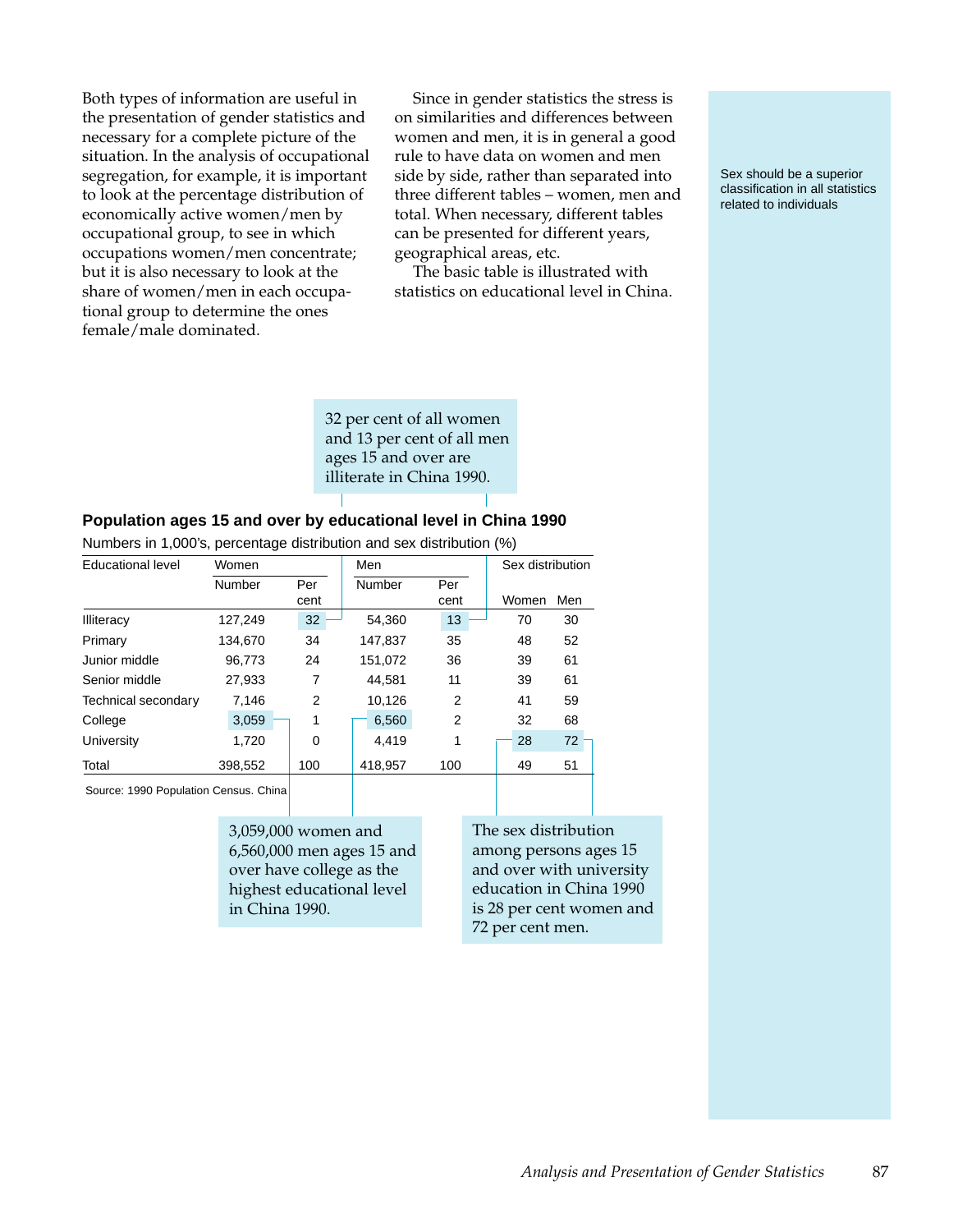Both types of information are useful in the presentation of gender statistics and necessary for a complete picture of the situation. In the analysis of occupational segregation, for example, it is important to look at the percentage distribution of economically active women/men by occupational group, to see in which occupations women/men concentrate; but it is also necessary to look at the share of women/men in each occupational group to determine the ones female/male dominated.

Since in gender statistics the stress is on similarities and differences between women and men, it is in general a good rule to have data on women and men side by side, rather than separated into three different tables – women, men and total. When necessary, different tables can be presented for different years, geographical areas, etc.

The basic table is illustrated with statistics on educational level in China.

Sex should be a superior classification in all statistics related to individuals

32 per cent of all women and 13 per cent of all men ages 15 and over are illiterate in China 1990.

**Population ages 15 and over by educational level in China 1990**

Numbers in 1,000's, percentage distribution and sex distribution (%)

| Educational level | Women | | Men | | Sex distribution | |
|---|---|---|---|---|---|---|
| | Number | Per cent | Number | Per cent | Women | Men |
| Illiteracy | 127,249 | 32 | 54,360 | 13 | 70 | 30 |
| Primary | 134,670 | 34 | 147,837 | 35 | 48 | 52 |
| Junior middle | 96,773 | 24 | 151,072 | 36 | 39 | 61 |
| Senior middle | 27,933 | 7 | 44,581 | 11 | 39 | 61 |
| Technical secondary | 7,146 | 2 | 10,126 | 2 | 41 | 59 |
| College | 3,059 | 1 | 6,560 | 2 | 32 | 68 |
| University | 1,720 | 0 | 4,419 | 1 | 28 | 72 |
| Total | 398,552 | 100 | 418,957 | 100 | 49 | 51 |

Source: 1990 Population Census. China

3,059,000 women and 6,560,000 men ages 15 and over have college as the highest educational level in China 1990.

The sex distribution among persons ages 15 and over with university education in China 1990 is 28 per cent women and 72 per cent men.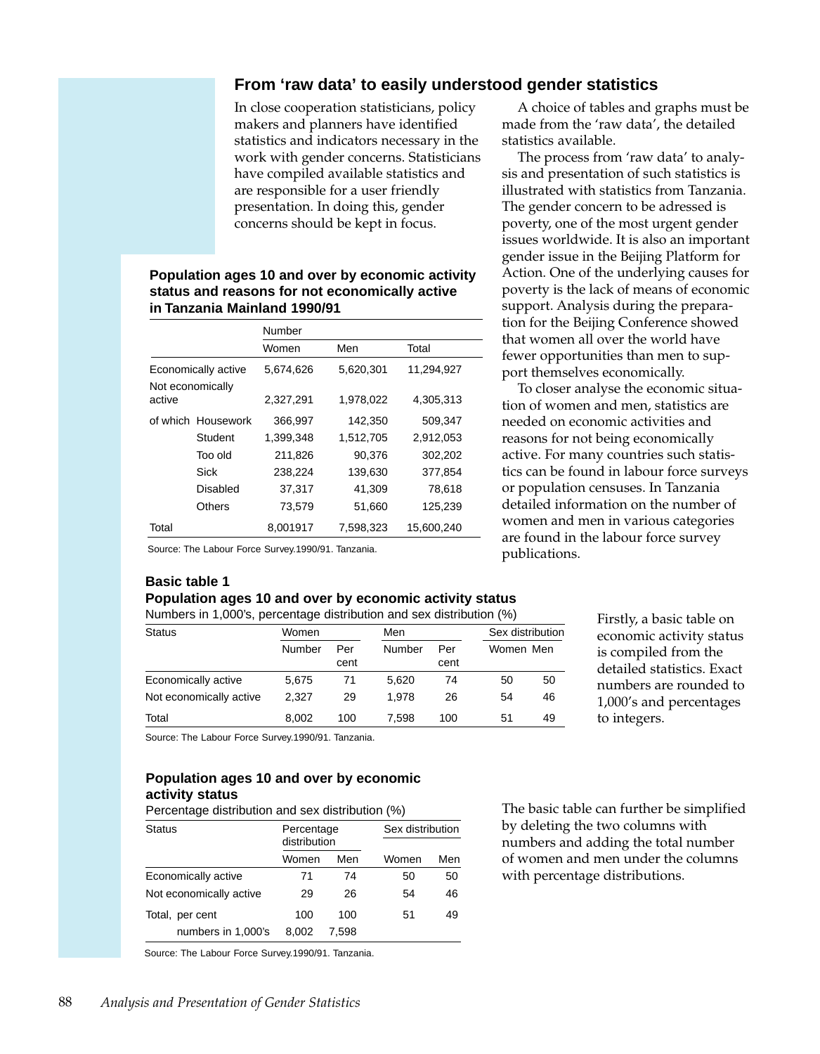## From 'raw data' to easily understood gender statistics

In close cooperation statisticians, policy makers and planners have identified statistics and indicators necessary in the work with gender concerns. Statisticians have compiled available statistics and are responsible for a user friendly presentation. In doing this, gender concerns should be kept in focus.

A choice of tables and graphs must be made from the 'raw data', the detailed statistics available.

The process from 'raw data' to analysis and presentation of such statistics is illustrated with statistics from Tanzania. The gender concern to be adressed is poverty, one of the most urgent gender issues worldwide. It is also an important gender issue in the Beijing Platform for Action. One of the underlying causes for poverty is the lack of means of economic support. Analysis during the preparation for the Beijing Conference showed that women all over the world have fewer opportunities than men to support themselves economically.

To closer analyse the economic situation of women and men, statistics are needed on economic activities and reasons for not being economically active. For many countries such statistics can be found in labour force surveys or population censuses. In Tanzania detailed information on the number of women and men in various categories are found in the labour force survey publications.

**Population ages 10 and over by economic activity status and reasons for not economically active in Tanzania Mainland 1990/91**

| | | Number | | |
|---|---|---|---|---|
| | | Women | Men | Total |
| Economically active | | 5,674,626 | 5,620,301 | 11,294,927 |
| Not economically active | | 2,327,291 | 1,978,022 | 4,305,313 |
| of which | Housework | 366,997 | 142,350 | 509,347 |
| | Student | 1,399,348 | 1,512,705 | 2,912,053 |
| | Too old | 211,826 | 90,376 | 302,202 |
| | Sick | 238,224 | 139,630 | 377,854 |
| | Disabled | 37,317 | 41,309 | 78,618 |
| | Others | 73,579 | 51,660 | 125,239 |
| Total | | 8,001917 | 7,598,323 | 15,600,240 |

Source: The Labour Force Survey.1990/91. Tanzania.

**Basic table 1**

**Population ages 10 and over by economic activity status**

Numbers in 1,000's, percentage distribution and sex distribution (%)

| Status | Women | | Men | | Sex distribution | |
|---|---|---|---|---|---|---|
| | Number | Per cent | Number | Per cent | Women | Men |
| Economically active | 5,675 | 71 | 5,620 | 74 | 50 | 50 |
| Not economically active | 2,327 | 29 | 1,978 | 26 | 54 | 46 |
| Total | 8,002 | 100 | 7,598 | 100 | 51 | 49 |

Source: The Labour Force Survey.1990/91. Tanzania.

Firstly, a basic table on economic activity status is compiled from the detailed statistics. Exact numbers are rounded to 1,000's and percentages to integers.

**Population ages 10 and over by economic activity status**

Percentage distribution and sex distribution (%)

| Status | Percentage distribution | | Sex distribution | |
|---|---|---|---|---|
| | Women | Men | Women | Men |
| Economically active | 71 | 74 | 50 | 50 |
| Not economically active | 29 | 26 | 54 | 46 |
| Total, per cent | 100 | 100 | 51 | 49 |
| numbers in 1,000's | 8,002 | 7,598 | | |

Source: The Labour Force Survey.1990/91. Tanzania.

The basic table can further be simplified by deleting the two columns with numbers and adding the total number of women and men under the columns with percentage distributions.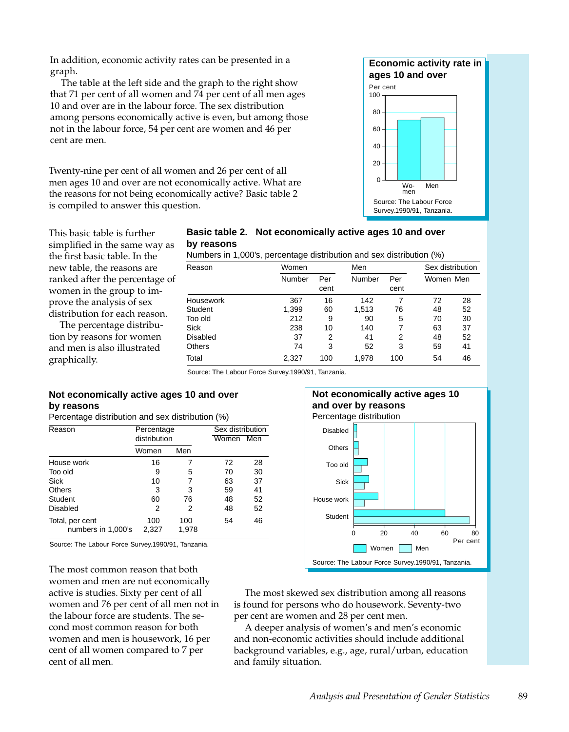In addition, economic activity rates can be presented in a graph.

The table at the left side and the graph to the right show that 71 per cent of all women and 74 per cent of all men ages 10 and over are in the labour force. The sex distribution among persons economically active is even, but among those not in the labour force, 54 per cent are women and 46 per cent are men.

**Economic activity rate in ages 10 and over**

Per cent

| | Women | Men |
|---|---|---|
| Per cent | 71 | 74 |

Source: The Labour Force Survey.1990/91, Tanzania.

Twenty-nine per cent of all women and 26 per cent of all men ages 10 and over are not economically active. What are the reasons for not being economically active? Basic table 2 is compiled to answer this question.

This basic table is further simplified in the same way as the first basic table. In the new table, the reasons are ranked after the percentage of women in the group to improve the analysis of sex distribution for each reason.

The percentage distribution by reasons for women and men is also illustrated graphically.

**Basic table 2. Not economically active ages 10 and over by reasons**

Numbers in 1,000's, percentage distribution and sex distribution (%)

| Reason | Women | | Men | | Sex distribution | |
|---|---|---|---|---|---|---|
| | Number | Per cent | Number | Per cent | Women | Men |
| Housework | 367 | 16 | 142 | 7 | 72 | 28 |
| Student | 1,399 | 60 | 1,513 | 76 | 48 | 52 |
| Too old | 212 | 9 | 90 | 5 | 70 | 30 |
| Sick | 238 | 10 | 140 | 7 | 63 | 37 |
| Disabled | 37 | 2 | 41 | 2 | 48 | 52 |
| Others | 74 | 3 | 52 | 3 | 59 | 41 |
| Total | 2,327 | 100 | 1,978 | 100 | 54 | 46 |

Source: The Labour Force Survey.1990/91, Tanzania.

**Not economically active ages 10 and over by reasons**

Percentage distribution and sex distribution (%)

| Reason | Percentage distribution | | Sex distribution | |
|---|---|---|---|---|
| | Women | Men | Women | Men |
| House work | 16 | 7 | 72 | 28 |
| Too old | 9 | 5 | 70 | 30 |
| Sick | 10 | 7 | 63 | 37 |
| Others | 3 | 3 | 59 | 41 |
| Student | 60 | 76 | 48 | 52 |
| Disabled | 2 | 2 | 48 | 52 |
| Total, per cent | 100 | 100 | 54 | 46 |
| numbers in 1,000's | 2,327 | 1,978 | | |

Source: The Labour Force Survey.1990/91, Tanzania.

**Not economically active ages 10 and over by reasons**

Percentage distribution

| Reason | Women | Men |
|---|---|---|
| Disabled | 2 | 2 |
| Others | 3 | 3 |
| Too old | 9 | 5 |
| Sick | 10 | 7 |
| House work | 16 | 7 |
| Student | 60 | 76 |

Source: The Labour Force Survey.1990/91, Tanzania.

The most common reason that both women and men are not economically active is studies. Sixty per cent of all women and 76 per cent of all men not in the labour force are students. The second most common reason for both women and men is housework, 16 per cent of all women compared to 7 per cent of all men.

The most skewed sex distribution among all reasons is found for persons who do housework. Seventy-two per cent are women and 28 per cent men.

A deeper analysis of women's and men's economic and non-economic activities should include additional background variables, e.g., age, rural/urban, education and family situation.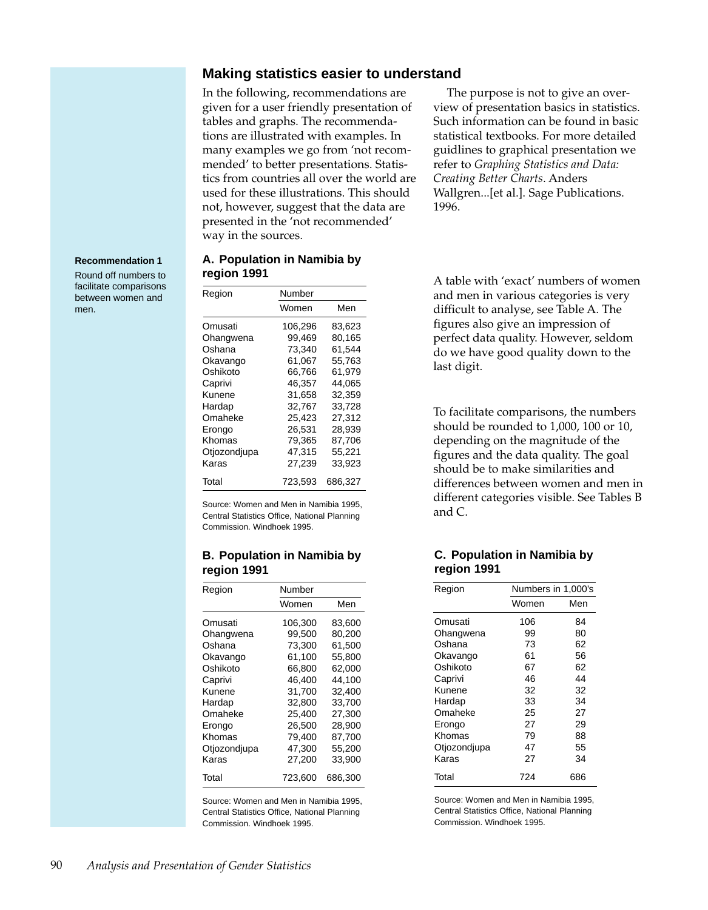## Making statistics easier to understand

In the following, recommendations are given for a user friendly presentation of tables and graphs. The recommendations are illustrated with examples. In many examples we go from 'not recommended' to better presentations. Statistics from countries all over the world are used for these illustrations. This should not, however, suggest that the data are presented in the 'not recommended' way in the sources.

The purpose is not to give an overview of presentation basics in statistics. Such information can be found in basic statistical textbooks. For more detailed guidlines to graphical presentation we refer to *Graphing Statistics and Data: Creating Better Charts*. Anders Wallgren...[et al.]. Sage Publications. 1996.

**Recommendation 1**

Round off numbers to facilitate comparisons between women and men.

### A. Population in Namibia by region 1991

| Region | Number | |
|---|---|---|
| | Women | Men |
| Omusati | 106,296 | 83,623 |
| Ohangwena | 99,469 | 80,165 |
| Oshana | 73,340 | 61,544 |
| Okavango | 61,067 | 55,763 |
| Oshikoto | 66,766 | 61,979 |
| Caprivi | 46,357 | 44,065 |
| Kunene | 31,658 | 32,359 |
| Hardap | 32,767 | 33,728 |
| Omaheke | 25,423 | 27,312 |
| Erongo | 26,531 | 28,939 |
| Khomas | 79,365 | 87,706 |
| Otjozondjupa | 47,315 | 55,221 |
| Karas | 27,239 | 33,923 |
| Total | 723,593 | 686,327 |

Source: Women and Men in Namibia 1995, Central Statistics Office, National Planning Commission. Windhoek 1995.

A table with 'exact' numbers of women and men in various categories is very difficult to analyse, see Table A. The figures also give an impression of perfect data quality. However, seldom do we have good quality down to the last digit.

To facilitate comparisons, the numbers should be rounded to 1,000, 100 or 10, depending on the magnitude of the figures and the data quality. The goal should be to make similarities and differences between women and men in different categories visible. See Tables B and C.

### B. Population in Namibia by region 1991

| Region | Number | |
|---|---|---|
| | Women | Men |
| Omusati | 106,300 | 83,600 |
| Ohangwena | 99,500 | 80,200 |
| Oshana | 73,300 | 61,500 |
| Okavango | 61,100 | 55,800 |
| Oshikoto | 66,800 | 62,000 |
| Caprivi | 46,400 | 44,100 |
| Kunene | 31,700 | 32,400 |
| Hardap | 32,800 | 33,700 |
| Omaheke | 25,400 | 27,300 |
| Erongo | 26,500 | 28,900 |
| Khomas | 79,400 | 87,700 |
| Otjozondjupa | 47,300 | 55,200 |
| Karas | 27,200 | 33,900 |
| Total | 723,600 | 686,300 |

Source: Women and Men in Namibia 1995, Central Statistics Office, National Planning Commission. Windhoek 1995.

### C. Population in Namibia by region 1991

| Region | Numbers in 1,000's | |
|---|---|---|
| | Women | Men |
| Omusati | 106 | 84 |
| Ohangwena | 99 | 80 |
| Oshana | 73 | 62 |
| Okavango | 61 | 56 |
| Oshikoto | 67 | 62 |
| Caprivi | 46 | 44 |
| Kunene | 32 | 32 |
| Hardap | 33 | 34 |
| Omaheke | 25 | 27 |
| Erongo | 27 | 29 |
| Khomas | 79 | 88 |
| Otjozondjupa | 47 | 55 |
| Karas | 27 | 34 |
| Total | 724 | 686 |

Source: Women and Men in Namibia 1995, Central Statistics Office, National Planning Commission. Windhoek 1995.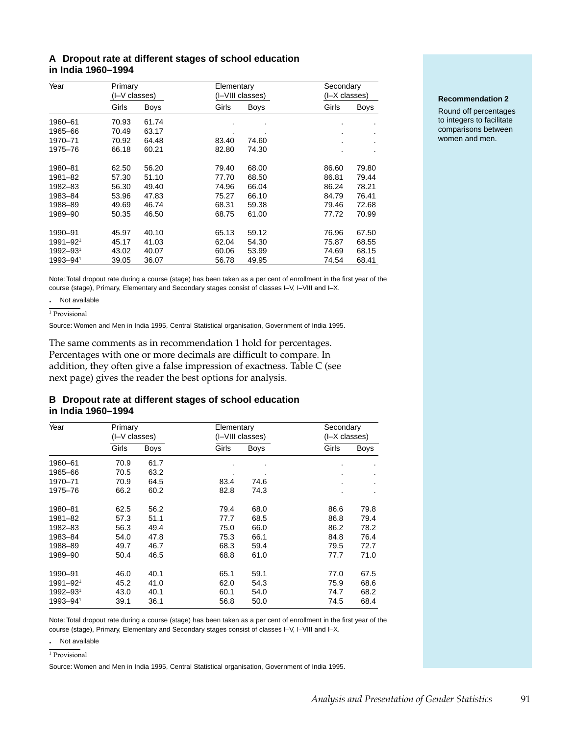### A Dropout rate at different stages of school education in India 1960–1994

| Year | Primary (I–V classes) | | Elementary (I–VIII classes) | | Secondary (I–X classes) | |
|---|---|---|---|---|---|---|
| | Girls | Boys | Girls | Boys | Girls | Boys |
| 1960–61 | 70.93 | 61.74 | . | . | . | . |
| 1965–66 | 70.49 | 63.17 | . | . | . | . |
| 1970–71 | 70.92 | 64.48 | 83.40 | 74.60 | . | . |
| 1975–76 | 66.18 | 60.21 | 82.80 | 74.30 | . | . |
| 1980–81 | 62.50 | 56.20 | 79.40 | 68.00 | 86.60 | 79.80 |
| 1981–82 | 57.30 | 51.10 | 77.70 | 68.50 | 86.81 | 79.44 |
| 1982–83 | 56.30 | 49.40 | 74.96 | 66.04 | 86.24 | 78.21 |
| 1983–84 | 53.96 | 47.83 | 75.27 | 66.10 | 84.79 | 76.41 |
| 1988–89 | 49.69 | 46.74 | 68.31 | 59.38 | 79.46 | 72.68 |
| 1989–90 | 50.35 | 46.50 | 68.75 | 61.00 | 77.72 | 70.99 |
| 1990–91 | 45.97 | 40.10 | 65.13 | 59.12 | 76.96 | 67.50 |
| 1991–92[1] | 45.17 | 41.03 | 62.04 | 54.30 | 75.87 | 68.55 |
| 1992–93[1] | 43.02 | 40.07 | 60.06 | 53.99 | 74.69 | 68.15 |
| 1993–94[1] | 39.05 | 36.07 | 56.78 | 49.95 | 74.54 | 68.41 |

Note: Total dropout rate during a course (stage) has been taken as a per cent of enrollment in the first year of the course (stage), Primary, Elementary and Secondary stages consist of classes I–V, I–VIII and I–X.

. Not available

[1] Provisional

Source: Women and Men in India 1995, Central Statistical organisation, Government of India 1995.

**Recommendation 2**

Round off percentages to integers to facilitate comparisons between women and men.

The same comments as in recommendation 1 hold for percentages. Percentages with one or more decimals are difficult to compare. In addition, they often give a false impression of exactness. Table C (see next page) gives the reader the best options for analysis.

### B Dropout rate at different stages of school education in India 1960–1994

| Year | Primary (I–V classes) | | Elementary (I–VIII classes) | | Secondary (I–X classes) | |
|---|---|---|---|---|---|---|
| | Girls | Boys | Girls | Boys | Girls | Boys |
| 1960–61 | 70.9 | 61.7 | . | . | . | . |
| 1965–66 | 70.5 | 63.2 | . | . | . | . |
| 1970–71 | 70.9 | 64.5 | 83.4 | 74.6 | . | . |
| 1975–76 | 66.2 | 60.2 | 82.8 | 74.3 | . | . |
| 1980–81 | 62.5 | 56.2 | 79.4 | 68.0 | 86.6 | 79.8 |
| 1981–82 | 57.3 | 51.1 | 77.7 | 68.5 | 86.8 | 79.4 |
| 1982–83 | 56.3 | 49.4 | 75.0 | 66.0 | 86.2 | 78.2 |
| 1983–84 | 54.0 | 47.8 | 75.3 | 66.1 | 84.8 | 76.4 |
| 1988–89 | 49.7 | 46.7 | 68.3 | 59.4 | 79.5 | 72.7 |
| 1989–90 | 50.4 | 46.5 | 68.8 | 61.0 | 77.7 | 71.0 |
| 1990–91 | 46.0 | 40.1 | 65.1 | 59.1 | 77.0 | 67.5 |
| 1991–92[1] | 45.2 | 41.0 | 62.0 | 54.3 | 75.9 | 68.6 |
| 1992–93[1] | 43.0 | 40.1 | 60.1 | 54.0 | 74.7 | 68.2 |
| 1993–94[1] | 39.1 | 36.1 | 56.8 | 50.0 | 74.5 | 68.4 |

Note: Total dropout rate during a course (stage) has been taken as a per cent of enrollment in the first year of the course (stage), Primary, Elementary and Secondary stages consist of classes I–V, I–VIII and I–X.

. Not available

[1] Provisional

Source: Women and Men in India 1995, Central Statistical organisation, Government of India 1995.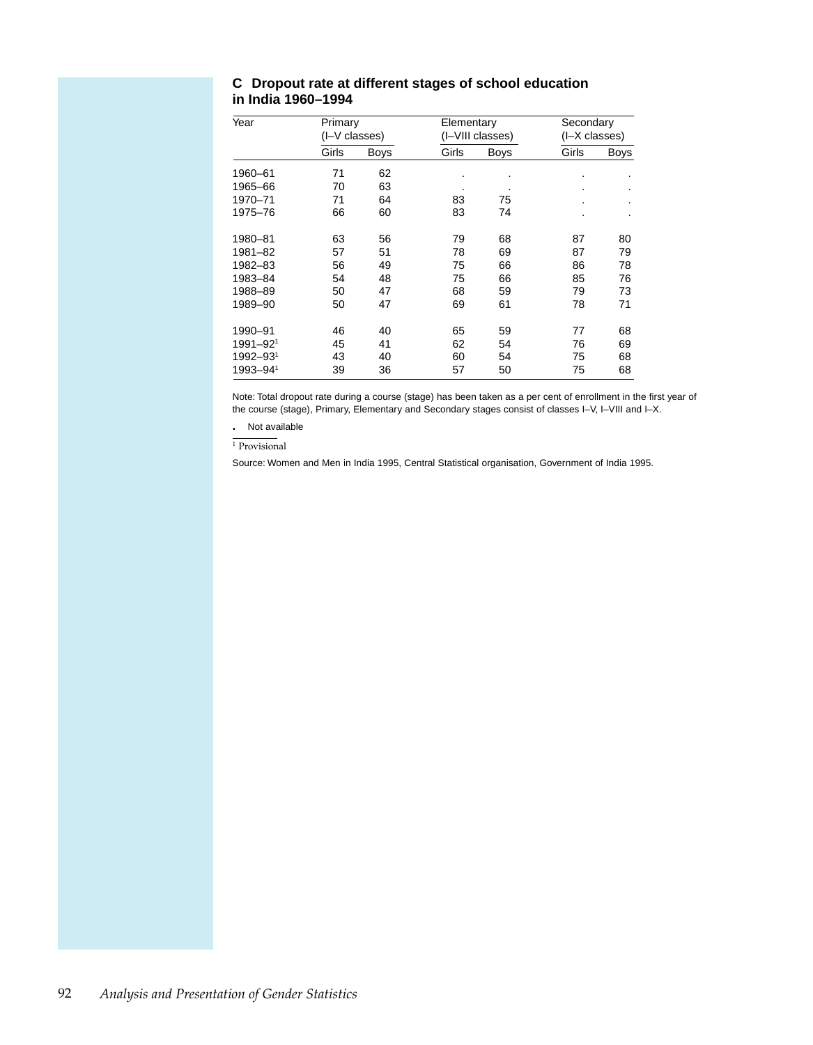### C Dropout rate at different stages of school education in India 1960–1994

| Year | Primary (I–V classes) | | Elementary (I–VIII classes) | | Secondary (I–X classes) | |
|---|---|---|---|---|---|---|
| | Girls | Boys | Girls | Boys | Girls | Boys |
| 1960–61 | 71 | 62 | . | . | . | . |
| 1965–66 | 70 | 63 | . | . | . | . |
| 1970–71 | 71 | 64 | 83 | 75 | . | . |
| 1975–76 | 66 | 60 | 83 | 74 | . | . |
| 1980–81 | 63 | 56 | 79 | 68 | 87 | 80 |
| 1981–82 | 57 | 51 | 78 | 69 | 87 | 79 |
| 1982–83 | 56 | 49 | 75 | 66 | 86 | 78 |
| 1983–84 | 54 | 48 | 75 | 66 | 85 | 76 |
| 1988–89 | 50 | 47 | 68 | 59 | 79 | 73 |
| 1989–90 | 50 | 47 | 69 | 61 | 78 | 71 |
| 1990–91 | 46 | 40 | 65 | 59 | 77 | 68 |
| 1991–92[1] | 45 | 41 | 62 | 54 | 76 | 69 |
| 1992–93[1] | 43 | 40 | 60 | 54 | 75 | 68 |
| 1993–94[1] | 39 | 36 | 57 | 50 | 75 | 68 |

Note: Total dropout rate during a course (stage) has been taken as a per cent of enrollment in the first year of the course (stage), Primary, Elementary and Secondary stages consist of classes I–V, I–VIII and I–X.

. Not available

[1] Provisional

Source: Women and Men in India 1995, Central Statistical organisation, Government of India 1995.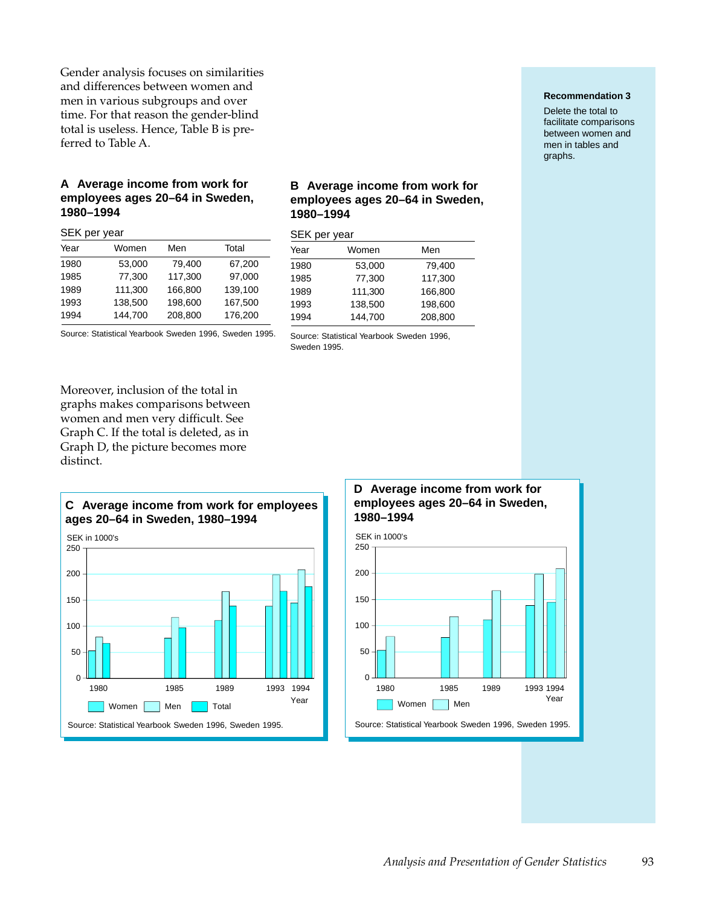Gender analysis focuses on similarities and differences between women and men in various subgroups and over time. For that reason the gender-blind total is useless. Hence, Table B is preferred to Table A.

**Recommendation 3**

Delete the total to facilitate comparisons between women and men in tables and graphs.

### A Average income from work for employees ages 20–64 in Sweden, 1980–1994

SEK per year

| Year | Women | Men | Total |
|---|---|---|---|
| 1980 | 53,000 | 79,400 | 67,200 |
| 1985 | 77,300 | 117,300 | 97,000 |
| 1989 | 111,300 | 166,800 | 139,100 |
| 1993 | 138,500 | 198,600 | 167,500 |
| 1994 | 144,700 | 208,800 | 176,200 |

Source: Statistical Yearbook Sweden 1996, Sweden 1995.

### B Average income from work for employees ages 20–64 in Sweden, 1980–1994

SEK per year

| Year | Women | Men |
|---|---|---|
| 1980 | 53,000 | 79,400 |
| 1985 | 77,300 | 117,300 |
| 1989 | 111,300 | 166,800 |
| 1993 | 138,500 | 198,600 |
| 1994 | 144,700 | 208,800 |

Source: Statistical Yearbook Sweden 1996, Sweden 1995.

Moreover, inclusion of the total in graphs makes comparisons between women and men very difficult. See Graph C. If the total is deleted, as in Graph D, the picture becomes more distinct.

### C Average income from work for employees ages 20–64 in Sweden, 1980–1994

SEK in 1000's

Women, Men, Total by Year (1980, 1985, 1989, 1993, 1994)

Source: Statistical Yearbook Sweden 1996, Sweden 1995.

### D Average income from work for employees ages 20–64 in Sweden, 1980–1994

SEK in 1000's

Women, Men by Year (1980, 1985, 1989, 1993, 1994)

Source: Statistical Yearbook Sweden 1996, Sweden 1995.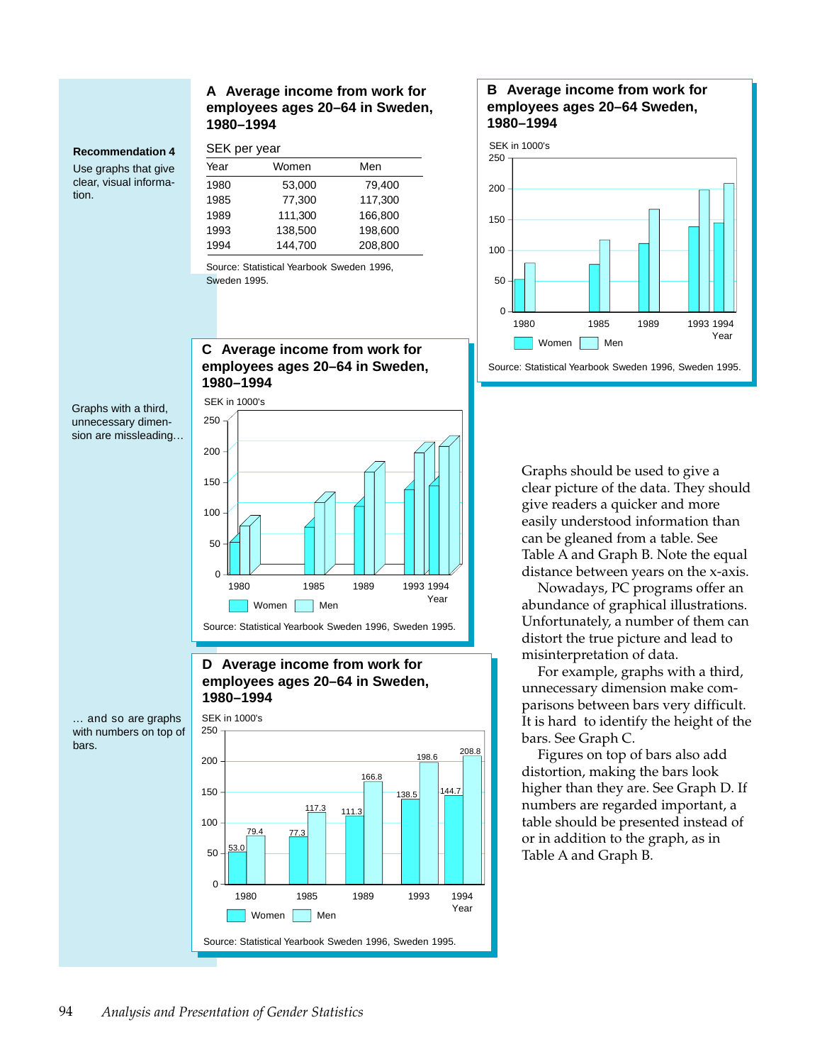**Recommendation 4**

Use graphs that give clear, visual information.

### A Average income from work for employees ages 20–64 in Sweden, 1980–1994

SEK per year

| Year | Women | Men |
|---|---|---|
| 1980 | 53,000 | 79,400 |
| 1985 | 77,300 | 117,300 |
| 1989 | 111,300 | 166,800 |
| 1993 | 138,500 | 198,600 |
| 1994 | 144,700 | 208,800 |

Source: Statistical Yearbook Sweden 1996, Sweden 1995.

### B Average income from work for employees ages 20–64 Sweden, 1980–1994

SEK in 1000's

Women · Men

Source: Statistical Yearbook Sweden 1996, Sweden 1995.

Graphs with a third, unnecessary dimension are missleading…

### C Average income from work for employees ages 20–64 in Sweden, 1980–1994

SEK in 1000's

Women · Men

Source: Statistical Yearbook Sweden 1996, Sweden 1995.

… and so are graphs with numbers on top of bars.

### D Average income from work for employees ages 20–64 in Sweden, 1980–1994

SEK in 1000's

Women · Men

Source: Statistical Yearbook Sweden 1996, Sweden 1995.

Graphs should be used to give a clear picture of the data. They should give readers a quicker and more easily understood information than can be gleaned from a table. See Table A and Graph B. Note the equal distance between years on the x-axis.

Nowadays, PC programs offer an abundance of graphical illustrations. Unfortunately, a number of them can distort the true picture and lead to misinterpretation of data.

For example, graphs with a third, unnecessary dimension make comparisons between bars very difficult. It is hard to identify the height of the bars. See Graph C.

Figures on top of bars also add distortion, making the bars look higher than they are. See Graph D. If numbers are regarded important, a table should be presented instead of or in addition to the graph, as in Table A and Graph B.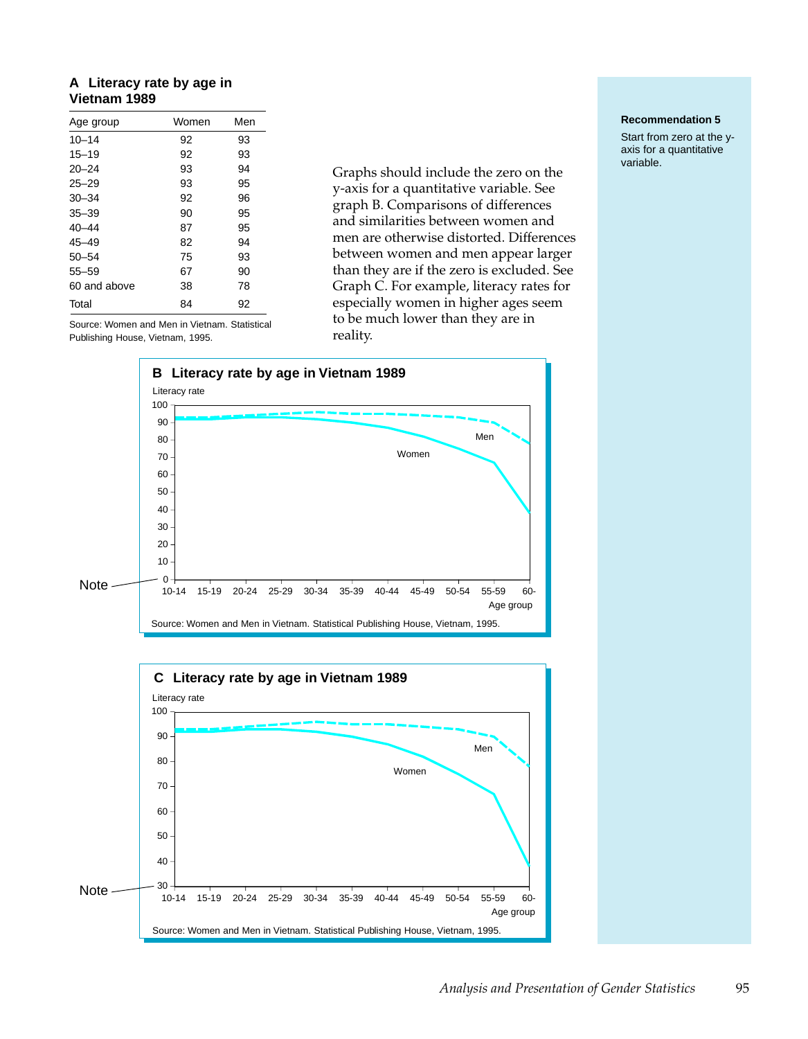**A Literacy rate by age in Vietnam 1989**

| Age group | Women | Men |
|---|---|---|
| 10–14 | 92 | 93 |
| 15–19 | 92 | 93 |
| 20–24 | 93 | 94 |
| 25–29 | 93 | 95 |
| 30–34 | 92 | 96 |
| 35–39 | 90 | 95 |
| 40–44 | 87 | 95 |
| 45–49 | 82 | 94 |
| 50–54 | 75 | 93 |
| 55–59 | 67 | 90 |
| 60 and above | 38 | 78 |
| Total | 84 | 92 |

Source: Women and Men in Vietnam. Statistical Publishing House, Vietnam, 1995.

Graphs should include the zero on the y-axis for a quantitative variable. See graph B. Comparisons of differences and similarities between women and men are otherwise distorted. Differences between women and men appear larger than they are if the zero is excluded. See Graph C. For example, literacy rates for especially women in higher ages seem to be much lower than they are in reality.

**Recommendation 5**

Start from zero at the y-axis for a quantitative variable.

**B Literacy rate by age in Vietnam 1989**

Literacy rate

Note

Age group

Source: Women and Men in Vietnam. Statistical Publishing House, Vietnam, 1995.

**C Literacy rate by age in Vietnam 1989**

Literacy rate

Note

Age group

Source: Women and Men in Vietnam. Statistical Publishing House, Vietnam, 1995.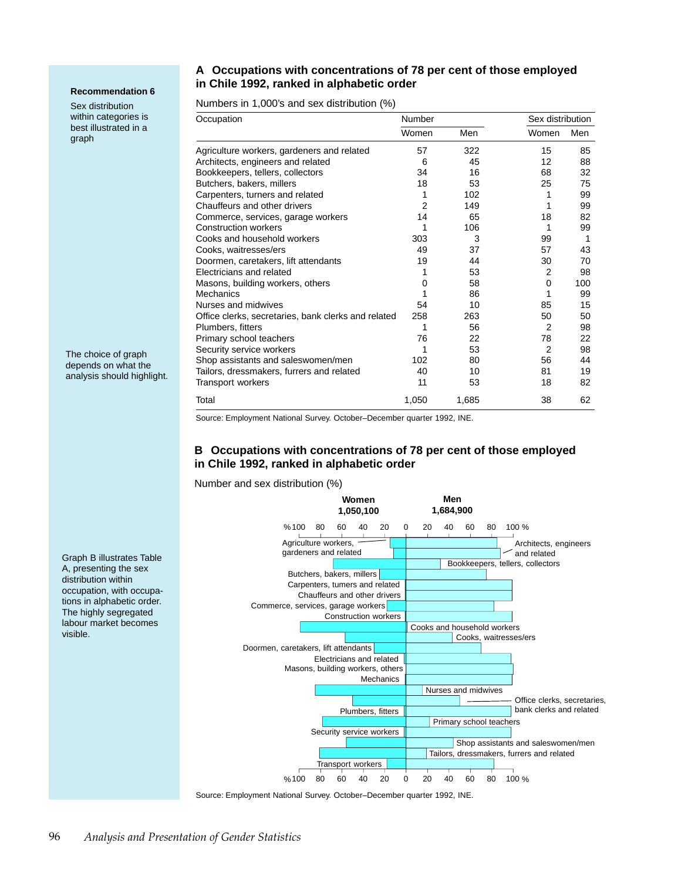**Recommendation 6**

Sex distribution within categories is best illustrated in a graph

## A Occupations with concentrations of 78 per cent of those employed in Chile 1992, ranked in alphabetic order

Numbers in 1,000's and sex distribution (%)

| Occupation | Number | | Sex distribution | |
|---|---|---|---|---|
| | Women | Men | Women | Men |
| Agriculture workers, gardeners and related | 57 | 322 | 15 | 85 |
| Architects, engineers and related | 6 | 45 | 12 | 88 |
| Bookkeepers, tellers, collectors | 34 | 16 | 68 | 32 |
| Butchers, bakers, millers | 18 | 53 | 25 | 75 |
| Carpenters, turners and related | 1 | 102 | 1 | 99 |
| Chauffeurs and other drivers | 2 | 149 | 1 | 99 |
| Commerce, services, garage workers | 14 | 65 | 18 | 82 |
| Construction workers | 1 | 106 | 1 | 99 |
| Cooks and household workers | 303 | 3 | 99 | 1 |
| Cooks, waitresses/ers | 49 | 37 | 57 | 43 |
| Doormen, caretakers, lift attendants | 19 | 44 | 30 | 70 |
| Electricians and related | 1 | 53 | 2 | 98 |
| Masons, building workers, others | 0 | 58 | 0 | 100 |
| Mechanics | 1 | 86 | 1 | 99 |
| Nurses and midwives | 54 | 10 | 85 | 15 |
| Office clerks, secretaries, bank clerks and related | 258 | 263 | 50 | 50 |
| Plumbers, fitters | 1 | 56 | 2 | 98 |
| Primary school teachers | 76 | 22 | 78 | 22 |
| Security service workers | 1 | 53 | 2 | 98 |
| Shop assistants and saleswomen/men | 102 | 80 | 56 | 44 |
| Tailors, dressmakers, furrers and related | 40 | 10 | 81 | 19 |
| Transport workers | 11 | 53 | 18 | 82 |
| Total | 1,050 | 1,685 | 38 | 62 |

Source: Employment National Survey. October–December quarter 1992, INE.

The choice of graph depends on what the analysis should highlight.

## B Occupations with concentrations of 78 per cent of those employed in Chile 1992, ranked in alphabetic order

Number and sex distribution (%)

Women 1,050,100 | Men 1,684,900

Source: Employment National Survey. October–December quarter 1992, INE.

Graph B illustrates Table A, presenting the sex distribution within occupation, with occupations in alphabetic order. The highly segregated labour market becomes visible.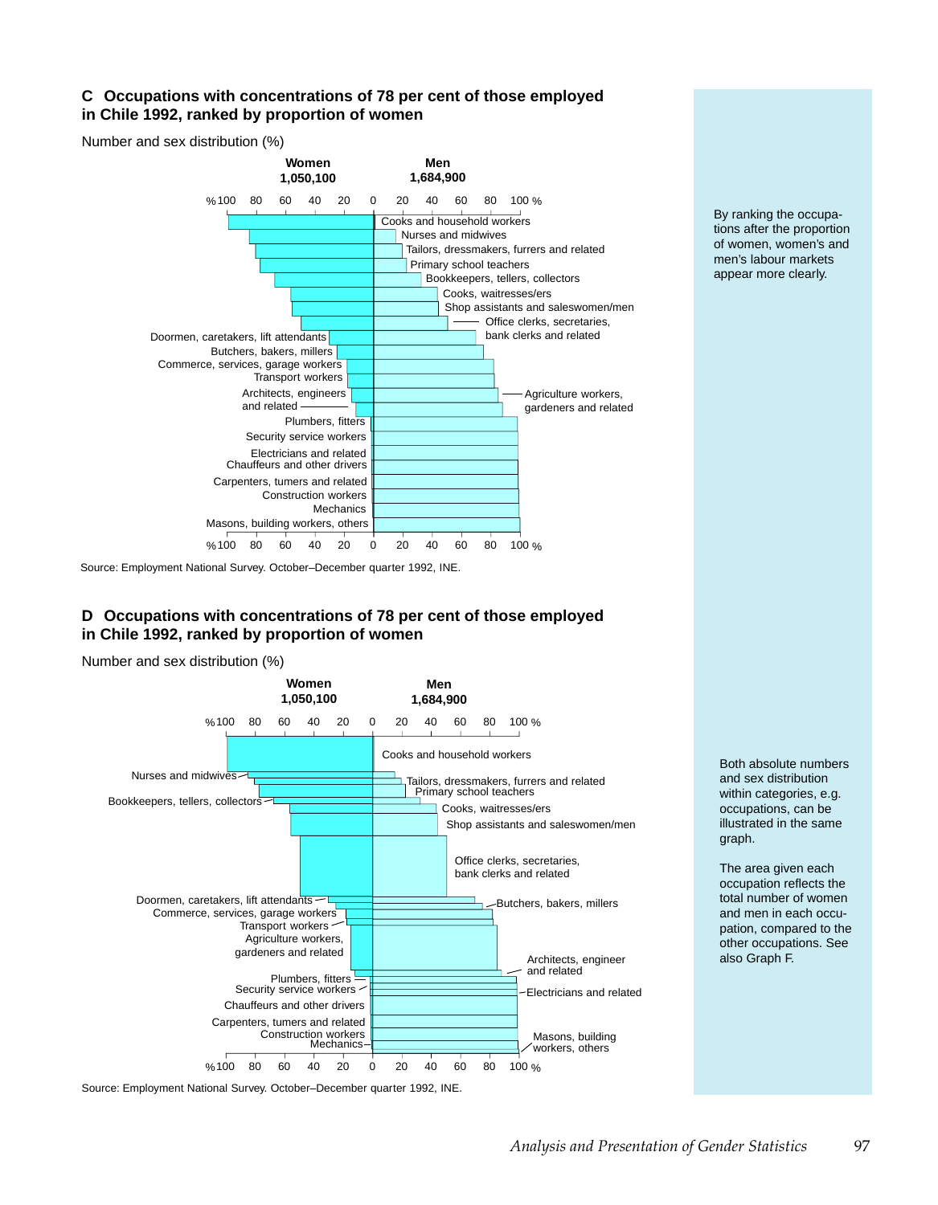## C Occupations with concentrations of 78 per cent of those employed in Chile 1992, ranked by proportion of women

Number and sex distribution (%)

Women 1,050,100

Men 1,684,900

%100 80 60 40 20 0 20 40 60 80 100 %

Cooks and household workers
Nurses and midwives
Tailors, dressmakers, furrers and related
Primary school teachers
Bookkeepers, tellers, collectors
Cooks, waitresses/ers
Shop assistants and saleswomen/men
Office clerks, secretaries, bank clerks and related
Doormen, caretakers, lift attendants
Butchers, bakers, millers
Commerce, services, garage workers
Transport workers
Agriculture workers, gardeners and related
Architects, engineers and related
Plumbers, fitters
Security service workers
Electricians and related
Chauffeurs and other drivers
Carpenters, tumers and related
Construction workers
Mechanics
Masons, building workers, others

%100 80 60 40 20 0 20 40 60 80 100 %

Source: Employment National Survey. October–December quarter 1992, INE.

By ranking the occupations after the proportion of women, women's and men's labour markets appear more clearly.

## D Occupations with concentrations of 78 per cent of those employed in Chile 1992, ranked by proportion of women

Number and sex distribution (%)

Women 1,050,100

Men 1,684,900

%100 80 60 40 20 0 20 40 60 80 100 %

Cooks and household workers
Nurses and midwives
Tailors, dressmakers, furrers and related
Primary school teachers
Bookkeepers, tellers, collectors
Cooks, waitresses/ers
Shop assistants and saleswomen/men
Office clerks, secretaries, bank clerks and related
Doormen, caretakers, lift attendants
Butchers, bakers, millers
Commerce, services, garage workers
Transport workers
Agriculture workers, gardeners and related
Architects, engineer and related
Plumbers, fitters
Security service workers
Electricians and related
Chauffeurs and other drivers
Carpenters, tumers and related
Construction workers
Mechanics
Masons, building workers, others

%100 80 60 40 20 0 20 40 60 80 100 %

Source: Employment National Survey. October–December quarter 1992, INE.

Both absolute numbers and sex distribution within categories, e.g. occupations, can be illustrated in the same graph.

The area given each occupation reflects the total number of women and men in each occupation, compared to the other occupations. See also Graph F.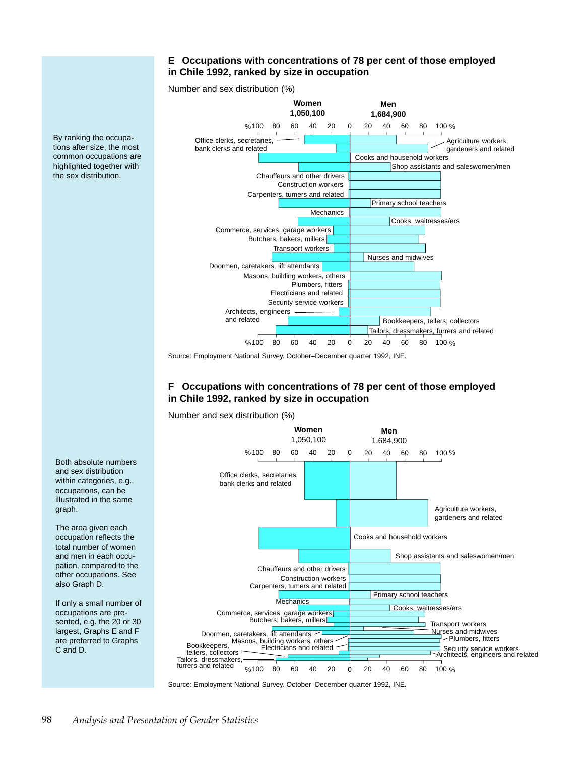By ranking the occupations after size, the most common occupations are highlighted together with the sex distribution.

## E Occupations with concentrations of 78 per cent of those employed in Chile 1992, ranked by size in occupation

Number and sex distribution (%)

**Women** 1,050,100 | **Men** 1,684,900

%100 80 60 40 20 0 20 40 60 80 100 %

Office clerks, secretaries, bank clerks and related
Agriculture workers, gardeners and related
Cooks and household workers
Shop assistants and saleswomen/men
Chauffeurs and other drivers
Construction workers
Carpenters, turners and related
Primary school teachers
Mechanics
Cooks, waitresses/ers
Commerce, services, garage workers
Butchers, bakers, millers
Transport workers
Nurses and midwives
Doormen, caretakers, lift attendants
Masons, building workers, others
Plumbers, fitters
Electricians and related
Security service workers
Architects, engineers and related
Bookkeepers, tellers, collectors
Tailors, dressmakers, furrers and related

%100 80 60 40 20 0 20 40 60 80 100 %

Source: Employment National Survey. October–December quarter 1992, INE.

Both absolute numbers and sex distribution within categories, e.g., occupations, can be illustrated in the same graph.

The area given each occupation reflects the total number of women and men in each occupation, compared to the other occupations. See also Graph D.

If only a small number of occupations are presented, e.g. the 20 or 30 largest, Graphs E and F are preferred to Graphs C and D.

## F Occupations with concentrations of 78 per cent of those employed in Chile 1992, ranked by size in occupation

Number and sex distribution (%)

**Women** 1,050,100 | **Men** 1,684,900

%100 80 60 40 20 0 20 40 60 80 100 %

Office clerks, secretaries, bank clerks and related
Agriculture workers, gardeners and related
Cooks and household workers
Shop assistants and saleswomen/men
Chauffeurs and other drivers
Construction workers
Carpenters, turners and related
Primary school teachers
Mechanics
Cooks, waitresses/ers
Commerce, services, garage workers
Butchers, bakers, millers
Transport workers
Nurses and midwives
Doormen, caretakers, lift attendants
Plumbers, fitters
Masons, building workers, others
Electricians and related
Security service workers
Bookkeepers, tellers, collectors
Architects, engineers and related
Tailors, dressmakers, furrers and related

%100 80 60 40 20 0 20 40 60 80 100 %

Source: Employment National Survey. October–December quarter 1992, INE.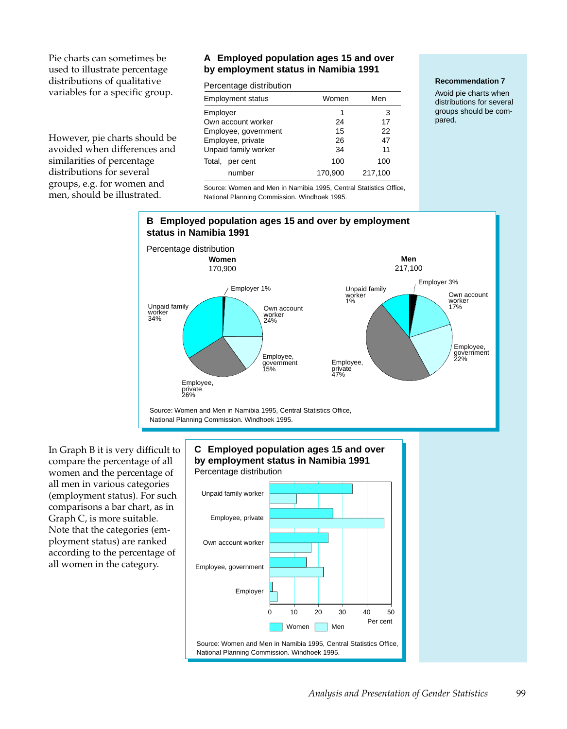Pie charts can sometimes be used to illustrate percentage distributions of qualitative variables for a specific group.

However, pie charts should be avoided when differences and similarities of percentage distributions for several groups, e.g. for women and men, should be illustrated.

### A Employed population ages 15 and over by employment status in Namibia 1991

Percentage distribution

| Employment status | Women | Men |
|---|---|---|
| Employer | 1 | 3 |
| Own account worker | 24 | 17 |
| Employee, government | 15 | 22 |
| Employee, private | 26 | 47 |
| Unpaid family worker | 34 | 11 |
| Total, per cent | 100 | 100 |
| number | 170,900 | 217,100 |

Source: Women and Men in Namibia 1995, Central Statistics Office, National Planning Commission. Windhoek 1995.

**Recommendation 7**

Avoid pie charts when distributions for several groups should be compared.

### B Employed population ages 15 and over by employment status in Namibia 1991

Percentage distribution

**Women**
170,900

Employer 1%
Own account worker 24%
Employee, government 15%
Employee, private 26%
Unpaid family worker 34%

**Men**
217,100

Employer 3%
Own account worker 17%
Employee, government 22%
Employee, private 47%
Unpaid family worker 1%

Source: Women and Men in Namibia 1995, Central Statistics Office, National Planning Commission. Windhoek 1995.

In Graph B it is very difficult to compare the percentage of all women and the percentage of all men in various categories (employment status). For such comparisons a bar chart, as in Graph C, is more suitable. Note that the categories (employment status) are ranked according to the percentage of all women in the category.

### C Employed population ages 15 and over by employment status in Namibia 1991

Percentage distribution

Unpaid family worker
Employee, private
Own account worker
Employee, government
Employer

0 10 20 30 40 50
Per cent

Women Men

Source: Women and Men in Namibia 1995, Central Statistics Office, National Planning Commission. Windhoek 1995.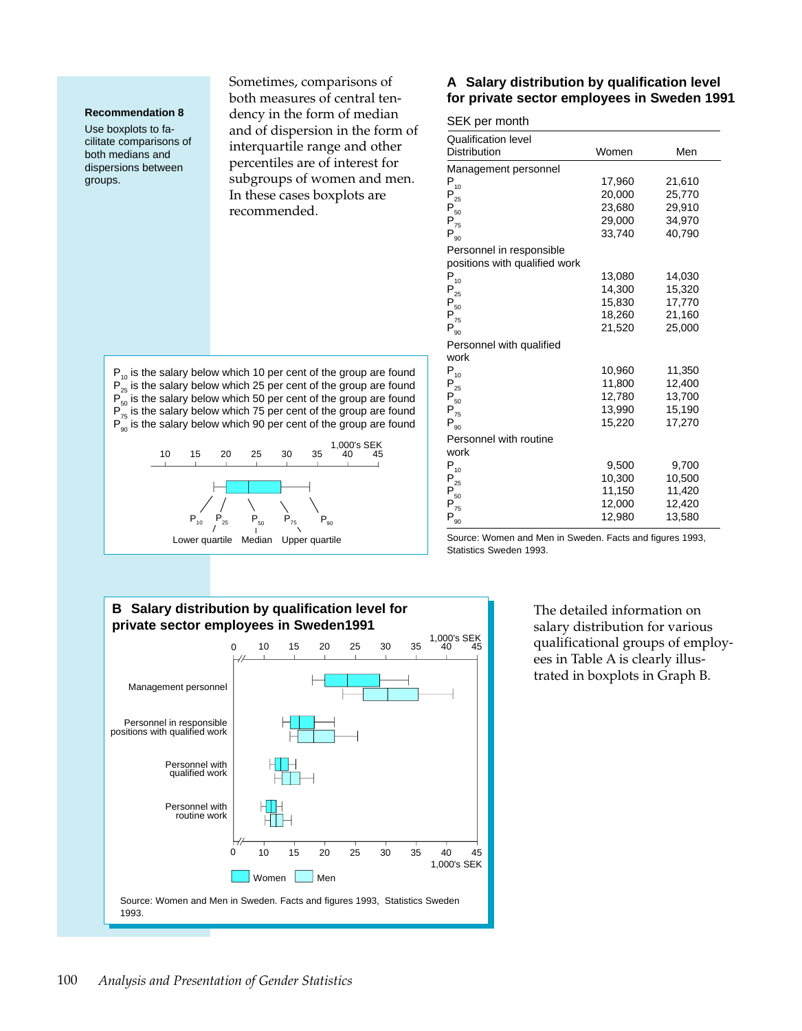**Recommendation 8**

Use boxplots to facilitate comparisons of both medians and dispersions between groups.

Sometimes, comparisons of both measures of central tendency in the form of median and of dispersion in the form of interquartile range and other percentiles are of interest for subgroups of women and men. In these cases boxplots are recommended.

### A Salary distribution by qualification level for private sector employees in Sweden 1991

SEK per month

| Qualification level Distribution | Women | Men |
|---|---|---|
| **Management personnel** | | |
| $P_{10}$ | 17,960 | 21,610 |
| $P_{25}$ | 20,000 | 25,770 |
| $P_{50}$ | 23,680 | 29,910 |
| $P_{75}$ | 29,000 | 34,970 |
| $P_{90}$ | 33,740 | 40,790 |
| **Personnel in responsible positions with qualified work** | | |
| $P_{10}$ | 13,080 | 14,030 |
| $P_{25}$ | 14,300 | 15,320 |
| $P_{50}$ | 15,830 | 17,770 |
| $P_{75}$ | 18,260 | 21,160 |
| $P_{90}$ | 21,520 | 25,000 |
| **Personnel with qualified work** | | |
| $P_{10}$ | 10,960 | 11,350 |
| $P_{25}$ | 11,800 | 12,400 |
| $P_{50}$ | 12,780 | 13,700 |
| $P_{75}$ | 13,990 | 15,190 |
| $P_{90}$ | 15,220 | 17,270 |
| **Personnel with routine work** | | |
| $P_{10}$ | 9,500 | 9,700 |
| $P_{25}$ | 10,300 | 10,500 |
| $P_{50}$ | 11,150 | 11,420 |
| $P_{75}$ | 12,000 | 12,420 |
| $P_{90}$ | 12,980 | 13,580 |

Source: Women and Men in Sweden. Facts and figures 1993, Statistics Sweden 1993.

$P_{10}$ is the salary below which 10 per cent of the group are found
$P_{25}$ is the salary below which 25 per cent of the group are found
$P_{50}$ is the salary below which 50 per cent of the group are found
$P_{75}$ is the salary below which 75 per cent of the group are found
$P_{90}$ is the salary below which 90 per cent of the group are found

(Boxplot legend, 1,000's SEK scale 10–45: $P_{10}$, $P_{25}$ (Lower quartile), $P_{50}$ (Median), $P_{75}$ (Upper quartile), $P_{90}$)

### B Salary distribution by qualification level for private sector employees in Sweden1991

(Boxplots for Women and Men, scale 0–45, 1,000's SEK: Management personnel; Personnel in responsible positions with qualified work; Personnel with qualified work; Personnel with routine work)

Source: Women and Men in Sweden. Facts and figures 1993, Statistics Sweden 1993.

The detailed information on salary distribution for various qualificational groups of employees in Table A is clearly illustrated in boxplots in Graph B.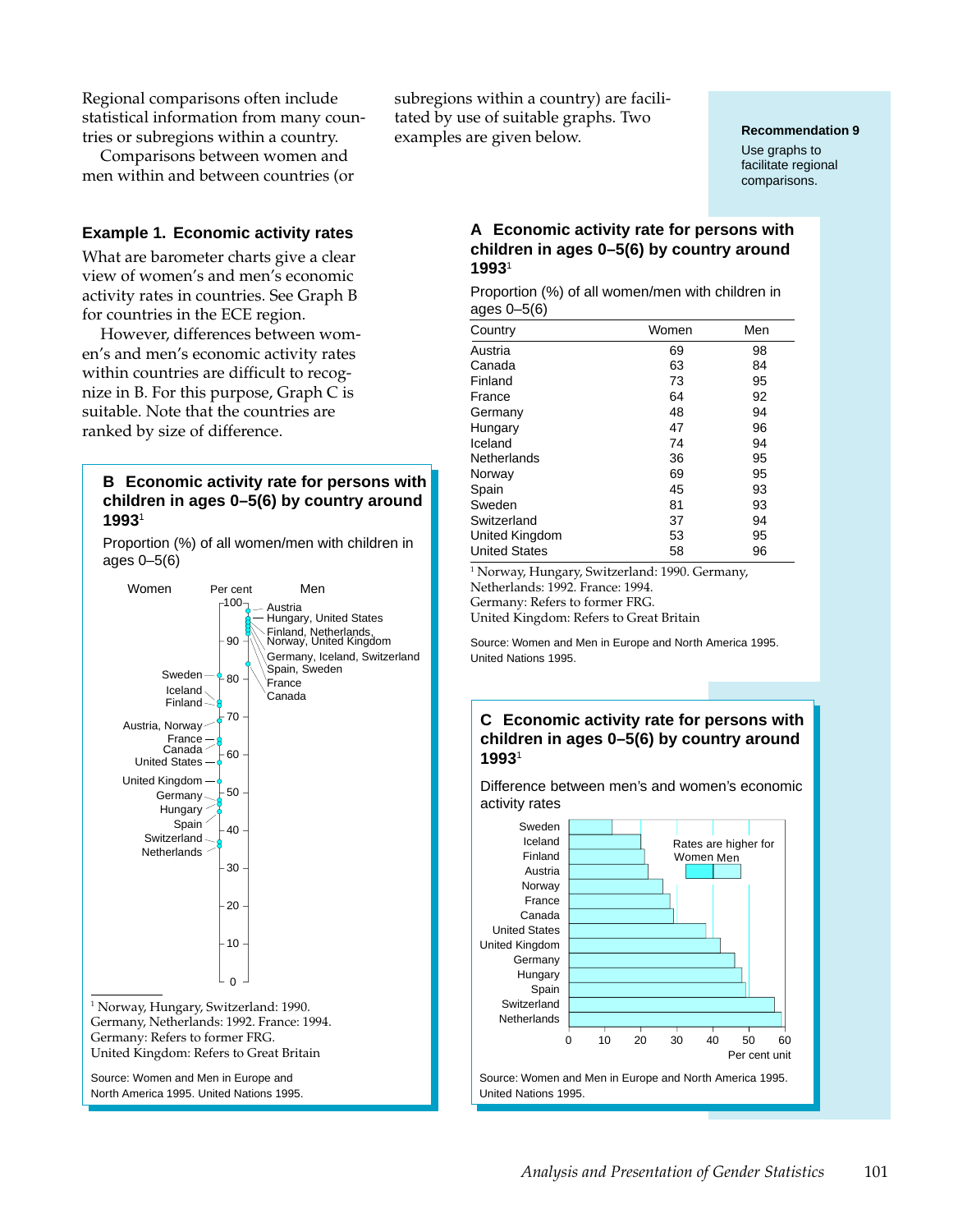Regional comparisons often include statistical information from many countries or subregions within a country.

Comparisons between women and men within and between countries (or subregions within a country) are facilitated by use of suitable graphs. Two examples are given below.

**Recommendation 9**

Use graphs to facilitate regional comparisons.

### Example 1. Economic activity rates

What are barometer charts give a clear view of women's and men's economic activity rates in countries. See Graph B for countries in the ECE region.

However, differences between women's and men's economic activity rates within countries are difficult to recognize in B. For this purpose, Graph C is suitable. Note that the countries are ranked by size of difference.

#### A Economic activity rate for persons with children in ages 0–5(6) by country around 1993[1]

Proportion (%) of all women/men with children in ages 0–5(6)

| Country | Women | Men |
|---|---|---|
| Austria | 69 | 98 |
| Canada | 63 | 84 |
| Finland | 73 | 95 |
| France | 64 | 92 |
| Germany | 48 | 94 |
| Hungary | 47 | 96 |
| Iceland | 74 | 94 |
| Netherlands | 36 | 95 |
| Norway | 69 | 95 |
| Spain | 45 | 93 |
| Sweden | 81 | 93 |
| Switzerland | 37 | 94 |
| United Kingdom | 53 | 95 |
| United States | 58 | 96 |

[1] Norway, Hungary, Switzerland: 1990. Germany, Netherlands: 1992. France: 1994.
Germany: Refers to former FRG.
United Kingdom: Refers to Great Britain

Source: Women and Men in Europe and North America 1995. United Nations 1995.

#### B Economic activity rate for persons with children in ages 0–5(6) by country around 1993[1]

Proportion (%) of all women/men with children in ages 0–5(6)

Women | Per cent | Men

Men: Austria; Hungary, United States; Finland, Netherlands, Norway, United Kingdom; Germany, Iceland, Switzerland; Spain, Sweden; France; Canada

Women: Sweden; Iceland; Finland; Austria, Norway; France; Canada; United States; United Kingdom; Germany; Hungary; Spain; Switzerland; Netherlands

Scale: 0, 10, 20, 30, 40, 50, 60, 70, 80, 90, 100

[1] Norway, Hungary, Switzerland: 1990. Germany, Netherlands: 1992. France: 1994.
Germany: Refers to former FRG.
United Kingdom: Refers to Great Britain

Source: Women and Men in Europe and North America 1995. United Nations 1995.

#### C Economic activity rate for persons with children in ages 0–5(6) by country around 1993[1]

Difference between men's and women's economic activity rates

Countries (top to bottom): Sweden, Iceland, Finland, Austria, Norway, France, Canada, United States, United Kingdom, Germany, Hungary, Spain, Switzerland, Netherlands

Rates are higher for Women Men

Scale: 0, 10, 20, 30, 40, 50, 60 — Per cent unit

Source: Women and Men in Europe and North America 1995. United Nations 1995.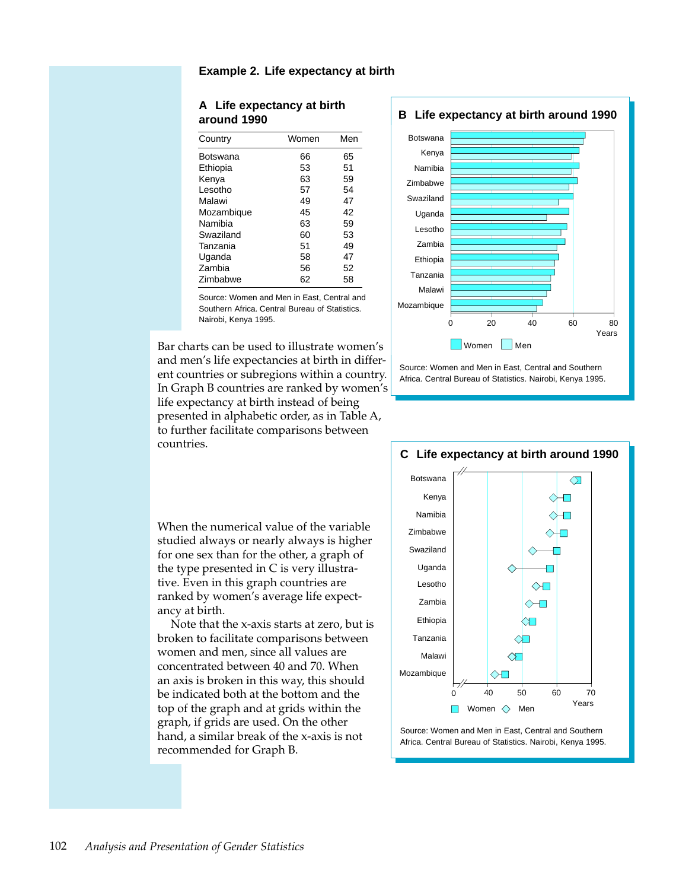### Example 2. Life expectancy at birth

#### A Life expectancy at birth around 1990

| Country | Women | Men |
|---|---|---|
| Botswana | 66 | 65 |
| Ethiopia | 53 | 51 |
| Kenya | 63 | 59 |
| Lesotho | 57 | 54 |
| Malawi | 49 | 47 |
| Mozambique | 45 | 42 |
| Namibia | 63 | 59 |
| Swaziland | 60 | 53 |
| Tanzania | 51 | 49 |
| Uganda | 58 | 47 |
| Zambia | 56 | 52 |
| Zimbabwe | 62 | 58 |

Source: Women and Men in East, Central and Southern Africa. Central Bureau of Statistics. Nairobi, Kenya 1995.

Bar charts can be used to illustrate women's and men's life expectancies at birth in different countries or subregions within a country. In Graph B countries are ranked by women's life expectancy at birth instead of being presented in alphabetic order, as in Table A, to further facilitate comparisons between countries.

#### B Life expectancy at birth around 1990

Botswana, Kenya, Namibia, Zimbabwe, Swaziland, Uganda, Lesotho, Zambia, Ethiopia, Tanzania, Malawi, Mozambique

0 20 40 60 80 Years

Women Men

Source: Women and Men in East, Central and Southern Africa. Central Bureau of Statistics. Nairobi, Kenya 1995.

When the numerical value of the variable studied always or nearly always is higher for one sex than for the other, a graph of the type presented in C is very illustrative. Even in this graph countries are ranked by women's average life expectancy at birth.

Note that the x-axis starts at zero, but is broken to facilitate comparisons between women and men, since all values are concentrated between 40 and 70. When an axis is broken in this way, this should be indicated both at the bottom and the top of the graph and at grids within the graph, if grids are used. On the other hand, a similar break of the x-axis is not recommended for Graph B.

#### C Life expectancy at birth around 1990

Botswana, Kenya, Namibia, Zimbabwe, Swaziland, Uganda, Lesotho, Zambia, Ethiopia, Tanzania, Malawi, Mozambique

0 40 50 60 70 Years

Women Men

Source: Women and Men in East, Central and Southern Africa. Central Bureau of Statistics. Nairobi, Kenya 1995.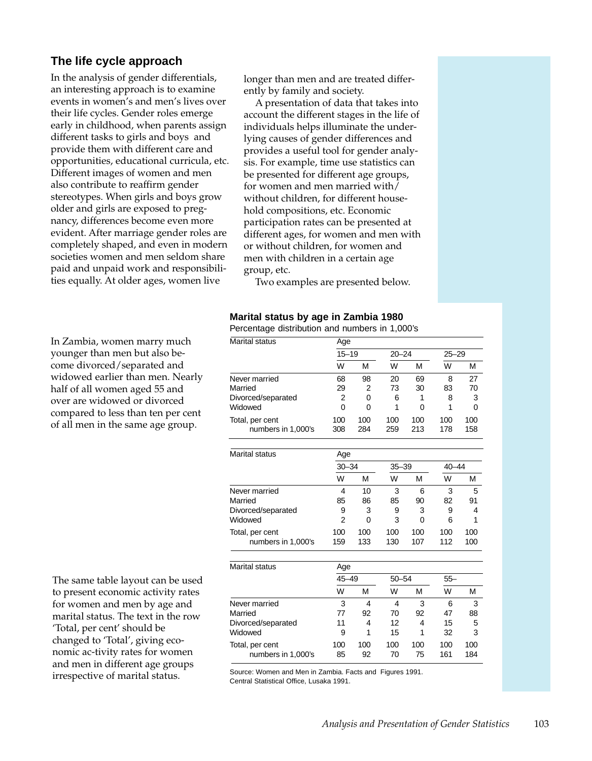## The life cycle approach

In the analysis of gender differentials, an interesting approach is to examine events in women's and men's lives over their life cycles. Gender roles emerge early in childhood, when parents assign different tasks to girls and boys and provide them with different care and opportunities, educational curricula, etc. Different images of women and men also contribute to reaffirm gender stereotypes. When girls and boys grow older and girls are exposed to pregnancy, differences become even more evident. After marriage gender roles are completely shaped, and even in modern societies women and men seldom share paid and unpaid work and responsibilities equally. At older ages, women live longer than men and are treated differently by family and society.

A presentation of data that takes into account the different stages in the life of individuals helps illuminate the underlying causes of gender differences and provides a useful tool for gender analysis. For example, time use statistics can be presented for different age groups, for women and men married with/without children, for different household compositions, etc. Economic participation rates can be presented at different ages, for women and men with or without children, for women and men with children in a certain age group, etc.

Two examples are presented below.

In Zambia, women marry much younger than men but also become divorced/separated and widowed earlier than men. Nearly half of all women aged 55 and over are widowed or divorced compared to less than ten per cent of all men in the same age group.

**Marital status by age in Zambia 1980**

Percentage distribution and numbers in 1,000's

| Marital status | Age | | | | | |
|---|---|---|---|---|---|---|
| | 15–19 | | 20–24 | | 25–29 | |
| | W | M | W | M | W | M |
| Never married | 68 | 98 | 20 | 69 | 8 | 27 |
| Married | 29 | 2 | 73 | 30 | 83 | 70 |
| Divorced/separated | 2 | 0 | 6 | 1 | 8 | 3 |
| Widowed | 0 | 0 | 1 | 0 | 1 | 0 |
| Total, per cent | 100 | 100 | 100 | 100 | 100 | 100 |
| numbers in 1,000's | 308 | 284 | 259 | 213 | 178 | 158 |

| Marital status | Age | | | | | |
|---|---|---|---|---|---|---|
| | 30–34 | | 35–39 | | 40–44 | |
| | W | M | W | M | W | M |
| Never married | 4 | 10 | 3 | 6 | 3 | 5 |
| Married | 85 | 86 | 85 | 90 | 82 | 91 |
| Divorced/separated | 9 | 3 | 9 | 3 | 9 | 4 |
| Widowed | 2 | 0 | 3 | 0 | 6 | 1 |
| Total, per cent | 100 | 100 | 100 | 100 | 100 | 100 |
| numbers in 1,000's | 159 | 133 | 130 | 107 | 112 | 100 |

| Marital status | Age | | | | | |
|---|---|---|---|---|---|---|
| | 45–49 | | 50–54 | | 55– | |
| | W | M | W | M | W | M |
| Never married | 3 | 4 | 4 | 3 | 6 | 3 |
| Married | 77 | 92 | 70 | 92 | 47 | 88 |
| Divorced/separated | 11 | 4 | 12 | 4 | 15 | 5 |
| Widowed | 9 | 1 | 15 | 1 | 32 | 3 |
| Total, per cent | 100 | 100 | 100 | 100 | 100 | 100 |
| numbers in 1,000's | 85 | 92 | 70 | 75 | 161 | 184 |

Source: Women and Men in Zambia. Facts and Figures 1991. Central Statistical Office, Lusaka 1991.

The same table layout can be used to present economic activity rates for women and men by age and marital status. The text in the row 'Total, per cent' should be changed to 'Total', giving economic ac-tivity rates for women and men in different age groups irrespective of marital status.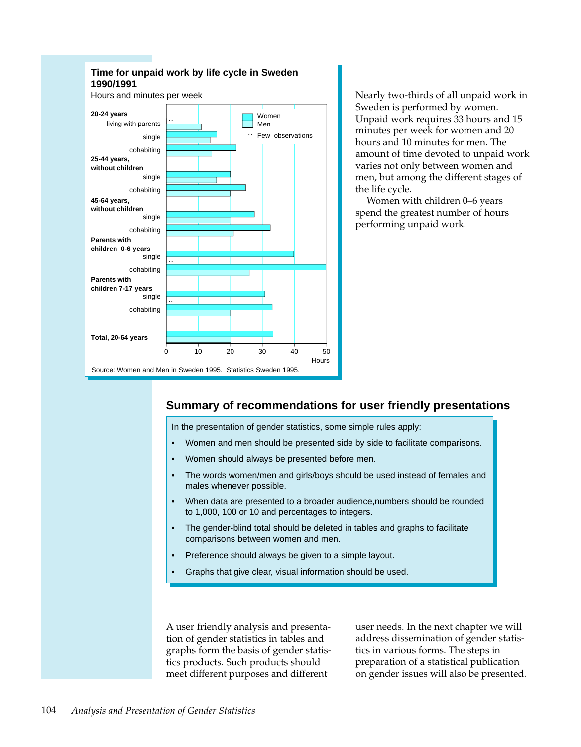**Time for unpaid work by life cycle in Sweden 1990/1991**

Hours and minutes per week

| | Women | Men |
|---|---|---|
| **20-24 years** | | |
| living with parents | .. | 11 |
| single | 16 | 14 |
| cohabiting | 22 | 14 |
| **25-44 years, without children** | | |
| single | 20 | 16 |
| cohabiting | 25 | 20 |
| **45-64 years, without children** | | |
| single | 27 | 20 |
| cohabiting | 32 | 21 |
| **Parents with children 0-6 years** | | |
| single | 40 | .. |
| cohabiting | 50 | 26 |
| **Parents with children 7-17 years** | | |
| single | 31 | .. |
| cohabiting | 33 | 20 |
| **Total, 20-64 years** | 33 | 20 |

.. Few observations

Hours

Source: Women and Men in Sweden 1995. Statistics Sweden 1995.

Nearly two-thirds of all unpaid work in Sweden is performed by women. Unpaid work requires 33 hours and 15 minutes per week for women and 20 hours and 10 minutes for men. The amount of time devoted to unpaid work varies not only between women and men, but among the different stages of the life cycle.

Women with children 0–6 years spend the greatest number of hours performing unpaid work.

## Summary of recommendations for user friendly presentations

In the presentation of gender statistics, some simple rules apply:

- Women and men should be presented side by side to facilitate comparisons.
- Women should always be presented before men.
- The words women/men and girls/boys should be used instead of females and males whenever possible.
- When data are presented to a broader audience,numbers should be rounded to 1,000, 100 or 10 and percentages to integers.
- The gender-blind total should be deleted in tables and graphs to facilitate comparisons between women and men.
- Preference should always be given to a simple layout.
- Graphs that give clear, visual information should be used.

A user friendly analysis and presentation of gender statistics in tables and graphs form the basis of gender statistics products. Such products should meet different purposes and different user needs. In the next chapter we will address dissemination of gender statistics in various forms. The steps in preparation of a statistical publication on gender issues will also be presented.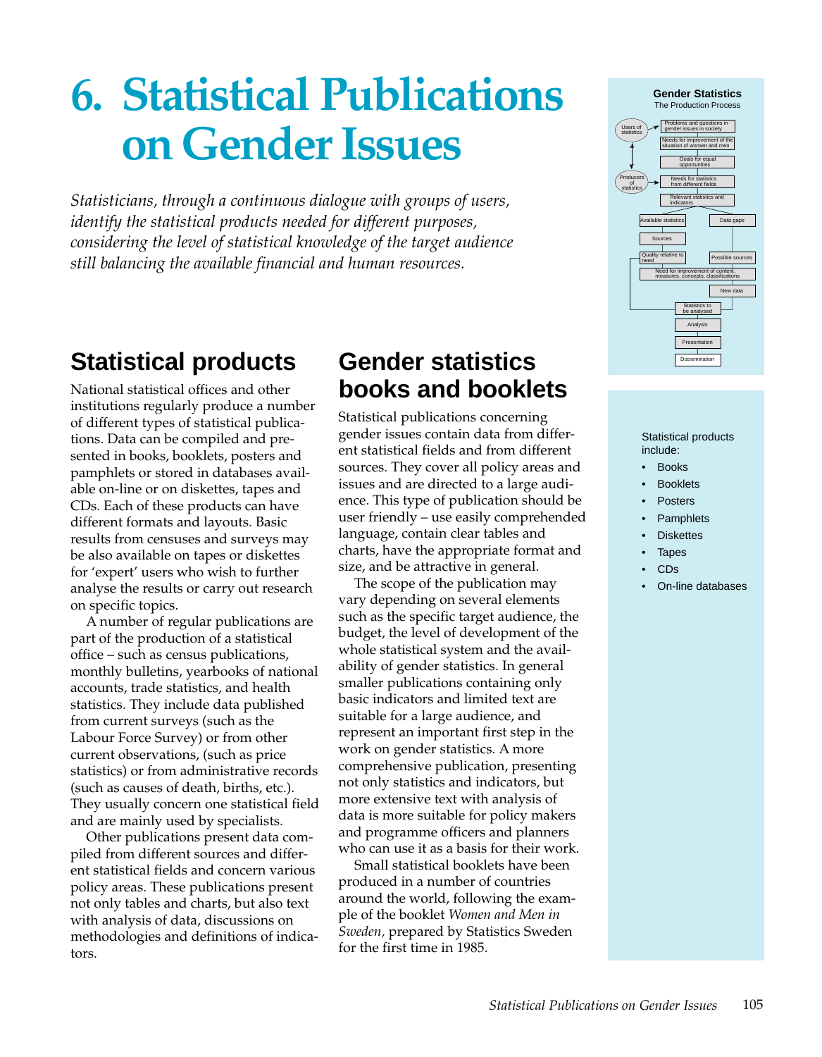# 6. Statistical Publications on Gender Issues

*Statisticians, through a continuous dialogue with groups of users, identify the statistical products needed for different purposes, considering the level of statistical knowledge of the target audience still balancing the available financial and human resources.*

**Gender Statistics**
The Production Process

Users of statistics — Problems and questions in gender issues in society — Needs for improvement of the situation of women and men — Goals for equal opportunities — Producers of statistics — Needs for statistics from different fields — Relevant statistics and indicators — Available statistics — Data gaps — Sources — Quality relative to need — Possible sources — Need for improvement of content, measures, concepts, classifications — New data — Statistics to be analysed — Analysis — Presentation — Dissemination

## Statistical products

National statistical offices and other institutions regularly produce a number of different types of statistical publications. Data can be compiled and presented in books, booklets, posters and pamphlets or stored in databases available on-line or on diskettes, tapes and CDs. Each of these products can have different formats and layouts. Basic results from censuses and surveys may be also available on tapes or diskettes for 'expert' users who wish to further analyse the results or carry out research on specific topics.

A number of regular publications are part of the production of a statistical office – such as census publications, monthly bulletins, yearbooks of national accounts, trade statistics, and health statistics. They include data published from current surveys (such as the Labour Force Survey) or from other current observations, (such as price statistics) or from administrative records (such as causes of death, births, etc.). They usually concern one statistical field and are mainly used by specialists.

Other publications present data compiled from different sources and different statistical fields and concern various policy areas. These publications present not only tables and charts, but also text with analysis of data, discussions on methodologies and definitions of indicators.

## Gender statistics books and booklets

Statistical publications concerning gender issues contain data from different statistical fields and from different sources. They cover all policy areas and issues and are directed to a large audience. This type of publication should be user friendly – use easily comprehended language, contain clear tables and charts, have the appropriate format and size, and be attractive in general.

The scope of the publication may vary depending on several elements such as the specific target audience, the budget, the level of development of the whole statistical system and the availability of gender statistics. In general smaller publications containing only basic indicators and limited text are suitable for a large audience, and represent an important first step in the work on gender statistics. A more comprehensive publication, presenting not only statistics and indicators, but more extensive text with analysis of data is more suitable for policy makers and programme officers and planners who can use it as a basis for their work.

Small statistical booklets have been produced in a number of countries around the world, following the example of the booklet *Women and Men in Sweden*, prepared by Statistics Sweden for the first time in 1985.

Statistical products include:

- Books
- Booklets
- Posters
- Pamphlets
- Diskettes
- Tapes
- CDs
- On-line databases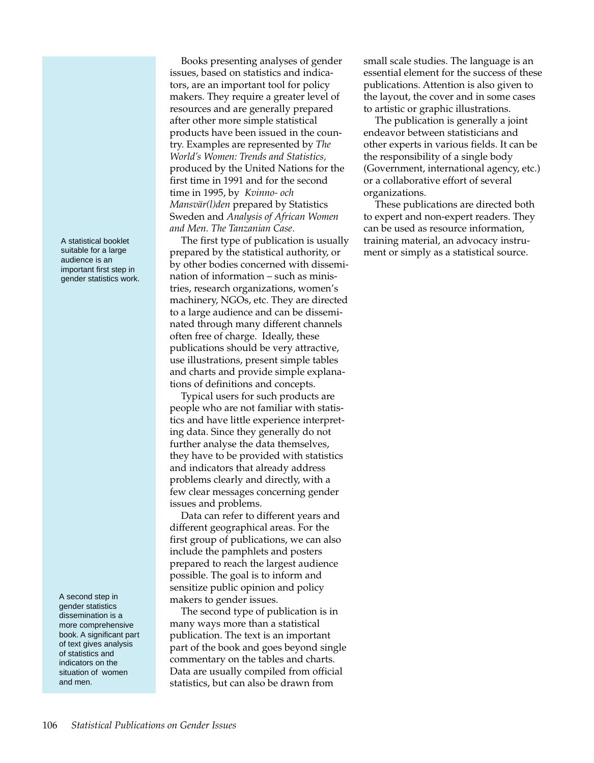Books presenting analyses of gender issues, based on statistics and indicators, are an important tool for policy makers. They require a greater level of resources and are generally prepared after other more simple statistical products have been issued in the country. Examples are represented by *The World's Women: Trends and Statistics,* produced by the United Nations for the first time in 1991 and for the second time in 1995, by *Kvinno- och Mansvär(l)den* prepared by Statistics Sweden and *Analysis of African Women and Men. The Tanzanian Case*.

A statistical booklet suitable for a large audience is an important first step in gender statistics work.

The first type of publication is usually prepared by the statistical authority, or by other bodies concerned with dissemination of information – such as ministries, research organizations, women's machinery, NGOs, etc. They are directed to a large audience and can be disseminated through many different channels often free of charge. Ideally, these publications should be very attractive, use illustrations, present simple tables and charts and provide simple explanations of definitions and concepts.

Typical users for such products are people who are not familiar with statistics and have little experience interpreting data. Since they generally do not further analyse the data themselves, they have to be provided with statistics and indicators that already address problems clearly and directly, with a few clear messages concerning gender issues and problems.

Data can refer to different years and different geographical areas. For the first group of publications, we can also include the pamphlets and posters prepared to reach the largest audience possible. The goal is to inform and sensitize public opinion and policy makers to gender issues.

A second step in gender statistics dissemination is a more comprehensive book. A significant part of text gives analysis of statistics and indicators on the situation of women and men.

The second type of publication is in many ways more than a statistical publication. The text is an important part of the book and goes beyond single commentary on the tables and charts. Data are usually compiled from official statistics, but can also be drawn from small scale studies. The language is an essential element for the success of these publications. Attention is also given to the layout, the cover and in some cases to artistic or graphic illustrations.

The publication is generally a joint endeavor between statisticians and other experts in various fields. It can be the responsibility of a single body (Government, international agency, etc.) or a collaborative effort of several organizations.

These publications are directed both to expert and non-expert readers. They can be used as resource information, training material, an advocacy instrument or simply as a statistical source.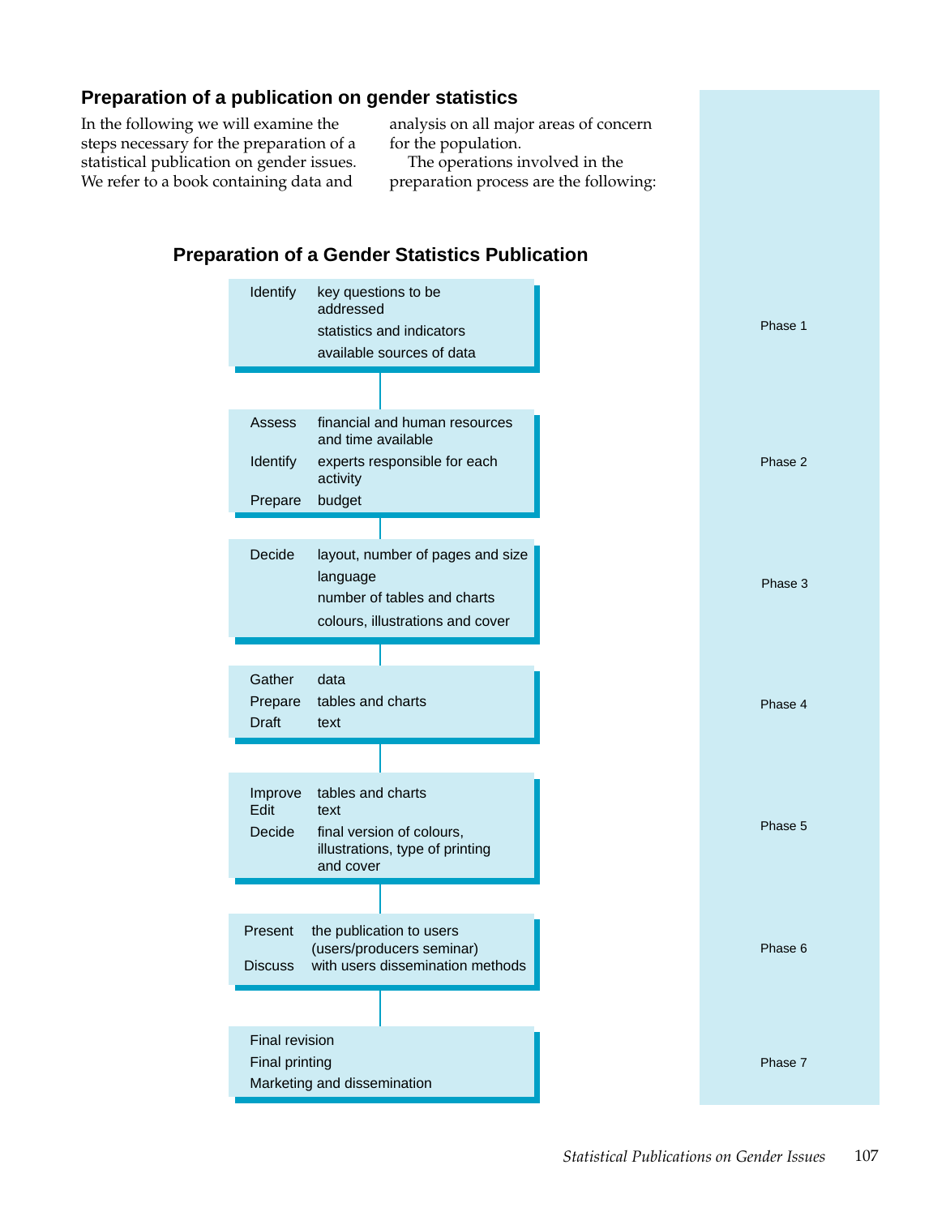## Preparation of a publication on gender statistics

In the following we will examine the steps necessary for the preparation of a statistical publication on gender issues. We refer to a book containing data and analysis on all major areas of concern for the population.

The operations involved in the preparation process are the following:

### Preparation of a Gender Statistics Publication

| Activities | | Phase |
|---|---|---|
| Identify | key questions to be addressed; statistics and indicators; available sources of data | Phase 1 |
| Assess | financial and human resources and time available | Phase 2 |
| Identify | experts responsible for each activity | |
| Prepare | budget | |
| Decide | layout, number of pages and size; language; number of tables and charts; colours, illustrations and cover | Phase 3 |
| Gather | data | Phase 4 |
| Prepare | tables and charts | |
| Draft | text | |
| Improve | tables and charts | Phase 5 |
| Edit | text | |
| Decide | final version of colours, illustrations, type of printing and cover | |
| Present | the publication to users (users/producers seminar) | Phase 6 |
| Discuss | with users dissemination methods | |
| Final revision | | Phase 7 |
| Final printing | | |
| Marketing and dissemination | | |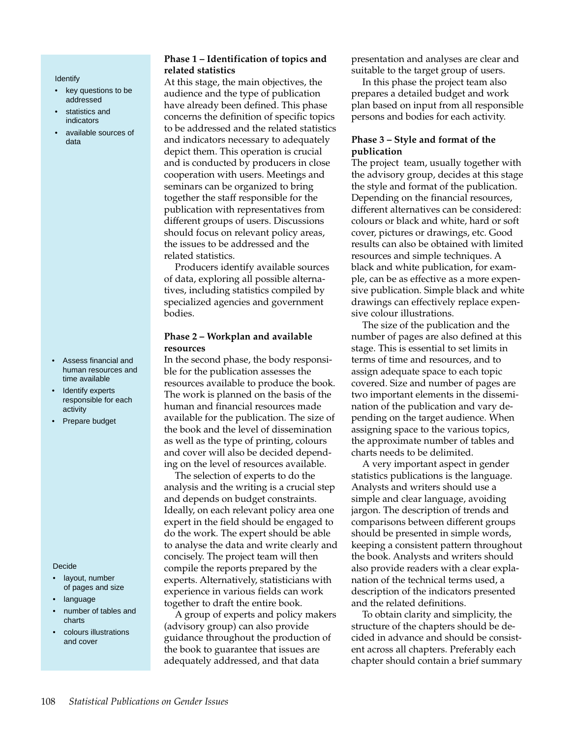Identify

- key questions to be addressed
- statistics and indicators
- available sources of data

### Phase 1 – Identification of topics and related statistics

At this stage, the main objectives, the audience and the type of publication have already been defined. This phase concerns the definition of specific topics to be addressed and the related statistics and indicators necessary to adequately depict them. This operation is crucial and is conducted by producers in close cooperation with users. Meetings and seminars can be organized to bring together the staff responsible for the publication with representatives from different groups of users. Discussions should focus on relevant policy areas, the issues to be addressed and the related statistics.

Producers identify available sources of data, exploring all possible alternatives, including statistics compiled by specialized agencies and government bodies.

- Assess financial and human resources and time available
- Identify experts responsible for each activity
- Prepare budget

### Phase 2 – Workplan and available resources

In the second phase, the body responsible for the publication assesses the resources available to produce the book. The work is planned on the basis of the human and financial resources made available for the publication. The size of the book and the level of dissemination as well as the type of printing, colours and cover will also be decided depending on the level of resources available.

The selection of experts to do the analysis and the writing is a crucial step and depends on budget constraints. Ideally, on each relevant policy area one expert in the field should be engaged to do the work. The expert should be able to analyse the data and write clearly and concisely. The project team will then compile the reports prepared by the experts. Alternatively, statisticians with experience in various fields can work together to draft the entire book.

A group of experts and policy makers (advisory group) can also provide guidance throughout the production of the book to guarantee that issues are adequately addressed, and that data presentation and analyses are clear and suitable to the target group of users.

In this phase the project team also prepares a detailed budget and work plan based on input from all responsible persons and bodies for each activity.

Decide

- layout, number of pages and size
- language
- number of tables and charts
- colours illustrations and cover

### Phase 3 – Style and format of the publication

The project team, usually together with the advisory group, decides at this stage the style and format of the publication. Depending on the financial resources, different alternatives can be considered: colours or black and white, hard or soft cover, pictures or drawings, etc. Good results can also be obtained with limited resources and simple techniques. A black and white publication, for example, can be as effective as a more expensive publication. Simple black and white drawings can effectively replace expensive colour illustrations.

The size of the publication and the number of pages are also defined at this stage. This is essential to set limits in terms of time and resources, and to assign adequate space to each topic covered. Size and number of pages are two important elements in the dissemination of the publication and vary depending on the target audience. When assigning space to the various topics, the approximate number of tables and charts needs to be delimited.

A very important aspect in gender statistics publications is the language. Analysts and writers should use a simple and clear language, avoiding jargon. The description of trends and comparisons between different groups should be presented in simple words, keeping a consistent pattern throughout the book. Analysts and writers should also provide readers with a clear explanation of the technical terms used, a description of the indicators presented and the related definitions.

To obtain clarity and simplicity, the structure of the chapters should be decided in advance and should be consistent across all chapters. Preferably each chapter should contain a brief summary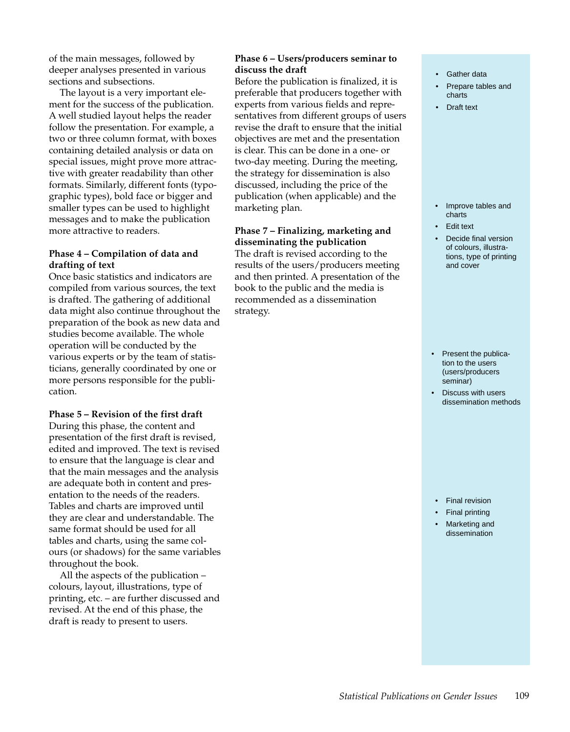of the main messages, followed by deeper analyses presented in various sections and subsections.

The layout is a very important element for the success of the publication. A well studied layout helps the reader follow the presentation. For example, a two or three column format, with boxes containing detailed analysis or data on special issues, might prove more attractive with greater readability than other formats. Similarly, different fonts (typographic types), bold face or bigger and smaller types can be used to highlight messages and to make the publication more attractive to readers.

**Phase 4 – Compilation of data and drafting of text**

Once basic statistics and indicators are compiled from various sources, the text is drafted. The gathering of additional data might also continue throughout the preparation of the book as new data and studies become available. The whole operation will be conducted by the various experts or by the team of statisticians, generally coordinated by one or more persons responsible for the publication.

- Gather data
- Prepare tables and charts
- Draft text

**Phase 5 – Revision of the first draft**

During this phase, the content and presentation of the first draft is revised, edited and improved. The text is revised to ensure that the language is clear and that the main messages and the analysis are adequate both in content and presentation to the needs of the readers. Tables and charts are improved until they are clear and understandable. The same format should be used for all tables and charts, using the same colours (or shadows) for the same variables throughout the book.

All the aspects of the publication – colours, layout, illustrations, type of printing, etc. – are further discussed and revised. At the end of this phase, the draft is ready to present to users.

- Improve tables and charts
- Edit text
- Decide final version of colours, illustrations, type of printing and cover

**Phase 6 – Users/producers seminar to discuss the draft**

Before the publication is finalized, it is preferable that producers together with experts from various fields and representatives from different groups of users revise the draft to ensure that the initial objectives are met and the presentation is clear. This can be done in a one- or two-day meeting. During the meeting, the strategy for dissemination is also discussed, including the price of the publication (when applicable) and the marketing plan.

- Present the publication to the users (users/producers seminar)
- Discuss with users dissemination methods

**Phase 7 – Finalizing, marketing and disseminating the publication**

The draft is revised according to the results of the users/producers meeting and then printed. A presentation of the book to the public and the media is recommended as a dissemination strategy.

- Final revision
- Final printing
- Marketing and dissemination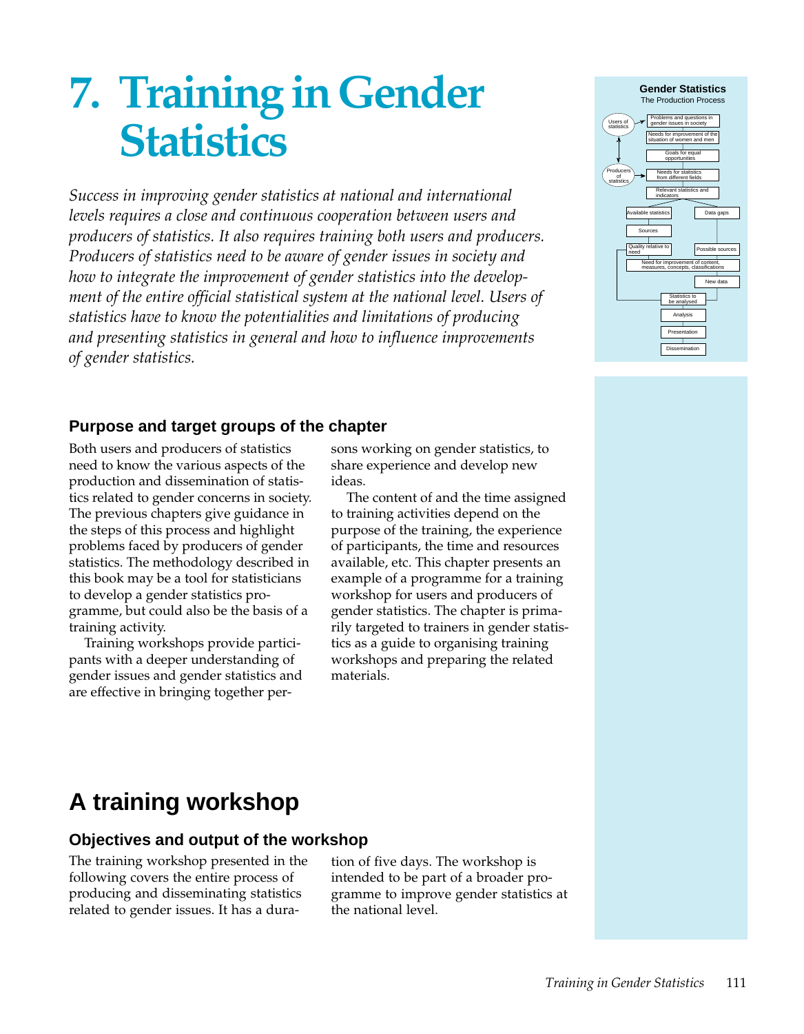# 7. Training in Gender Statistics

*Success in improving gender statistics at national and international levels requires a close and continuous cooperation between users and producers of statistics. It also requires training both users and producers. Producers of statistics need to be aware of gender issues in society and how to integrate the improvement of gender statistics into the development of the entire official statistical system at the national level. Users of statistics have to know the potentialities and limitations of producing and presenting statistics in general and how to influence improvements of gender statistics.*

### Purpose and target groups of the chapter

Both users and producers of statistics need to know the various aspects of the production and dissemination of statistics related to gender concerns in society. The previous chapters give guidance in the steps of this process and highlight problems faced by producers of gender statistics. The methodology described in this book may be a tool for statisticians to develop a gender statistics programme, but could also be the basis of a training activity.

Training workshops provide participants with a deeper understanding of gender issues and gender statistics and are effective in bringing together persons working on gender statistics, to share experience and develop new ideas.

The content of and the time assigned to training activities depend on the purpose of the training, the experience of participants, the time and resources available, etc. This chapter presents an example of a programme for a training workshop for users and producers of gender statistics. The chapter is primarily targeted to trainers in gender statistics as a guide to organising training workshops and preparing the related materials.

## A training workshop

### Objectives and output of the workshop

The training workshop presented in the following covers the entire process of producing and disseminating statistics related to gender issues. It has a duration of five days. The workshop is intended to be part of a broader programme to improve gender statistics at the national level.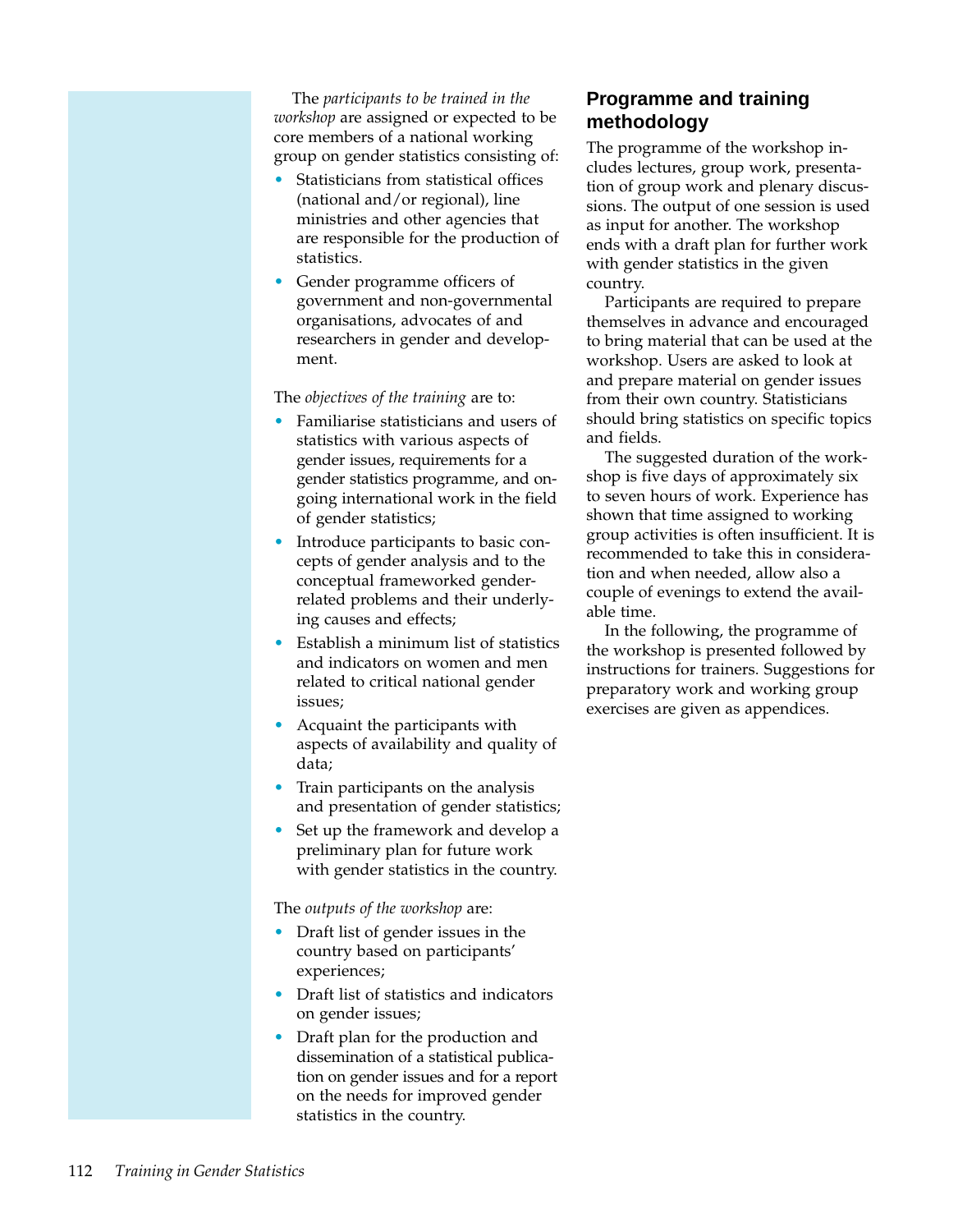The *participants to be trained in the workshop* are assigned or expected to be core members of a national working group on gender statistics consisting of:

- Statisticians from statistical offices (national and/or regional), line ministries and other agencies that are responsible for the production of statistics.
- Gender programme officers of government and non-governmental organisations, advocates of and researchers in gender and development.

The *objectives of the training* are to:

- Familiarise statisticians and users of statistics with various aspects of gender issues, requirements for a gender statistics programme, and ongoing international work in the field of gender statistics;
- Introduce participants to basic concepts of gender analysis and to the conceptual frameworked gender-related problems and their underlying causes and effects;
- Establish a minimum list of statistics and indicators on women and men related to critical national gender issues;
- Acquaint the participants with aspects of availability and quality of data;
- Train participants on the analysis and presentation of gender statistics;
- Set up the framework and develop a preliminary plan for future work with gender statistics in the country.

The *outputs of the workshop* are:

- Draft list of gender issues in the country based on participants' experiences;
- Draft list of statistics and indicators on gender issues;
- Draft plan for the production and dissemination of a statistical publication on gender issues and for a report on the needs for improved gender statistics in the country.

## Programme and training methodology

The programme of the workshop includes lectures, group work, presentation of group work and plenary discussions. The output of one session is used as input for another. The workshop ends with a draft plan for further work with gender statistics in the given country.

Participants are required to prepare themselves in advance and encouraged to bring material that can be used at the workshop. Users are asked to look at and prepare material on gender issues from their own country. Statisticians should bring statistics on specific topics and fields.

The suggested duration of the workshop is five days of approximately six to seven hours of work. Experience has shown that time assigned to working group activities is often insufficient. It is recommended to take this in consideration and when needed, allow also a couple of evenings to extend the available time.

In the following, the programme of the workshop is presented followed by instructions for trainers. Suggestions for preparatory work and working group exercises are given as appendices.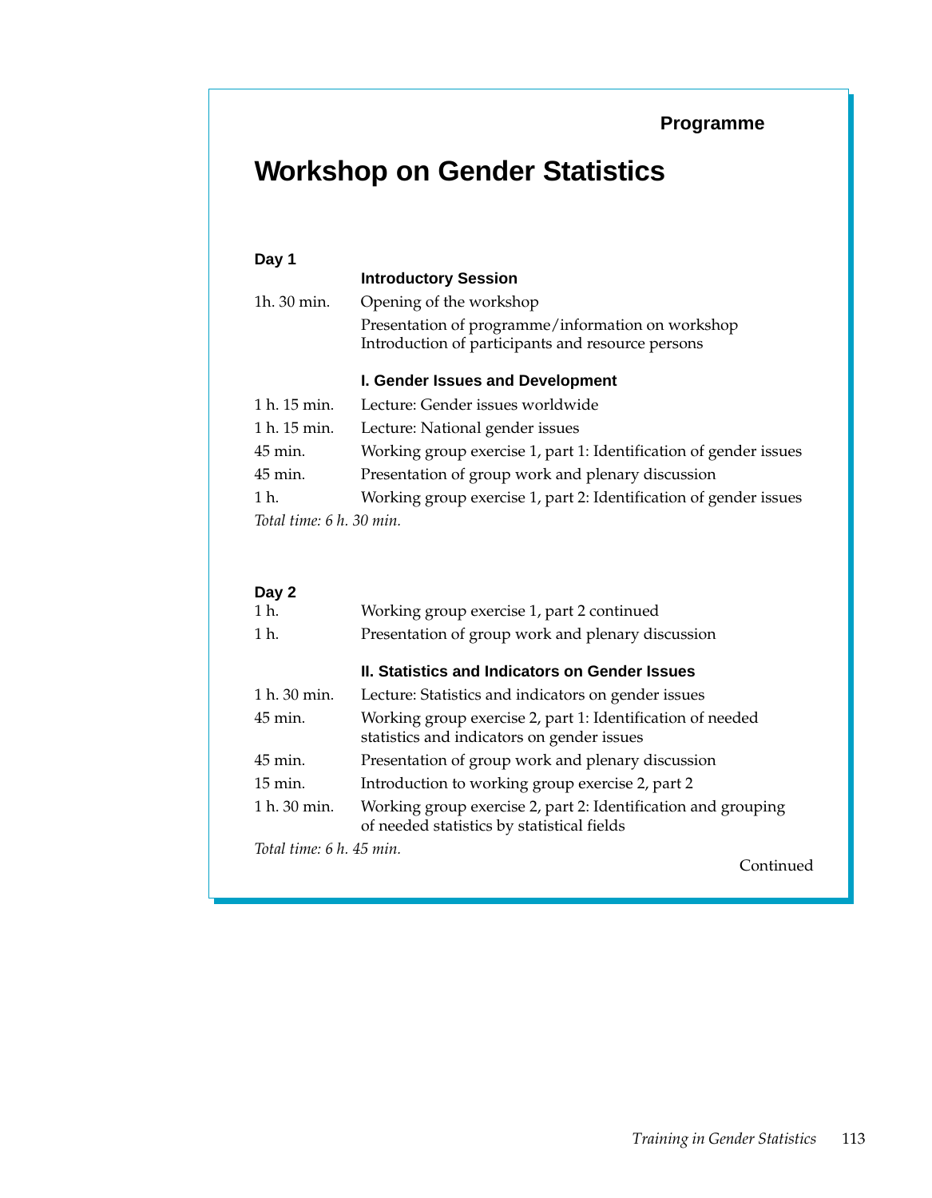**Programme**

# Workshop on Gender Statistics

### Day 1

| | |
|---|---|
| | **Introductory Session** |
| 1h. 30 min. | Opening of the workshop<br>Presentation of programme/information on workshop<br>Introduction of participants and resource persons |
| | **I. Gender Issues and Development** |
| 1 h. 15 min. | Lecture: Gender issues worldwide |
| 1 h. 15 min. | Lecture: National gender issues |
| 45 min. | Working group exercise 1, part 1: Identification of gender issues |
| 45 min. | Presentation of group work and plenary discussion |
| 1 h. | Working group exercise 1, part 2: Identification of gender issues |

*Total time: 6 h. 30 min.*

### Day 2

| | |
|---|---|
| 1 h. | Working group exercise 1, part 2 continued |
| 1 h. | Presentation of group work and plenary discussion |
| | **II. Statistics and Indicators on Gender Issues** |
| 1 h. 30 min. | Lecture: Statistics and indicators on gender issues |
| 45 min. | Working group exercise 2, part 1: Identification of needed statistics and indicators on gender issues |
| 45 min. | Presentation of group work and plenary discussion |
| 15 min. | Introduction to working group exercise 2, part 2 |
| 1 h. 30 min. | Working group exercise 2, part 2: Identification and grouping of needed statistics by statistical fields |

*Total time: 6 h. 45 min.*

Continued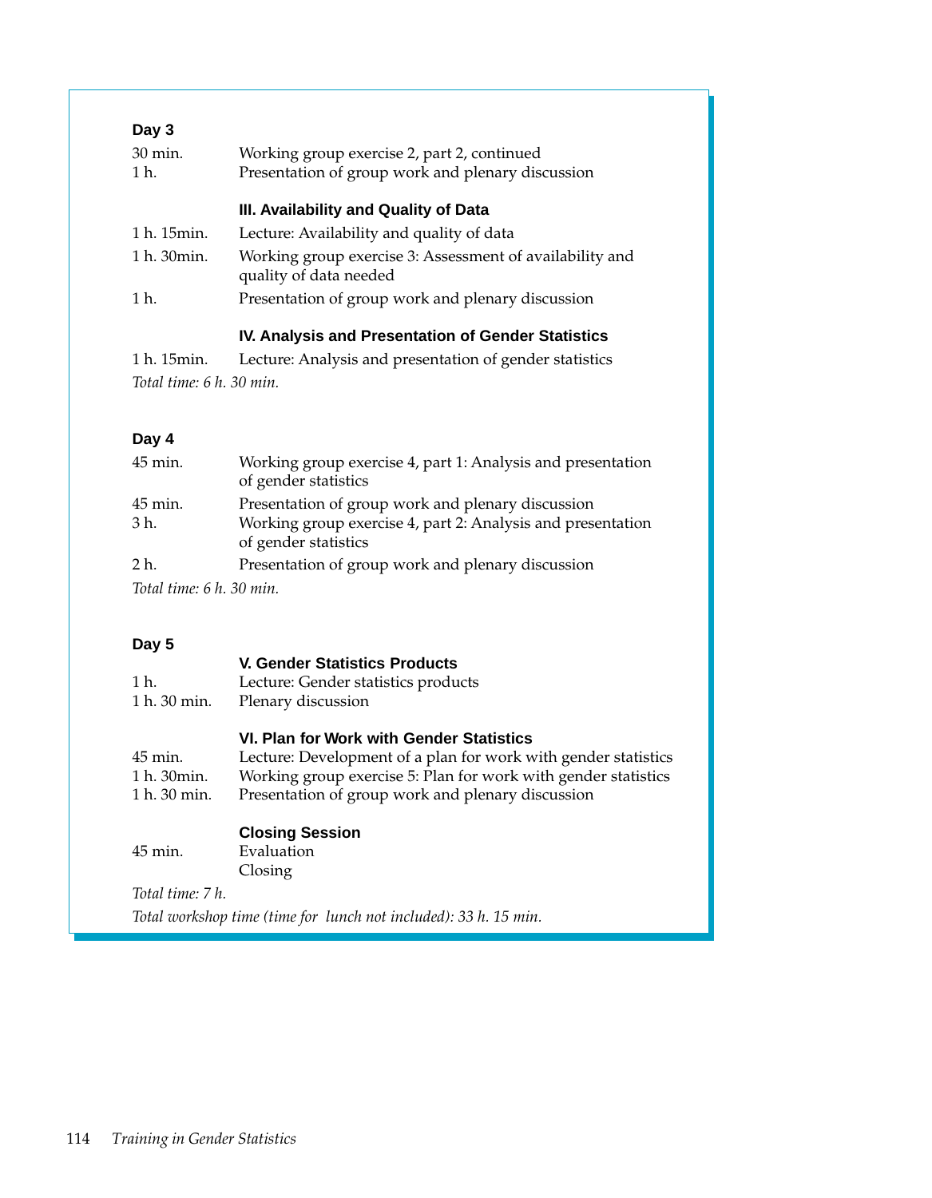**Day 3**

| | |
|---|---|
| 30 min. | Working group exercise 2, part 2, continued |
| 1 h. | Presentation of group work and plenary discussion |
| | **III. Availability and Quality of Data** |
| 1 h. 15min. | Lecture: Availability and quality of data |
| 1 h. 30min. | Working group exercise 3: Assessment of availability and quality of data needed |
| 1 h. | Presentation of group work and plenary discussion |
| | **IV. Analysis and Presentation of Gender Statistics** |
| 1 h. 15min. | Lecture: Analysis and presentation of gender statistics |

*Total time: 6 h. 30 min.*

**Day 4**

| | |
|---|---|
| 45 min. | Working group exercise 4, part 1: Analysis and presentation of gender statistics |
| 45 min. | Presentation of group work and plenary discussion |
| 3 h. | Working group exercise 4, part 2: Analysis and presentation of gender statistics |
| 2 h. | Presentation of group work and plenary discussion |

*Total time: 6 h. 30 min.*

**Day 5**

| | |
|---|---|
| | **V. Gender Statistics Products** |
| 1 h. | Lecture: Gender statistics products |
| 1 h. 30 min. | Plenary discussion |
| | **VI. Plan for Work with Gender Statistics** |
| 45 min. | Lecture: Development of a plan for work with gender statistics |
| 1 h. 30min. | Working group exercise 5: Plan for work with gender statistics |
| 1 h. 30 min. | Presentation of group work and plenary discussion |
| | **Closing Session** |
| 45 min. | Evaluation<br>Closing |

*Total time: 7 h.*

*Total workshop time (time for lunch not included): 33 h. 15 min.*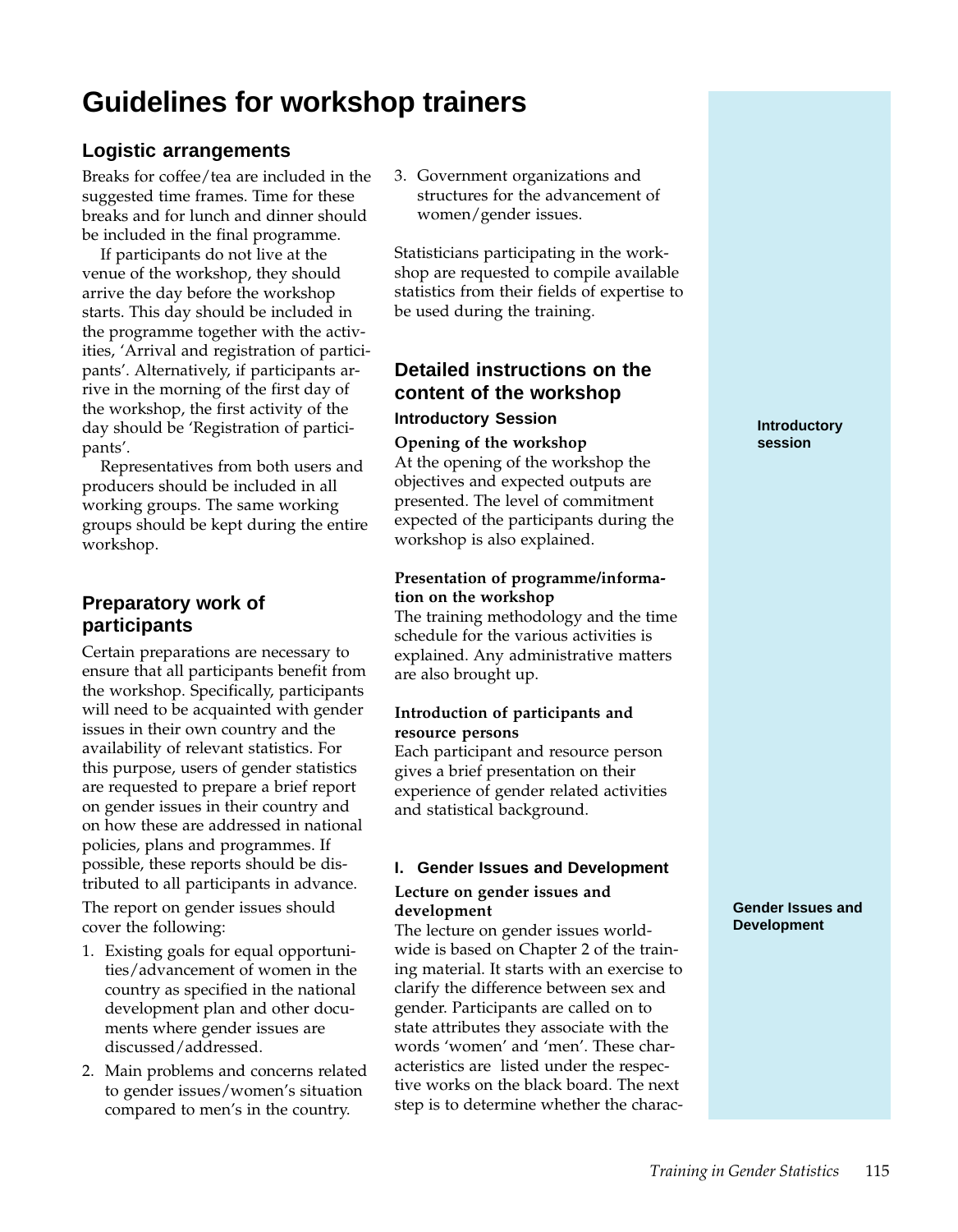# Guidelines for workshop trainers

## Logistic arrangements

Breaks for coffee/tea are included in the suggested time frames. Time for these breaks and for lunch and dinner should be included in the final programme.

If participants do not live at the venue of the workshop, they should arrive the day before the workshop starts. This day should be included in the programme together with the activities, 'Arrival and registration of participants'. Alternatively, if participants arrive in the morning of the first day of the workshop, the first activity of the day should be 'Registration of participants'.

Representatives from both users and producers should be included in all working groups. The same working groups should be kept during the entire workshop.

## Preparatory work of participants

Certain preparations are necessary to ensure that all participants benefit from the workshop. Specifically, participants will need to be acquainted with gender issues in their own country and the availability of relevant statistics. For this purpose, users of gender statistics are requested to prepare a brief report on gender issues in their country and on how these are addressed in national policies, plans and programmes. If possible, these reports should be distributed to all participants in advance.

The report on gender issues should cover the following:

1. Existing goals for equal opportunities/advancement of women in the country as specified in the national development plan and other documents where gender issues are discussed/addressed.
2. Main problems and concerns related to gender issues/women's situation compared to men's in the country.
3. Government organizations and structures for the advancement of women/gender issues.

Statisticians participating in the workshop are requested to compile available statistics from their fields of expertise to be used during the training.

## Detailed instructions on the content of the workshop

### Introductory Session

Introductory session

**Opening of the workshop**

At the opening of the workshop the objectives and expected outputs are presented. The level of commitment expected of the participants during the workshop is also explained.

**Presentation of programme/information on the workshop**

The training methodology and the time schedule for the various activities is explained. Any administrative matters are also brought up.

**Introduction of participants and resource persons**

Each participant and resource person gives a brief presentation on their experience of gender related activities and statistical background.

### I. Gender Issues and Development

Gender Issues and Development

**Lecture on gender issues and development**

The lecture on gender issues worldwide is based on Chapter 2 of the training material. It starts with an exercise to clarify the difference between sex and gender. Participants are called on to state attributes they associate with the words 'women' and 'men'. These characteristics are listed under the respective works on the black board. The next step is to determine whether the charac-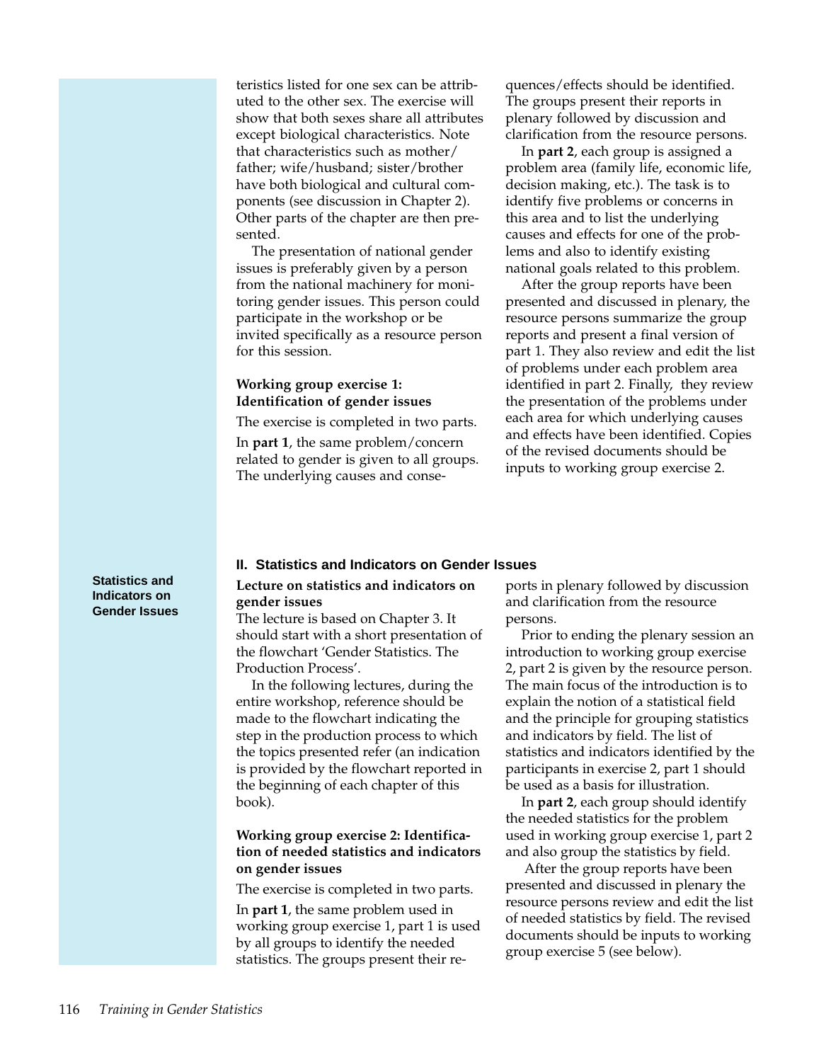teristics listed for one sex can be attributed to the other sex. The exercise will show that both sexes share all attributes except biological characteristics. Note that characteristics such as mother/father; wife/husband; sister/brother have both biological and cultural components (see discussion in Chapter 2). Other parts of the chapter are then presented.

The presentation of national gender issues is preferably given by a person from the national machinery for monitoring gender issues. This person could participate in the workshop or be invited specifically as a resource person for this session.

**Working group exercise 1: Identification of gender issues**

The exercise is completed in two parts.

In **part 1**, the same problem/concern related to gender is given to all groups. The underlying causes and consequences/effects should be identified. The groups present their reports in plenary followed by discussion and clarification from the resource persons.

In **part 2**, each group is assigned a problem area (family life, economic life, decision making, etc.). The task is to identify five problems or concerns in this area and to list the underlying causes and effects for one of the problems and also to identify existing national goals related to this problem.

After the group reports have been presented and discussed in plenary, the resource persons summarize the group reports and present a final version of part 1. They also review and edit the list of problems under each problem area identified in part 2. Finally, they review the presentation of the problems under each area for which underlying causes and effects have been identified. Copies of the revised documents should be inputs to working group exercise 2.

**Statistics and Indicators on Gender Issues**

## II. Statistics and Indicators on Gender Issues

**Lecture on statistics and indicators on gender issues**

The lecture is based on Chapter 3. It should start with a short presentation of the flowchart 'Gender Statistics. The Production Process'.

In the following lectures, during the entire workshop, reference should be made to the flowchart indicating the step in the production process to which the topics presented refer (an indication is provided by the flowchart reported in the beginning of each chapter of this book).

**Working group exercise 2: Identification of needed statistics and indicators on gender issues**

The exercise is completed in two parts.

In **part 1**, the same problem used in working group exercise 1, part 1 is used by all groups to identify the needed statistics. The groups present their reports in plenary followed by discussion and clarification from the resource persons.

Prior to ending the plenary session an introduction to working group exercise 2, part 2 is given by the resource person. The main focus of the introduction is to explain the notion of a statistical field and the principle for grouping statistics and indicators by field. The list of statistics and indicators identified by the participants in exercise 2, part 1 should be used as a basis for illustration.

In **part 2**, each group should identify the needed statistics for the problem used in working group exercise 1, part 2 and also group the statistics by field.

After the group reports have been presented and discussed in plenary the resource persons review and edit the list of needed statistics by field. The revised documents should be inputs to working group exercise 5 (see below).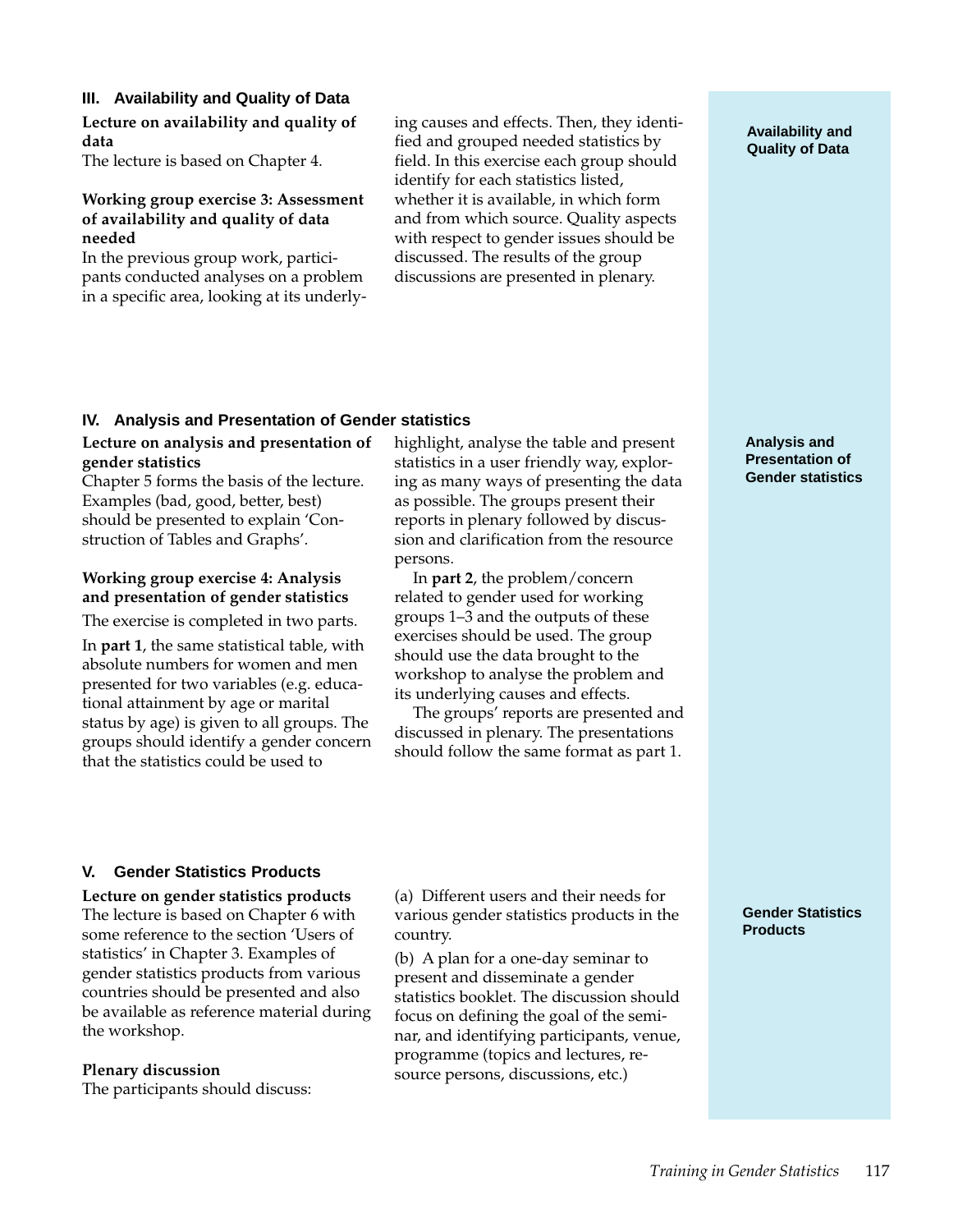## III. Availability and Quality of Data

**Lecture on availability and quality of data**

The lecture is based on Chapter 4.

**Working group exercise 3: Assessment of availability and quality of data needed**

In the previous group work, participants conducted analyses on a problem in a specific area, looking at its underlying causes and effects. Then, they identified and grouped needed statistics by field. In this exercise each group should identify for each statistics listed, whether it is available, in which form and from which source. Quality aspects with respect to gender issues should be discussed. The results of the group discussions are presented in plenary.

## IV. Analysis and Presentation of Gender statistics

**Lecture on analysis and presentation of gender statistics**

Chapter 5 forms the basis of the lecture. Examples (bad, good, better, best) should be presented to explain 'Construction of Tables and Graphs'.

**Working group exercise 4: Analysis and presentation of gender statistics**

The exercise is completed in two parts.

In **part 1**, the same statistical table, with absolute numbers for women and men presented for two variables (e.g. educational attainment by age or marital status by age) is given to all groups. The groups should identify a gender concern that the statistics could be used to highlight, analyse the table and present statistics in a user friendly way, exploring as many ways of presenting the data as possible. The groups present their reports in plenary followed by discussion and clarification from the resource persons.

In **part 2**, the problem/concern related to gender used for working groups 1–3 and the outputs of these exercises should be used. The group should use the data brought to the workshop to analyse the problem and its underlying causes and effects.

The groups' reports are presented and discussed in plenary. The presentations should follow the same format as part 1.

## V. Gender Statistics Products

**Lecture on gender statistics products**

The lecture is based on Chapter 6 with some reference to the section 'Users of statistics' in Chapter 3. Examples of gender statistics products from various countries should be presented and also be available as reference material during the workshop.

**Plenary discussion**

The participants should discuss:

(a) Different users and their needs for various gender statistics products in the country.

(b) A plan for a one-day seminar to present and disseminate a gender statistics booklet. The discussion should focus on defining the goal of the seminar, and identifying participants, venue, programme (topics and lectures, resource persons, discussions, etc.)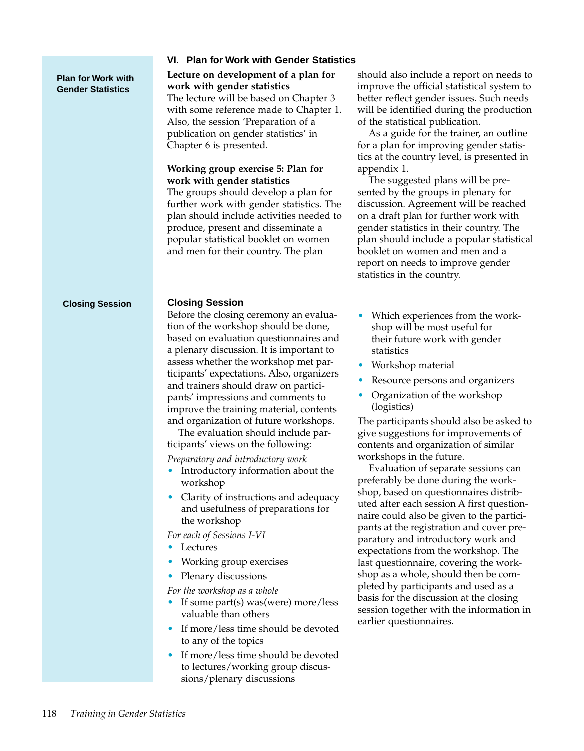## VI. Plan for Work with Gender Statistics

**Lecture on development of a plan for work with gender statistics**

The lecture will be based on Chapter 3 with some reference made to Chapter 1. Also, the session 'Preparation of a publication on gender statistics' in Chapter 6 is presented.

**Working group exercise 5: Plan for work with gender statistics**

The groups should develop a plan for further work with gender statistics. The plan should include activities needed to produce, present and disseminate a popular statistical booklet on women and men for their country. The plan should also include a report on needs to improve the official statistical system to better reflect gender issues. Such needs will be identified during the production of the statistical publication.

As a guide for the trainer, an outline for a plan for improving gender statistics at the country level, is presented in appendix 1.

The suggested plans will be presented by the groups in plenary for discussion. Agreement will be reached on a draft plan for further work with gender statistics in their country. The plan should include a popular statistical booklet on women and men and a report on needs to improve gender statistics in the country.

## Closing Session

Before the closing ceremony an evaluation of the workshop should be done, based on evaluation questionnaires and a plenary discussion. It is important to assess whether the workshop met participants' expectations. Also, organizers and trainers should draw on participants' impressions and comments to improve the training material, contents and organization of future workshops.

The evaluation should include participants' views on the following:

*Preparatory and introductory work*

- Introductory information about the workshop
- Clarity of instructions and adequacy and usefulness of preparations for the workshop

*For each of Sessions I-VI*

- Lectures
- Working group exercises
- Plenary discussions

*For the workshop as a whole*

- If some part(s) was(were) more/less valuable than others
- If more/less time should be devoted to any of the topics
- If more/less time should be devoted to lectures/working group discussions/plenary discussions
- Which experiences from the workshop will be most useful for their future work with gender statistics
- Workshop material
- Resource persons and organizers
- Organization of the workshop (logistics)

The participants should also be asked to give suggestions for improvements of contents and organization of similar workshops in the future.

Evaluation of separate sessions can preferably be done during the workshop, based on questionnaires distributed after each session A first questionnaire could also be given to the participants at the registration and cover preparatory and introductory work and expectations from the workshop. The last questionnaire, covering the workshop as a whole, should then be completed by participants and used as a basis for the discussion at the closing session together with the information in earlier questionnaires.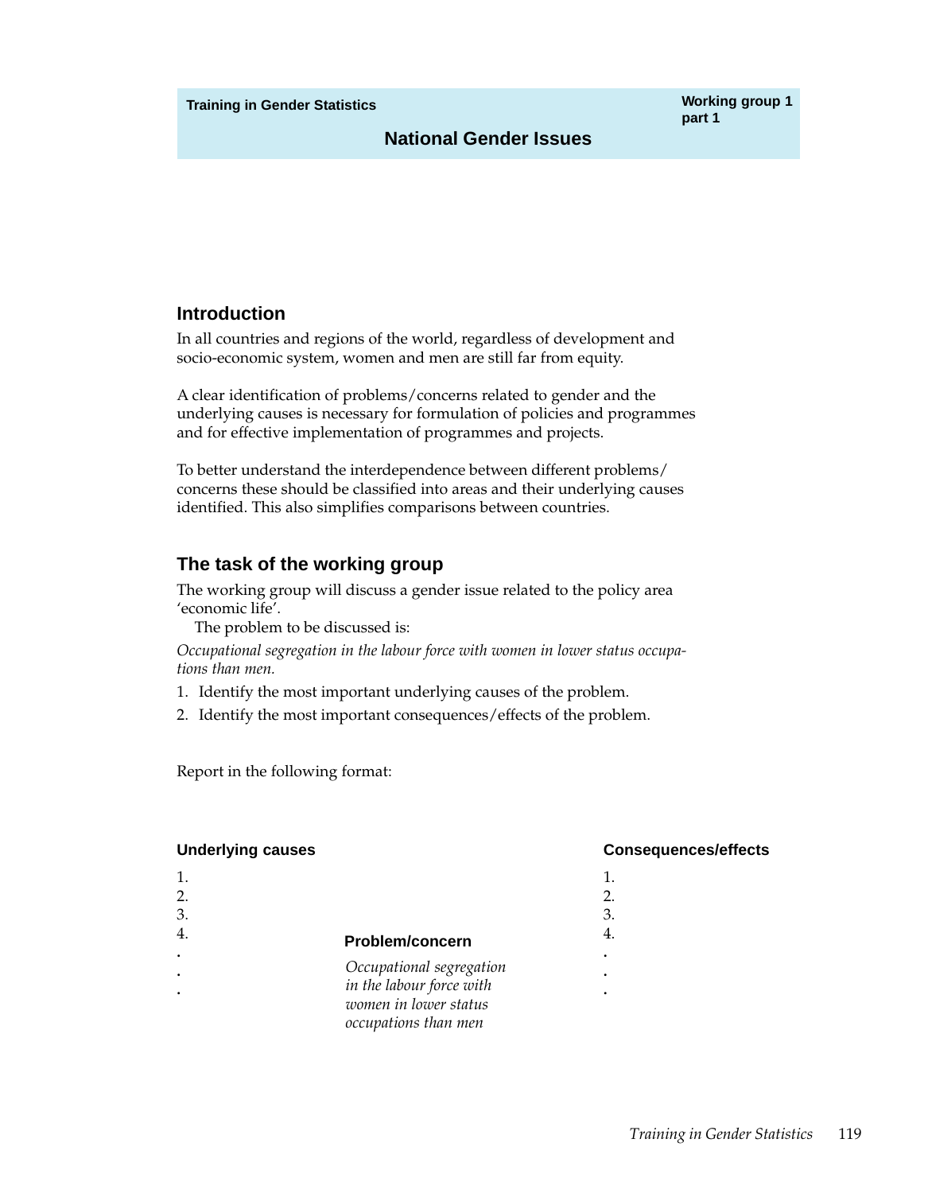Training in Gender Statistics

Working group 1 part 1

# National Gender Issues

## Introduction

In all countries and regions of the world, regardless of development and socio-economic system, women and men are still far from equity.

A clear identification of problems/concerns related to gender and the underlying causes is necessary for formulation of policies and programmes and for effective implementation of programmes and projects.

To better understand the interdependence between different problems/ concerns these should be classified into areas and their underlying causes identified. This also simplifies comparisons between countries.

## The task of the working group

The working group will discuss a gender issue related to the policy area 'economic life'.

The problem to be discussed is:

*Occupational segregation in the labour force with women in lower status occupations than men.*

1. Identify the most important underlying causes of the problem.
2. Identify the most important consequences/effects of the problem.

Report in the following format:

| Underlying causes | Problem/concern | Consequences/effects |
|---|---|---|
| 1. | | 1. |
| 2. | | 2. |
| 3. | | 3. |
| 4. | *Occupational segregation in the labour force with women in lower status occupations than men* | 4. |
| . | | . |
| . | | . |
| . | | . |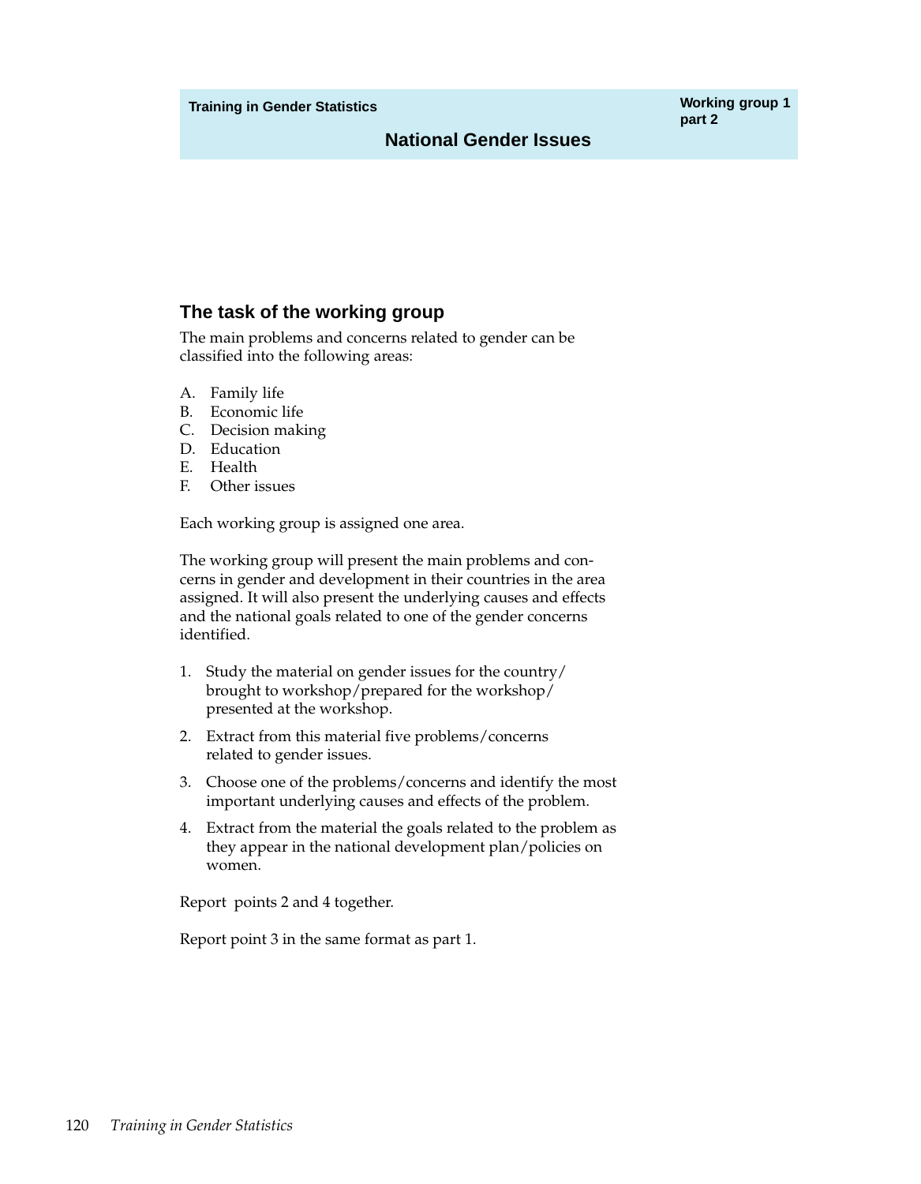**Training in Gender Statistics**

**Working group 1 part 2**

# National Gender Issues

## The task of the working group

The main problems and concerns related to gender can be classified into the following areas:

A. Family life
B. Economic life
C. Decision making
D. Education
E. Health
F. Other issues

Each working group is assigned one area.

The working group will present the main problems and concerns in gender and development in their countries in the area assigned. It will also present the underlying causes and effects and the national goals related to one of the gender concerns identified.

1. Study the material on gender issues for the country/ brought to workshop/prepared for the workshop/ presented at the workshop.
2. Extract from this material five problems/concerns related to gender issues.
3. Choose one of the problems/concerns and identify the most important underlying causes and effects of the problem.
4. Extract from the material the goals related to the problem as they appear in the national development plan/policies on women.

Report points 2 and 4 together.

Report point 3 in the same format as part 1.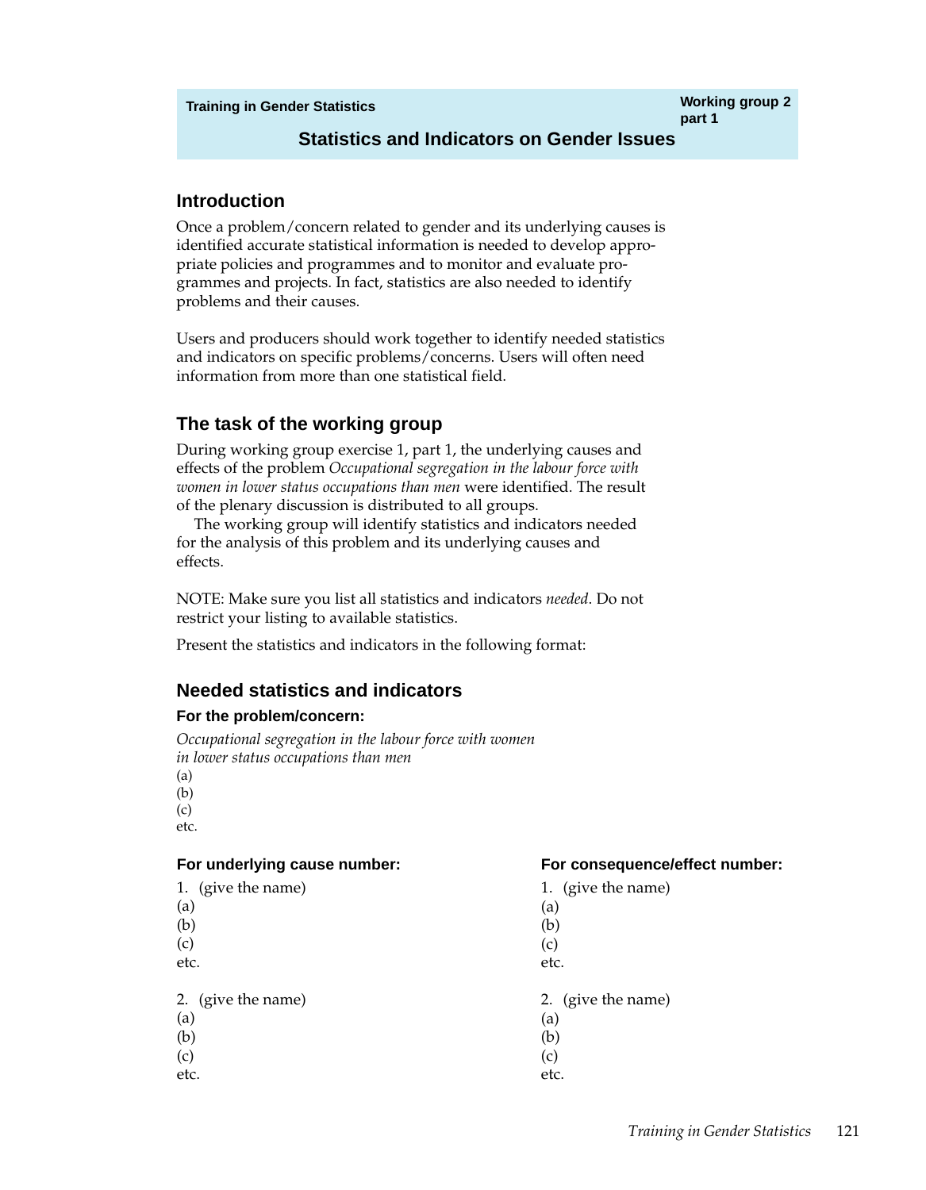**Working group 2 part 1**

# Statistics and Indicators on Gender Issues

## Introduction

Once a problem/concern related to gender and its underlying causes is identified accurate statistical information is needed to develop appropriate policies and programmes and to monitor and evaluate programmes and projects. In fact, statistics are also needed to identify problems and their causes.

Users and producers should work together to identify needed statistics and indicators on specific problems/concerns. Users will often need information from more than one statistical field.

## The task of the working group

During working group exercise 1, part 1, the underlying causes and effects of the problem *Occupational segregation in the labour force with women in lower status occupations than men* were identified. The result of the plenary discussion is distributed to all groups.

The working group will identify statistics and indicators needed for the analysis of this problem and its underlying causes and effects.

NOTE: Make sure you list all statistics and indicators *needed*. Do not restrict your listing to available statistics.

Present the statistics and indicators in the following format:

## Needed statistics and indicators

### For the problem/concern:

*Occupational segregation in the labour force with women in lower status occupations than men*

(a)
(b)
(c)
etc.

### For underlying cause number:

1. (give the name)
(a)
(b)
(c)
etc.

2. (give the name)
(a)
(b)
(c)
etc.

### For consequence/effect number:

1. (give the name)
(a)
(b)
(c)
etc.

2. (give the name)
(a)
(b)
(c)
etc.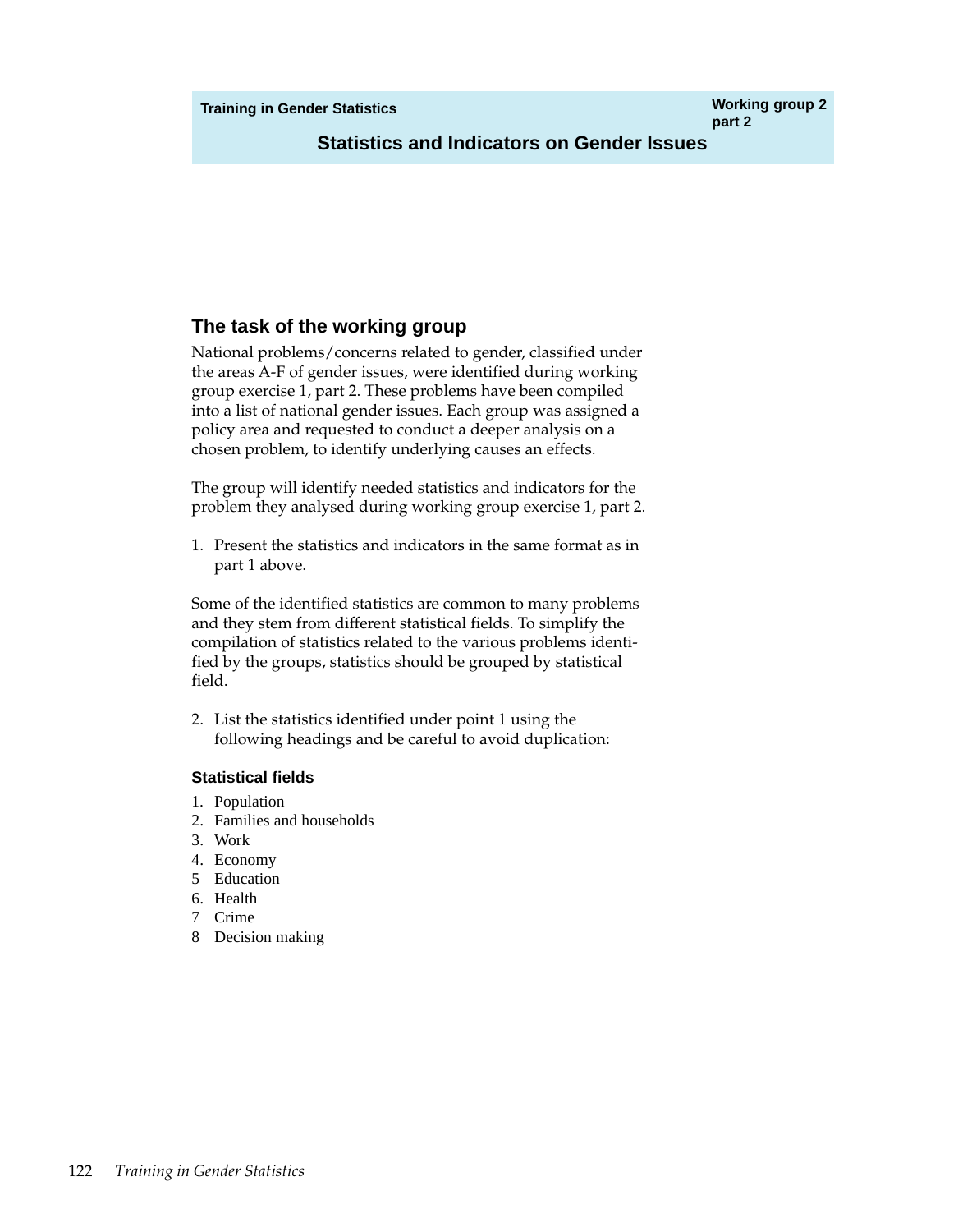**Working group 2 part 2**

# Statistics and Indicators on Gender Issues

## The task of the working group

National problems/concerns related to gender, classified under the areas A-F of gender issues, were identified during working group exercise 1, part 2. These problems have been compiled into a list of national gender issues. Each group was assigned a policy area and requested to conduct a deeper analysis on a chosen problem, to identify underlying causes an effects.

The group will identify needed statistics and indicators for the problem they analysed during working group exercise 1, part 2.

1. Present the statistics and indicators in the same format as in part 1 above.

Some of the identified statistics are common to many problems and they stem from different statistical fields. To simplify the compilation of statistics related to the various problems identified by the groups, statistics should be grouped by statistical field.

2. List the statistics identified under point 1 using the following headings and be careful to avoid duplication:

### Statistical fields

1. Population
2. Families and households
3. Work
4. Economy
5. Education
6. Health
7. Crime
8. Decision making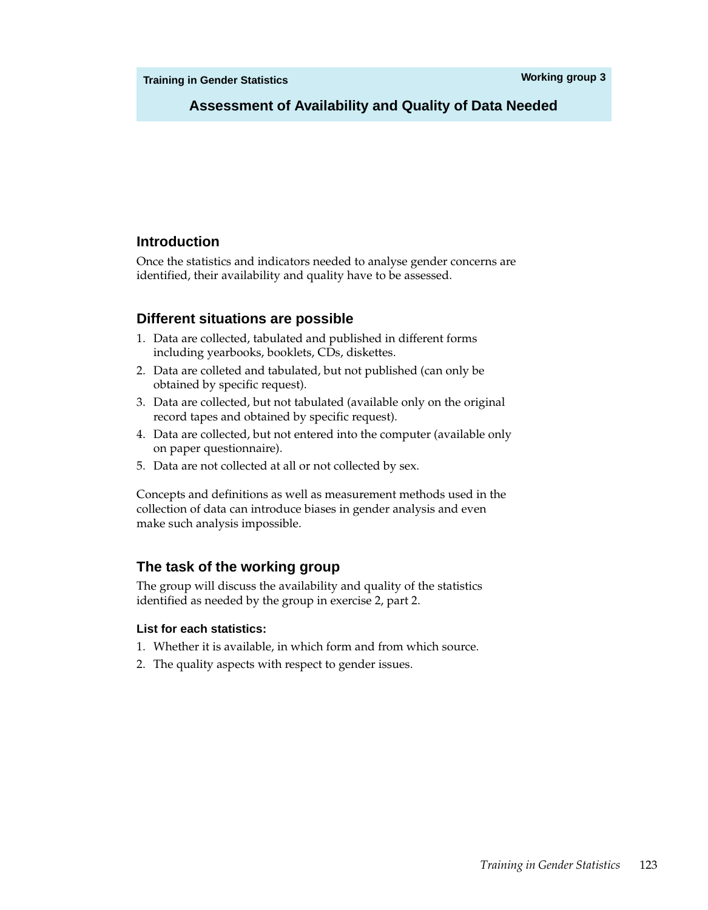Training in Gender Statistics

Working group 3

# Assessment of Availability and Quality of Data Needed

## Introduction

Once the statistics and indicators needed to analyse gender concerns are identified, their availability and quality have to be assessed.

## Different situations are possible

1. Data are collected, tabulated and published in different forms including yearbooks, booklets, CDs, diskettes.
2. Data are colleted and tabulated, but not published (can only be obtained by specific request).
3. Data are collected, but not tabulated (available only on the original record tapes and obtained by specific request).
4. Data are collected, but not entered into the computer (available only on paper questionnaire).
5. Data are not collected at all or not collected by sex.

Concepts and definitions as well as measurement methods used in the collection of data can introduce biases in gender analysis and even make such analysis impossible.

## The task of the working group

The group will discuss the availability and quality of the statistics identified as needed by the group in exercise 2, part 2.

### List for each statistics:

1. Whether it is available, in which form and from which source.
2. The quality aspects with respect to gender issues.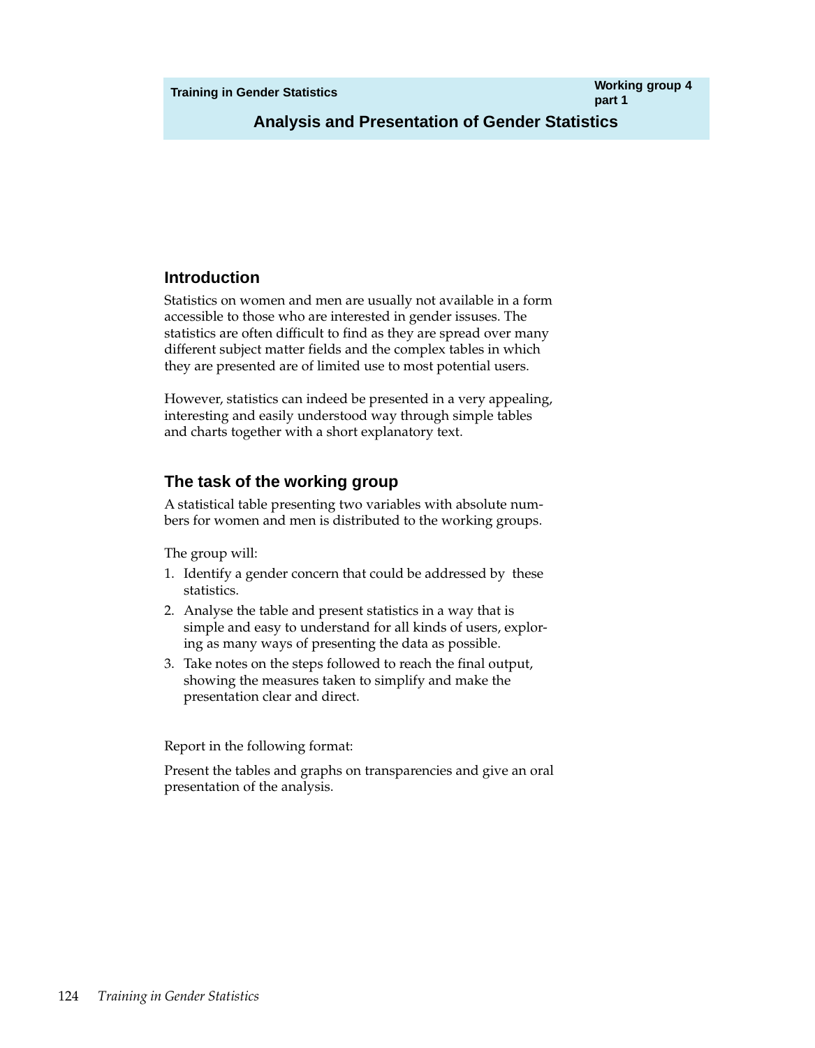**Training in Gender Statistics** — **Working group 4 part 1**

# Analysis and Presentation of Gender Statistics

## Introduction

Statistics on women and men are usually not available in a form accessible to those who are interested in gender issues. The statistics are often difficult to find as they are spread over many different subject matter fields and the complex tables in which they are presented are of limited use to most potential users.

However, statistics can indeed be presented in a very appealing, interesting and easily understood way through simple tables and charts together with a short explanatory text.

## The task of the working group

A statistical table presenting two variables with absolute numbers for women and men is distributed to the working groups.

The group will:

1. Identify a gender concern that could be addressed by these statistics.
2. Analyse the table and present statistics in a way that is simple and easy to understand for all kinds of users, exploring as many ways of presenting the data as possible.
3. Take notes on the steps followed to reach the final output, showing the measures taken to simplify and make the presentation clear and direct.

Report in the following format:

Present the tables and graphs on transparencies and give an oral presentation of the analysis.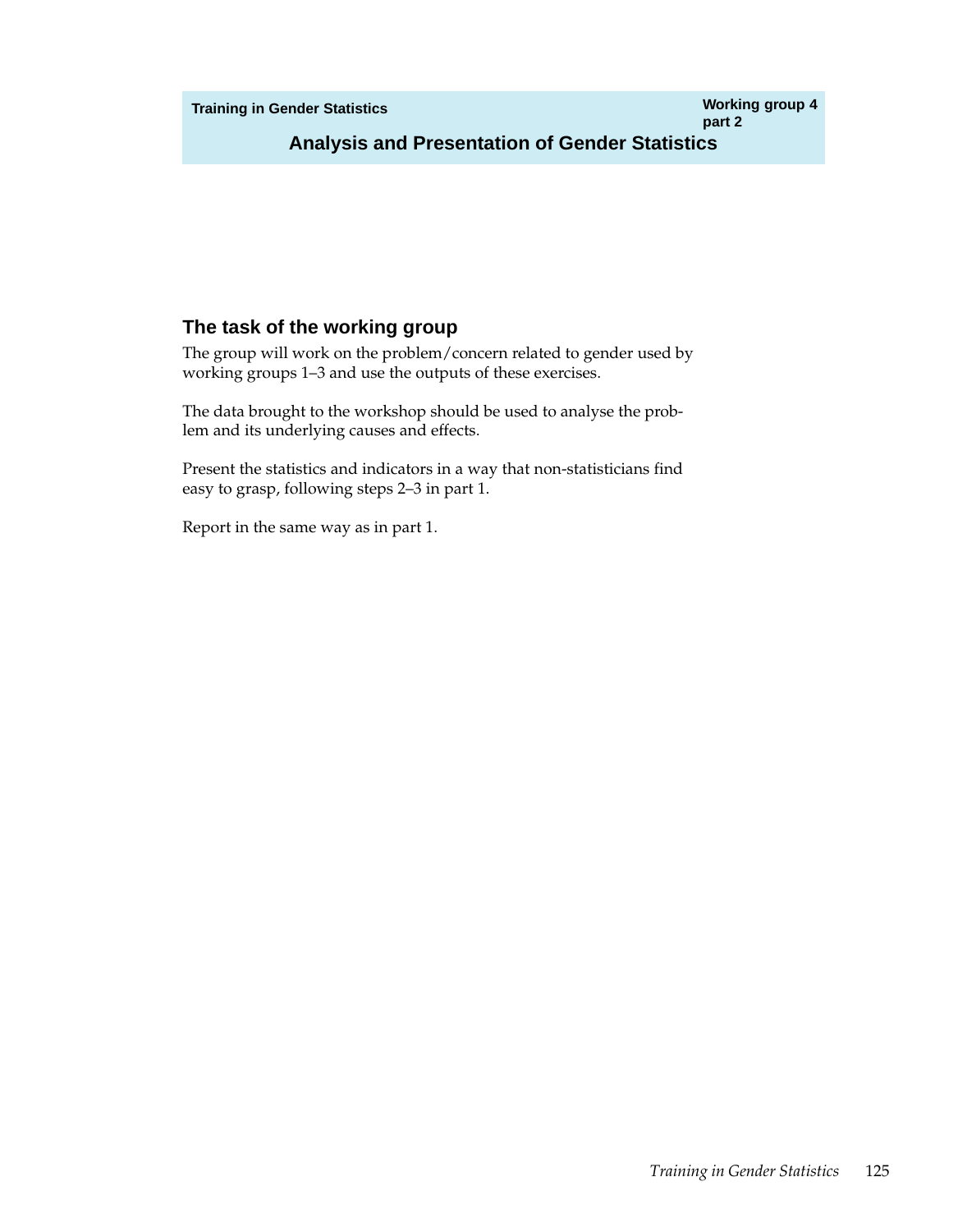# Analysis and Presentation of Gender Statistics

Working group 4 part 2

## The task of the working group

The group will work on the problem/concern related to gender used by working groups 1–3 and use the outputs of these exercises.

The data brought to the workshop should be used to analyse the problem and its underlying causes and effects.

Present the statistics and indicators in a way that non-statisticians find easy to grasp, following steps 2–3 in part 1.

Report in the same way as in part 1.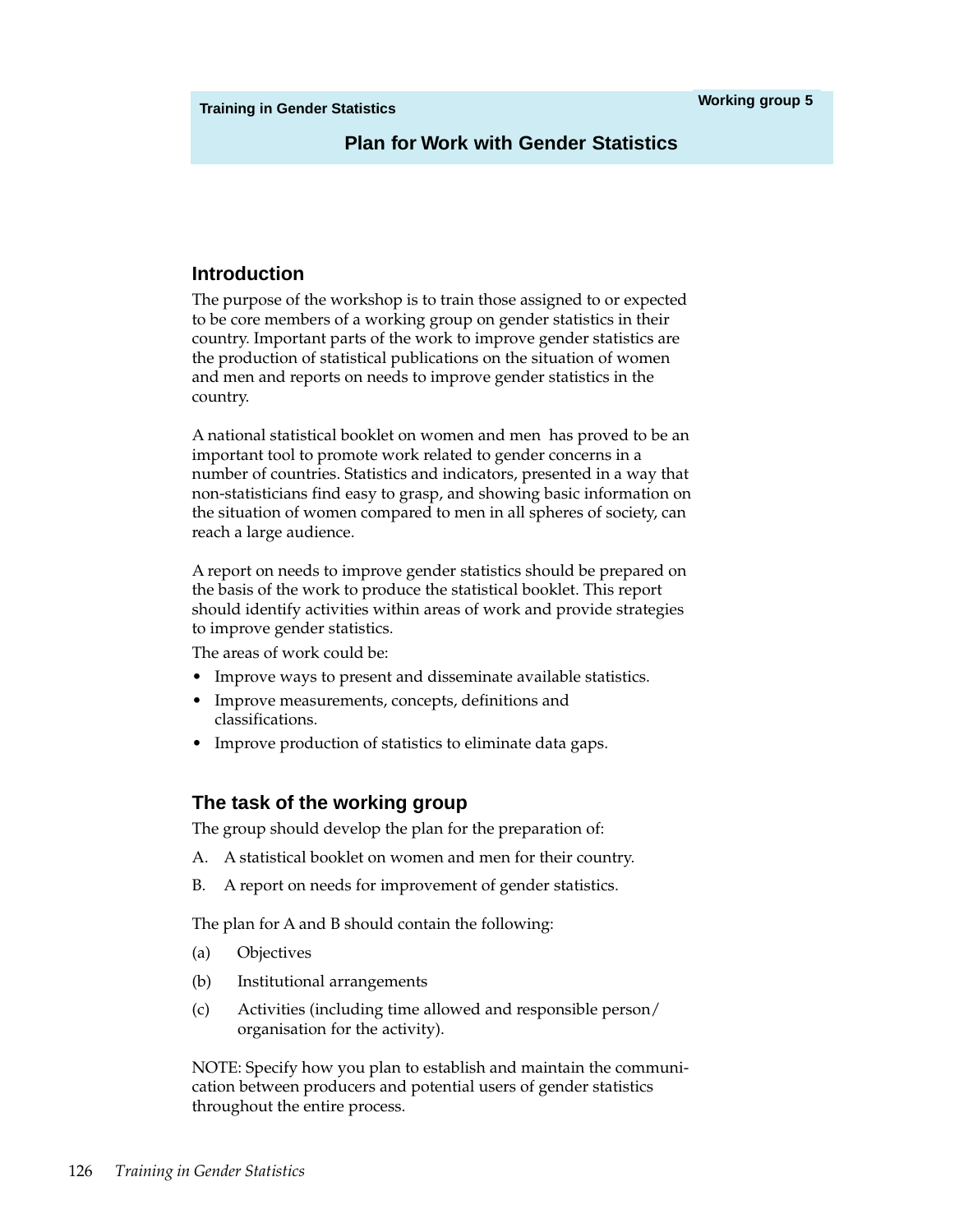Working group 5

# Plan for Work with Gender Statistics

## Introduction

The purpose of the workshop is to train those assigned to or expected to be core members of a working group on gender statistics in their country. Important parts of the work to improve gender statistics are the production of statistical publications on the situation of women and men and reports on needs to improve gender statistics in the country.

A national statistical booklet on women and men has proved to be an important tool to promote work related to gender concerns in a number of countries. Statistics and indicators, presented in a way that non-statisticians find easy to grasp, and showing basic information on the situation of women compared to men in all spheres of society, can reach a large audience.

A report on needs to improve gender statistics should be prepared on the basis of the work to produce the statistical booklet. This report should identify activities within areas of work and provide strategies to improve gender statistics.

The areas of work could be:

- Improve ways to present and disseminate available statistics.
- Improve measurements, concepts, definitions and classifications.
- Improve production of statistics to eliminate data gaps.

## The task of the working group

The group should develop the plan for the preparation of:

A. A statistical booklet on women and men for their country.

B. A report on needs for improvement of gender statistics.

The plan for A and B should contain the following:

(a) Objectives

(b) Institutional arrangements

(c) Activities (including time allowed and responsible person/organisation for the activity).

NOTE: Specify how you plan to establish and maintain the communication between producers and potential users of gender statistics throughout the entire process.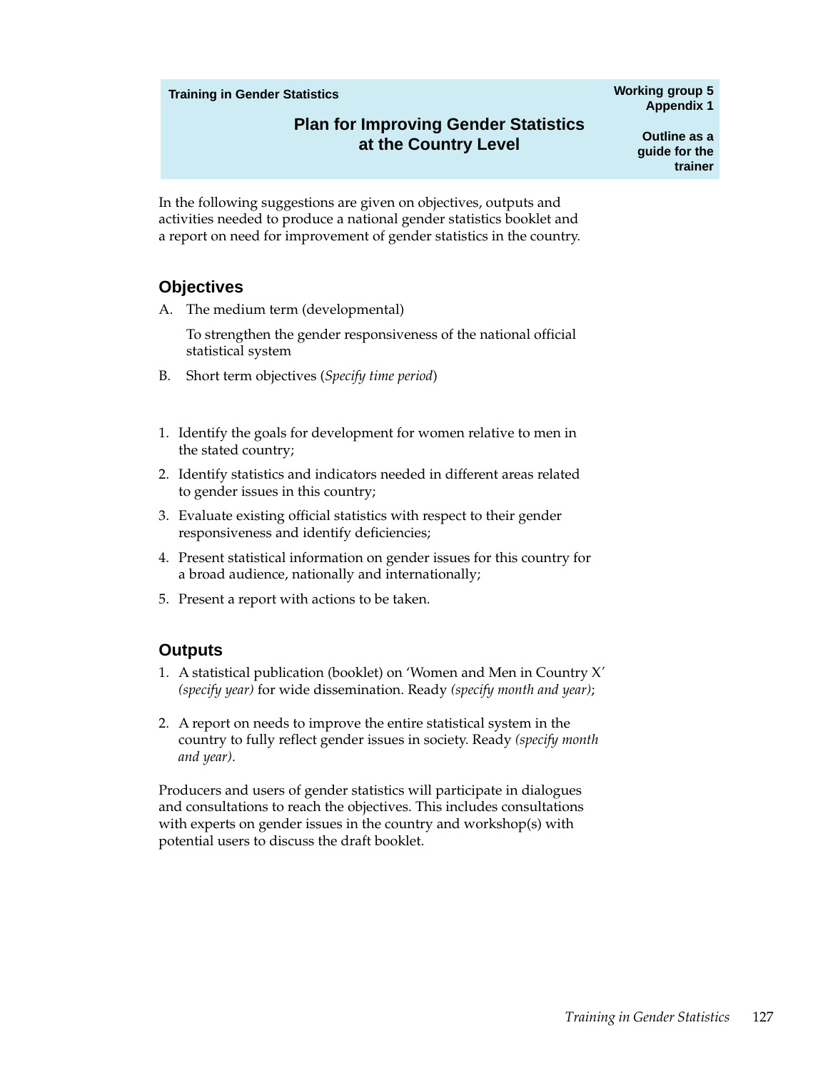**Training in Gender Statistics**

**Working group 5**
**Appendix 1**

# Plan for Improving Gender Statistics at the Country Level

**Outline as a guide for the trainer**

In the following suggestions are given on objectives, outputs and activities needed to produce a national gender statistics booklet and a report on need for improvement of gender statistics in the country.

## Objectives

A. The medium term (developmental)

To strengthen the gender responsiveness of the national official statistical system

B. Short term objectives (*Specify time period*)

1. Identify the goals for development for women relative to men in the stated country;
2. Identify statistics and indicators needed in different areas related to gender issues in this country;
3. Evaluate existing official statistics with respect to their gender responsiveness and identify deficiencies;
4. Present statistical information on gender issues for this country for a broad audience, nationally and internationally;
5. Present a report with actions to be taken.

## Outputs

1. A statistical publication (booklet) on 'Women and Men in Country X' *(specify year)* for wide dissemination. Ready *(specify month and year)*;
2. A report on needs to improve the entire statistical system in the country to fully reflect gender issues in society. Ready *(specify month and year)*.

Producers and users of gender statistics will participate in dialogues and consultations to reach the objectives. This includes consultations with experts on gender issues in the country and workshop(s) with potential users to discuss the draft booklet.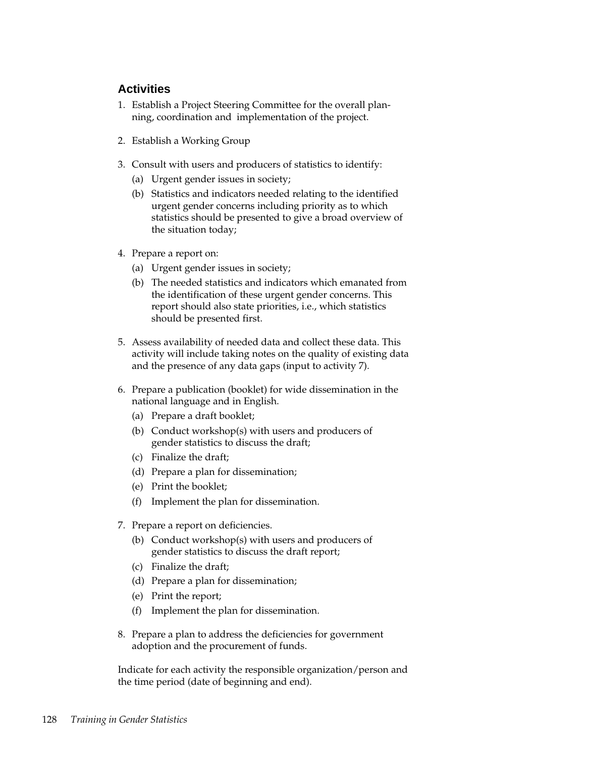## Activities

1. Establish a Project Steering Committee for the overall planning, coordination and implementation of the project.

2. Establish a Working Group

3. Consult with users and producers of statistics to identify:
   (a) Urgent gender issues in society;
   (b) Statistics and indicators needed relating to the identified urgent gender concerns including priority as to which statistics should be presented to give a broad overview of the situation today;

4. Prepare a report on:
   (a) Urgent gender issues in society;
   (b) The needed statistics and indicators which emanated from the identification of these urgent gender concerns. This report should also state priorities, i.e., which statistics should be presented first.

5. Assess availability of needed data and collect these data. This activity will include taking notes on the quality of existing data and the presence of any data gaps (input to activity 7).

6. Prepare a publication (booklet) for wide dissemination in the national language and in English.
   (a) Prepare a draft booklet;
   (b) Conduct workshop(s) with users and producers of gender statistics to discuss the draft;
   (c) Finalize the draft;
   (d) Prepare a plan for dissemination;
   (e) Print the booklet;
   (f) Implement the plan for dissemination.

7. Prepare a report on deficiencies.
   (b) Conduct workshop(s) with users and producers of gender statistics to discuss the draft report;
   (c) Finalize the draft;
   (d) Prepare a plan for dissemination;
   (e) Print the report;
   (f) Implement the plan for dissemination.

8. Prepare a plan to address the deficiencies for government adoption and the procurement of funds.

Indicate for each activity the responsible organization/person and the time period (date of beginning and end).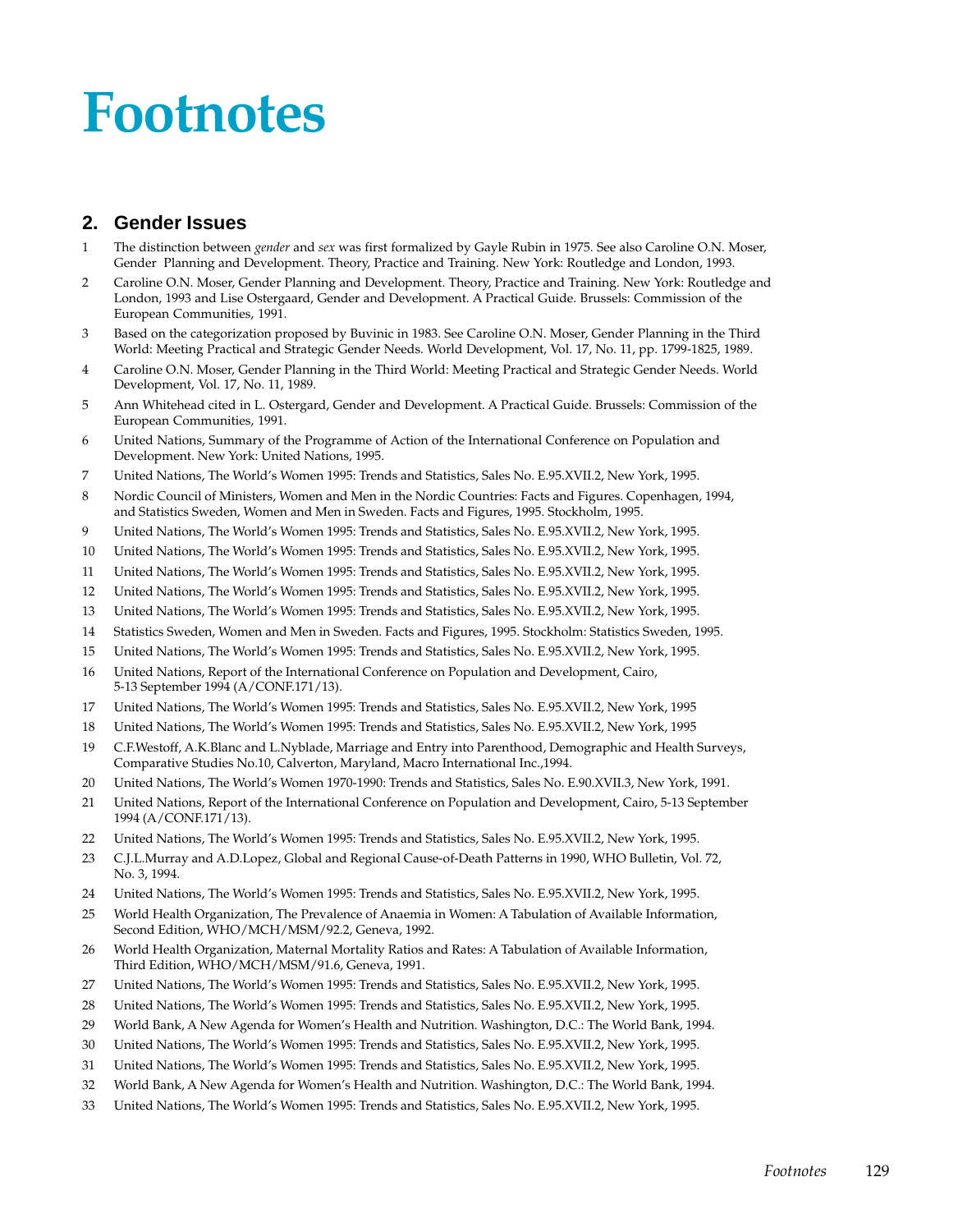# Footnotes

## 2. Gender Issues

1. The distinction between *gender* and *sex* was first formalized by Gayle Rubin in 1975. See also Caroline O.N. Moser, Gender Planning and Development. Theory, Practice and Training. New York: Routledge and London, 1993.
2. Caroline O.N. Moser, Gender Planning and Development. Theory, Practice and Training. New York: Routledge and London, 1993 and Lise Ostergaard, Gender and Development. A Practical Guide. Brussels: Commission of the European Communities, 1991.
3. Based on the categorization proposed by Buvinic in 1983. See Caroline O.N. Moser, Gender Planning in the Third World: Meeting Practical and Strategic Gender Needs. World Development, Vol. 17, No. 11, pp. 1799-1825, 1989.
4. Caroline O.N. Moser, Gender Planning in the Third World: Meeting Practical and Strategic Gender Needs. World Development, Vol. 17, No. 11, 1989.
5. Ann Whitehead cited in L. Ostergard, Gender and Development. A Practical Guide. Brussels: Commission of the European Communities, 1991.
6. United Nations, Summary of the Programme of Action of the International Conference on Population and Development. New York: United Nations, 1995.
7. United Nations, The World's Women 1995: Trends and Statistics, Sales No. E.95.XVII.2, New York, 1995.
8. Nordic Council of Ministers, Women and Men in the Nordic Countries: Facts and Figures. Copenhagen, 1994, and Statistics Sweden, Women and Men in Sweden. Facts and Figures, 1995. Stockholm, 1995.
9. United Nations, The World's Women 1995: Trends and Statistics, Sales No. E.95.XVII.2, New York, 1995.
10. United Nations, The World's Women 1995: Trends and Statistics, Sales No. E.95.XVII.2, New York, 1995.
11. United Nations, The World's Women 1995: Trends and Statistics, Sales No. E.95.XVII.2, New York, 1995.
12. United Nations, The World's Women 1995: Trends and Statistics, Sales No. E.95.XVII.2, New York, 1995.
13. United Nations, The World's Women 1995: Trends and Statistics, Sales No. E.95.XVII.2, New York, 1995.
14. Statistics Sweden, Women and Men in Sweden. Facts and Figures, 1995. Stockholm: Statistics Sweden, 1995.
15. United Nations, The World's Women 1995: Trends and Statistics, Sales No. E.95.XVII.2, New York, 1995.
16. United Nations, Report of the International Conference on Population and Development, Cairo, 5-13 September 1994 (A/CONF.171/13).
17. United Nations, The World's Women 1995: Trends and Statistics, Sales No. E.95.XVII.2, New York, 1995
18. United Nations, The World's Women 1995: Trends and Statistics, Sales No. E.95.XVII.2, New York, 1995
19. C.F.Westoff, A.K.Blanc and L.Nyblade, Marriage and Entry into Parenthood, Demographic and Health Surveys, Comparative Studies No.10, Calverton, Maryland, Macro International Inc.,1994.
20. United Nations, The World's Women 1970-1990: Trends and Statistics, Sales No. E.90.XVII.3, New York, 1991.
21. United Nations, Report of the International Conference on Population and Development, Cairo, 5-13 September 1994 (A/CONF.171/13).
22. United Nations, The World's Women 1995: Trends and Statistics, Sales No. E.95.XVII.2, New York, 1995.
23. C.J.L.Murray and A.D.Lopez, Global and Regional Cause-of-Death Patterns in 1990, WHO Bulletin, Vol. 72, No. 3, 1994.
24. United Nations, The World's Women 1995: Trends and Statistics, Sales No. E.95.XVII.2, New York, 1995.
25. World Health Organization, The Prevalence of Anaemia in Women: A Tabulation of Available Information, Second Edition, WHO/MCH/MSM/92.2, Geneva, 1992.
26. World Health Organization, Maternal Mortality Ratios and Rates: A Tabulation of Available Information, Third Edition, WHO/MCH/MSM/91.6, Geneva, 1991.
27. United Nations, The World's Women 1995: Trends and Statistics, Sales No. E.95.XVII.2, New York, 1995.
28. United Nations, The World's Women 1995: Trends and Statistics, Sales No. E.95.XVII.2, New York, 1995.
29. World Bank, A New Agenda for Women's Health and Nutrition. Washington, D.C.: The World Bank, 1994.
30. United Nations, The World's Women 1995: Trends and Statistics, Sales No. E.95.XVII.2, New York, 1995.
31. United Nations, The World's Women 1995: Trends and Statistics, Sales No. E.95.XVII.2, New York, 1995.
32. World Bank, A New Agenda for Women's Health and Nutrition. Washington, D.C.: The World Bank, 1994.
33. United Nations, The World's Women 1995: Trends and Statistics, Sales No. E.95.XVII.2, New York, 1995.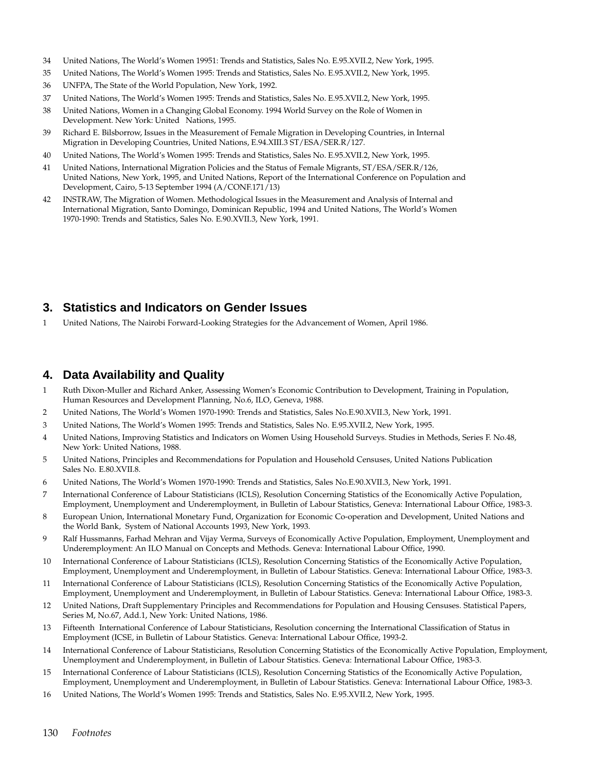34 United Nations, The World's Women 19951: Trends and Statistics, Sales No. E.95.XVII.2, New York, 1995.

35 United Nations, The World's Women 1995: Trends and Statistics, Sales No. E.95.XVII.2, New York, 1995.

36 UNFPA, The State of the World Population, New York, 1992.

37 United Nations, The World's Women 1995: Trends and Statistics, Sales No. E.95.XVII.2, New York, 1995.

38 United Nations, Women in a Changing Global Economy. 1994 World Survey on the Role of Women in Development. New York: United Nations, 1995.

39 Richard E. Bilsborrow, Issues in the Measurement of Female Migration in Developing Countries, in Internal Migration in Developing Countries, United Nations, E.94.XIII.3 ST/ESA/SER.R/127.

40 United Nations, The World's Women 1995: Trends and Statistics, Sales No. E.95.XVII.2, New York, 1995.

41 United Nations, International Migration Policies and the Status of Female Migrants, ST/ESA/SER.R/126, United Nations, New York, 1995, and United Nations, Report of the International Conference on Population and Development, Cairo, 5-13 September 1994 (A/CONF.171/13)

42 INSTRAW, The Migration of Women. Methodological Issues in the Measurement and Analysis of Internal and International Migration, Santo Domingo, Dominican Republic, 1994 and United Nations, The World's Women 1970-1990: Trends and Statistics, Sales No. E.90.XVII.3, New York, 1991.

## 3. Statistics and Indicators on Gender Issues

1 United Nations, The Nairobi Forward-Looking Strategies for the Advancement of Women, April 1986.

## 4. Data Availability and Quality

1 Ruth Dixon-Muller and Richard Anker, Assessing Women's Economic Contribution to Development, Training in Population, Human Resources and Development Planning, No.6, ILO, Geneva, 1988.

2 United Nations, The World's Women 1970-1990: Trends and Statistics, Sales No.E.90.XVII.3, New York, 1991.

3 United Nations, The World's Women 1995: Trends and Statistics, Sales No. E.95.XVII.2, New York, 1995.

4 United Nations, Improving Statistics and Indicators on Women Using Household Surveys. Studies in Methods, Series F. No.48, New York: United Nations, 1988.

5 United Nations, Principles and Recommendations for Population and Household Censuses, United Nations Publication Sales No. E.80.XVII.8.

6 United Nations, The World's Women 1970-1990: Trends and Statistics, Sales No.E.90.XVII.3, New York, 1991.

7 International Conference of Labour Statisticians (ICLS), Resolution Concerning Statistics of the Economically Active Population, Employment, Unemployment and Underemployment, in Bulletin of Labour Statistics, Geneva: International Labour Office, 1983-3.

8 European Union, International Monetary Fund, Organization for Economic Co-operation and Development, United Nations and the World Bank, System of National Accounts 1993, New York, 1993.

9 Ralf Hussmanns, Farhad Mehran and Vijay Verma, Surveys of Economically Active Population, Employment, Unemployment and Underemployment: An ILO Manual on Concepts and Methods. Geneva: International Labour Office, 1990.

10 International Conference of Labour Statisticians (ICLS), Resolution Concerning Statistics of the Economically Active Population, Employment, Unemployment and Underemployment, in Bulletin of Labour Statistics. Geneva: International Labour Office, 1983-3.

11 International Conference of Labour Statisticians (ICLS), Resolution Concerning Statistics of the Economically Active Population, Employment, Unemployment and Underemployment, in Bulletin of Labour Statistics. Geneva: International Labour Office, 1983-3.

12 United Nations, Draft Supplementary Principles and Recommendations for Population and Housing Censuses. Statistical Papers, Series M, No.67, Add.1, New York: United Nations, 1986.

13 Fifteenth International Conference of Labour Statisticians, Resolution concerning the International Classification of Status in Employment (ICSE, in Bulletin of Labour Statistics. Geneva: International Labour Office, 1993-2.

14 International Conference of Labour Statisticians, Resolution Concerning Statistics of the Economically Active Population, Employment, Unemployment and Underemployment, in Bulletin of Labour Statistics. Geneva: International Labour Office, 1983-3.

15 International Conference of Labour Statisticians (ICLS), Resolution Concerning Statistics of the Economically Active Population, Employment, Unemployment and Underemployment, in Bulletin of Labour Statistics. Geneva: International Labour Office, 1983-3.

16 United Nations, The World's Women 1995: Trends and Statistics, Sales No. E.95.XVII.2, New York, 1995.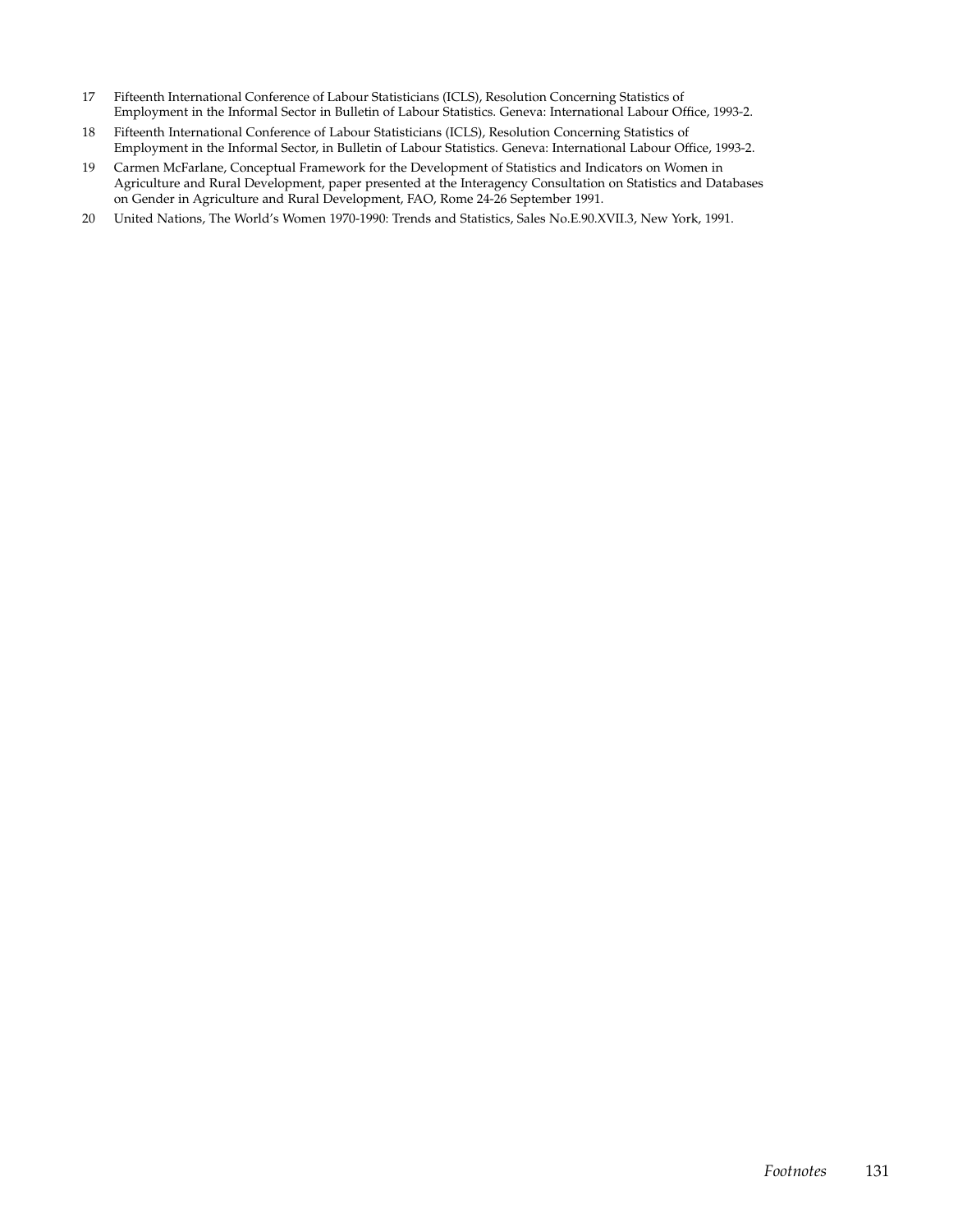17 Fifteenth International Conference of Labour Statisticians (ICLS), Resolution Concerning Statistics of Employment in the Informal Sector in Bulletin of Labour Statistics. Geneva: International Labour Office, 1993-2.

18 Fifteenth International Conference of Labour Statisticians (ICLS), Resolution Concerning Statistics of Employment in the Informal Sector, in Bulletin of Labour Statistics. Geneva: International Labour Office, 1993-2.

19 Carmen McFarlane, Conceptual Framework for the Development of Statistics and Indicators on Women in Agriculture and Rural Development, paper presented at the Interagency Consultation on Statistics and Databases on Gender in Agriculture and Rural Development, FAO, Rome 24-26 September 1991.

20 United Nations, The World's Women 1970-1990: Trends and Statistics, Sales No.E.90.XVII.3, New York, 1991.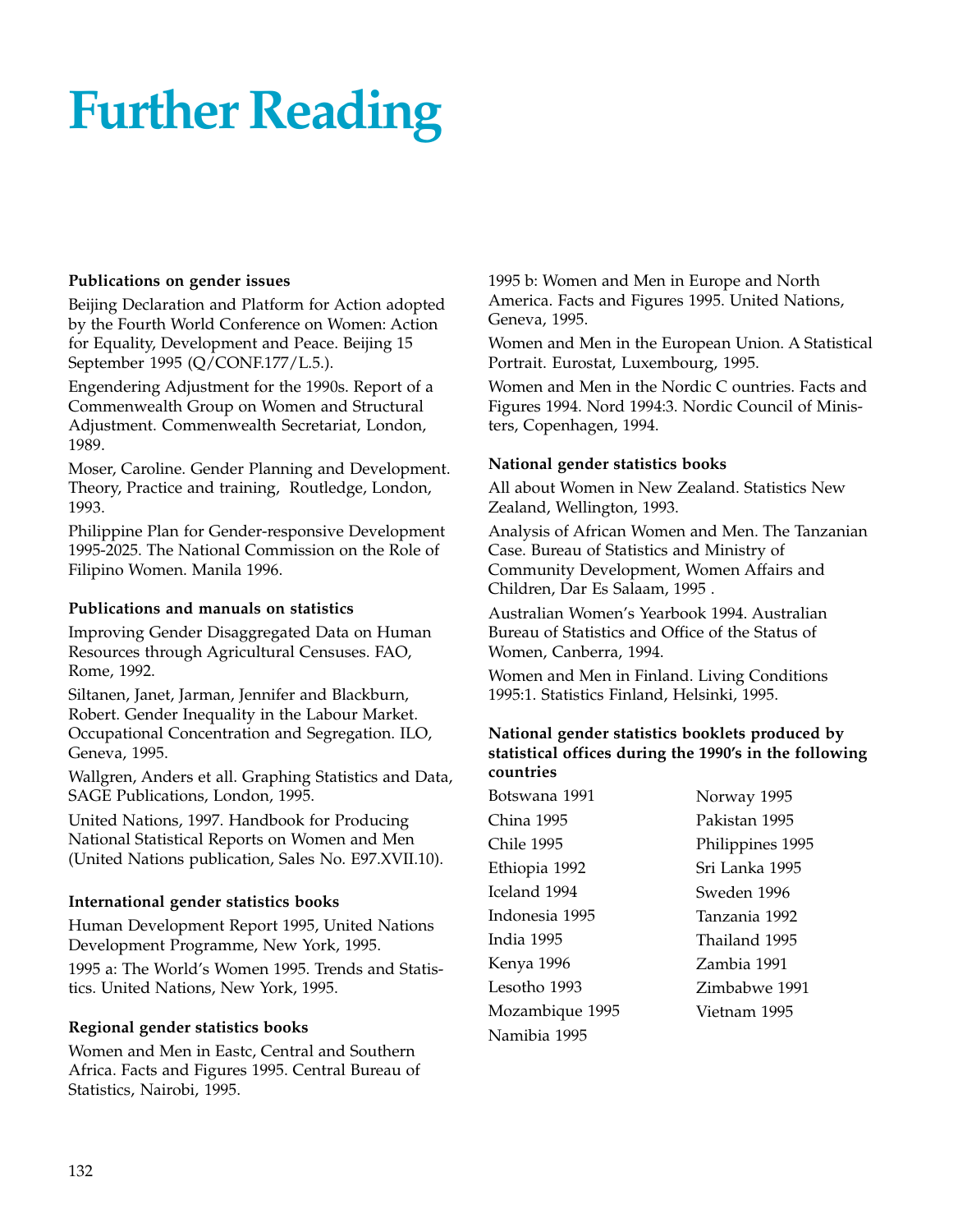# Further Reading

**Publications on gender issues**

Beijing Declaration and Platform for Action adopted by the Fourth World Conference on Women: Action for Equality, Development and Peace. Beijing 15 September 1995 (Q/CONF.177/L.5.).

Engendering Adjustment for the 1990s. Report of a Commenwealth Group on Women and Structural Adjustment. Commenwealth Secretariat, London, 1989.

Moser, Caroline. Gender Planning and Development. Theory, Practice and training, Routledge, London, 1993.

Philippine Plan for Gender-responsive Development 1995-2025. The National Commission on the Role of Filipino Women. Manila 1996.

**Publications and manuals on statistics**

Improving Gender Disaggregated Data on Human Resources through Agricultural Censuses. FAO, Rome, 1992.

Siltanen, Janet, Jarman, Jennifer and Blackburn, Robert. Gender Inequality in the Labour Market. Occupational Concentration and Segregation. ILO, Geneva, 1995.

Wallgren, Anders et all. Graphing Statistics and Data, SAGE Publications, London, 1995.

United Nations, 1997. Handbook for Producing National Statistical Reports on Women and Men (United Nations publication, Sales No. E97.XVII.10).

**International gender statistics books**

Human Development Report 1995, United Nations Development Programme, New York, 1995.

1995 a: The World's Women 1995. Trends and Statistics. United Nations, New York, 1995.

**Regional gender statistics books**

Women and Men in Eastc, Central and Southern Africa. Facts and Figures 1995. Central Bureau of Statistics, Nairobi, 1995.

1995 b: Women and Men in Europe and North America. Facts and Figures 1995. United Nations, Geneva, 1995.

Women and Men in the European Union. A Statistical Portrait. Eurostat, Luxembourg, 1995.

Women and Men in the Nordic C ountries. Facts and Figures 1994. Nord 1994:3. Nordic Council of Ministers, Copenhagen, 1994.

**National gender statistics books**

All about Women in New Zealand. Statistics New Zealand, Wellington, 1993.

Analysis of African Women and Men. The Tanzanian Case. Bureau of Statistics and Ministry of Community Development, Women Affairs and Children, Dar Es Salaam, 1995 .

Australian Women's Yearbook 1994. Australian Bureau of Statistics and Office of the Status of Women, Canberra, 1994.

Women and Men in Finland. Living Conditions 1995:1. Statistics Finland, Helsinki, 1995.

**National gender statistics booklets produced by statistical offices during the 1990's in the following countries**

Botswana 1991
China 1995
Chile 1995
Ethiopia 1992
Iceland 1994
Indonesia 1995
India 1995
Kenya 1996
Lesotho 1993
Mozambique 1995
Namibia 1995
Norway 1995
Pakistan 1995
Philippines 1995
Sri Lanka 1995
Sweden 1996
Tanzania 1992
Thailand 1995
Zambia 1991
Zimbabwe 1991
Vietnam 1995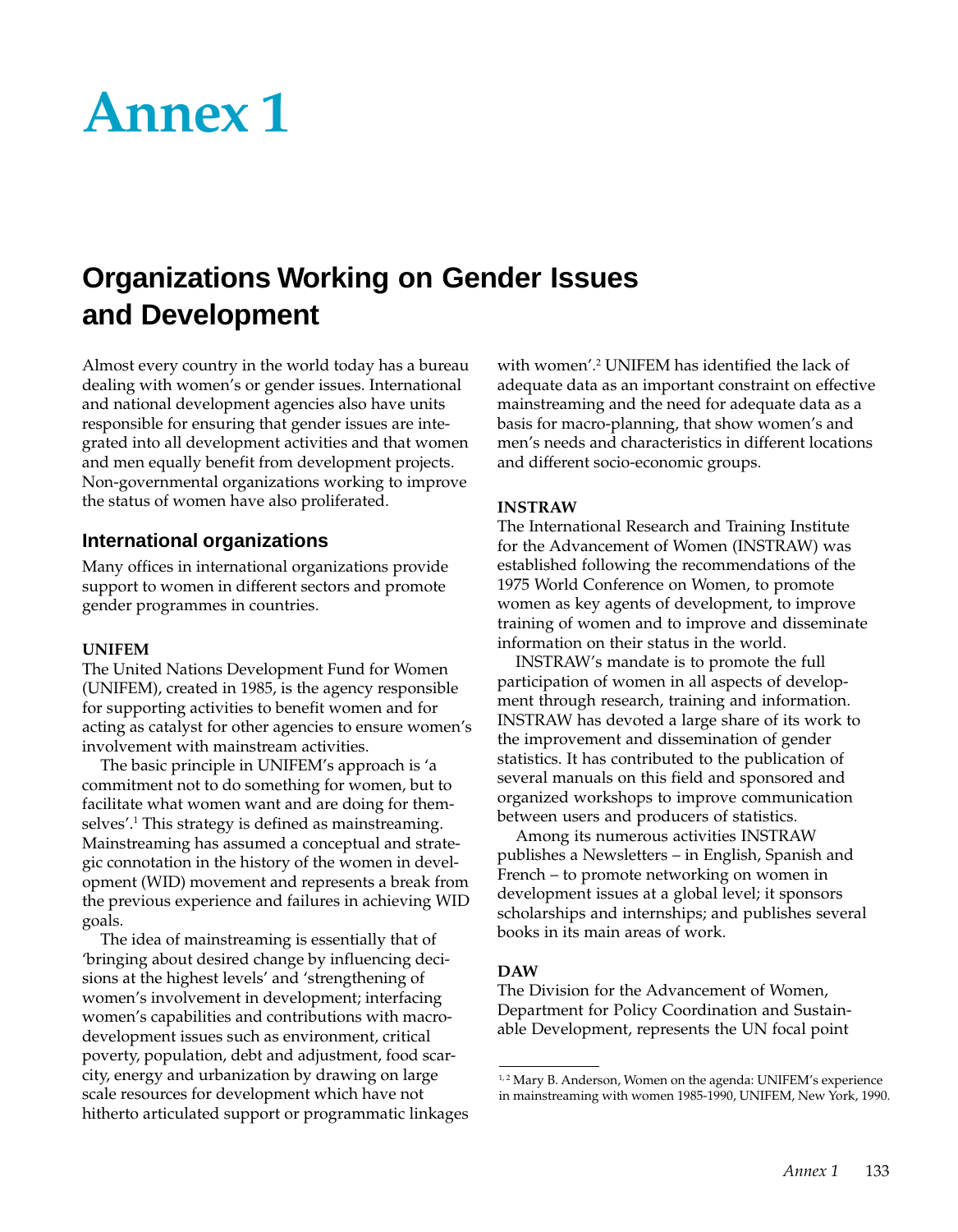# Annex 1

## Organizations Working on Gender Issues and Development

Almost every country in the world today has a bureau dealing with women's or gender issues. International and national development agencies also have units responsible for ensuring that gender issues are integrated into all development activities and that women and men equally benefit from development projects. Non-governmental organizations working to improve the status of women have also proliferated.

### International organizations

Many offices in international organizations provide support to women in different sectors and promote gender programmes in countries.

**UNIFEM**

The United Nations Development Fund for Women (UNIFEM), created in 1985, is the agency responsible for supporting activities to benefit women and for acting as catalyst for other agencies to ensure women's involvement with mainstream activities.

The basic principle in UNIFEM's approach is 'a commitment not to do something for women, but to facilitate what women want and are doing for themselves'.[1] This strategy is defined as mainstreaming. Mainstreaming has assumed a conceptual and strategic connotation in the history of the women in development (WID) movement and represents a break from the previous experience and failures in achieving WID goals.

The idea of mainstreaming is essentially that of 'bringing about desired change by influencing decisions at the highest levels' and 'strengthening of women's involvement in development; interfacing women's capabilities and contributions with macro-development issues such as environment, critical poverty, population, debt and adjustment, food scarcity, energy and urbanization by drawing on large scale resources for development which have not hitherto articulated support or programmatic linkages with women'.[2] UNIFEM has identified the lack of adequate data as an important constraint on effective mainstreaming and the need for adequate data as a basis for macro-planning, that show women's and men's needs and characteristics in different locations and different socio-economic groups.

**INSTRAW**

The International Research and Training Institute for the Advancement of Women (INSTRAW) was established following the recommendations of the 1975 World Conference on Women, to promote women as key agents of development, to improve training of women and to improve and disseminate information on their status in the world.

INSTRAW's mandate is to promote the full participation of women in all aspects of development through research, training and information. INSTRAW has devoted a large share of its work to the improvement and dissemination of gender statistics. It has contributed to the publication of several manuals on this field and sponsored and organized workshops to improve communication between users and producers of statistics.

Among its numerous activities INSTRAW publishes a Newsletters – in English, Spanish and French – to promote networking on women in development issues at a global level; it sponsors scholarships and internships; and publishes several books in its main areas of work.

**DAW**

The Division for the Advancement of Women, Department for Policy Coordination and Sustainable Development, represents the UN focal point

---

[1, 2] Mary B. Anderson, Women on the agenda: UNIFEM's experience in mainstreaming with women 1985-1990, UNIFEM, New York, 1990.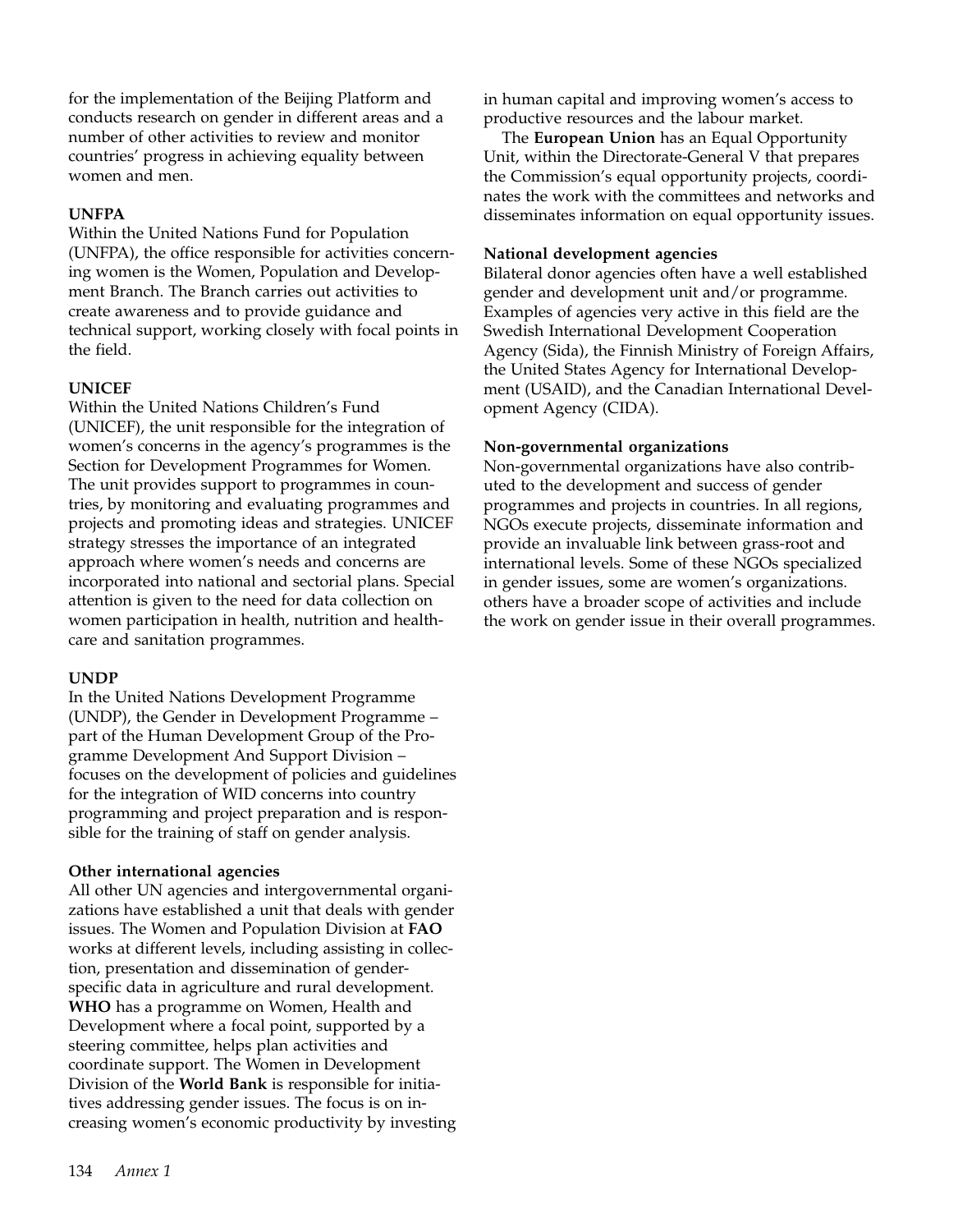for the implementation of the Beijing Platform and conducts research on gender in different areas and a number of other activities to review and monitor countries' progress in achieving equality between women and men.

**UNFPA**

Within the United Nations Fund for Population (UNFPA), the office responsible for activities concerning women is the Women, Population and Development Branch. The Branch carries out activities to create awareness and to provide guidance and technical support, working closely with focal points in the field.

**UNICEF**

Within the United Nations Children's Fund (UNICEF), the unit responsible for the integration of women's concerns in the agency's programmes is the Section for Development Programmes for Women. The unit provides support to programmes in countries, by monitoring and evaluating programmes and projects and promoting ideas and strategies. UNICEF strategy stresses the importance of an integrated approach where women's needs and concerns are incorporated into national and sectorial plans. Special attention is given to the need for data collection on women participation in health, nutrition and healthcare and sanitation programmes.

**UNDP**

In the United Nations Development Programme (UNDP), the Gender in Development Programme – part of the Human Development Group of the Programme Development And Support Division – focuses on the development of policies and guidelines for the integration of WID concerns into country programming and project preparation and is responsible for the training of staff on gender analysis.

**Other international agencies**

All other UN agencies and intergovernmental organizations have established a unit that deals with gender issues. The Women and Population Division at **FAO** works at different levels, including assisting in collection, presentation and dissemination of gender-specific data in agriculture and rural development. **WHO** has a programme on Women, Health and Development where a focal point, supported by a steering committee, helps plan activities and coordinate support. The Women in Development Division of the **World Bank** is responsible for initiatives addressing gender issues. The focus is on increasing women's economic productivity by investing in human capital and improving women's access to productive resources and the labour market.

The **European Union** has an Equal Opportunity Unit, within the Directorate-General V that prepares the Commission's equal opportunity projects, coordinates the work with the committees and networks and disseminates information on equal opportunity issues.

**National development agencies**

Bilateral donor agencies often have a well established gender and development unit and/or programme. Examples of agencies very active in this field are the Swedish International Development Cooperation Agency (Sida), the Finnish Ministry of Foreign Affairs, the United States Agency for International Development (USAID), and the Canadian International Development Agency (CIDA).

**Non-governmental organizations**

Non-governmental organizations have also contributed to the development and success of gender programmes and projects in countries. In all regions, NGOs execute projects, disseminate information and provide an invaluable link between grass-root and international levels. Some of these NGOs specialized in gender issues, some are women's organizations. others have a broader scope of activities and include the work on gender issue in their overall programmes.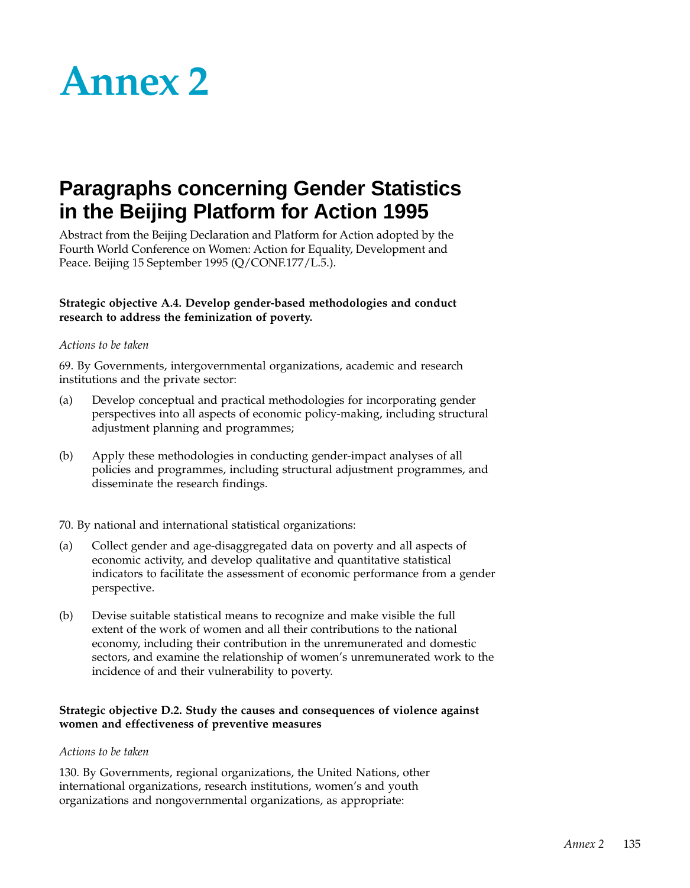# Annex 2

## Paragraphs concerning Gender Statistics in the Beijing Platform for Action 1995

Abstract from the Beijing Declaration and Platform for Action adopted by the Fourth World Conference on Women: Action for Equality, Development and Peace. Beijing 15 September 1995 (Q/CONF.177/L.5.).

**Strategic objective A.4. Develop gender-based methodologies and conduct research to address the feminization of poverty.**

*Actions to be taken*

69. By Governments, intergovernmental organizations, academic and research institutions and the private sector:

(a) Develop conceptual and practical methodologies for incorporating gender perspectives into all aspects of economic policy-making, including structural adjustment planning and programmes;

(b) Apply these methodologies in conducting gender-impact analyses of all policies and programmes, including structural adjustment programmes, and disseminate the research findings.

70. By national and international statistical organizations:

(a) Collect gender and age-disaggregated data on poverty and all aspects of economic activity, and develop qualitative and quantitative statistical indicators to facilitate the assessment of economic performance from a gender perspective.

(b) Devise suitable statistical means to recognize and make visible the full extent of the work of women and all their contributions to the national economy, including their contribution in the unremunerated and domestic sectors, and examine the relationship of women's unremunerated work to the incidence of and their vulnerability to poverty.

**Strategic objective D.2. Study the causes and consequences of violence against women and effectiveness of preventive measures**

*Actions to be taken*

130. By Governments, regional organizations, the United Nations, other international organizations, research institutions, women's and youth organizations and nongovernmental organizations, as appropriate: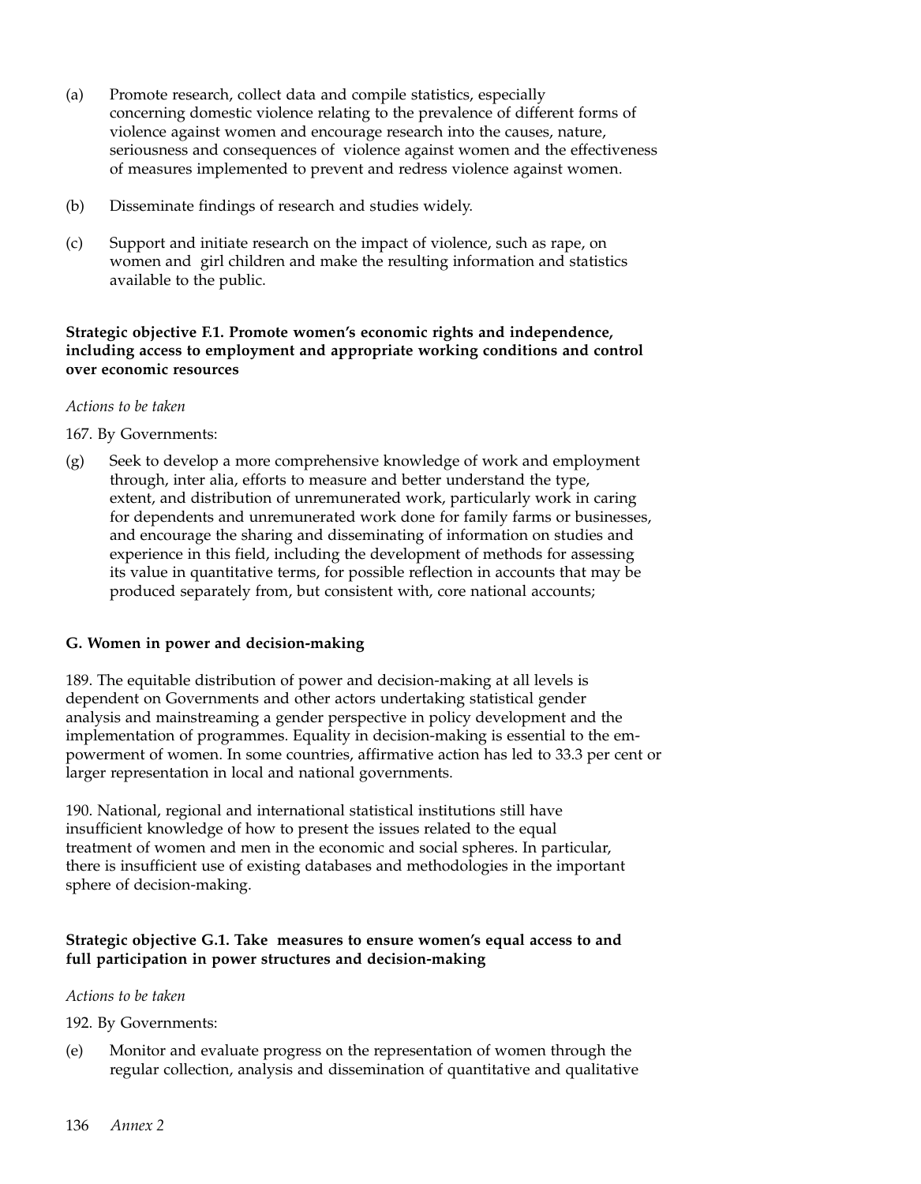(a) Promote research, collect data and compile statistics, especially concerning domestic violence relating to the prevalence of different forms of violence against women and encourage research into the causes, nature, seriousness and consequences of violence against women and the effectiveness of measures implemented to prevent and redress violence against women.

(b) Disseminate findings of research and studies widely.

(c) Support and initiate research on the impact of violence, such as rape, on women and girl children and make the resulting information and statistics available to the public.

**Strategic objective F.1. Promote women's economic rights and independence, including access to employment and appropriate working conditions and control over economic resources**

*Actions to be taken*

167. By Governments:

(g) Seek to develop a more comprehensive knowledge of work and employment through, inter alia, efforts to measure and better understand the type, extent, and distribution of unremunerated work, particularly work in caring for dependents and unremunerated work done for family farms or businesses, and encourage the sharing and disseminating of information on studies and experience in this field, including the development of methods for assessing its value in quantitative terms, for possible reflection in accounts that may be produced separately from, but consistent with, core national accounts;

**G. Women in power and decision-making**

189. The equitable distribution of power and decision-making at all levels is dependent on Governments and other actors undertaking statistical gender analysis and mainstreaming a gender perspective in policy development and the implementation of programmes. Equality in decision-making is essential to the empowerment of women. In some countries, affirmative action has led to 33.3 per cent or larger representation in local and national governments.

190. National, regional and international statistical institutions still have insufficient knowledge of how to present the issues related to the equal treatment of women and men in the economic and social spheres. In particular, there is insufficient use of existing databases and methodologies in the important sphere of decision-making.

**Strategic objective G.1. Take measures to ensure women's equal access to and full participation in power structures and decision-making**

*Actions to be taken*

192. By Governments:

(e) Monitor and evaluate progress on the representation of women through the regular collection, analysis and dissemination of quantitative and qualitative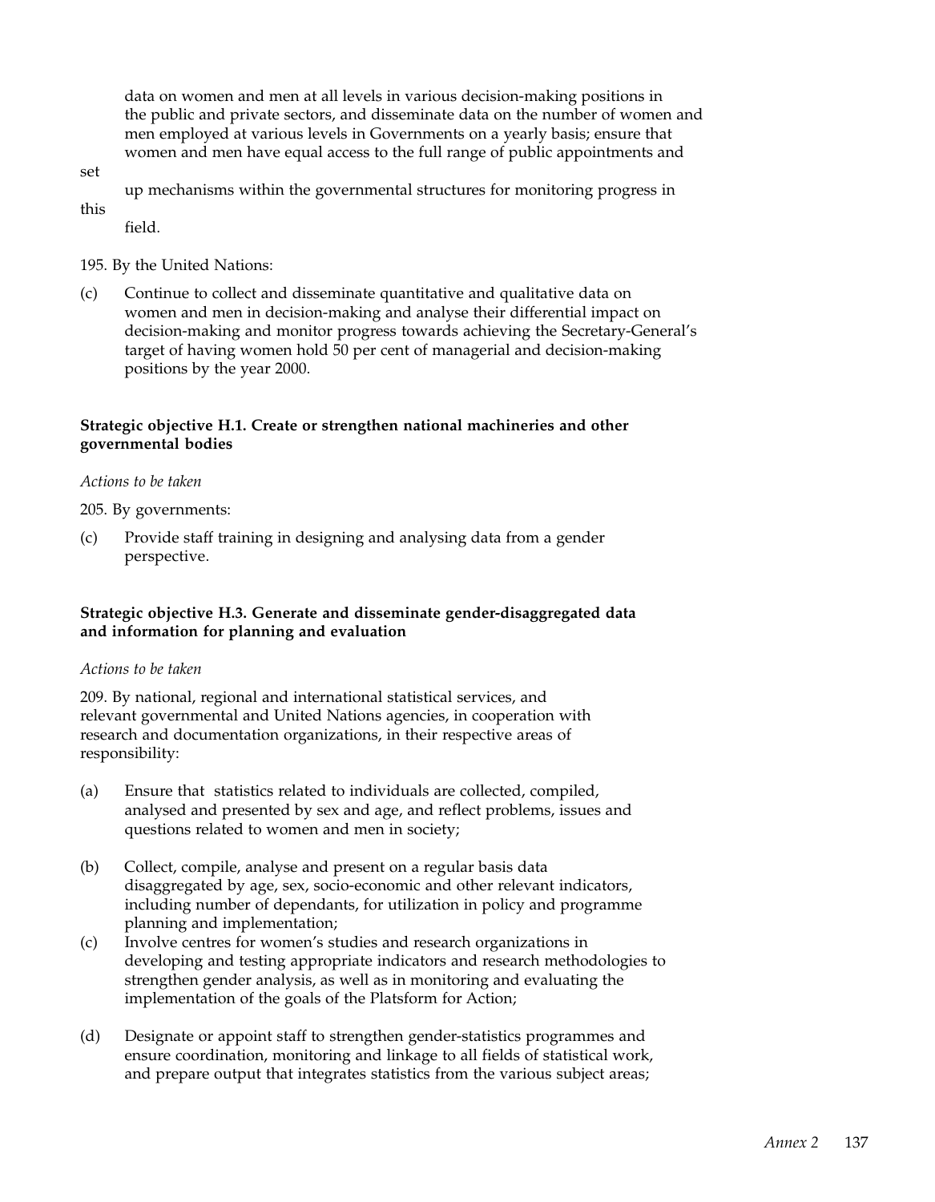data on women and men at all levels in various decision-making positions in the public and private sectors, and disseminate data on the number of women and men employed at various levels in Governments on a yearly basis; ensure that women and men have equal access to the full range of public appointments and set up mechanisms within the governmental structures for monitoring progress in this field.

195. By the United Nations:

(c) Continue to collect and disseminate quantitative and qualitative data on women and men in decision-making and analyse their differential impact on decision-making and monitor progress towards achieving the Secretary-General's target of having women hold 50 per cent of managerial and decision-making positions by the year 2000.

**Strategic objective H.1. Create or strengthen national machineries and other governmental bodies**

*Actions to be taken*

205. By governments:

(c) Provide staff training in designing and analysing data from a gender perspective.

**Strategic objective H.3. Generate and disseminate gender-disaggregated data and information for planning and evaluation**

*Actions to be taken*

209. By national, regional and international statistical services, and relevant governmental and United Nations agencies, in cooperation with research and documentation organizations, in their respective areas of responsibility:

(a) Ensure that statistics related to individuals are collected, compiled, analysed and presented by sex and age, and reflect problems, issues and questions related to women and men in society;

(b) Collect, compile, analyse and present on a regular basis data disaggregated by age, sex, socio-economic and other relevant indicators, including number of dependants, for utilization in policy and programme planning and implementation;

(c) Involve centres for women's studies and research organizations in developing and testing appropriate indicators and research methodologies to strengthen gender analysis, as well as in monitoring and evaluating the implementation of the goals of the Platsform for Action;

(d) Designate or appoint staff to strengthen gender-statistics programmes and ensure coordination, monitoring and linkage to all fields of statistical work, and prepare output that integrates statistics from the various subject areas;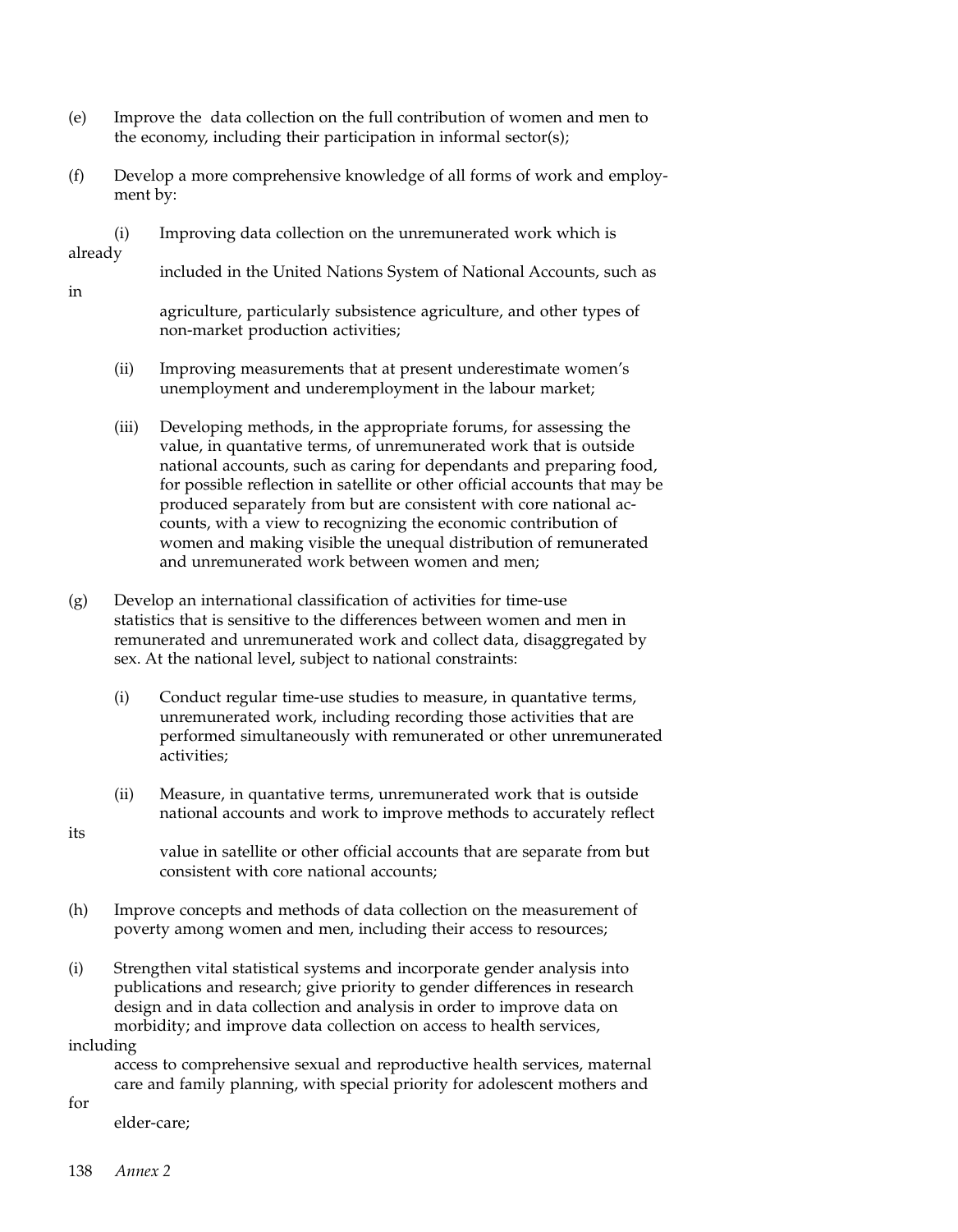(e) Improve the data collection on the full contribution of women and men to the economy, including their participation in informal sector(s);

(f) Develop a more comprehensive knowledge of all forms of work and employment by:

   (i) Improving data collection on the unremunerated work which is already included in the United Nations System of National Accounts, such as in agriculture, particularly subsistence agriculture, and other types of non-market production activities;

   (ii) Improving measurements that at present underestimate women's unemployment and underemployment in the labour market;

   (iii) Developing methods, in the appropriate forums, for assessing the value, in quantative terms, of unremunerated work that is outside national accounts, such as caring for dependants and preparing food, for possible reflection in satellite or other official accounts that may be produced separately from but are consistent with core national accounts, with a view to recognizing the economic contribution of women and making visible the unequal distribution of remunerated and unremunerated work between women and men;

(g) Develop an international classification of activities for time-use statistics that is sensitive to the differences between women and men in remunerated and unremunerated work and collect data, disaggregated by sex. At the national level, subject to national constraints:

   (i) Conduct regular time-use studies to measure, in quantative terms, unremunerated work, including recording those activities that are performed simultaneously with remunerated or other unremunerated activities;

   (ii) Measure, in quantative terms, unremunerated work that is outside national accounts and work to improve methods to accurately reflect its value in satellite or other official accounts that are separate from but consistent with core national accounts;

(h) Improve concepts and methods of data collection on the measurement of poverty among women and men, including their access to resources;

(i) Strengthen vital statistical systems and incorporate gender analysis into publications and research; give priority to gender differences in research design and in data collection and analysis in order to improve data on morbidity; and improve data collection on access to health services, including access to comprehensive sexual and reproductive health services, maternal care and family planning, with special priority for adolescent mothers and for elder-care;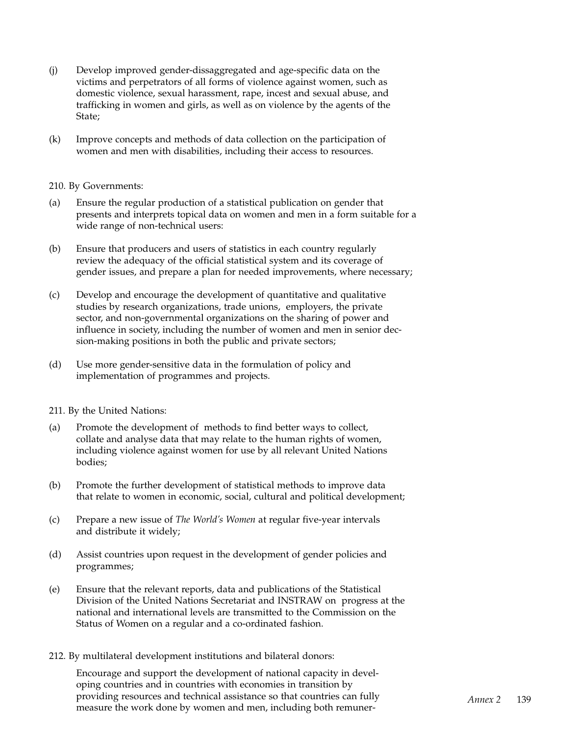(j) Develop improved gender-dissaggregated and age-specific data on the victims and perpetrators of all forms of violence against women, such as domestic violence, sexual harassment, rape, incest and sexual abuse, and trafficking in women and girls, as well as on violence by the agents of the State;

(k) Improve concepts and methods of data collection on the participation of women and men with disabilities, including their access to resources.

210. By Governments:

(a) Ensure the regular production of a statistical publication on gender that presents and interprets topical data on women and men in a form suitable for a wide range of non-technical users:

(b) Ensure that producers and users of statistics in each country regularly review the adequacy of the official statistical system and its coverage of gender issues, and prepare a plan for needed improvements, where necessary;

(c) Develop and encourage the development of quantitative and qualitative studies by research organizations, trade unions, employers, the private sector, and non-governmental organizations on the sharing of power and influence in society, including the number of women and men in senior decision-making positions in both the public and private sectors;

(d) Use more gender-sensitive data in the formulation of policy and implementation of programmes and projects.

211. By the United Nations:

(a) Promote the development of methods to find better ways to collect, collate and analyse data that may relate to the human rights of women, including violence against women for use by all relevant United Nations bodies;

(b) Promote the further development of statistical methods to improve data that relate to women in economic, social, cultural and political development;

(c) Prepare a new issue of *The World's Women* at regular five-year intervals and distribute it widely;

(d) Assist countries upon request in the development of gender policies and programmes;

(e) Ensure that the relevant reports, data and publications of the Statistical Division of the United Nations Secretariat and INSTRAW on progress at the national and international levels are transmitted to the Commission on the Status of Women on a regular and a co-ordinated fashion.

212. By multilateral development institutions and bilateral donors:

Encourage and support the development of national capacity in developing countries and in countries with economies in transition by providing resources and technical assistance so that countries can fully measure the work done by women and men, including both remuner-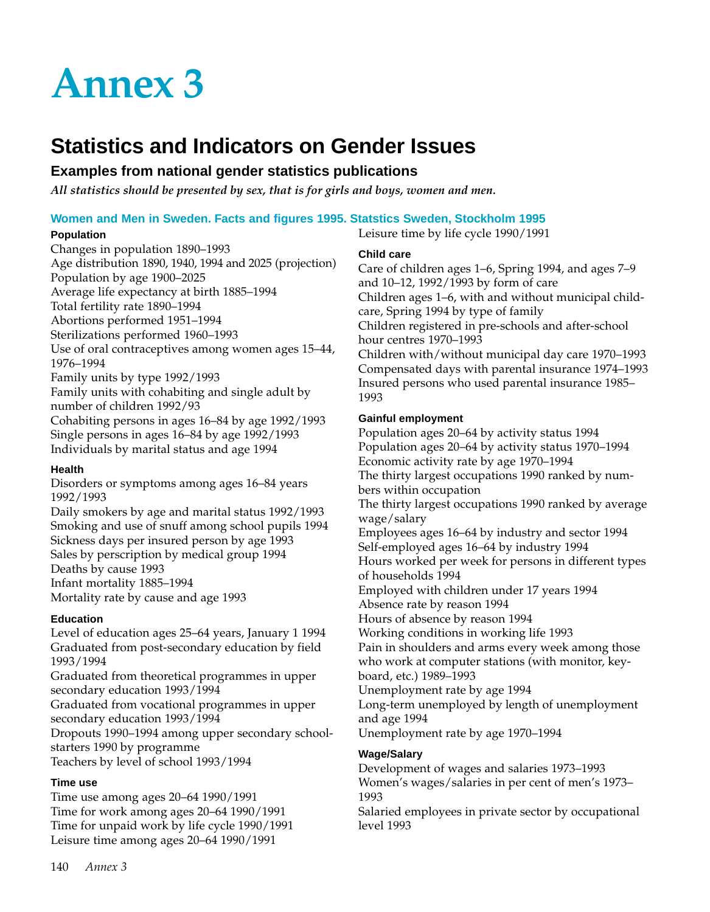# Annex 3

## Statistics and Indicators on Gender Issues

### Examples from national gender statistics publications

***All statistics should be presented by sex, that is for girls and boys, women and men.***

### Women and Men in Sweden. Facts and figures 1995. Statstics Sweden, Stockholm 1995

#### Population

Changes in population 1890–1993
Age distribution 1890, 1940, 1994 and 2025 (projection)
Population by age 1900–2025
Average life expectancy at birth 1885–1994
Total fertility rate 1890–1994
Abortions performed 1951–1994
Sterilizations performed 1960–1993
Use of oral contraceptives among women ages 15–44, 1976–1994
Family units by type 1992/1993
Family units with cohabiting and single adult by number of children 1992/93
Cohabiting persons in ages 16–84 by age 1992/1993
Single persons in ages 16–84 by age 1992/1993
Individuals by marital status and age 1994

#### Health

Disorders or symptoms among ages 16–84 years 1992/1993
Daily smokers by age and marital status 1992/1993
Smoking and use of snuff among school pupils 1994
Sickness days per insured person by age 1993
Sales by perscription by medical group 1994
Deaths by cause 1993
Infant mortality 1885–1994
Mortality rate by cause and age 1993

#### Education

Level of education ages 25–64 years, January 1 1994
Graduated from post-secondary education by field 1993/1994
Graduated from theoretical programmes in upper secondary education 1993/1994
Graduated from vocational programmes in upper secondary education 1993/1994
Dropouts 1990–1994 among upper secondary school-starters 1990 by programme
Teachers by level of school 1993/1994

#### Time use

Time use among ages 20–64 1990/1991
Time for work among ages 20–64 1990/1991
Time for unpaid work by life cycle 1990/1991
Leisure time among ages 20–64 1990/1991
Leisure time by life cycle 1990/1991

#### Child care

Care of children ages 1–6, Spring 1994, and ages 7–9 and 10–12, 1992/1993 by form of care
Children ages 1–6, with and without municipal child-care, Spring 1994 by type of family
Children registered in pre-schools and after-school hour centres 1970–1993
Children with/without municipal day care 1970–1993
Compensated days with parental insurance 1974–1993
Insured persons who used parental insurance 1985–1993

#### Gainful employment

Population ages 20–64 by activity status 1994
Population ages 20–64 by activity status 1970–1994
Economic activity rate by age 1970–1994
The thirty largest occupations 1990 ranked by numbers within occupation
The thirty largest occupations 1990 ranked by average wage/salary
Employees ages 16–64 by industry and sector 1994
Self-employed ages 16–64 by industry 1994
Hours worked per week for persons in different types of households 1994
Employed with children under 17 years 1994
Absence rate by reason 1994
Hours of absence by reason 1994
Working conditions in working life 1993
Pain in shoulders and arms every week among those who work at computer stations (with monitor, keyboard, etc.) 1989–1993
Unemployment rate by age 1994
Long-term unemployed by length of unemployment and age 1994
Unemployment rate by age 1970–1994

#### Wage/Salary

Development of wages and salaries 1973–1993
Women's wages/salaries in per cent of men's 1973–1993
Salaried employees in private sector by occupational level 1993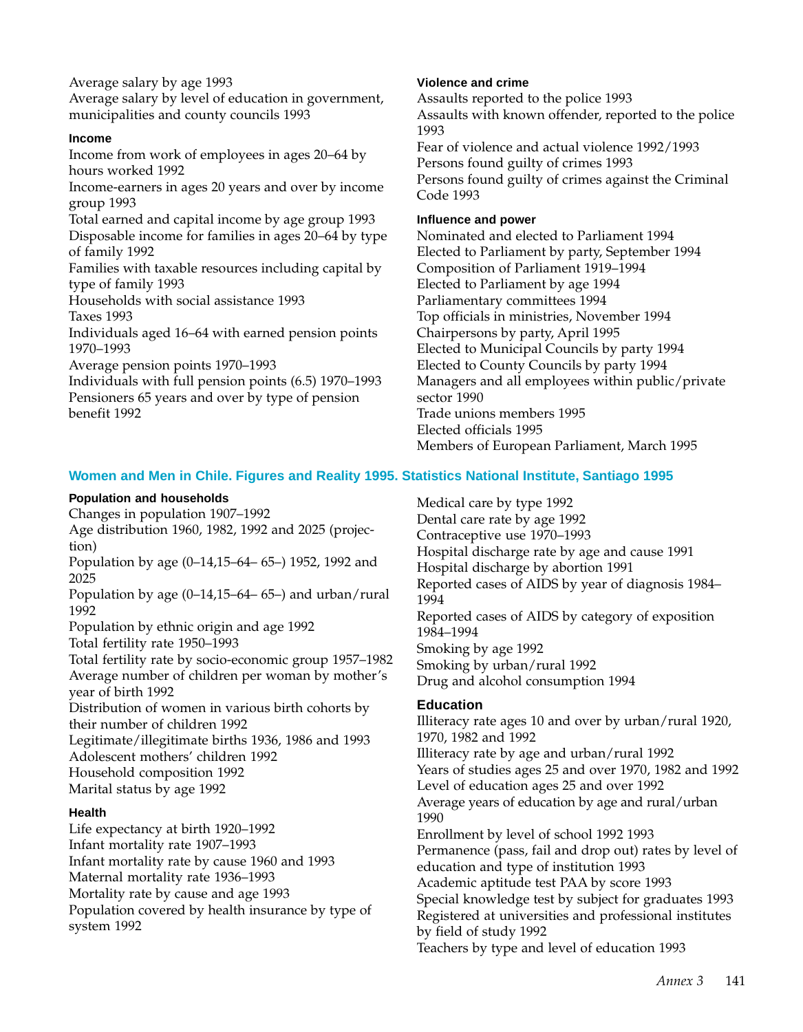Average salary by age 1993
Average salary by level of education in government, municipalities and county councils 1993

#### Income

Income from work of employees in ages 20–64 by hours worked 1992
Income-earners in ages 20 years and over by income group 1993
Total earned and capital income by age group 1993
Disposable income for families in ages 20–64 by type of family 1992
Families with taxable resources including capital by type of family 1993
Households with social assistance 1993
Taxes 1993
Individuals aged 16–64 with earned pension points 1970–1993
Average pension points 1970–1993
Individuals with full pension points (6.5) 1970–1993
Pensioners 65 years and over by type of pension benefit 1992

#### Violence and crime

Assaults reported to the police 1993
Assaults with known offender, reported to the police 1993
Fear of violence and actual violence 1992/1993
Persons found guilty of crimes 1993
Persons found guilty of crimes against the Criminal Code 1993

#### Influence and power

Nominated and elected to Parliament 1994
Elected to Parliament by party, September 1994
Composition of Parliament 1919–1994
Elected to Parliament by age 1994
Parliamentary committees 1994
Top officials in ministries, November 1994
Chairpersons by party, April 1995
Elected to Municipal Councils by party 1994
Elected to County Councils by party 1994
Managers and all employees within public/private sector 1990
Trade unions members 1995
Elected officials 1995
Members of European Parliament, March 1995

### Women and Men in Chile. Figures and Reality 1995. Statistics National Institute, Santiago 1995

#### Population and households

Changes in population 1907–1992
Age distribution 1960, 1982, 1992 and 2025 (projection)
Population by age (0–14,15–64– 65–) 1952, 1992 and 2025
Population by age (0–14,15–64– 65–) and urban/rural 1992
Population by ethnic origin and age 1992
Total fertility rate 1950–1993
Total fertility rate by socio-economic group 1957–1982
Average number of children per woman by mother's year of birth 1992
Distribution of women in various birth cohorts by their number of children 1992
Legitimate/illegitimate births 1936, 1986 and 1993
Adolescent mothers' children 1992
Household composition 1992
Marital status by age 1992

#### Health

Life expectancy at birth 1920–1992
Infant mortality rate 1907–1993
Infant mortality rate by cause 1960 and 1993
Maternal mortality rate 1936–1993
Mortality rate by cause and age 1993
Population covered by health insurance by type of system 1992
Medical care by type 1992
Dental care rate by age 1992
Contraceptive use 1970–1993
Hospital discharge rate by age and cause 1991
Hospital discharge by abortion 1991
Reported cases of AIDS by year of diagnosis 1984–1994
Reported cases of AIDS by category of exposition 1984–1994
Smoking by age 1992
Smoking by urban/rural 1992
Drug and alcohol consumption 1994

#### Education

Illiteracy rate ages 10 and over by urban/rural 1920, 1970, 1982 and 1992
Illiteracy rate by age and urban/rural 1992
Years of studies ages 25 and over 1970, 1982 and 1992
Level of education ages 25 and over 1992
Average years of education by age and rural/urban 1990
Enrollment by level of school 1992 1993
Permanence (pass, fail and drop out) rates by level of education and type of institution 1993
Academic aptitude test PAA by score 1993
Special knowledge test by subject for graduates 1993
Registered at universities and professional institutes by field of study 1992
Teachers by type and level of education 1993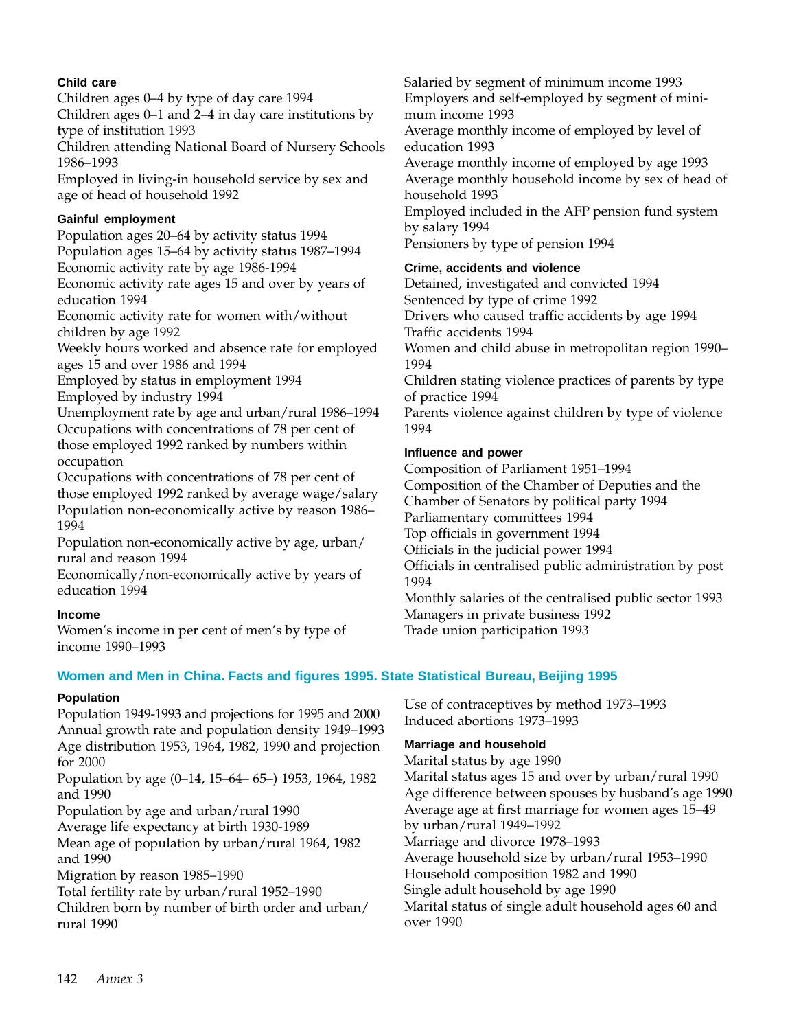### Child care

Children ages 0–4 by type of day care 1994
Children ages 0–1 and 2–4 in day care institutions by type of institution 1993
Children attending National Board of Nursery Schools 1986–1993
Employed in living-in household service by sex and age of head of household 1992

### Gainful employment

Population ages 20–64 by activity status 1994
Population ages 15–64 by activity status 1987–1994
Economic activity rate by age 1986-1994
Economic activity rate ages 15 and over by years of education 1994
Economic activity rate for women with/without children by age 1992
Weekly hours worked and absence rate for employed ages 15 and over 1986 and 1994
Employed by status in employment 1994
Employed by industry 1994
Unemployment rate by age and urban/rural 1986–1994
Occupations with concentrations of 78 per cent of those employed 1992 ranked by numbers within occupation
Occupations with concentrations of 78 per cent of those employed 1992 ranked by average wage/salary
Population non-economically active by reason 1986–1994
Population non-economically active by age, urban/rural and reason 1994
Economically/non-economically active by years of education 1994

### Income

Women's income in per cent of men's by type of income 1990–1993
Salaried by segment of minimum income 1993
Employers and self-employed by segment of minimum income 1993
Average monthly income of employed by level of education 1993
Average monthly income of employed by age 1993
Average monthly household income by sex of head of household 1993
Employed included in the AFP pension fund system by salary 1994
Pensioners by type of pension 1994

### Crime, accidents and violence

Detained, investigated and convicted 1994
Sentenced by type of crime 1992
Drivers who caused traffic accidents by age 1994
Traffic accidents 1994
Women and child abuse in metropolitan region 1990–1994
Children stating violence practices of parents by type of practice 1994
Parents violence against children by type of violence 1994

### Influence and power

Composition of Parliament 1951–1994
Composition of the Chamber of Deputies and the Chamber of Senators by political party 1994
Parliamentary committees 1994
Top officials in government 1994
Officials in the judicial power 1994
Officials in centralised public administration by post 1994
Monthly salaries of the centralised public sector 1993
Managers in private business 1992
Trade union participation 1993

## Women and Men in China. Facts and figures 1995. State Statistical Bureau, Beijing 1995

### Population

Population 1949-1993 and projections for 1995 and 2000
Annual growth rate and population density 1949–1993
Age distribution 1953, 1964, 1982, 1990 and projection for 2000
Population by age (0–14, 15–64– 65–) 1953, 1964, 1982 and 1990
Population by age and urban/rural 1990
Average life expectancy at birth 1930-1989
Mean age of population by urban/rural 1964, 1982 and 1990
Migration by reason 1985–1990
Total fertility rate by urban/rural 1952–1990
Children born by number of birth order and urban/rural 1990
Use of contraceptives by method 1973–1993
Induced abortions 1973–1993

### Marriage and household

Marital status by age 1990
Marital status ages 15 and over by urban/rural 1990
Age difference between spouses by husband's age 1990
Average age at first marriage for women ages 15–49 by urban/rural 1949–1992
Marriage and divorce 1978–1993
Average household size by urban/rural 1953–1990
Household composition 1982 and 1990
Single adult household by age 1990
Marital status of single adult household ages 60 and over 1990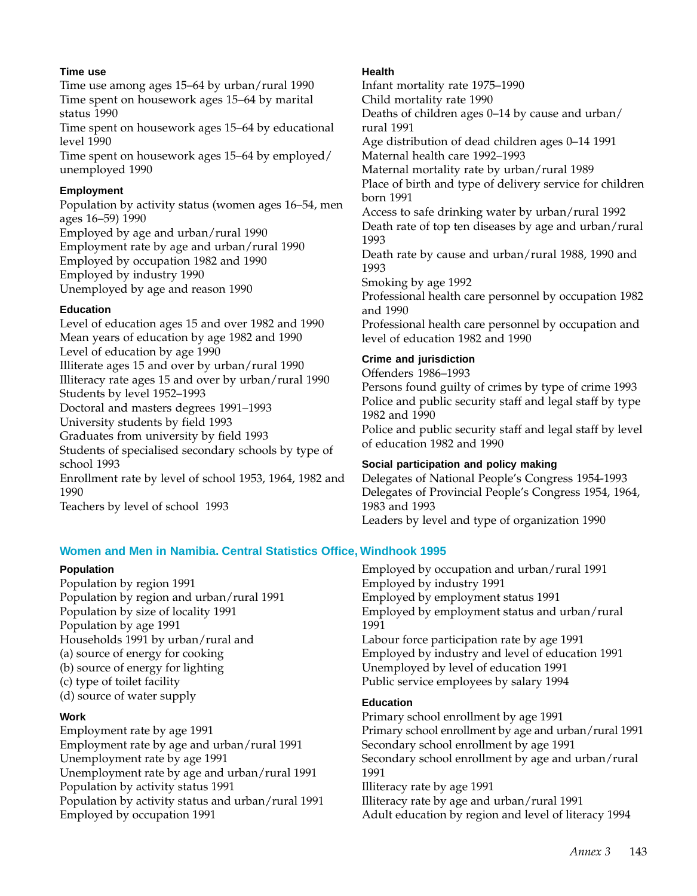### Time use

Time use among ages 15–64 by urban/rural 1990
Time spent on housework ages 15–64 by marital status 1990
Time spent on housework ages 15–64 by educational level 1990
Time spent on housework ages 15–64 by employed/unemployed 1990

### Employment

Population by activity status (women ages 16–54, men ages 16–59) 1990
Employed by age and urban/rural 1990
Employment rate by age and urban/rural 1990
Employed by occupation 1982 and 1990
Employed by industry 1990
Unemployed by age and reason 1990

### Education

Level of education ages 15 and over 1982 and 1990
Mean years of education by age 1982 and 1990
Level of education by age 1990
Illiterate ages 15 and over by urban/rural 1990
Illiteracy rate ages 15 and over by urban/rural 1990
Students by level 1952–1993
Doctoral and masters degrees 1991–1993
University students by field 1993
Graduates from university by field 1993
Students of specialised secondary schools by type of school 1993
Enrollment rate by level of school 1953, 1964, 1982 and 1990
Teachers by level of school 1993

### Health

Infant mortality rate 1975–1990
Child mortality rate 1990
Deaths of children ages 0–14 by cause and urban/rural 1991
Age distribution of dead children ages 0–14 1991
Maternal health care 1992–1993
Maternal mortality rate by urban/rural 1989
Place of birth and type of delivery service for children born 1991
Access to safe drinking water by urban/rural 1992
Death rate of top ten diseases by age and urban/rural 1993
Death rate by cause and urban/rural 1988, 1990 and 1993
Smoking by age 1992
Professional health care personnel by occupation 1982 and 1990
Professional health care personnel by occupation and level of education 1982 and 1990

### Crime and jurisdiction

Offenders 1986–1993
Persons found guilty of crimes by type of crime 1993
Police and public security staff and legal staff by type 1982 and 1990
Police and public security staff and legal staff by level of education 1982 and 1990

### Social participation and policy making

Delegates of National People's Congress 1954-1993
Delegates of Provincial People's Congress 1954, 1964, 1983 and 1993
Leaders by level and type of organization 1990

## Women and Men in Namibia. Central Statistics Office, Windhook 1995

### Population

Population by region 1991
Population by region and urban/rural 1991
Population by size of locality 1991
Population by age 1991
Households 1991 by urban/rural and
(a) source of energy for cooking
(b) source of energy for lighting
(c) type of toilet facility
(d) source of water supply

### Work

Employment rate by age 1991
Employment rate by age and urban/rural 1991
Unemployment rate by age 1991
Unemployment rate by age and urban/rural 1991
Population by activity status 1991
Population by activity status and urban/rural 1991
Employed by occupation 1991
Employed by occupation and urban/rural 1991
Employed by industry 1991
Employed by employment status 1991
Employed by employment status and urban/rural 1991
Labour force participation rate by age 1991
Employed by industry and level of education 1991
Unemployed by level of education 1991
Public service employees by salary 1994

### Education

Primary school enrollment by age 1991
Primary school enrollment by age and urban/rural 1991
Secondary school enrollment by age 1991
Secondary school enrollment by age and urban/rural 1991
Illiteracy rate by age 1991
Illiteracy rate by age and urban/rural 1991
Adult education by region and level of literacy 1994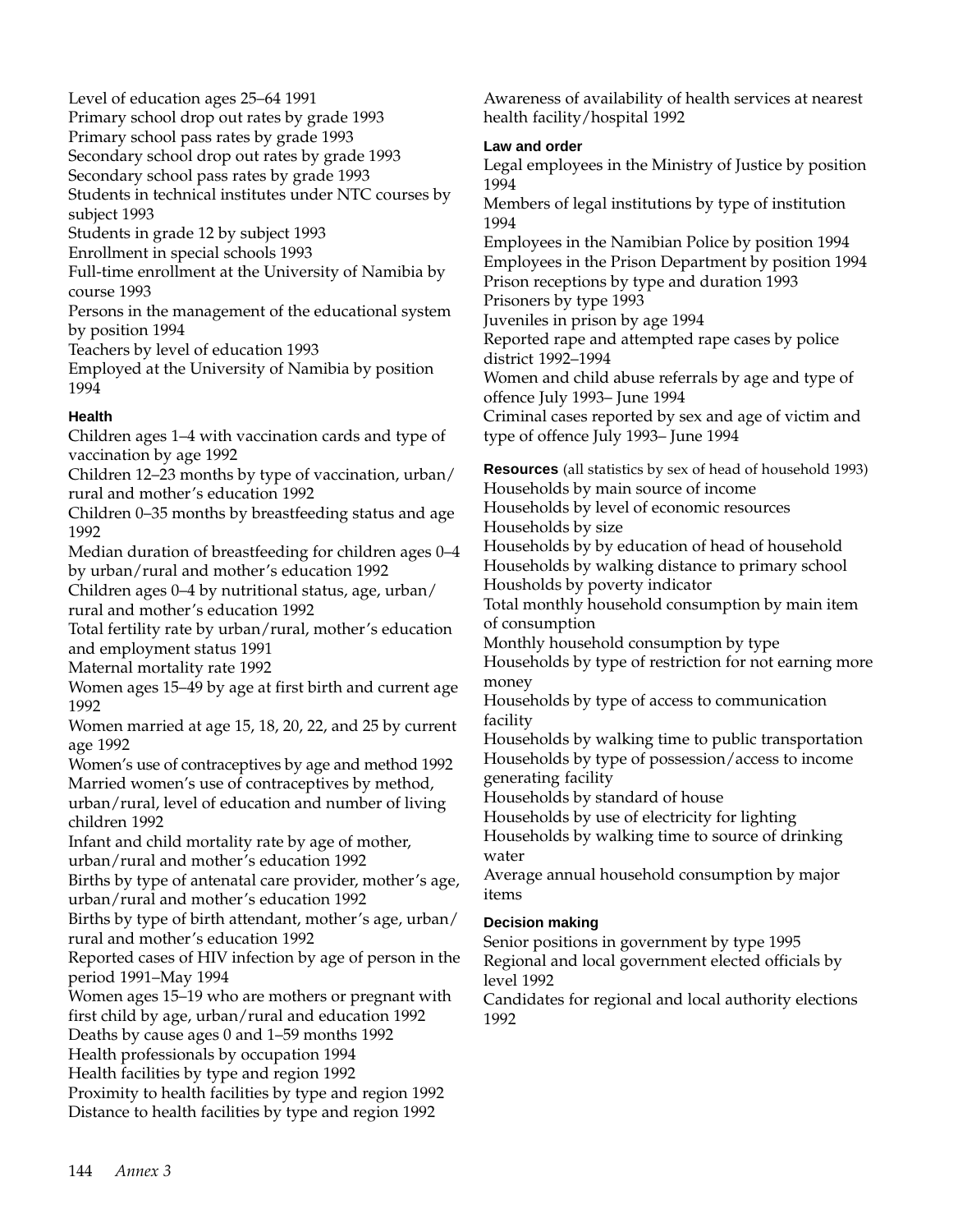Level of education ages 25–64 1991
Primary school drop out rates by grade 1993
Primary school pass rates by grade 1993
Secondary school drop out rates by grade 1993
Secondary school pass rates by grade 1993
Students in technical institutes under NTC courses by subject 1993
Students in grade 12 by subject 1993
Enrollment in special schools 1993
Full-time enrollment at the University of Namibia by course 1993
Persons in the management of the educational system by position 1994
Teachers by level of education 1993
Employed at the University of Namibia by position 1994

**Health**

Children ages 1–4 with vaccination cards and type of vaccination by age 1992
Children 12–23 months by type of vaccination, urban/rural and mother's education 1992
Children 0–35 months by breastfeeding status and age 1992
Median duration of breastfeeding for children ages 0–4 by urban/rural and mother's education 1992
Children ages 0–4 by nutritional status, age, urban/rural and mother's education 1992
Total fertility rate by urban/rural, mother's education and employment status 1991
Maternal mortality rate 1992
Women ages 15–49 by age at first birth and current age 1992
Women married at age 15, 18, 20, 22, and 25 by current age 1992
Women's use of contraceptives by age and method 1992
Married women's use of contraceptives by method, urban/rural, level of education and number of living children 1992
Infant and child mortality rate by age of mother, urban/rural and mother's education 1992
Births by type of antenatal care provider, mother's age, urban/rural and mother's education 1992
Births by type of birth attendant, mother's age, urban/rural and mother's education 1992
Reported cases of HIV infection by age of person in the period 1991–May 1994
Women ages 15–19 who are mothers or pregnant with first child by age, urban/rural and education 1992
Deaths by cause ages 0 and 1–59 months 1992
Health professionals by occupation 1994
Health facilities by type and region 1992
Proximity to health facilities by type and region 1992
Distance to health facilities by type and region 1992
Awareness of availability of health services at nearest health facility/hospital 1992

**Law and order**

Legal employees in the Ministry of Justice by position 1994
Members of legal institutions by type of institution 1994
Employees in the Namibian Police by position 1994
Employees in the Prison Department by position 1994
Prison receptions by type and duration 1993
Prisoners by type 1993
Juveniles in prison by age 1994
Reported rape and attempted rape cases by police district 1992–1994
Women and child abuse referrals by age and type of offence July 1993– June 1994
Criminal cases reported by sex and age of victim and type of offence July 1993– June 1994

**Resources** (all statistics by sex of head of household 1993)

Households by main source of income
Households by level of economic resources
Households by size
Households by by education of head of household
Households by walking distance to primary school
Housholds by poverty indicator
Total monthly household consumption by main item of consumption
Monthly household consumption by type
Households by type of restriction for not earning more money
Households by type of access to communication facility
Households by walking time to public transportation
Households by type of possession/access to income generating facility
Households by standard of house
Households by use of electricity for lighting
Households by walking time to source of drinking water
Average annual household consumption by major items

**Decision making**

Senior positions in government by type 1995
Regional and local government elected officials by level 1992
Candidates for regional and local authority elections 1992